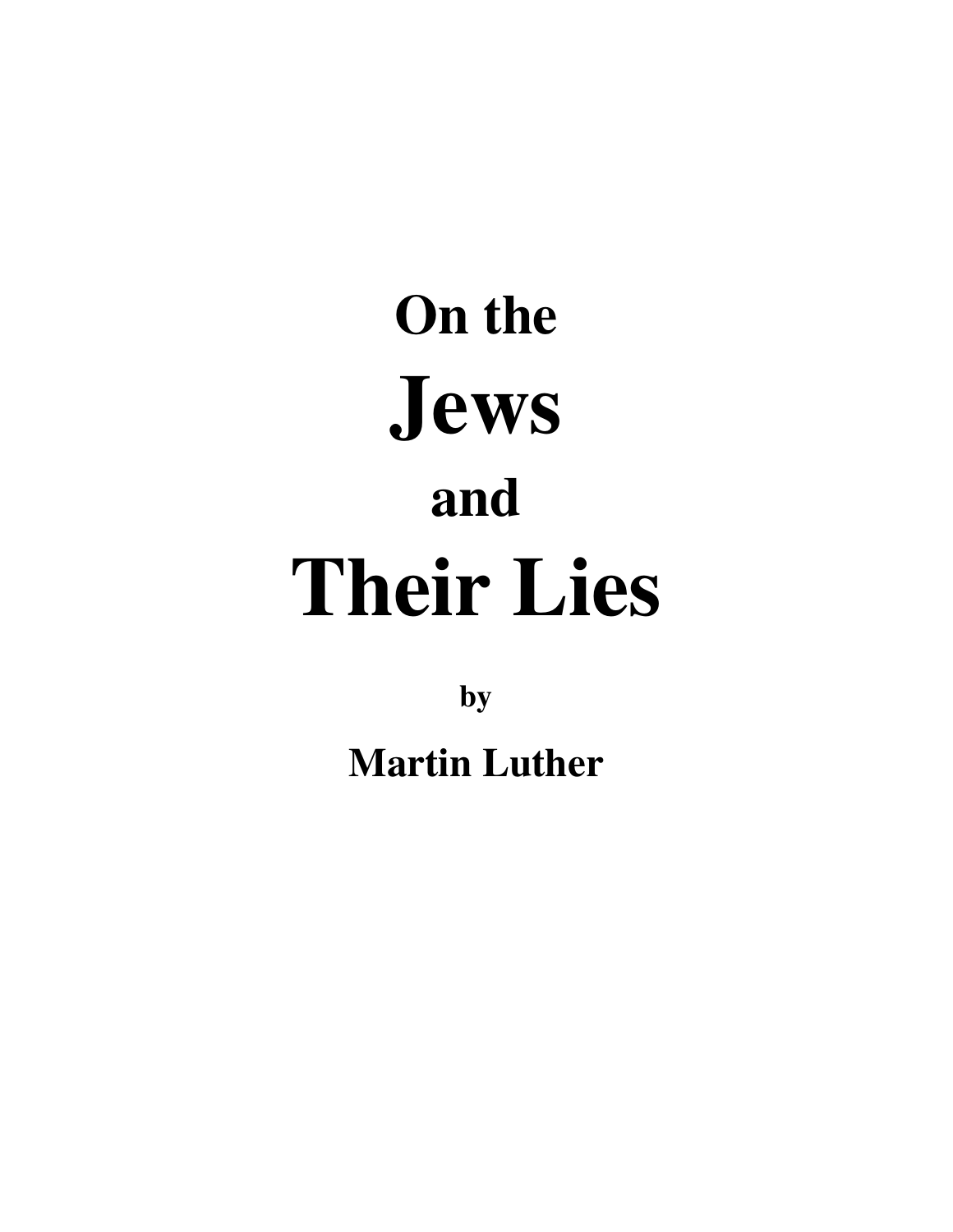# On the Jews and Their Lies

by

**Martin Luther**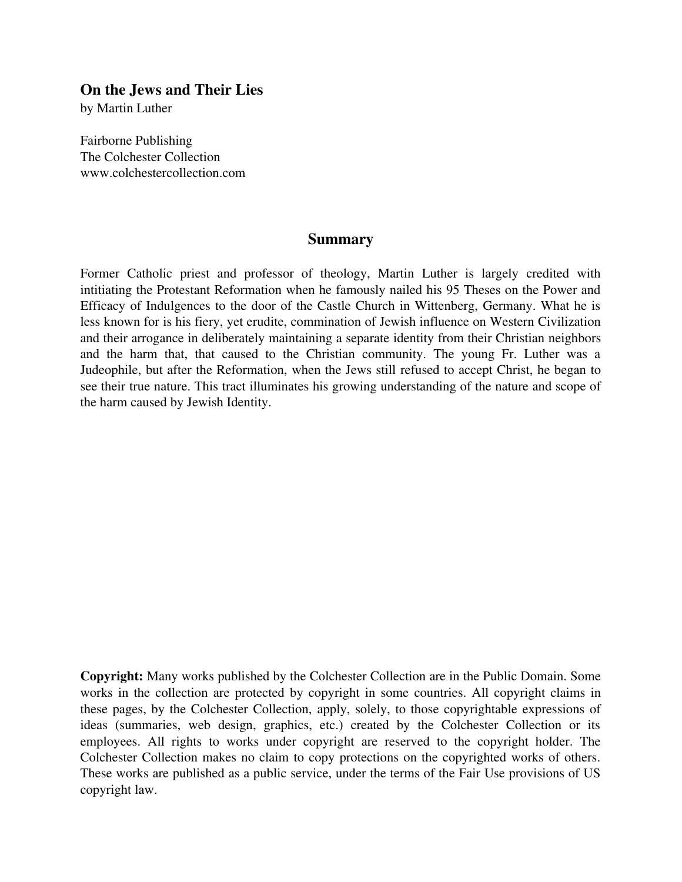**On the Jews and Their Lies**
by Martin Luther

Fairborne Publishing
The Colchester Collection
www.colchestercollection.com

## Summary

Former Catholic priest and professor of theology, Martin Luther is largely credited with intitiating the Protestant Reformation when he famously nailed his 95 Theses on the Power and Efficacy of Indulgences to the door of the Castle Church in Wittenberg, Germany. What he is less known for is his fiery, yet erudite, commination of Jewish influence on Western Civilization and their arrogance in deliberately maintaining a separate identity from their Christian neighbors and the harm that, that caused to the Christian community. The young Fr. Luther was a Judeophile, but after the Reformation, when the Jews still refused to accept Christ, he began to see their true nature. This tract illuminates his growing understanding of the nature and scope of the harm caused by Jewish Identity.

**Copyright:** Many works published by the Colchester Collection are in the Public Domain. Some works in the collection are protected by copyright in some countries. All copyright claims in these pages, by the Colchester Collection, apply, solely, to those copyrightable expressions of ideas (summaries, web design, graphics, etc.) created by the Colchester Collection or its employees. All rights to works under copyright are reserved to the copyright holder. The Colchester Collection makes no claim to copy protections on the copyrighted works of others. These works are published as a public service, under the terms of the Fair Use provisions of US copyright law.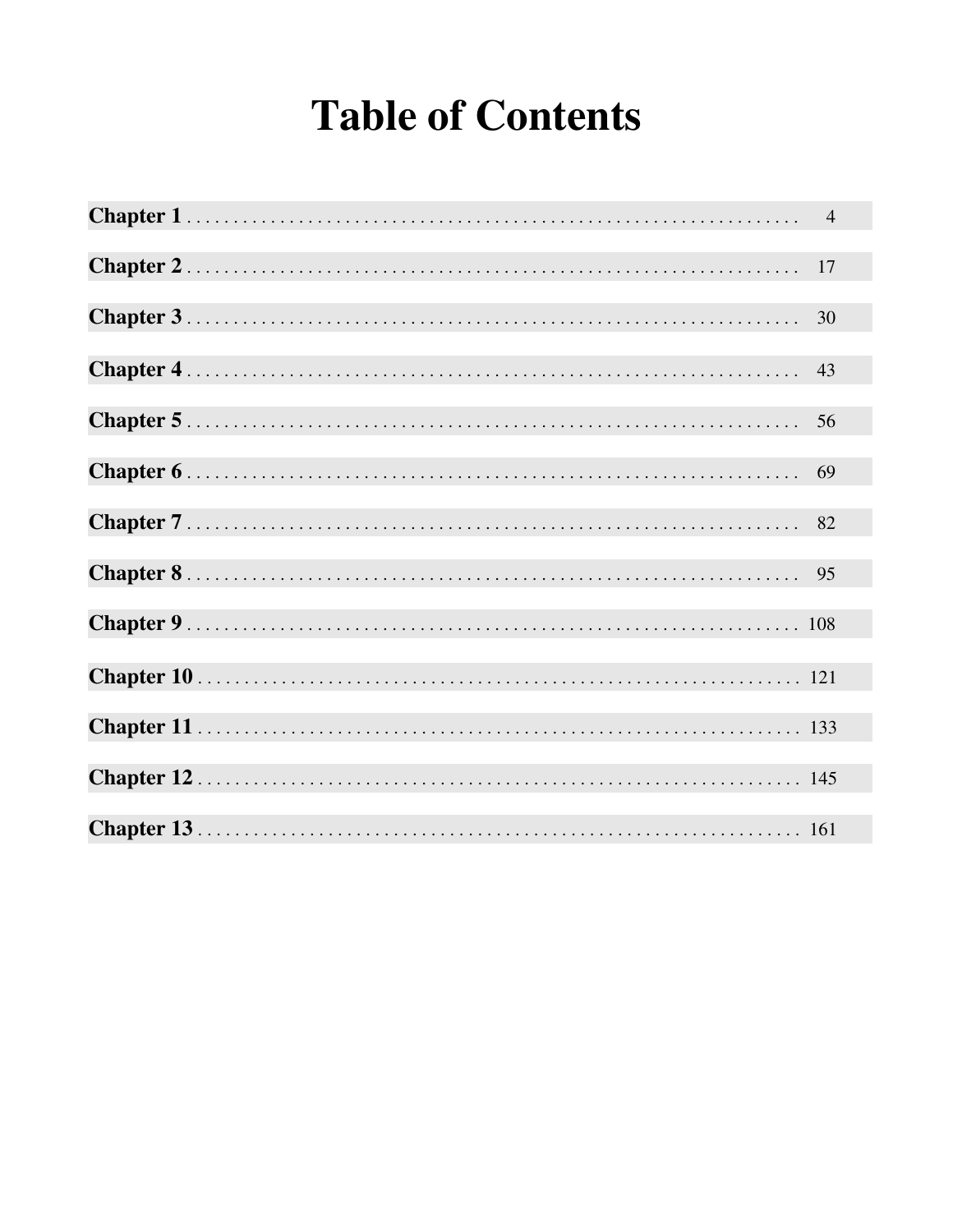# Table of Contents

| | |
|---|---|
| **Chapter 1** | 4 |
| **Chapter 2** | 17 |
| **Chapter 3** | 30 |
| **Chapter 4** | 43 |
| **Chapter 5** | 56 |
| **Chapter 6** | 69 |
| **Chapter 7** | 82 |
| **Chapter 8** | 95 |
| **Chapter 9** | 108 |
| **Chapter 10** | 121 |
| **Chapter 11** | 133 |
| **Chapter 12** | 145 |
| **Chapter 13** | 161 |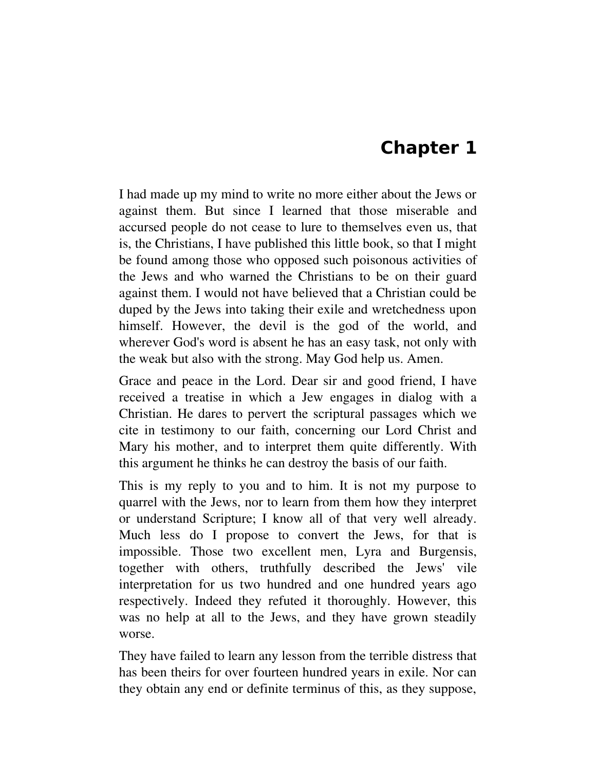# Chapter 1

I had made up my mind to write no more either about the Jews or against them. But since I learned that those miserable and accursed people do not cease to lure to themselves even us, that is, the Christians, I have published this little book, so that I might be found among those who opposed such poisonous activities of the Jews and who warned the Christians to be on their guard against them. I would not have believed that a Christian could be duped by the Jews into taking their exile and wretchedness upon himself. However, the devil is the god of the world, and wherever God's word is absent he has an easy task, not only with the weak but also with the strong. May God help us. Amen.

Grace and peace in the Lord. Dear sir and good friend, I have received a treatise in which a Jew engages in dialog with a Christian. He dares to pervert the scriptural passages which we cite in testimony to our faith, concerning our Lord Christ and Mary his mother, and to interpret them quite differently. With this argument he thinks he can destroy the basis of our faith.

This is my reply to you and to him. It is not my purpose to quarrel with the Jews, nor to learn from them how they interpret or understand Scripture; I know all of that very well already. Much less do I propose to convert the Jews, for that is impossible. Those two excellent men, Lyra and Burgensis, together with others, truthfully described the Jews' vile interpretation for us two hundred and one hundred years ago respectively. Indeed they refuted it thoroughly. However, this was no help at all to the Jews, and they have grown steadily worse.

They have failed to learn any lesson from the terrible distress that has been theirs for over fourteen hundred years in exile. Nor can they obtain any end or definite terminus of this, as they suppose,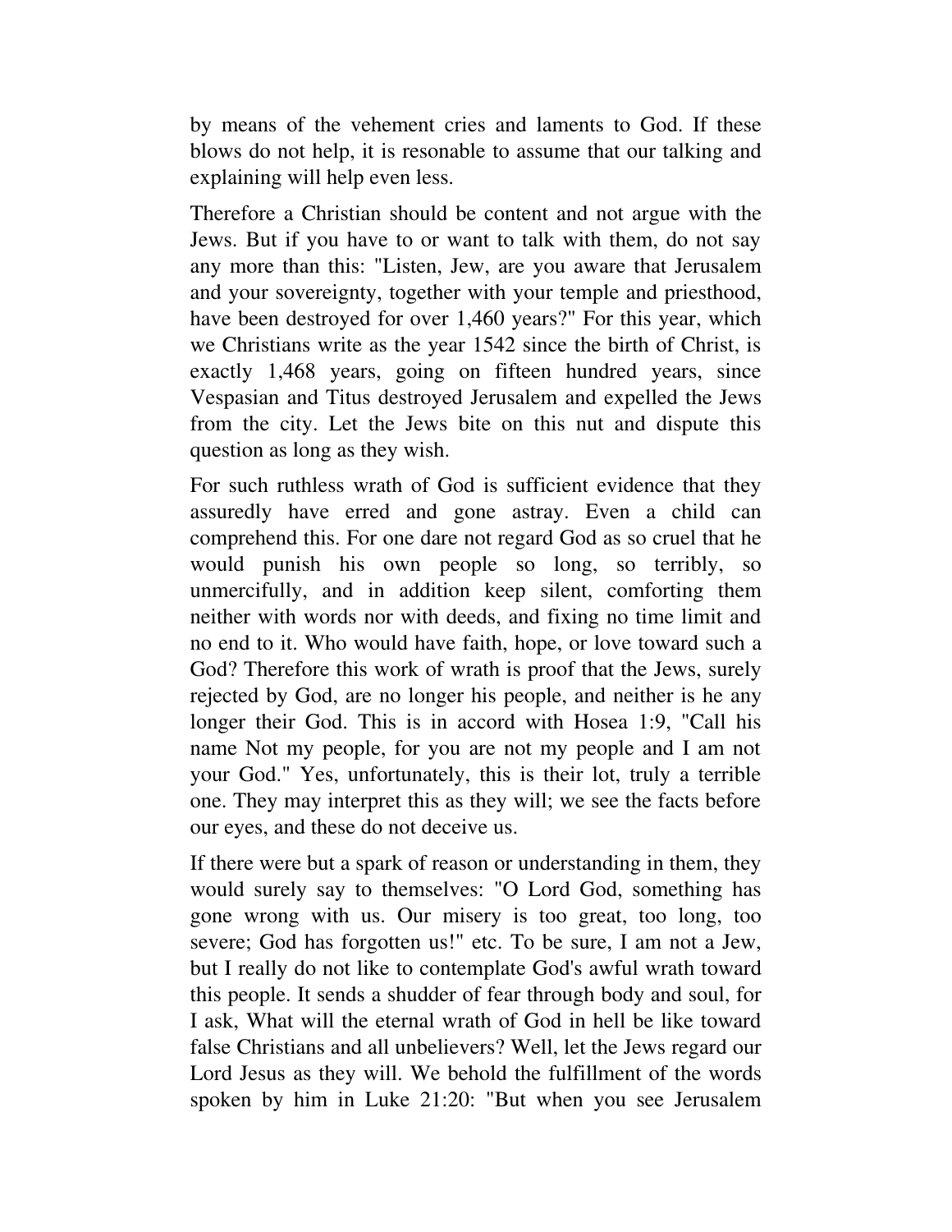by means of the vehement cries and laments to God. If these blows do not help, it is resonable to assume that our talking and explaining will help even less.

Therefore a Christian should be content and not argue with the Jews. But if you have to or want to talk with them, do not say any more than this: "Listen, Jew, are you aware that Jerusalem and your sovereignty, together with your temple and priesthood, have been destroyed for over 1,460 years?" For this year, which we Christians write as the year 1542 since the birth of Christ, is exactly 1,468 years, going on fifteen hundred years, since Vespasian and Titus destroyed Jerusalem and expelled the Jews from the city. Let the Jews bite on this nut and dispute this question as long as they wish.

For such ruthless wrath of God is sufficient evidence that they assuredly have erred and gone astray. Even a child can comprehend this. For one dare not regard God as so cruel that he would punish his own people so long, so terribly, so unmercifully, and in addition keep silent, comforting them neither with words nor with deeds, and fixing no time limit and no end to it. Who would have faith, hope, or love toward such a God? Therefore this work of wrath is proof that the Jews, surely rejected by God, are no longer his people, and neither is he any longer their God. This is in accord with Hosea 1:9, "Call his name Not my people, for you are not my people and I am not your God." Yes, unfortunately, this is their lot, truly a terrible one. They may interpret this as they will; we see the facts before our eyes, and these do not deceive us.

If there were but a spark of reason or understanding in them, they would surely say to themselves: "O Lord God, something has gone wrong with us. Our misery is too great, too long, too severe; God has forgotten us!" etc. To be sure, I am not a Jew, but I really do not like to contemplate God's awful wrath toward this people. It sends a shudder of fear through body and soul, for I ask, What will the eternal wrath of God in hell be like toward false Christians and all unbelievers? Well, let the Jews regard our Lord Jesus as they will. We behold the fulfillment of the words spoken by him in Luke 21:20: "But when you see Jerusalem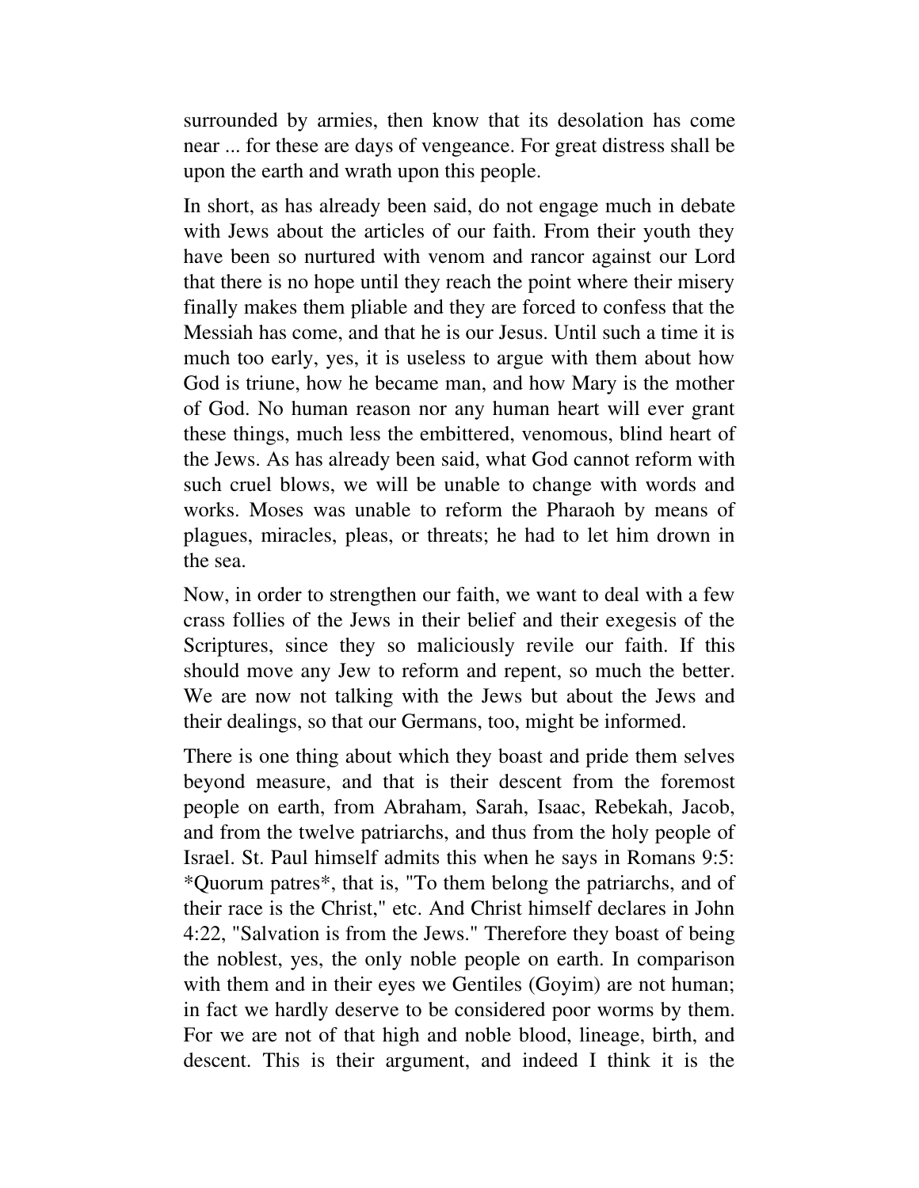surrounded by armies, then know that its desolation has come near ... for these are days of vengeance. For great distress shall be upon the earth and wrath upon this people.

In short, as has already been said, do not engage much in debate with Jews about the articles of our faith. From their youth they have been so nurtured with venom and rancor against our Lord that there is no hope until they reach the point where their misery finally makes them pliable and they are forced to confess that the Messiah has come, and that he is our Jesus. Until such a time it is much too early, yes, it is useless to argue with them about how God is triune, how he became man, and how Mary is the mother of God. No human reason nor any human heart will ever grant these things, much less the embittered, venomous, blind heart of the Jews. As has already been said, what God cannot reform with such cruel blows, we will be unable to change with words and works. Moses was unable to reform the Pharaoh by means of plagues, miracles, pleas, or threats; he had to let him drown in the sea.

Now, in order to strengthen our faith, we want to deal with a few crass follies of the Jews in their belief and their exegesis of the Scriptures, since they so maliciously revile our faith. If this should move any Jew to reform and repent, so much the better. We are now not talking with the Jews but about the Jews and their dealings, so that our Germans, too, might be informed.

There is one thing about which they boast and pride them selves beyond measure, and that is their descent from the foremost people on earth, from Abraham, Sarah, Isaac, Rebekah, Jacob, and from the twelve patriarchs, and thus from the holy people of Israel. St. Paul himself admits this when he says in Romans 9:5: *Quorum patres*, that is, "To them belong the patriarchs, and of their race is the Christ," etc. And Christ himself declares in John 4:22, "Salvation is from the Jews." Therefore they boast of being the noblest, yes, the only noble people on earth. In comparison with them and in their eyes we Gentiles (Goyim) are not human; in fact we hardly deserve to be considered poor worms by them. For we are not of that high and noble blood, lineage, birth, and descent. This is their argument, and indeed I think it is the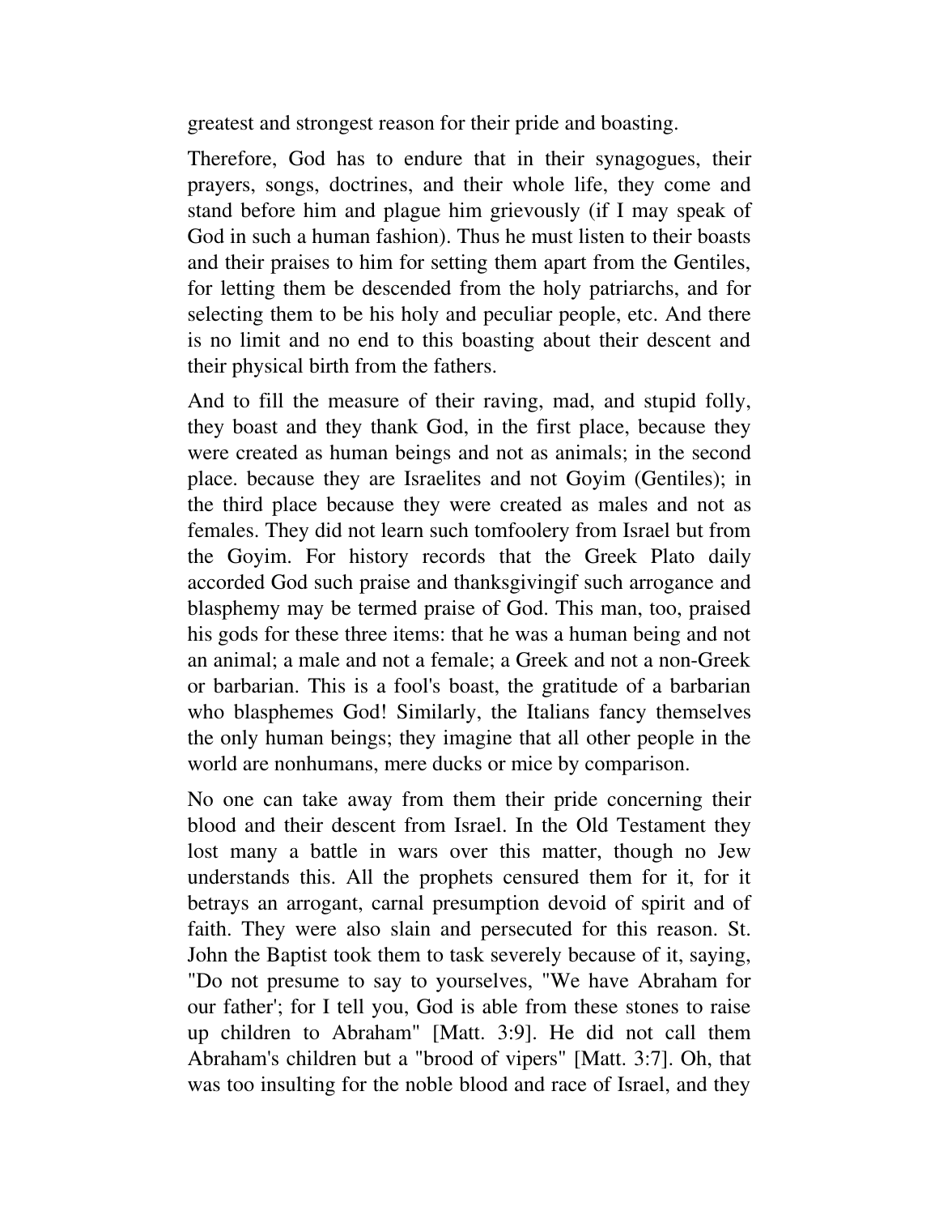greatest and strongest reason for their pride and boasting.

Therefore, God has to endure that in their synagogues, their prayers, songs, doctrines, and their whole life, they come and stand before him and plague him grievously (if I may speak of God in such a human fashion). Thus he must listen to their boasts and their praises to him for setting them apart from the Gentiles, for letting them be descended from the holy patriarchs, and for selecting them to be his holy and peculiar people, etc. And there is no limit and no end to this boasting about their descent and their physical birth from the fathers.

And to fill the measure of their raving, mad, and stupid folly, they boast and they thank God, in the first place, because they were created as human beings and not as animals; in the second place. because they are Israelites and not Goyim (Gentiles); in the third place because they were created as males and not as females. They did not learn such tomfoolery from Israel but from the Goyim. For history records that the Greek Plato daily accorded God such praise and thanksgivingif such arrogance and blasphemy may be termed praise of God. This man, too, praised his gods for these three items: that he was a human being and not an animal; a male and not a female; a Greek and not a non-Greek or barbarian. This is a fool's boast, the gratitude of a barbarian who blasphemes God! Similarly, the Italians fancy themselves the only human beings; they imagine that all other people in the world are nonhumans, mere ducks or mice by comparison.

No one can take away from them their pride concerning their blood and their descent from Israel. In the Old Testament they lost many a battle in wars over this matter, though no Jew understands this. All the prophets censured them for it, for it betrays an arrogant, carnal presumption devoid of spirit and of faith. They were also slain and persecuted for this reason. St. John the Baptist took them to task severely because of it, saying, "Do not presume to say to yourselves, "We have Abraham for our father'; for I tell you, God is able from these stones to raise up children to Abraham" [Matt. 3:9]. He did not call them Abraham's children but a "brood of vipers" [Matt. 3:7]. Oh, that was too insulting for the noble blood and race of Israel, and they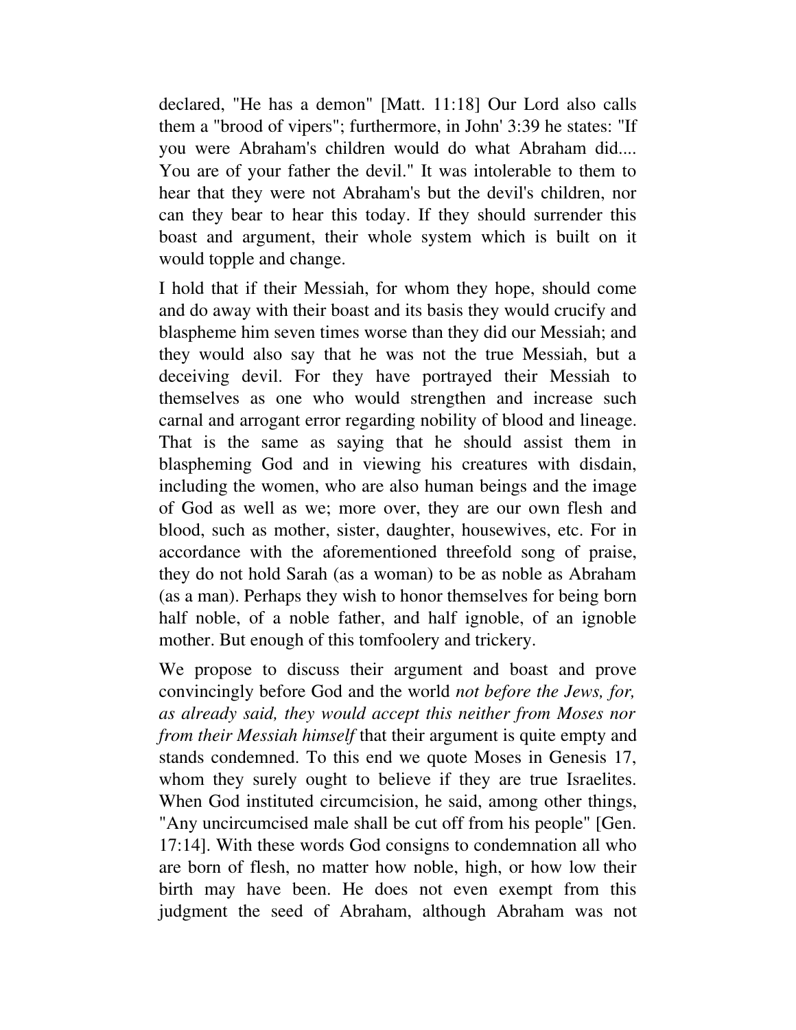declared, "He has a demon" [Matt. 11:18] Our Lord also calls them a "brood of vipers"; furthermore, in John' 3:39 he states: "If you were Abraham's children would do what Abraham did.... You are of your father the devil." It was intolerable to them to hear that they were not Abraham's but the devil's children, nor can they bear to hear this today. If they should surrender this boast and argument, their whole system which is built on it would topple and change.

I hold that if their Messiah, for whom they hope, should come and do away with their boast and its basis they would crucify and blaspheme him seven times worse than they did our Messiah; and they would also say that he was not the true Messiah, but a deceiving devil. For they have portrayed their Messiah to themselves as one who would strengthen and increase such carnal and arrogant error regarding nobility of blood and lineage. That is the same as saying that he should assist them in blaspheming God and in viewing his creatures with disdain, including the women, who are also human beings and the image of God as well as we; more over, they are our own flesh and blood, such as mother, sister, daughter, housewives, etc. For in accordance with the aforementioned threefold song of praise, they do not hold Sarah (as a woman) to be as noble as Abraham (as a man). Perhaps they wish to honor themselves for being born half noble, of a noble father, and half ignoble, of an ignoble mother. But enough of this tomfoolery and trickery.

We propose to discuss their argument and boast and prove convincingly before God and the world *not before the Jews, for, as already said, they would accept this neither from Moses nor from their Messiah himself* that their argument is quite empty and stands condemned. To this end we quote Moses in Genesis 17, whom they surely ought to believe if they are true Israelites. When God instituted circumcision, he said, among other things, "Any uncircumcised male shall be cut off from his people" [Gen. 17:14]. With these words God consigns to condemnation all who are born of flesh, no matter how noble, high, or how low their birth may have been. He does not even exempt from this judgment the seed of Abraham, although Abraham was not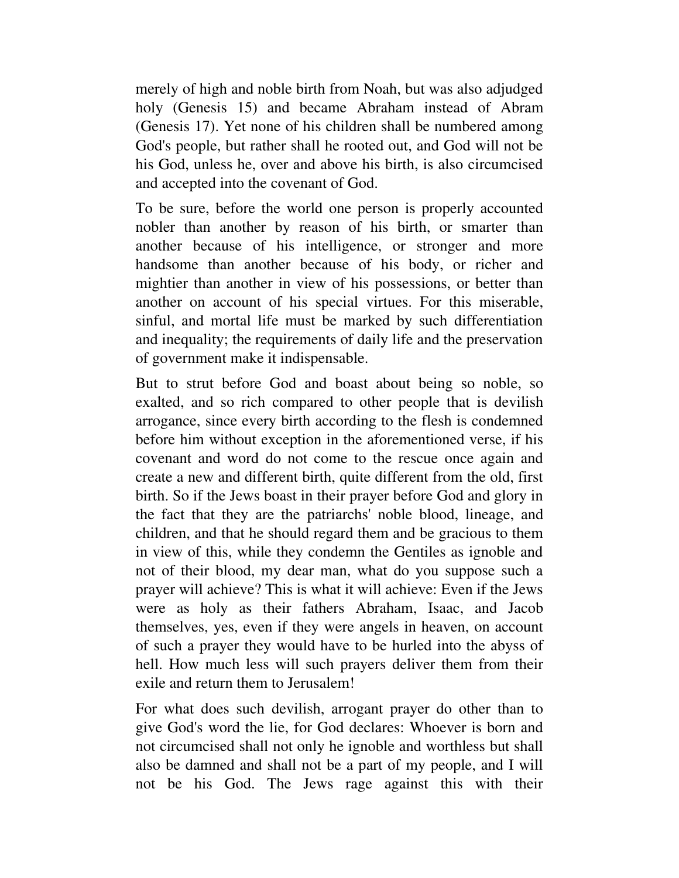merely of high and noble birth from Noah, but was also adjudged holy (Genesis 15) and became Abraham instead of Abram (Genesis 17). Yet none of his children shall be numbered among God's people, but rather shall he rooted out, and God will not be his God, unless he, over and above his birth, is also circumcised and accepted into the covenant of God.

To be sure, before the world one person is properly accounted nobler than another by reason of his birth, or smarter than another because of his intelligence, or stronger and more handsome than another because of his body, or richer and mightier than another in view of his possessions, or better than another on account of his special virtues. For this miserable, sinful, and mortal life must be marked by such differentiation and inequality; the requirements of daily life and the preservation of government make it indispensable.

But to strut before God and boast about being so noble, so exalted, and so rich compared to other people that is devilish arrogance, since every birth according to the flesh is condemned before him without exception in the aforementioned verse, if his covenant and word do not come to the rescue once again and create a new and different birth, quite different from the old, first birth. So if the Jews boast in their prayer before God and glory in the fact that they are the patriarchs' noble blood, lineage, and children, and that he should regard them and be gracious to them in view of this, while they condemn the Gentiles as ignoble and not of their blood, my dear man, what do you suppose such a prayer will achieve? This is what it will achieve: Even if the Jews were as holy as their fathers Abraham, Isaac, and Jacob themselves, yes, even if they were angels in heaven, on account of such a prayer they would have to be hurled into the abyss of hell. How much less will such prayers deliver them from their exile and return them to Jerusalem!

For what does such devilish, arrogant prayer do other than to give God's word the lie, for God declares: Whoever is born and not circumcised shall not only he ignoble and worthless but shall also be damned and shall not be a part of my people, and I will not be his God. The Jews rage against this with their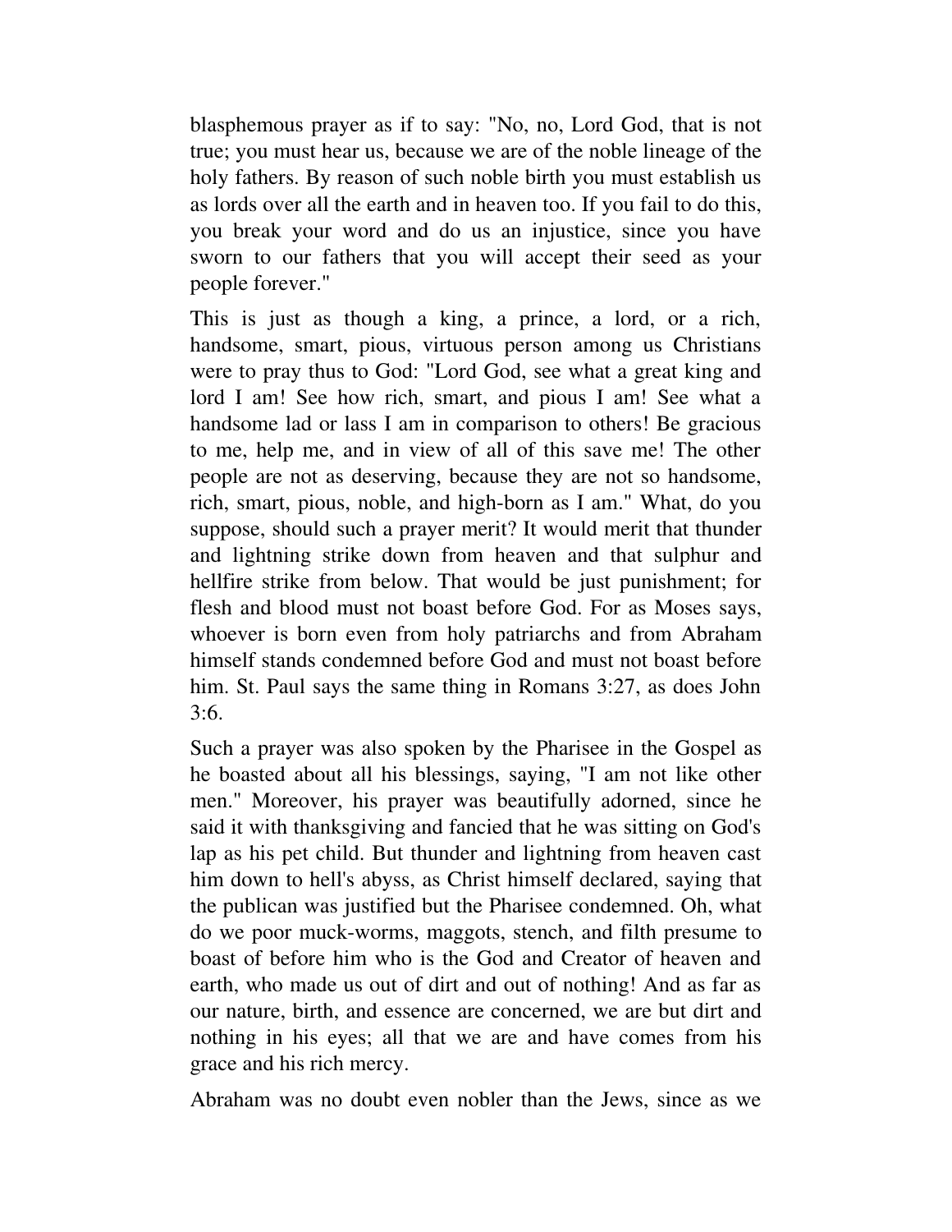blasphemous prayer as if to say: "No, no, Lord God, that is not true; you must hear us, because we are of the noble lineage of the holy fathers. By reason of such noble birth you must establish us as lords over all the earth and in heaven too. If you fail to do this, you break your word and do us an injustice, since you have sworn to our fathers that you will accept their seed as your people forever."

This is just as though a king, a prince, a lord, or a rich, handsome, smart, pious, virtuous person among us Christians were to pray thus to God: "Lord God, see what a great king and lord I am! See how rich, smart, and pious I am! See what a handsome lad or lass I am in comparison to others! Be gracious to me, help me, and in view of all of this save me! The other people are not as deserving, because they are not so handsome, rich, smart, pious, noble, and high-born as I am." What, do you suppose, should such a prayer merit? It would merit that thunder and lightning strike down from heaven and that sulphur and hellfire strike from below. That would be just punishment; for flesh and blood must not boast before God. For as Moses says, whoever is born even from holy patriarchs and from Abraham himself stands condemned before God and must not boast before him. St. Paul says the same thing in Romans 3:27, as does John 3:6.

Such a prayer was also spoken by the Pharisee in the Gospel as he boasted about all his blessings, saying, "I am not like other men." Moreover, his prayer was beautifully adorned, since he said it with thanksgiving and fancied that he was sitting on God's lap as his pet child. But thunder and lightning from heaven cast him down to hell's abyss, as Christ himself declared, saying that the publican was justified but the Pharisee condemned. Oh, what do we poor muck-worms, maggots, stench, and filth presume to boast of before him who is the God and Creator of heaven and earth, who made us out of dirt and out of nothing! And as far as our nature, birth, and essence are concerned, we are but dirt and nothing in his eyes; all that we are and have comes from his grace and his rich mercy.

Abraham was no doubt even nobler than the Jews, since as we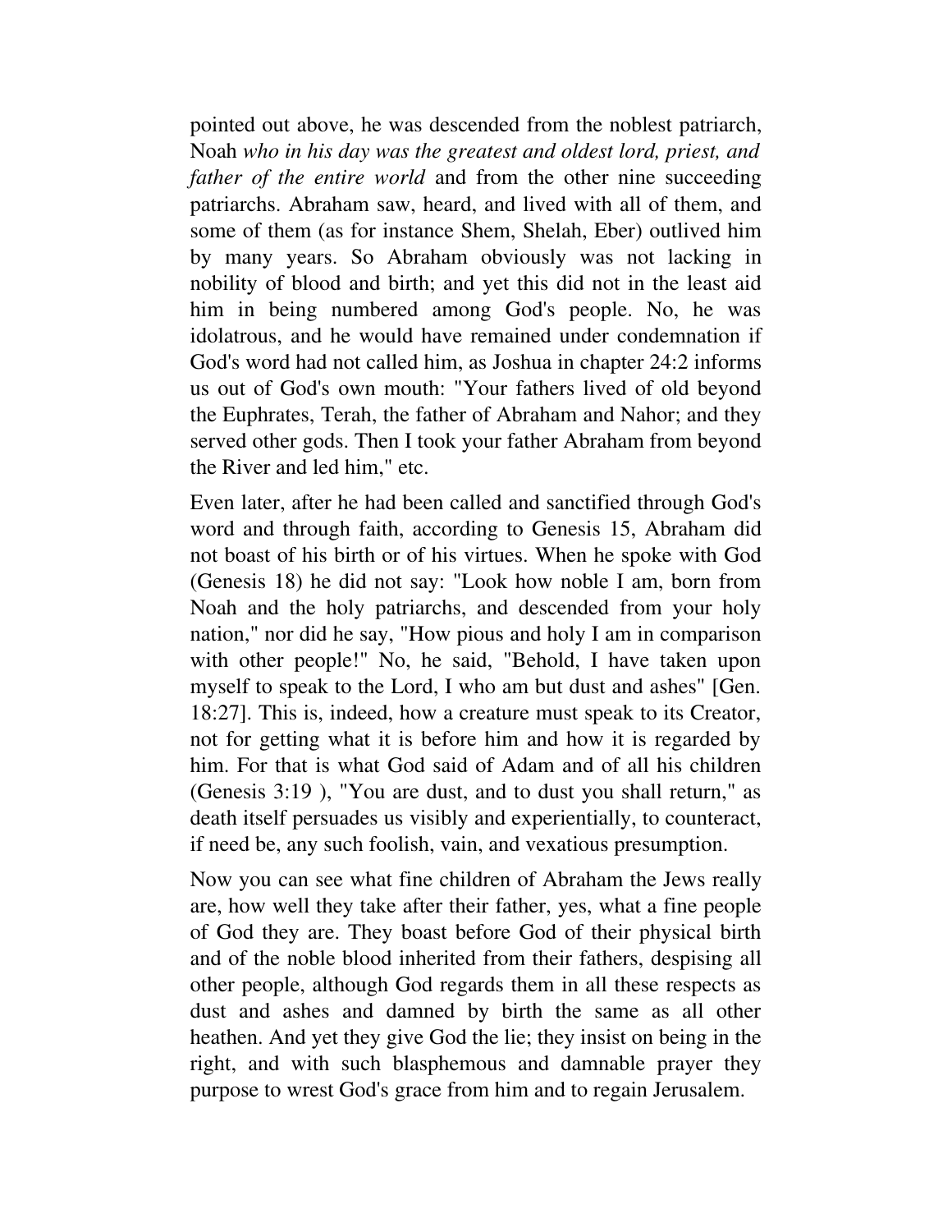pointed out above, he was descended from the noblest patriarch, Noah *who in his day was the greatest and oldest lord, priest, and father of the entire world* and from the other nine succeeding patriarchs. Abraham saw, heard, and lived with all of them, and some of them (as for instance Shem, Shelah, Eber) outlived him by many years. So Abraham obviously was not lacking in nobility of blood and birth; and yet this did not in the least aid him in being numbered among God's people. No, he was idolatrous, and he would have remained under condemnation if God's word had not called him, as Joshua in chapter 24:2 informs us out of God's own mouth: "Your fathers lived of old beyond the Euphrates, Terah, the father of Abraham and Nahor; and they served other gods. Then I took your father Abraham from beyond the River and led him," etc.

Even later, after he had been called and sanctified through God's word and through faith, according to Genesis 15, Abraham did not boast of his birth or of his virtues. When he spoke with God (Genesis 18) he did not say: "Look how noble I am, born from Noah and the holy patriarchs, and descended from your holy nation," nor did he say, "How pious and holy I am in comparison with other people!" No, he said, "Behold, I have taken upon myself to speak to the Lord, I who am but dust and ashes" [Gen. 18:27]. This is, indeed, how a creature must speak to its Creator, not for getting what it is before him and how it is regarded by him. For that is what God said of Adam and of all his children (Genesis 3:19 ), "You are dust, and to dust you shall return," as death itself persuades us visibly and experientially, to counteract, if need be, any such foolish, vain, and vexatious presumption.

Now you can see what fine children of Abraham the Jews really are, how well they take after their father, yes, what a fine people of God they are. They boast before God of their physical birth and of the noble blood inherited from their fathers, despising all other people, although God regards them in all these respects as dust and ashes and damned by birth the same as all other heathen. And yet they give God the lie; they insist on being in the right, and with such blasphemous and damnable prayer they purpose to wrest God's grace from him and to regain Jerusalem.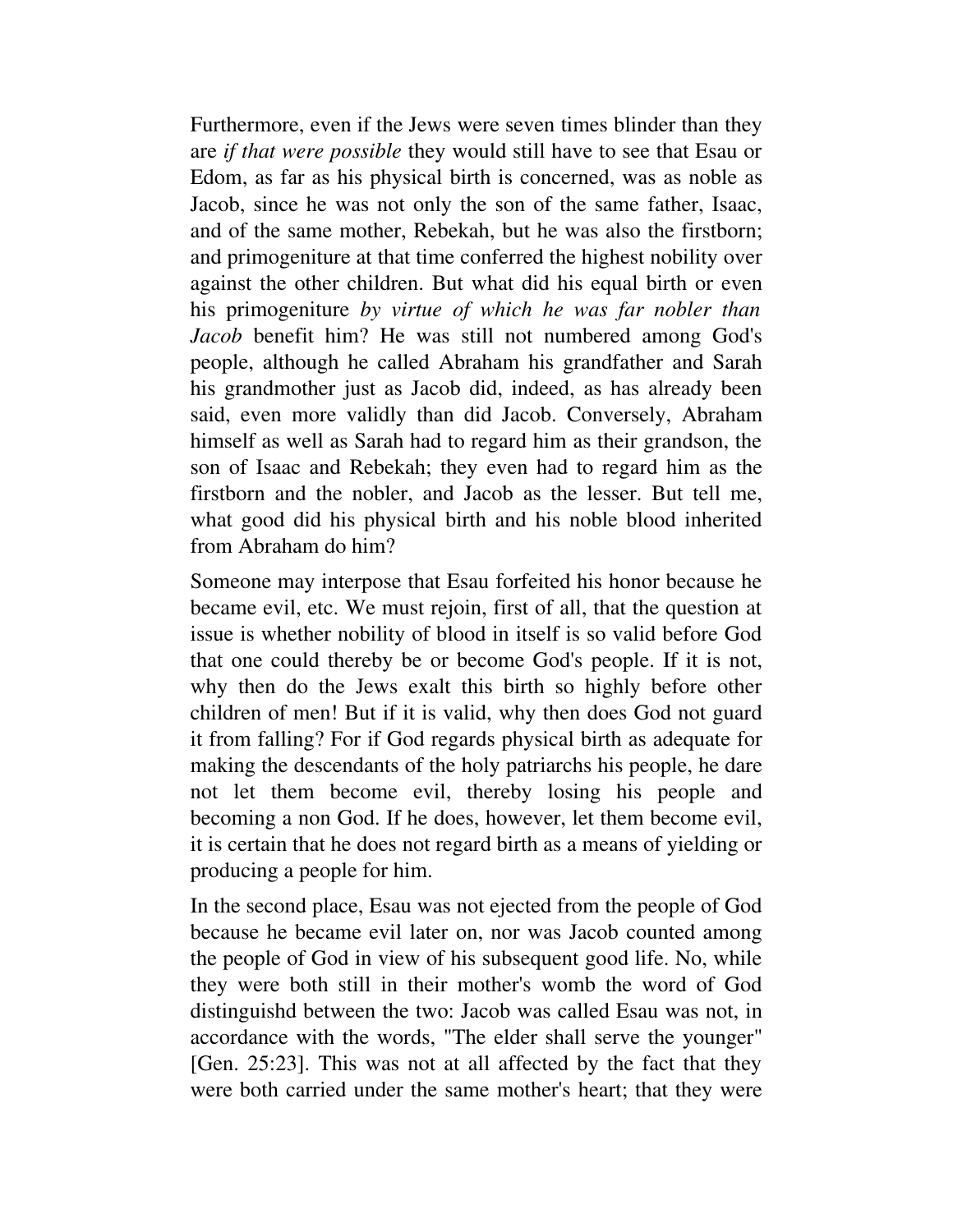Furthermore, even if the Jews were seven times blinder than they are *if that were possible* they would still have to see that Esau or Edom, as far as his physical birth is concerned, was as noble as Jacob, since he was not only the son of the same father, Isaac, and of the same mother, Rebekah, but he was also the firstborn; and primogeniture at that time conferred the highest nobility over against the other children. But what did his equal birth or even his primogeniture *by virtue of which he was far nobler than Jacob* benefit him? He was still not numbered among God's people, although he called Abraham his grandfather and Sarah his grandmother just as Jacob did, indeed, as has already been said, even more validly than did Jacob. Conversely, Abraham himself as well as Sarah had to regard him as their grandson, the son of Isaac and Rebekah; they even had to regard him as the firstborn and the nobler, and Jacob as the lesser. But tell me, what good did his physical birth and his noble blood inherited from Abraham do him?

Someone may interpose that Esau forfeited his honor because he became evil, etc. We must rejoin, first of all, that the question at issue is whether nobility of blood in itself is so valid before God that one could thereby be or become God's people. If it is not, why then do the Jews exalt this birth so highly before other children of men! But if it is valid, why then does God not guard it from falling? For if God regards physical birth as adequate for making the descendants of the holy patriarchs his people, he dare not let them become evil, thereby losing his people and becoming a non God. If he does, however, let them become evil, it is certain that he does not regard birth as a means of yielding or producing a people for him.

In the second place, Esau was not ejected from the people of God because he became evil later on, nor was Jacob counted among the people of God in view of his subsequent good life. No, while they were both still in their mother's womb the word of God distinguishd between the two: Jacob was called Esau was not, in accordance with the words, "The elder shall serve the younger" [Gen. 25:23]. This was not at all affected by the fact that they were both carried under the same mother's heart; that they were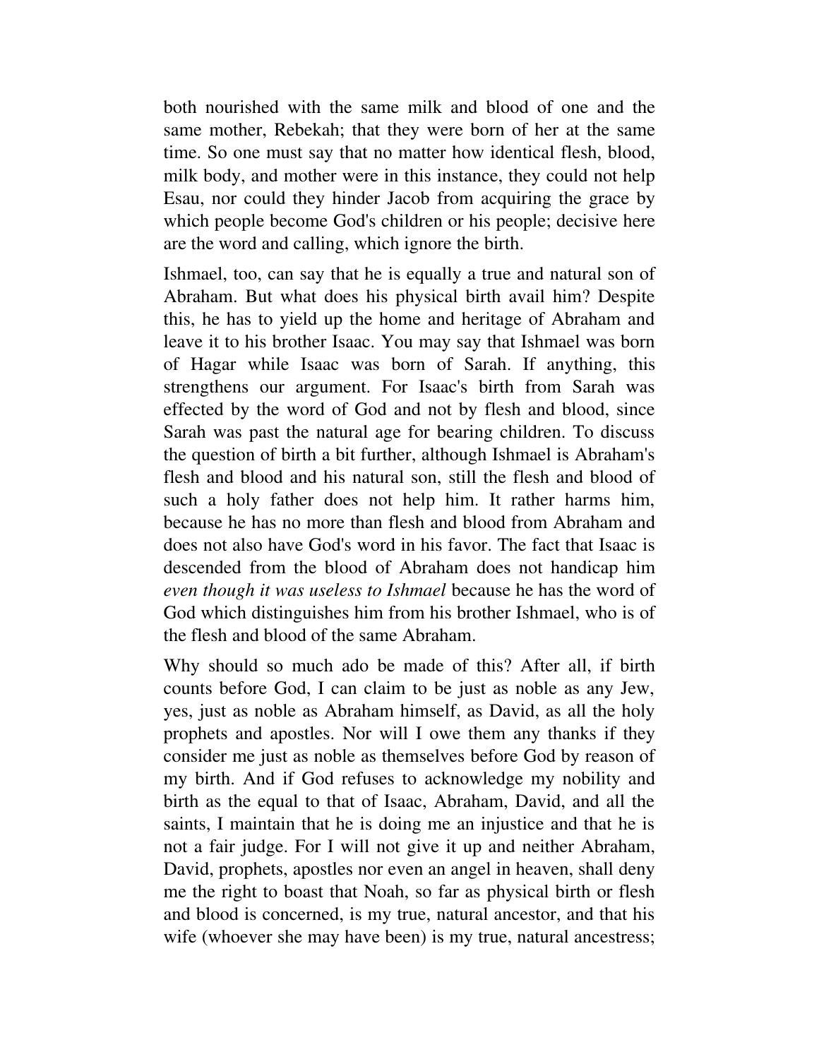both nourished with the same milk and blood of one and the same mother, Rebekah; that they were born of her at the same time. So one must say that no matter how identical flesh, blood, milk body, and mother were in this instance, they could not help Esau, nor could they hinder Jacob from acquiring the grace by which people become God's children or his people; decisive here are the word and calling, which ignore the birth.

Ishmael, too, can say that he is equally a true and natural son of Abraham. But what does his physical birth avail him? Despite this, he has to yield up the home and heritage of Abraham and leave it to his brother Isaac. You may say that Ishmael was born of Hagar while Isaac was born of Sarah. If anything, this strengthens our argument. For Isaac's birth from Sarah was effected by the word of God and not by flesh and blood, since Sarah was past the natural age for bearing children. To discuss the question of birth a bit further, although Ishmael is Abraham's flesh and blood and his natural son, still the flesh and blood of such a holy father does not help him. It rather harms him, because he has no more than flesh and blood from Abraham and does not also have God's word in his favor. The fact that Isaac is descended from the blood of Abraham does not handicap him *even though it was useless to Ishmael* because he has the word of God which distinguishes him from his brother Ishmael, who is of the flesh and blood of the same Abraham.

Why should so much ado be made of this? After all, if birth counts before God, I can claim to be just as noble as any Jew, yes, just as noble as Abraham himself, as David, as all the holy prophets and apostles. Nor will I owe them any thanks if they consider me just as noble as themselves before God by reason of my birth. And if God refuses to acknowledge my nobility and birth as the equal to that of Isaac, Abraham, David, and all the saints, I maintain that he is doing me an injustice and that he is not a fair judge. For I will not give it up and neither Abraham, David, prophets, apostles nor even an angel in heaven, shall deny me the right to boast that Noah, so far as physical birth or flesh and blood is concerned, is my true, natural ancestor, and that his wife (whoever she may have been) is my true, natural ancestress;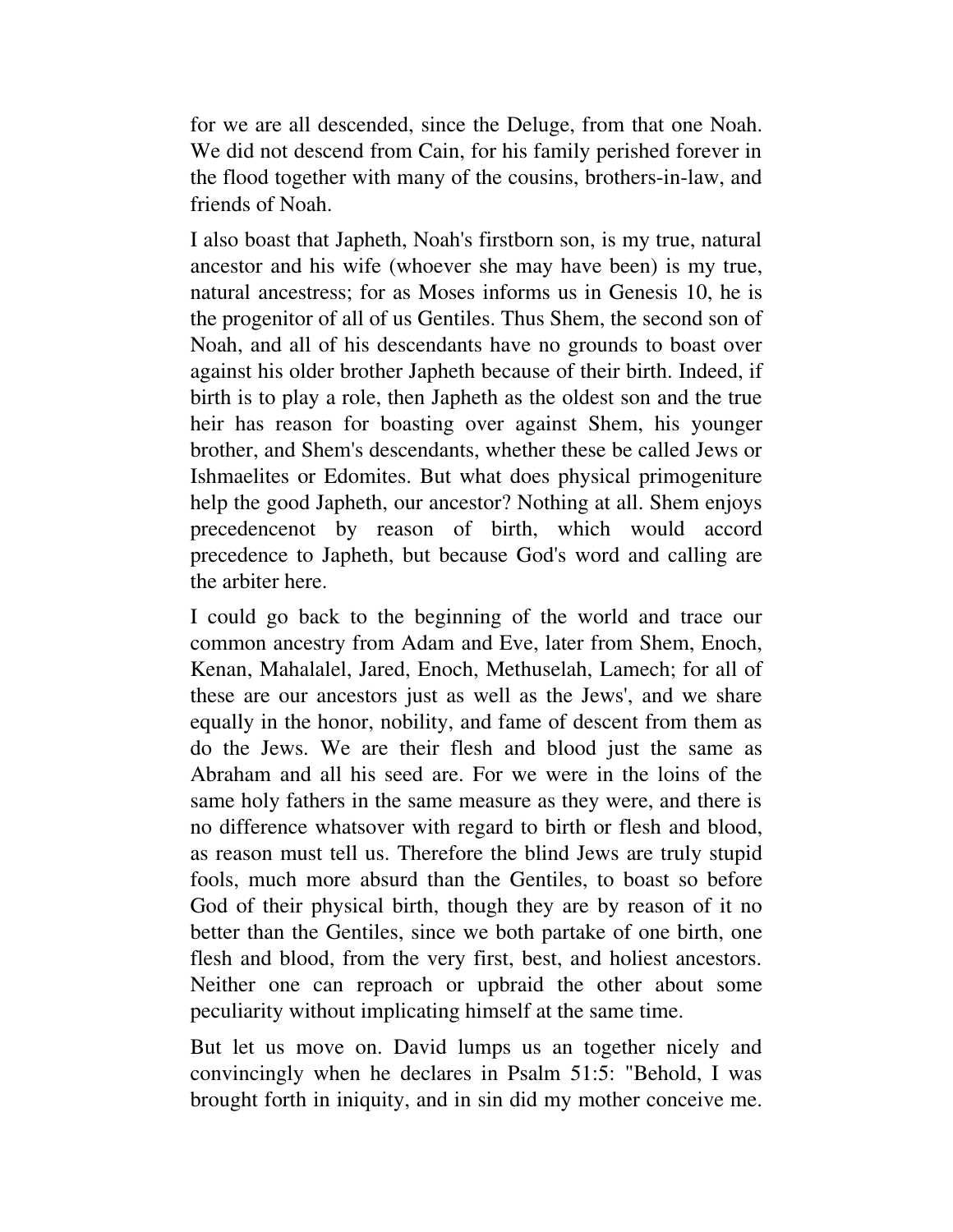for we are all descended, since the Deluge, from that one Noah. We did not descend from Cain, for his family perished forever in the flood together with many of the cousins, brothers-in-law, and friends of Noah.

I also boast that Japheth, Noah's firstborn son, is my true, natural ancestor and his wife (whoever she may have been) is my true, natural ancestress; for as Moses informs us in Genesis 10, he is the progenitor of all of us Gentiles. Thus Shem, the second son of Noah, and all of his descendants have no grounds to boast over against his older brother Japheth because of their birth. Indeed, if birth is to play a role, then Japheth as the oldest son and the true heir has reason for boasting over against Shem, his younger brother, and Shem's descendants, whether these be called Jews or Ishmaelites or Edomites. But what does physical primogeniture help the good Japheth, our ancestor? Nothing at all. Shem enjoys precedencenot by reason of birth, which would accord precedence to Japheth, but because God's word and calling are the arbiter here.

I could go back to the beginning of the world and trace our common ancestry from Adam and Eve, later from Shem, Enoch, Kenan, Mahalalel, Jared, Enoch, Methuselah, Lamech; for all of these are our ancestors just as well as the Jews', and we share equally in the honor, nobility, and fame of descent from them as do the Jews. We are their flesh and blood just the same as Abraham and all his seed are. For we were in the loins of the same holy fathers in the same measure as they were, and there is no difference whatsoever with regard to birth or flesh and blood, as reason must tell us. Therefore the blind Jews are truly stupid fools, much more absurd than the Gentiles, to boast so before God of their physical birth, though they are by reason of it no better than the Gentiles, since we both partake of one birth, one flesh and blood, from the very first, best, and holiest ancestors. Neither one can reproach or upbraid the other about some peculiarity without implicating himself at the same time.

But let us move on. David lumps us an together nicely and convincingly when he declares in Psalm 51:5: "Behold, I was brought forth in iniquity, and in sin did my mother conceive me.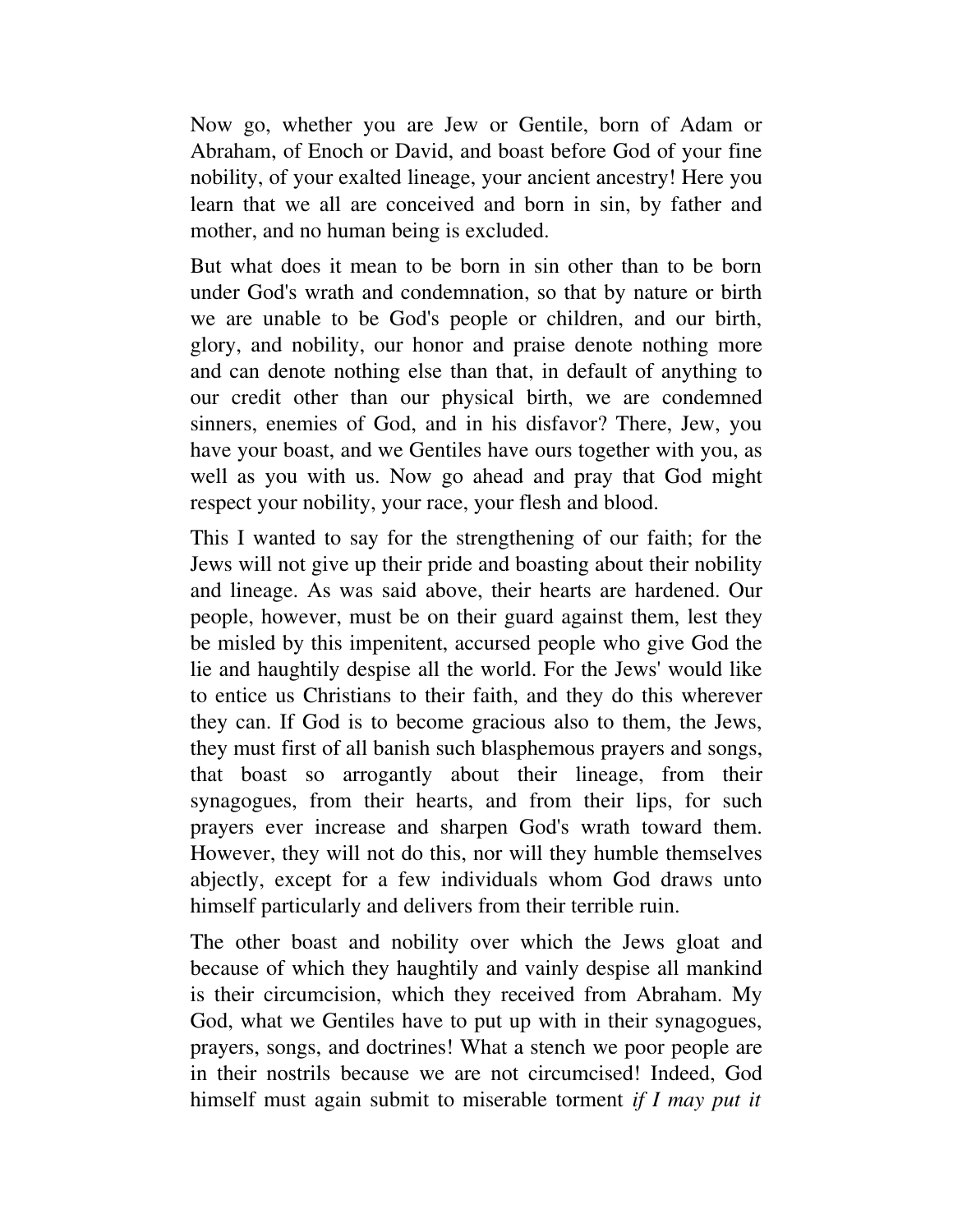Now go, whether you are Jew or Gentile, born of Adam or Abraham, of Enoch or David, and boast before God of your fine nobility, of your exalted lineage, your ancient ancestry! Here you learn that we all are conceived and born in sin, by father and mother, and no human being is excluded.

But what does it mean to be born in sin other than to be born under God's wrath and condemnation, so that by nature or birth we are unable to be God's people or children, and our birth, glory, and nobility, our honor and praise denote nothing more and can denote nothing else than that, in default of anything to our credit other than our physical birth, we are condemned sinners, enemies of God, and in his disfavor? There, Jew, you have your boast, and we Gentiles have ours together with you, as well as you with us. Now go ahead and pray that God might respect your nobility, your race, your flesh and blood.

This I wanted to say for the strengthening of our faith; for the Jews will not give up their pride and boasting about their nobility and lineage. As was said above, their hearts are hardened. Our people, however, must be on their guard against them, lest they be misled by this impenitent, accursed people who give God the lie and haughtily despise all the world. For the Jews' would like to entice us Christians to their faith, and they do this wherever they can. If God is to become gracious also to them, the Jews, they must first of all banish such blasphemous prayers and songs, that boast so arrogantly about their lineage, from their synagogues, from their hearts, and from their lips, for such prayers ever increase and sharpen God's wrath toward them. However, they will not do this, nor will they humble themselves abjectly, except for a few individuals whom God draws unto himself particularly and delivers from their terrible ruin.

The other boast and nobility over which the Jews gloat and because of which they haughtily and vainly despise all mankind is their circumcision, which they received from Abraham. My God, what we Gentiles have to put up with in their synagogues, prayers, songs, and doctrines! What a stench we poor people are in their nostrils because we are not circumcised! Indeed, God himself must again submit to miserable torment *if I may put it*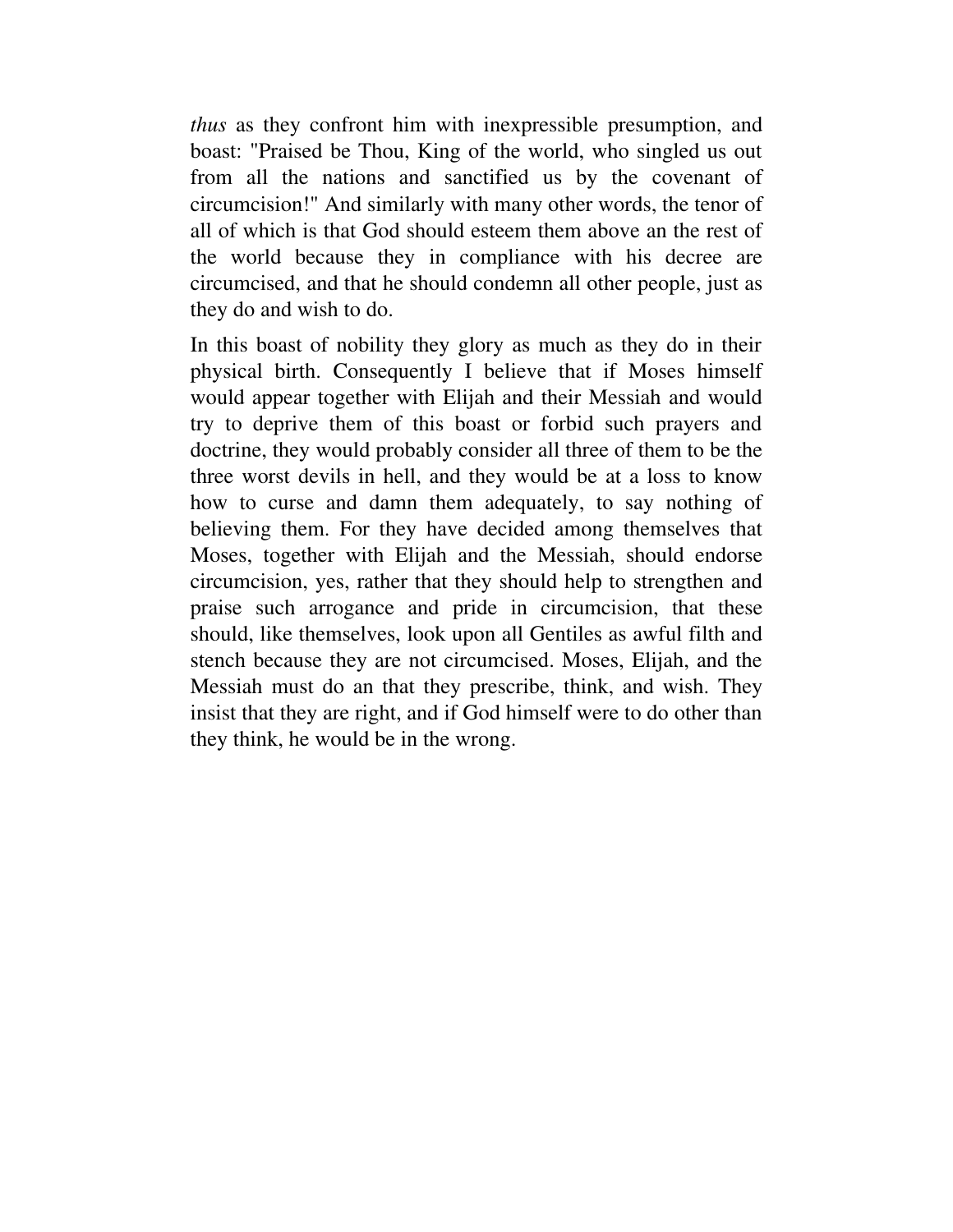*thus* as they confront him with inexpressible presumption, and boast: "Praised be Thou, King of the world, who singled us out from all the nations and sanctified us by the covenant of circumcision!" And similarly with many other words, the tenor of all of which is that God should esteem them above an the rest of the world because they in compliance with his decree are circumcised, and that he should condemn all other people, just as they do and wish to do.

In this boast of nobility they glory as much as they do in their physical birth. Consequently I believe that if Moses himself would appear together with Elijah and their Messiah and would try to deprive them of this boast or forbid such prayers and doctrine, they would probably consider all three of them to be the three worst devils in hell, and they would be at a loss to know how to curse and damn them adequately, to say nothing of believing them. For they have decided among themselves that Moses, together with Elijah and the Messiah, should endorse circumcision, yes, rather that they should help to strengthen and praise such arrogance and pride in circumcision, that these should, like themselves, look upon all Gentiles as awful filth and stench because they are not circumcised. Moses, Elijah, and the Messiah must do an that they prescribe, think, and wish. They insist that they are right, and if God himself were to do other than they think, he would be in the wrong.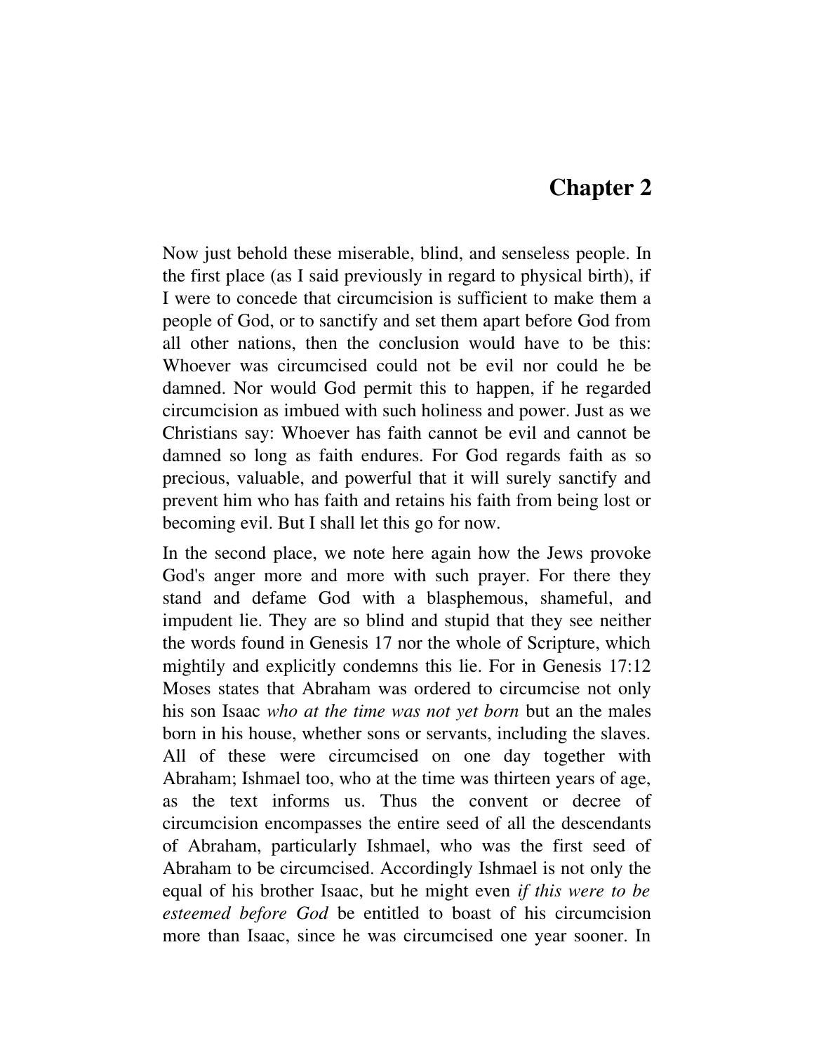# Chapter 2

Now just behold these miserable, blind, and senseless people. In the first place (as I said previously in regard to physical birth), if I were to concede that circumcision is sufficient to make them a people of God, or to sanctify and set them apart before God from all other nations, then the conclusion would have to be this: Whoever was circumcised could not be evil nor could he be damned. Nor would God permit this to happen, if he regarded circumcision as imbued with such holiness and power. Just as we Christians say: Whoever has faith cannot be evil and cannot be damned so long as faith endures. For God regards faith as so precious, valuable, and powerful that it will surely sanctify and prevent him who has faith and retains his faith from being lost or becoming evil. But I shall let this go for now.

In the second place, we note here again how the Jews provoke God's anger more and more with such prayer. For there they stand and defame God with a blasphemous, shameful, and impudent lie. They are so blind and stupid that they see neither the words found in Genesis 17 nor the whole of Scripture, which mightily and explicitly condemns this lie. For in Genesis 17:12 Moses states that Abraham was ordered to circumcise not only his son Isaac *who at the time was not yet born* but an the males born in his house, whether sons or servants, including the slaves. All of these were circumcised on one day together with Abraham; Ishmael too, who at the time was thirteen years of age, as the text informs us. Thus the convent or decree of circumcision encompasses the entire seed of all the descendants of Abraham, particularly Ishmael, who was the first seed of Abraham to be circumcised. Accordingly Ishmael is not only the equal of his brother Isaac, but he might even *if this were to be esteemed before God* be entitled to boast of his circumcision more than Isaac, since he was circumcised one year sooner. In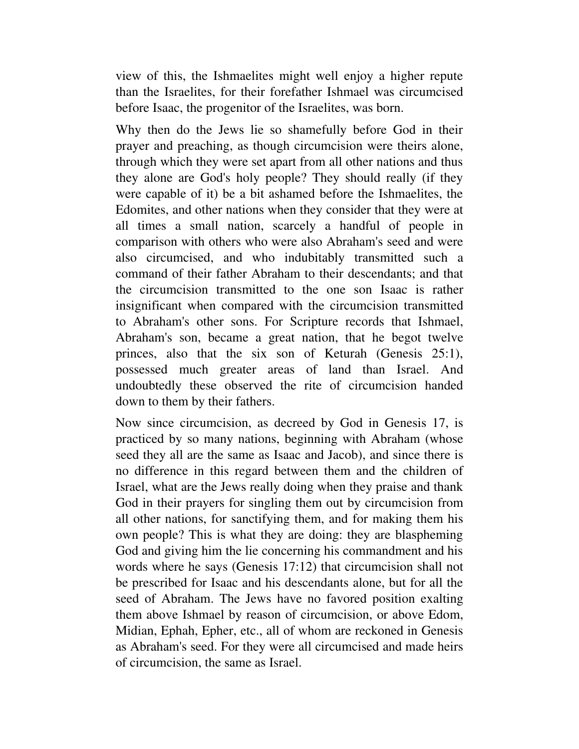view of this, the Ishmaelites might well enjoy a higher repute than the Israelites, for their forefather Ishmael was circumcised before Isaac, the progenitor of the Israelites, was born.

Why then do the Jews lie so shamefully before God in their prayer and preaching, as though circumcision were theirs alone, through which they were set apart from all other nations and thus they alone are God's holy people? They should really (if they were capable of it) be a bit ashamed before the Ishmaelites, the Edomites, and other nations when they consider that they were at all times a small nation, scarcely a handful of people in comparison with others who were also Abraham's seed and were also circumcised, and who indubitably transmitted such a command of their father Abraham to their descendants; and that the circumcision transmitted to the one son Isaac is rather insignificant when compared with the circumcision transmitted to Abraham's other sons. For Scripture records that Ishmael, Abraham's son, became a great nation, that he begot twelve princes, also that the six son of Keturah (Genesis 25:1), possessed much greater areas of land than Israel. And undoubtedly these observed the rite of circumcision handed down to them by their fathers.

Now since circumcision, as decreed by God in Genesis 17, is practiced by so many nations, beginning with Abraham (whose seed they all are the same as Isaac and Jacob), and since there is no difference in this regard between them and the children of Israel, what are the Jews really doing when they praise and thank God in their prayers for singling them out by circumcision from all other nations, for sanctifying them, and for making them his own people? This is what they are doing: they are blaspheming God and giving him the lie concerning his commandment and his words where he says (Genesis 17:12) that circumcision shall not be prescribed for Isaac and his descendants alone, but for all the seed of Abraham. The Jews have no favored position exalting them above Ishmael by reason of circumcision, or above Edom, Midian, Ephah, Epher, etc., all of whom are reckoned in Genesis as Abraham's seed. For they were all circumcised and made heirs of circumcision, the same as Israel.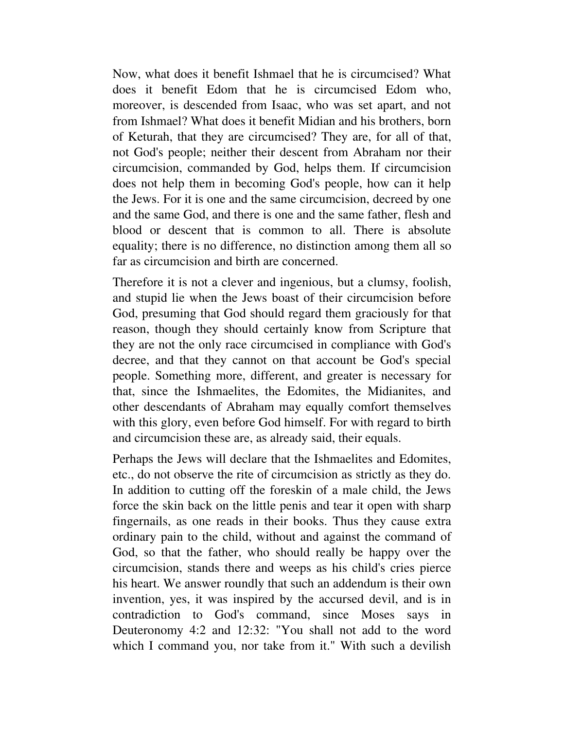Now, what does it benefit Ishmael that he is circumcised? What does it benefit Edom that he is circumcised Edom who, moreover, is descended from Isaac, who was set apart, and not from Ishmael? What does it benefit Midian and his brothers, born of Keturah, that they are circumcised? They are, for all of that, not God's people; neither their descent from Abraham nor their circumcision, commanded by God, helps them. If circumcision does not help them in becoming God's people, how can it help the Jews. For it is one and the same circumcision, decreed by one and the same God, and there is one and the same father, flesh and blood or descent that is common to all. There is absolute equality; there is no difference, no distinction among them all so far as circumcision and birth are concerned.

Therefore it is not a clever and ingenious, but a clumsy, foolish, and stupid lie when the Jews boast of their circumcision before God, presuming that God should regard them graciously for that reason, though they should certainly know from Scripture that they are not the only race circumcised in compliance with God's decree, and that they cannot on that account be God's special people. Something more, different, and greater is necessary for that, since the Ishmaelites, the Edomites, the Midianites, and other descendants of Abraham may equally comfort themselves with this glory, even before God himself. For with regard to birth and circumcision these are, as already said, their equals.

Perhaps the Jews will declare that the Ishmaelites and Edomites, etc., do not observe the rite of circumcision as strictly as they do. In addition to cutting off the foreskin of a male child, the Jews force the skin back on the little penis and tear it open with sharp fingernails, as one reads in their books. Thus they cause extra ordinary pain to the child, without and against the command of God, so that the father, who should really be happy over the circumcision, stands there and weeps as his child's cries pierce his heart. We answer roundly that such an addendum is their own invention, yes, it was inspired by the accursed devil, and is in contradiction to God's command, since Moses says in Deuteronomy 4:2 and 12:32: "You shall not add to the word which I command you, nor take from it." With such a devilish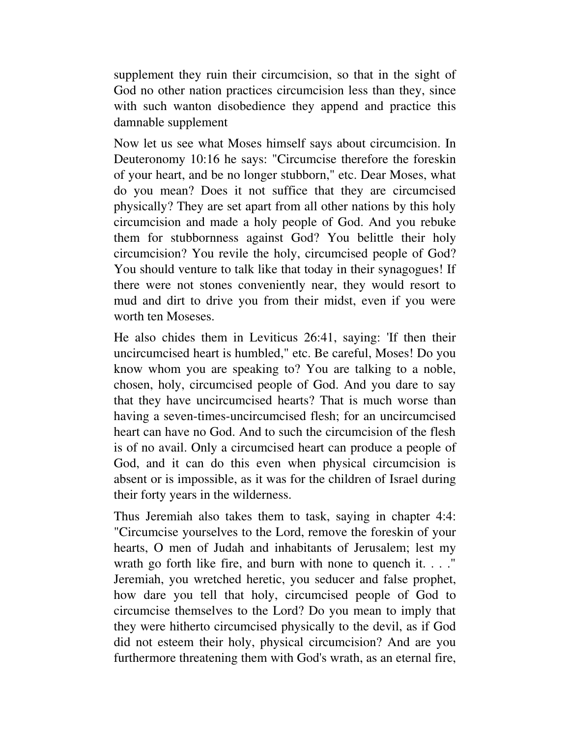supplement they ruin their circumcision, so that in the sight of God no other nation practices circumcision less than they, since with such wanton disobedience they append and practice this damnable supplement

Now let us see what Moses himself says about circumcision. In Deuteronomy 10:16 he says: "Circumcise therefore the foreskin of your heart, and be no longer stubborn," etc. Dear Moses, what do you mean? Does it not suffice that they are circumcised physically? They are set apart from all other nations by this holy circumcision and made a holy people of God. And you rebuke them for stubbornness against God? You belittle their holy circumcision? You revile the holy, circumcised people of God? You should venture to talk like that today in their synagogues! If there were not stones conveniently near, they would resort to mud and dirt to drive you from their midst, even if you were worth ten Moseses.

He also chides them in Leviticus 26:41, saying: 'If then their uncircumcised heart is humbled," etc. Be careful, Moses! Do you know whom you are speaking to? You are talking to a noble, chosen, holy, circumcised people of God. And you dare to say that they have uncircumcised hearts? That is much worse than having a seven-times-uncircumcised flesh; for an uncircumcised heart can have no God. And to such the circumcision of the flesh is of no avail. Only a circumcised heart can produce a people of God, and it can do this even when physical circumcision is absent or is impossible, as it was for the children of Israel during their forty years in the wilderness.

Thus Jeremiah also takes them to task, saying in chapter 4:4: "Circumcise yourselves to the Lord, remove the foreskin of your hearts, O men of Judah and inhabitants of Jerusalem; lest my wrath go forth like fire, and burn with none to quench it. . . ." Jeremiah, you wretched heretic, you seducer and false prophet, how dare you tell that holy, circumcised people of God to circumcise themselves to the Lord? Do you mean to imply that they were hitherto circumcised physically to the devil, as if God did not esteem their holy, physical circumcision? And are you furthermore threatening them with God's wrath, as an eternal fire,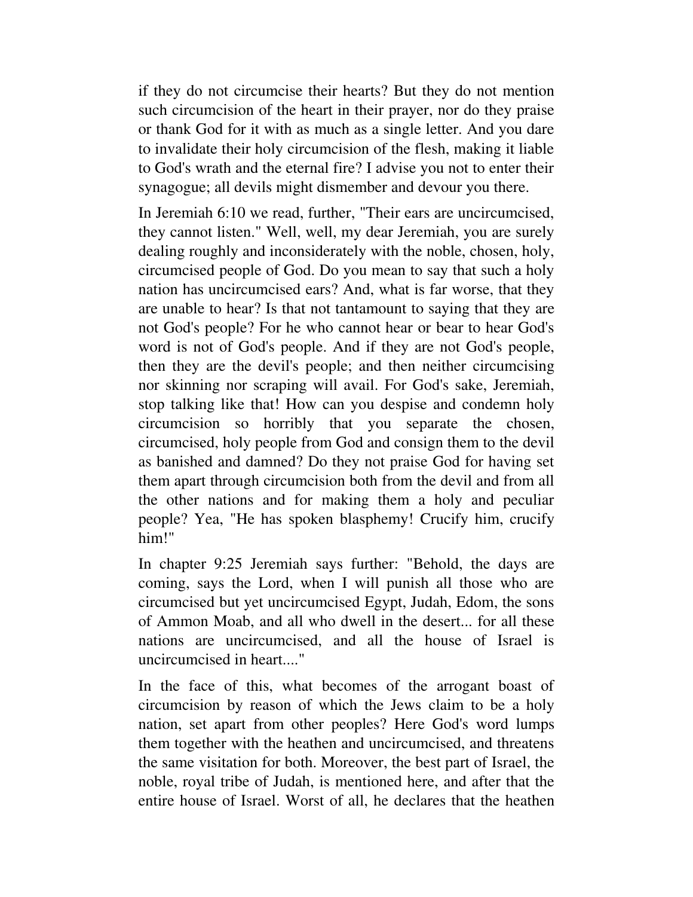if they do not circumcise their hearts? But they do not mention such circumcision of the heart in their prayer, nor do they praise or thank God for it with as much as a single letter. And you dare to invalidate their holy circumcision of the flesh, making it liable to God's wrath and the eternal fire? I advise you not to enter their synagogue; all devils might dismember and devour you there.

In Jeremiah 6:10 we read, further, "Their ears are uncircumcised, they cannot listen." Well, well, my dear Jeremiah, you are surely dealing roughly and inconsiderately with the noble, chosen, holy, circumcised people of God. Do you mean to say that such a holy nation has uncircumcised ears? And, what is far worse, that they are unable to hear? Is that not tantamount to saying that they are not God's people? For he who cannot hear or bear to hear God's word is not of God's people. And if they are not God's people, then they are the devil's people; and then neither circumcising nor skinning nor scraping will avail. For God's sake, Jeremiah, stop talking like that! How can you despise and condemn holy circumcision so horribly that you separate the chosen, circumcised, holy people from God and consign them to the devil as banished and damned? Do they not praise God for having set them apart through circumcision both from the devil and from all the other nations and for making them a holy and peculiar people? Yea, "He has spoken blasphemy! Crucify him, crucify him!"

In chapter 9:25 Jeremiah says further: "Behold, the days are coming, says the Lord, when I will punish all those who are circumcised but yet uncircumcised Egypt, Judah, Edom, the sons of Ammon Moab, and all who dwell in the desert... for all these nations are uncircumcised, and all the house of Israel is uncircumcised in heart...."

In the face of this, what becomes of the arrogant boast of circumcision by reason of which the Jews claim to be a holy nation, set apart from other peoples? Here God's word lumps them together with the heathen and uncircumcised, and threatens the same visitation for both. Moreover, the best part of Israel, the noble, royal tribe of Judah, is mentioned here, and after that the entire house of Israel. Worst of all, he declares that the heathen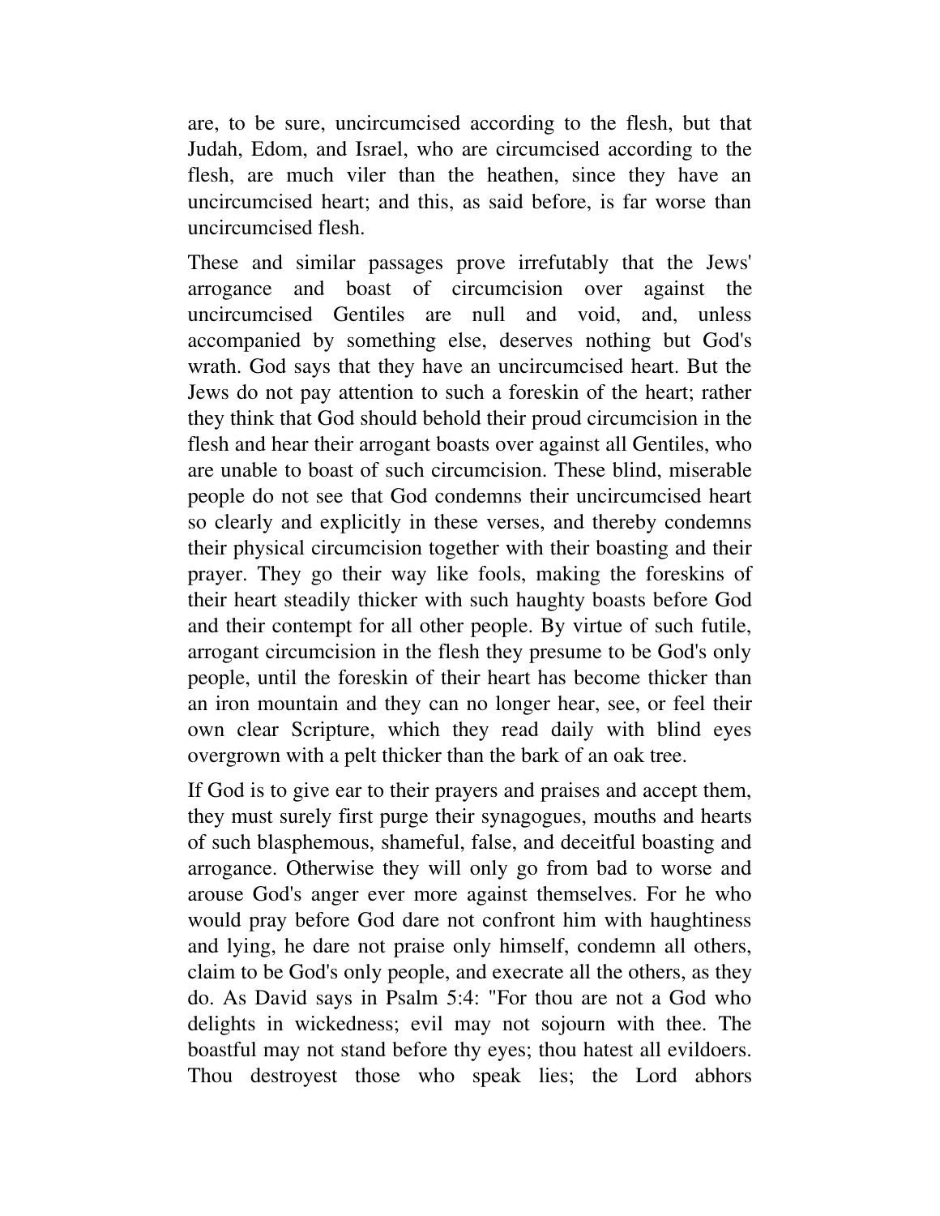are, to be sure, uncircumcised according to the flesh, but that Judah, Edom, and Israel, who are circumcised according to the flesh, are much viler than the heathen, since they have an uncircumcised heart; and this, as said before, is far worse than uncircumcised flesh.

These and similar passages prove irrefutably that the Jews' arrogance and boast of circumcision over against the uncircumcised Gentiles are null and void, and, unless accompanied by something else, deserves nothing but God's wrath. God says that they have an uncircumcised heart. But the Jews do not pay attention to such a foreskin of the heart; rather they think that God should behold their proud circumcision in the flesh and hear their arrogant boasts over against all Gentiles, who are unable to boast of such circumcision. These blind, miserable people do not see that God condemns their uncircumcised heart so clearly and explicitly in these verses, and thereby condemns their physical circumcision together with their boasting and their prayer. They go their way like fools, making the foreskins of their heart steadily thicker with such haughty boasts before God and their contempt for all other people. By virtue of such futile, arrogant circumcision in the flesh they presume to be God's only people, until the foreskin of their heart has become thicker than an iron mountain and they can no longer hear, see, or feel their own clear Scripture, which they read daily with blind eyes overgrown with a pelt thicker than the bark of an oak tree.

If God is to give ear to their prayers and praises and accept them, they must surely first purge their synagogues, mouths and hearts of such blasphemous, shameful, false, and deceitful boasting and arrogance. Otherwise they will only go from bad to worse and arouse God's anger ever more against themselves. For he who would pray before God dare not confront him with haughtiness and lying, he dare not praise only himself, condemn all others, claim to be God's only people, and execrate all the others, as they do. As David says in Psalm 5:4: "For thou are not a God who delights in wickedness; evil may not sojourn with thee. The boastful may not stand before thy eyes; thou hatest all evildoers. Thou destroyest those who speak lies; the Lord abhors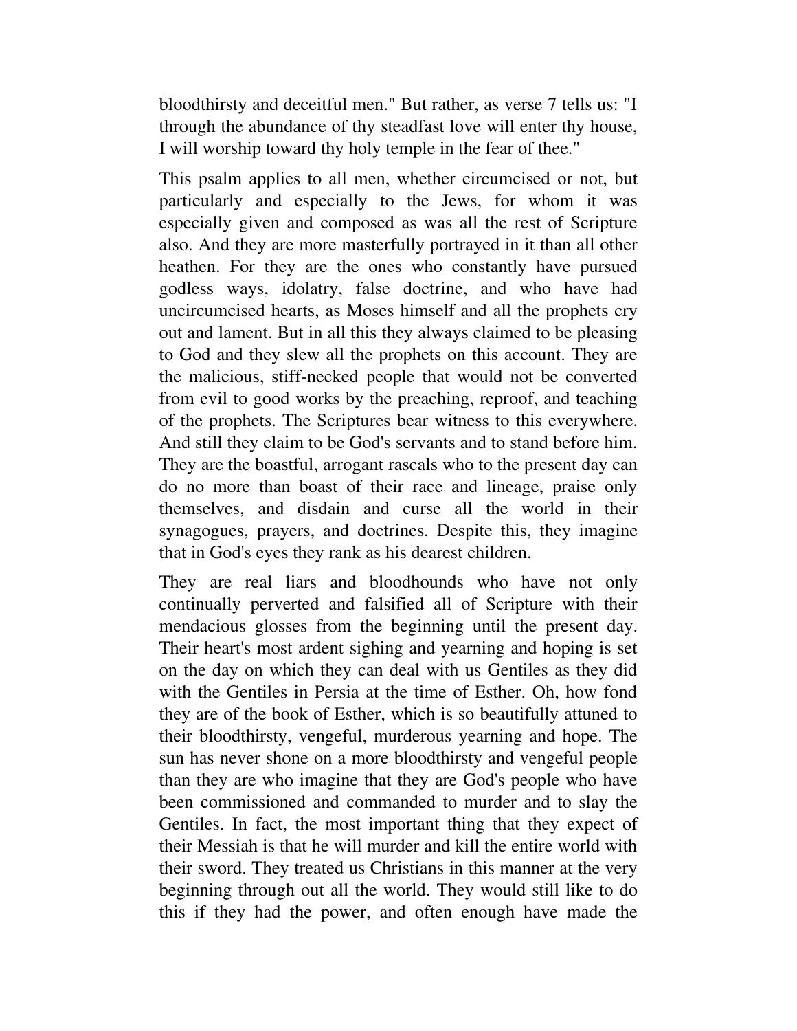bloodthirsty and deceitful men." But rather, as verse 7 tells us: "I through the abundance of thy steadfast love will enter thy house, I will worship toward thy holy temple in the fear of thee."

This psalm applies to all men, whether circumcised or not, but particularly and especially to the Jews, for whom it was especially given and composed as was all the rest of Scripture also. And they are more masterfully portrayed in it than all other heathen. For they are the ones who constantly have pursued godless ways, idolatry, false doctrine, and who have had uncircumcised hearts, as Moses himself and all the prophets cry out and lament. But in all this they always claimed to be pleasing to God and they slew all the prophets on this account. They are the malicious, stiff-necked people that would not be converted from evil to good works by the preaching, reproof, and teaching of the prophets. The Scriptures bear witness to this everywhere. And still they claim to be God's servants and to stand before him. They are the boastful, arrogant rascals who to the present day can do no more than boast of their race and lineage, praise only themselves, and disdain and curse all the world in their synagogues, prayers, and doctrines. Despite this, they imagine that in God's eyes they rank as his dearest children.

They are real liars and bloodhounds who have not only continually perverted and falsified all of Scripture with their mendacious glosses from the beginning until the present day. Their heart's most ardent sighing and yearning and hoping is set on the day on which they can deal with us Gentiles as they did with the Gentiles in Persia at the time of Esther. Oh, how fond they are of the book of Esther, which is so beautifully attuned to their bloodthirsty, vengeful, murderous yearning and hope. The sun has never shone on a more bloodthirsty and vengeful people than they are who imagine that they are God's people who have been commissioned and commanded to murder and to slay the Gentiles. In fact, the most important thing that they expect of their Messiah is that he will murder and kill the entire world with their sword. They treated us Christians in this manner at the very beginning through out all the world. They would still like to do this if they had the power, and often enough have made the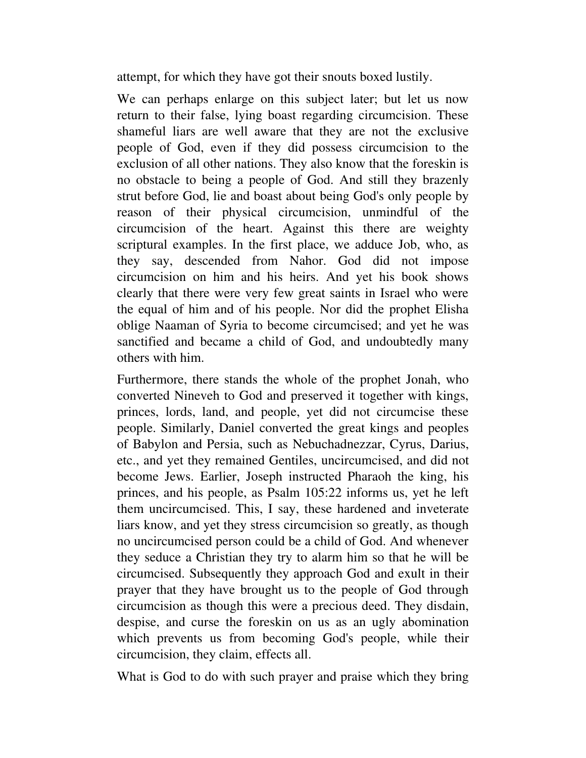attempt, for which they have got their snouts boxed lustily.

We can perhaps enlarge on this subject later; but let us now return to their false, lying boast regarding circumcision. These shameful liars are well aware that they are not the exclusive people of God, even if they did possess circumcision to the exclusion of all other nations. They also know that the foreskin is no obstacle to being a people of God. And still they brazenly strut before God, lie and boast about being God's only people by reason of their physical circumcision, unmindful of the circumcision of the heart. Against this there are weighty scriptural examples. In the first place, we adduce Job, who, as they say, descended from Nahor. God did not impose circumcision on him and his heirs. And yet his book shows clearly that there were very few great saints in Israel who were the equal of him and of his people. Nor did the prophet Elisha oblige Naaman of Syria to become circumcised; and yet he was sanctified and became a child of God, and undoubtedly many others with him.

Furthermore, there stands the whole of the prophet Jonah, who converted Nineveh to God and preserved it together with kings, princes, lords, land, and people, yet did not circumcise these people. Similarly, Daniel converted the great kings and peoples of Babylon and Persia, such as Nebuchadnezzar, Cyrus, Darius, etc., and yet they remained Gentiles, uncircumcised, and did not become Jews. Earlier, Joseph instructed Pharaoh the king, his princes, and his people, as Psalm 105:22 informs us, yet he left them uncircumcised. This, I say, these hardened and inveterate liars know, and yet they stress circumcision so greatly, as though no uncircumcised person could be a child of God. And whenever they seduce a Christian they try to alarm him so that he will be circumcised. Subsequently they approach God and exult in their prayer that they have brought us to the people of God through circumcision as though this were a precious deed. They disdain, despise, and curse the foreskin on us as an ugly abomination which prevents us from becoming God's people, while their circumcision, they claim, effects all.

What is God to do with such prayer and praise which they bring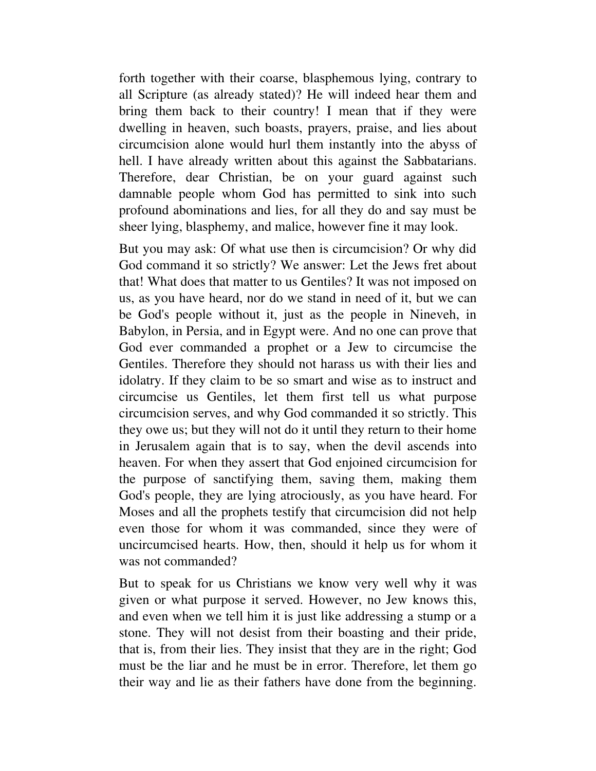forth together with their coarse, blasphemous lying, contrary to all Scripture (as already stated)? He will indeed hear them and bring them back to their country! I mean that if they were dwelling in heaven, such boasts, prayers, praise, and lies about circumcision alone would hurl them instantly into the abyss of hell. I have already written about this against the Sabbatarians. Therefore, dear Christian, be on your guard against such damnable people whom God has permitted to sink into such profound abominations and lies, for all they do and say must be sheer lying, blasphemy, and malice, however fine it may look.

But you may ask: Of what use then is circumcision? Or why did God command it so strictly? We answer: Let the Jews fret about that! What does that matter to us Gentiles? It was not imposed on us, as you have heard, nor do we stand in need of it, but we can be God's people without it, just as the people in Nineveh, in Babylon, in Persia, and in Egypt were. And no one can prove that God ever commanded a prophet or a Jew to circumcise the Gentiles. Therefore they should not harass us with their lies and idolatry. If they claim to be so smart and wise as to instruct and circumcise us Gentiles, let them first tell us what purpose circumcision serves, and why God commanded it so strictly. This they owe us; but they will not do it until they return to their home in Jerusalem again that is to say, when the devil ascends into heaven. For when they assert that God enjoined circumcision for the purpose of sanctifying them, saving them, making them God's people, they are lying atrociously, as you have heard. For Moses and all the prophets testify that circumcision did not help even those for whom it was commanded, since they were of uncircumcised hearts. How, then, should it help us for whom it was not commanded?

But to speak for us Christians we know very well why it was given or what purpose it served. However, no Jew knows this, and even when we tell him it is just like addressing a stump or a stone. They will not desist from their boasting and their pride, that is, from their lies. They insist that they are in the right; God must be the liar and he must be in error. Therefore, let them go their way and lie as their fathers have done from the beginning.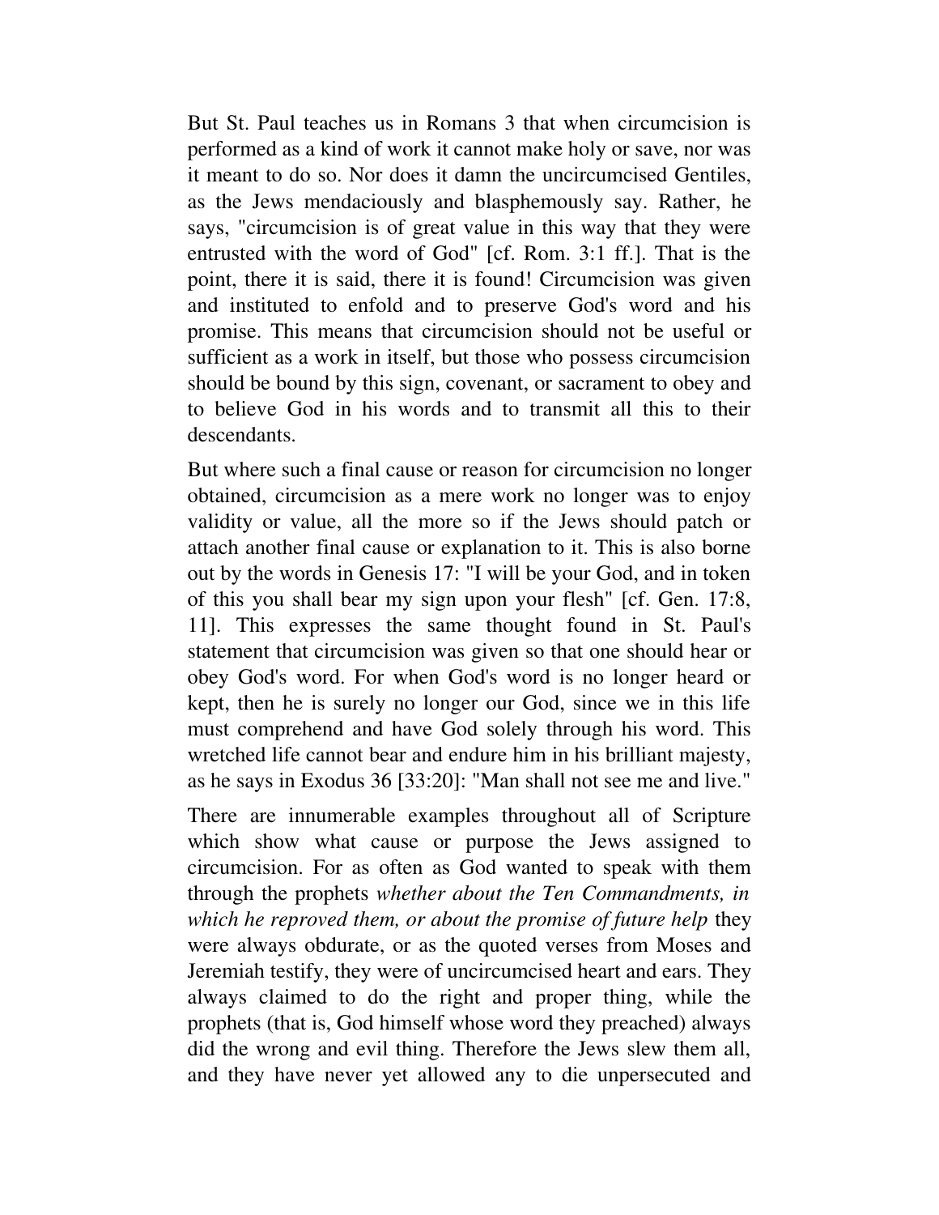But St. Paul teaches us in Romans 3 that when circumcision is performed as a kind of work it cannot make holy or save, nor was it meant to do so. Nor does it damn the uncircumcised Gentiles, as the Jews mendaciously and blasphemously say. Rather, he says, "circumcision is of great value in this way that they were entrusted with the word of God" [cf. Rom. 3:1 ff.]. That is the point, there it is said, there it is found! Circumcision was given and instituted to enfold and to preserve God's word and his promise. This means that circumcision should not be useful or sufficient as a work in itself, but those who possess circumcision should be bound by this sign, covenant, or sacrament to obey and to believe God in his words and to transmit all this to their descendants.

But where such a final cause or reason for circumcision no longer obtained, circumcision as a mere work no longer was to enjoy validity or value, all the more so if the Jews should patch or attach another final cause or explanation to it. This is also borne out by the words in Genesis 17: "I will be your God, and in token of this you shall bear my sign upon your flesh" [cf. Gen. 17:8, 11]. This expresses the same thought found in St. Paul's statement that circumcision was given so that one should hear or obey God's word. For when God's word is no longer heard or kept, then he is surely no longer our God, since we in this life must comprehend and have God solely through his word. This wretched life cannot bear and endure him in his brilliant majesty, as he says in Exodus 36 [33:20]: "Man shall not see me and live."

There are innumerable examples throughout all of Scripture which show what cause or purpose the Jews assigned to circumcision. For as often as God wanted to speak with them through the prophets *whether about the Ten Commandments, in which he reproved them, or about the promise of future help* they were always obdurate, or as the quoted verses from Moses and Jeremiah testify, they were of uncircumcised heart and ears. They always claimed to do the right and proper thing, while the prophets (that is, God himself whose word they preached) always did the wrong and evil thing. Therefore the Jews slew them all, and they have never yet allowed any to die unpersecuted and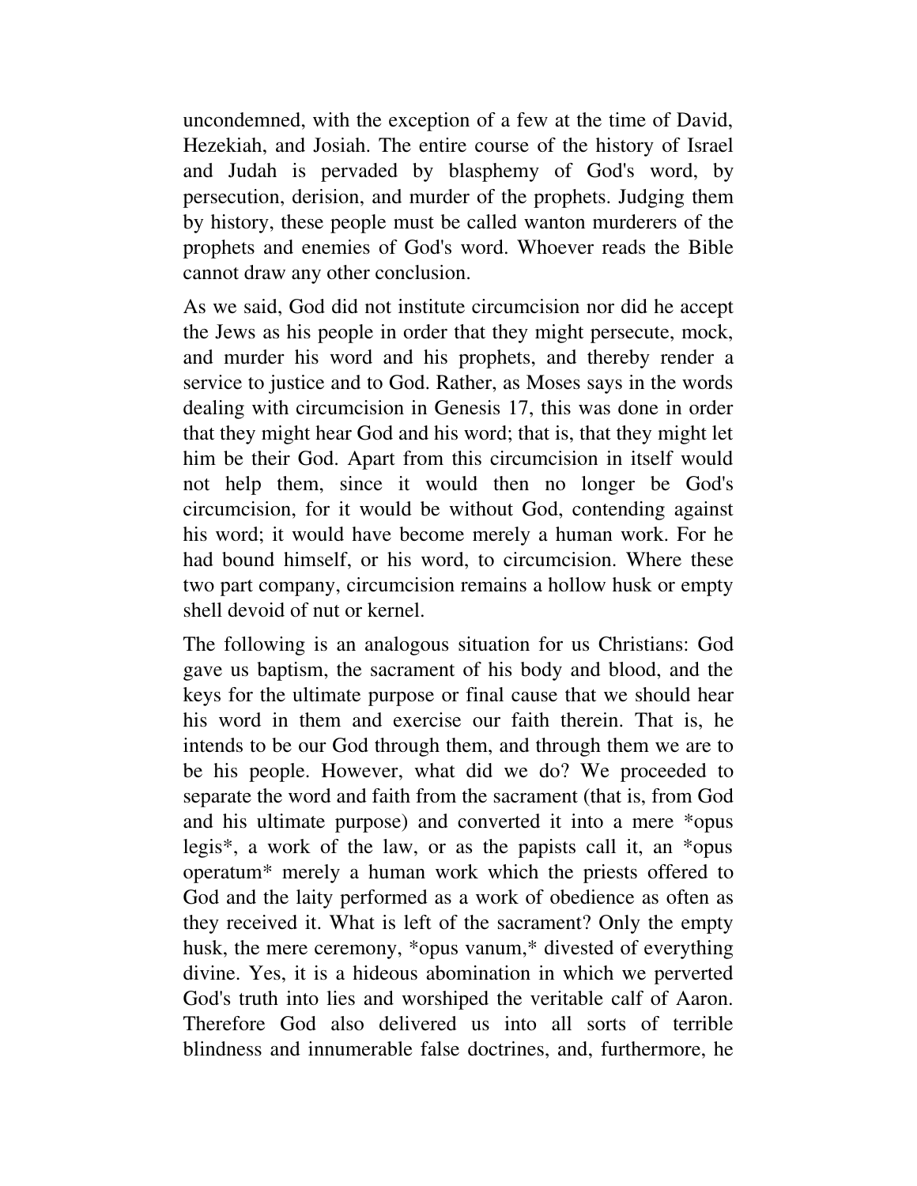uncondemned, with the exception of a few at the time of David, Hezekiah, and Josiah. The entire course of the history of Israel and Judah is pervaded by blasphemy of God's word, by persecution, derision, and murder of the prophets. Judging them by history, these people must be called wanton murderers of the prophets and enemies of God's word. Whoever reads the Bible cannot draw any other conclusion.

As we said, God did not institute circumcision nor did he accept the Jews as his people in order that they might persecute, mock, and murder his word and his prophets, and thereby render a service to justice and to God. Rather, as Moses says in the words dealing with circumcision in Genesis 17, this was done in order that they might hear God and his word; that is, that they might let him be their God. Apart from this circumcision in itself would not help them, since it would then no longer be God's circumcision, for it would be without God, contending against his word; it would have become merely a human work. For he had bound himself, or his word, to circumcision. Where these two part company, circumcision remains a hollow husk or empty shell devoid of nut or kernel.

The following is an analogous situation for us Christians: God gave us baptism, the sacrament of his body and blood, and the keys for the ultimate purpose or final cause that we should hear his word in them and exercise our faith therein. That is, he intends to be our God through them, and through them we are to be his people. However, what did we do? We proceeded to separate the word and faith from the sacrament (that is, from God and his ultimate purpose) and converted it into a mere *opus legis*, a work of the law, or as the papists call it, an *opus operatum* merely a human work which the priests offered to God and the laity performed as a work of obedience as often as they received it. What is left of the sacrament? Only the empty husk, the mere ceremony, *opus vanum,* divested of everything divine. Yes, it is a hideous abomination in which we perverted God's truth into lies and worshiped the veritable calf of Aaron. Therefore God also delivered us into all sorts of terrible blindness and innumerable false doctrines, and, furthermore, he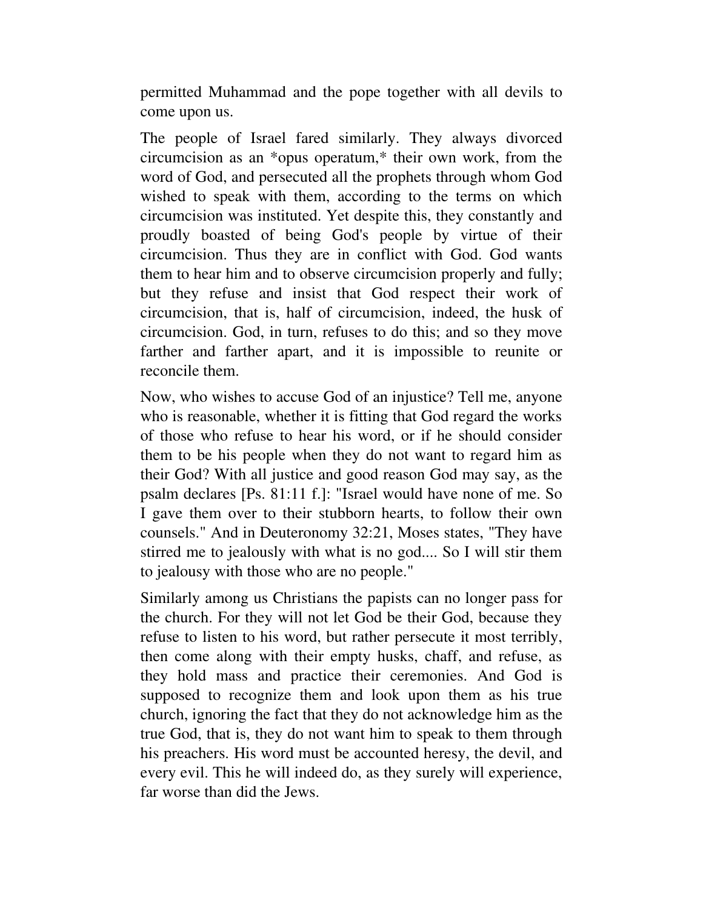permitted Muhammad and the pope together with all devils to come upon us.

The people of Israel fared similarly. They always divorced circumcision as an *opus operatum,* their own work, from the word of God, and persecuted all the prophets through whom God wished to speak with them, according to the terms on which circumcision was instituted. Yet despite this, they constantly and proudly boasted of being God's people by virtue of their circumcision. Thus they are in conflict with God. God wants them to hear him and to observe circumcision properly and fully; but they refuse and insist that God respect their work of circumcision, that is, half of circumcision, indeed, the husk of circumcision. God, in turn, refuses to do this; and so they move farther and farther apart, and it is impossible to reunite or reconcile them.

Now, who wishes to accuse God of an injustice? Tell me, anyone who is reasonable, whether it is fitting that God regard the works of those who refuse to hear his word, or if he should consider them to be his people when they do not want to regard him as their God? With all justice and good reason God may say, as the psalm declares [Ps. 81:11 f.]: "Israel would have none of me. So I gave them over to their stubborn hearts, to follow their own counsels." And in Deuteronomy 32:21, Moses states, "They have stirred me to jealously with what is no god.... So I will stir them to jealousy with those who are no people."

Similarly among us Christians the papists can no longer pass for the church. For they will not let God be their God, because they refuse to listen to his word, but rather persecute it most terribly, then come along with their empty husks, chaff, and refuse, as they hold mass and practice their ceremonies. And God is supposed to recognize them and look upon them as his true church, ignoring the fact that they do not acknowledge him as the true God, that is, they do not want him to speak to them through his preachers. His word must be accounted heresy, the devil, and every evil. This he will indeed do, as they surely will experience, far worse than did the Jews.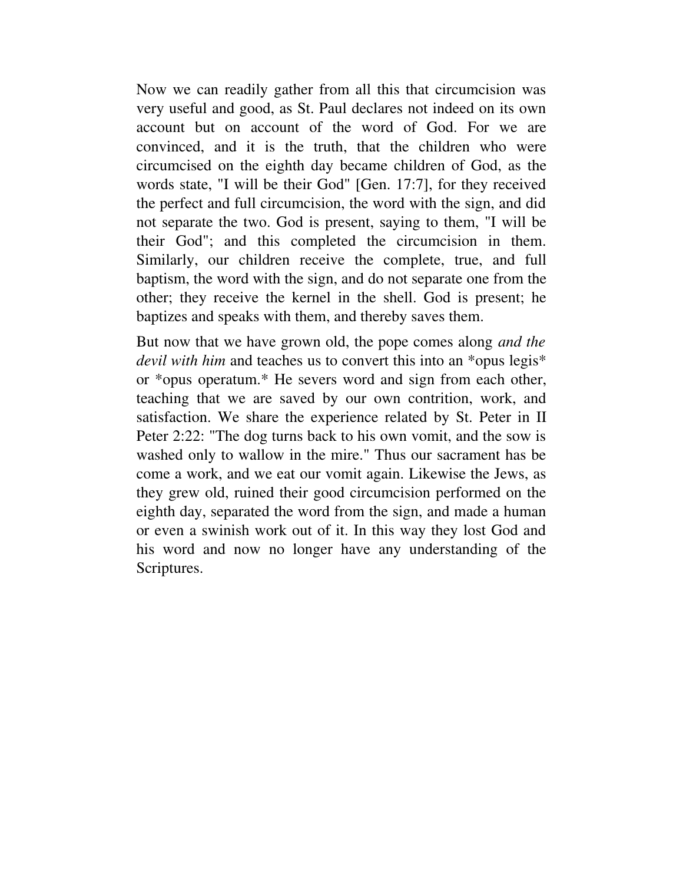Now we can readily gather from all this that circumcision was very useful and good, as St. Paul declares not indeed on its own account but on account of the word of God. For we are convinced, and it is the truth, that the children who were circumcised on the eighth day became children of God, as the words state, "I will be their God" [Gen. 17:7], for they received the perfect and full circumcision, the word with the sign, and did not separate the two. God is present, saying to them, "I will be their God"; and this completed the circumcision in them. Similarly, our children receive the complete, true, and full baptism, the word with the sign, and do not separate one from the other; they receive the kernel in the shell. God is present; he baptizes and speaks with them, and thereby saves them.

But now that we have grown old, the pope comes along *and the devil with him* and teaches us to convert this into an *opus legis* or *opus operatum.* He severs word and sign from each other, teaching that we are saved by our own contrition, work, and satisfaction. We share the experience related by St. Peter in II Peter 2:22: "The dog turns back to his own vomit, and the sow is washed only to wallow in the mire." Thus our sacrament has be come a work, and we eat our vomit again. Likewise the Jews, as they grew old, ruined their good circumcision performed on the eighth day, separated the word from the sign, and made a human or even a swinish work out of it. In this way they lost God and his word and now no longer have any understanding of the Scriptures.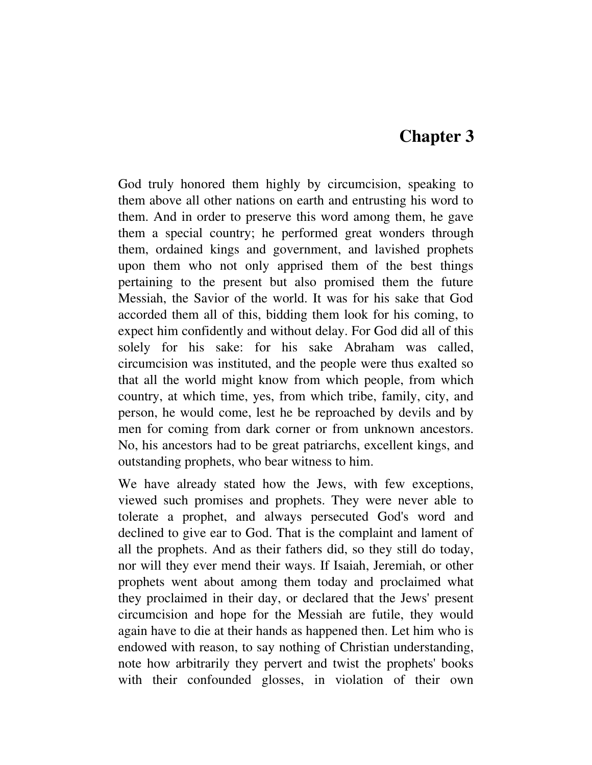# Chapter 3

God truly honored them highly by circumcision, speaking to them above all other nations on earth and entrusting his word to them. And in order to preserve this word among them, he gave them a special country; he performed great wonders through them, ordained kings and government, and lavished prophets upon them who not only apprised them of the best things pertaining to the present but also promised them the future Messiah, the Savior of the world. It was for his sake that God accorded them all of this, bidding them look for his coming, to expect him confidently and without delay. For God did all of this solely for his sake: for his sake Abraham was called, circumcision was instituted, and the people were thus exalted so that all the world might know from which people, from which country, at which time, yes, from which tribe, family, city, and person, he would come, lest he be reproached by devils and by men for coming from dark corner or from unknown ancestors. No, his ancestors had to be great patriarchs, excellent kings, and outstanding prophets, who bear witness to him.

We have already stated how the Jews, with few exceptions, viewed such promises and prophets. They were never able to tolerate a prophet, and always persecuted God's word and declined to give ear to God. That is the complaint and lament of all the prophets. And as their fathers did, so they still do today, nor will they ever mend their ways. If Isaiah, Jeremiah, or other prophets went about among them today and proclaimed what they proclaimed in their day, or declared that the Jews' present circumcision and hope for the Messiah are futile, they would again have to die at their hands as happened then. Let him who is endowed with reason, to say nothing of Christian understanding, note how arbitrarily they pervert and twist the prophets' books with their confounded glosses, in violation of their own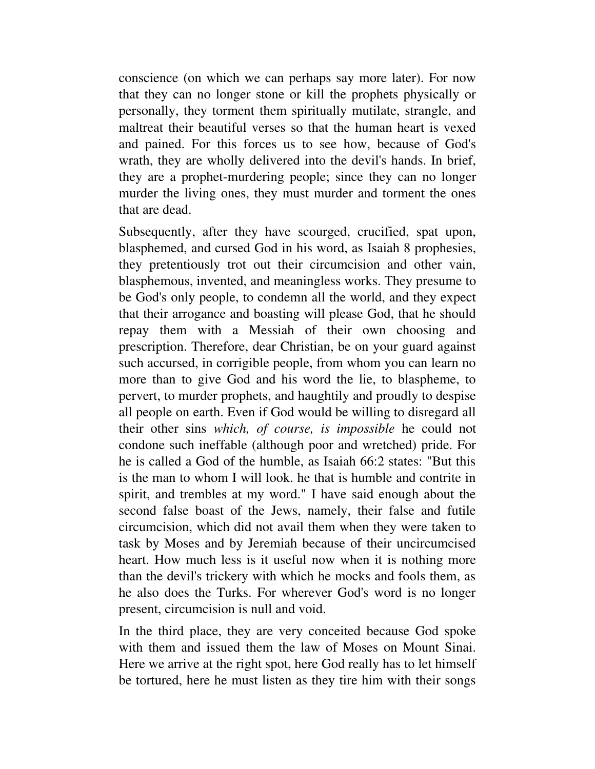conscience (on which we can perhaps say more later). For now that they can no longer stone or kill the prophets physically or personally, they torment them spiritually mutilate, strangle, and maltreat their beautiful verses so that the human heart is vexed and pained. For this forces us to see how, because of God's wrath, they are wholly delivered into the devil's hands. In brief, they are a prophet-murdering people; since they can no longer murder the living ones, they must murder and torment the ones that are dead.

Subsequently, after they have scourged, crucified, spat upon, blasphemed, and cursed God in his word, as Isaiah 8 prophesies, they pretentiously trot out their circumcision and other vain, blasphemous, invented, and meaningless works. They presume to be God's only people, to condemn all the world, and they expect that their arrogance and boasting will please God, that he should repay them with a Messiah of their own choosing and prescription. Therefore, dear Christian, be on your guard against such accursed, in corrigible people, from whom you can learn no more than to give God and his word the lie, to blaspheme, to pervert, to murder prophets, and haughtily and proudly to despise all people on earth. Even if God would be willing to disregard all their other sins *which, of course, is impossible* he could not condone such ineffable (although poor and wretched) pride. For he is called a God of the humble, as Isaiah 66:2 states: "But this is the man to whom I will look. he that is humble and contrite in spirit, and trembles at my word." I have said enough about the second false boast of the Jews, namely, their false and futile circumcision, which did not avail them when they were taken to task by Moses and by Jeremiah because of their uncircumcised heart. How much less is it useful now when it is nothing more than the devil's trickery with which he mocks and fools them, as he also does the Turks. For wherever God's word is no longer present, circumcision is null and void.

In the third place, they are very conceited because God spoke with them and issued them the law of Moses on Mount Sinai. Here we arrive at the right spot, here God really has to let himself be tortured, here he must listen as they tire him with their songs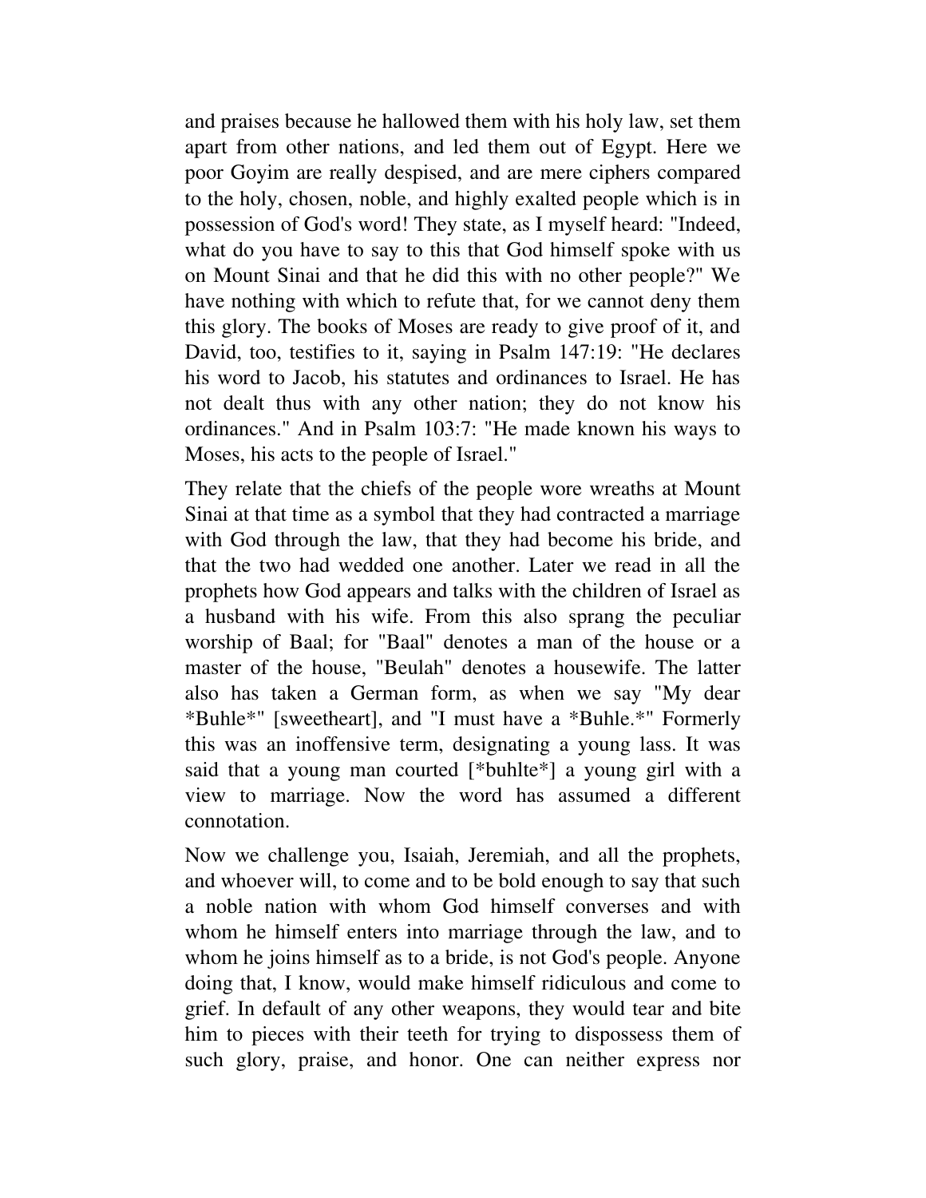and praises because he hallowed them with his holy law, set them apart from other nations, and led them out of Egypt. Here we poor Goyim are really despised, and are mere ciphers compared to the holy, chosen, noble, and highly exalted people which is in possession of God's word! They state, as I myself heard: "Indeed, what do you have to say to this that God himself spoke with us on Mount Sinai and that he did this with no other people?" We have nothing with which to refute that, for we cannot deny them this glory. The books of Moses are ready to give proof of it, and David, too, testifies to it, saying in Psalm 147:19: "He declares his word to Jacob, his statutes and ordinances to Israel. He has not dealt thus with any other nation; they do not know his ordinances." And in Psalm 103:7: "He made known his ways to Moses, his acts to the people of Israel."

They relate that the chiefs of the people wore wreaths at Mount Sinai at that time as a symbol that they had contracted a marriage with God through the law, that they had become his bride, and that the two had wedded one another. Later we read in all the prophets how God appears and talks with the children of Israel as a husband with his wife. From this also sprang the peculiar worship of Baal; for "Baal" denotes a man of the house or a master of the house, "Beulah" denotes a housewife. The latter also has taken a German form, as when we say "My dear *Buhle*" [sweetheart], and "I must have a *Buhle.*" Formerly this was an inoffensive term, designating a young lass. It was said that a young man courted [*buhlte*] a young girl with a view to marriage. Now the word has assumed a different connotation.

Now we challenge you, Isaiah, Jeremiah, and all the prophets, and whoever will, to come and to be bold enough to say that such a noble nation with whom God himself converses and with whom he himself enters into marriage through the law, and to whom he joins himself as to a bride, is not God's people. Anyone doing that, I know, would make himself ridiculous and come to grief. In default of any other weapons, they would tear and bite him to pieces with their teeth for trying to dispossess them of such glory, praise, and honor. One can neither express nor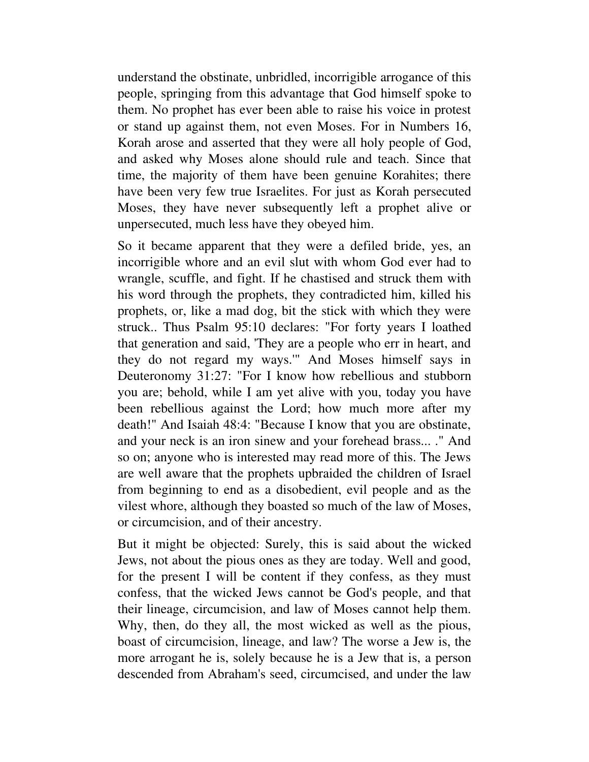understand the obstinate, unbridled, incorrigible arrogance of this people, springing from this advantage that God himself spoke to them. No prophet has ever been able to raise his voice in protest or stand up against them, not even Moses. For in Numbers 16, Korah arose and asserted that they were all holy people of God, and asked why Moses alone should rule and teach. Since that time, the majority of them have been genuine Korahites; there have been very few true Israelites. For just as Korah persecuted Moses, they have never subsequently left a prophet alive or unpersecuted, much less have they obeyed him.

So it became apparent that they were a defiled bride, yes, an incorrigible whore and an evil slut with whom God ever had to wrangle, scuffle, and fight. If he chastised and struck them with his word through the prophets, they contradicted him, killed his prophets, or, like a mad dog, bit the stick with which they were struck.. Thus Psalm 95:10 declares: "For forty years I loathed that generation and said, 'They are a people who err in heart, and they do not regard my ways.'" And Moses himself says in Deuteronomy 31:27: "For I know how rebellious and stubborn you are; behold, while I am yet alive with you, today you have been rebellious against the Lord; how much more after my death!" And Isaiah 48:4: "Because I know that you are obstinate, and your neck is an iron sinew and your forehead brass... ." And so on; anyone who is interested may read more of this. The Jews are well aware that the prophets upbraided the children of Israel from beginning to end as a disobedient, evil people and as the vilest whore, although they boasted so much of the law of Moses, or circumcision, and of their ancestry.

But it might be objected: Surely, this is said about the wicked Jews, not about the pious ones as they are today. Well and good, for the present I will be content if they confess, as they must confess, that the wicked Jews cannot be God's people, and that their lineage, circumcision, and law of Moses cannot help them. Why, then, do they all, the most wicked as well as the pious, boast of circumcision, lineage, and law? The worse a Jew is, the more arrogant he is, solely because he is a Jew that is, a person descended from Abraham's seed, circumcised, and under the law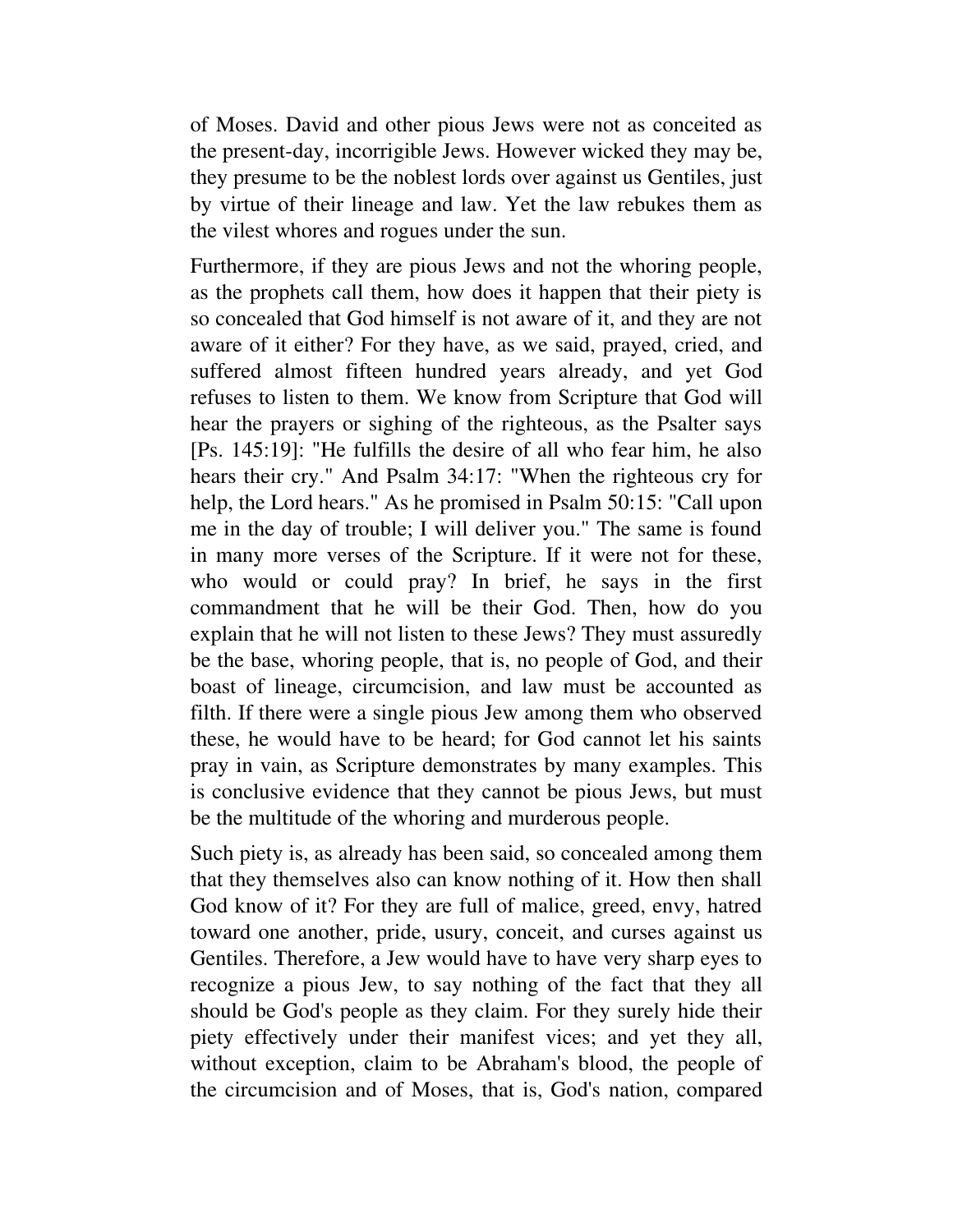of Moses. David and other pious Jews were not as conceited as the present-day, incorrigible Jews. However wicked they may be, they presume to be the noblest lords over against us Gentiles, just by virtue of their lineage and law. Yet the law rebukes them as the vilest whores and rogues under the sun.

Furthermore, if they are pious Jews and not the whoring people, as the prophets call them, how does it happen that their piety is so concealed that God himself is not aware of it, and they are not aware of it either? For they have, as we said, prayed, cried, and suffered almost fifteen hundred years already, and yet God refuses to listen to them. We know from Scripture that God will hear the prayers or sighing of the righteous, as the Psalter says [Ps. 145:19]: "He fulfills the desire of all who fear him, he also hears their cry." And Psalm 34:17: "When the righteous cry for help, the Lord hears." As he promised in Psalm 50:15: "Call upon me in the day of trouble; I will deliver you." The same is found in many more verses of the Scripture. If it were not for these, who would or could pray? In brief, he says in the first commandment that he will be their God. Then, how do you explain that he will not listen to these Jews? They must assuredly be the base, whoring people, that is, no people of God, and their boast of lineage, circumcision, and law must be accounted as filth. If there were a single pious Jew among them who observed these, he would have to be heard; for God cannot let his saints pray in vain, as Scripture demonstrates by many examples. This is conclusive evidence that they cannot be pious Jews, but must be the multitude of the whoring and murderous people.

Such piety is, as already has been said, so concealed among them that they themselves also can know nothing of it. How then shall God know of it? For they are full of malice, greed, envy, hatred toward one another, pride, usury, conceit, and curses against us Gentiles. Therefore, a Jew would have to have very sharp eyes to recognize a pious Jew, to say nothing of the fact that they all should be God's people as they claim. For they surely hide their piety effectively under their manifest vices; and yet they all, without exception, claim to be Abraham's blood, the people of the circumcision and of Moses, that is, God's nation, compared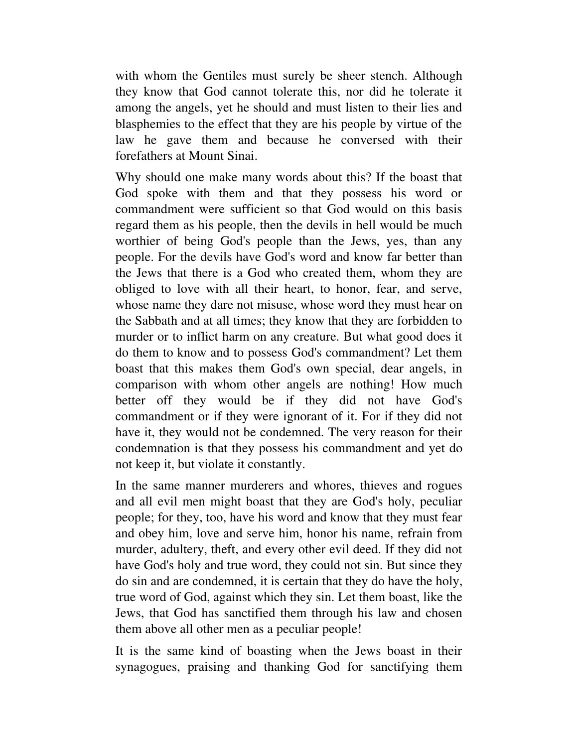with whom the Gentiles must surely be sheer stench. Although they know that God cannot tolerate this, nor did he tolerate it among the angels, yet he should and must listen to their lies and blasphemies to the effect that they are his people by virtue of the law he gave them and because he conversed with their forefathers at Mount Sinai.

Why should one make many words about this? If the boast that God spoke with them and that they possess his word or commandment were sufficient so that God would on this basis regard them as his people, then the devils in hell would be much worthier of being God's people than the Jews, yes, than any people. For the devils have God's word and know far better than the Jews that there is a God who created them, whom they are obliged to love with all their heart, to honor, fear, and serve, whose name they dare not misuse, whose word they must hear on the Sabbath and at all times; they know that they are forbidden to murder or to inflict harm on any creature. But what good does it do them to know and to possess God's commandment? Let them boast that this makes them God's own special, dear angels, in comparison with whom other angels are nothing! How much better off they would be if they did not have God's commandment or if they were ignorant of it. For if they did not have it, they would not be condemned. The very reason for their condemnation is that they possess his commandment and yet do not keep it, but violate it constantly.

In the same manner murderers and whores, thieves and rogues and all evil men might boast that they are God's holy, peculiar people; for they, too, have his word and know that they must fear and obey him, love and serve him, honor his name, refrain from murder, adultery, theft, and every other evil deed. If they did not have God's holy and true word, they could not sin. But since they do sin and are condemned, it is certain that they do have the holy, true word of God, against which they sin. Let them boast, like the Jews, that God has sanctified them through his law and chosen them above all other men as a peculiar people!

It is the same kind of boasting when the Jews boast in their synagogues, praising and thanking God for sanctifying them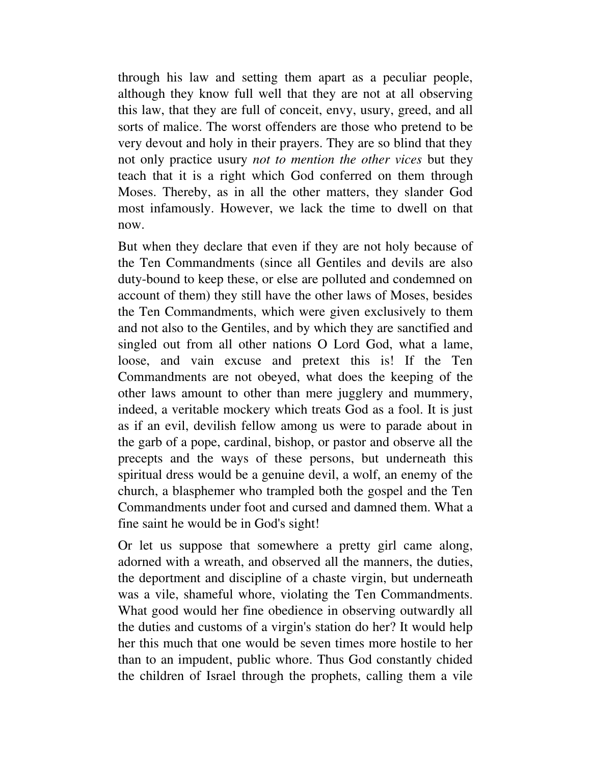through his law and setting them apart as a peculiar people, although they know full well that they are not at all observing this law, that they are full of conceit, envy, usury, greed, and all sorts of malice. The worst offenders are those who pretend to be very devout and holy in their prayers. They are so blind that they not only practice usury *not to mention the other vices* but they teach that it is a right which God conferred on them through Moses. Thereby, as in all the other matters, they slander God most infamously. However, we lack the time to dwell on that now.

But when they declare that even if they are not holy because of the Ten Commandments (since all Gentiles and devils are also duty-bound to keep these, or else are polluted and condemned on account of them) they still have the other laws of Moses, besides the Ten Commandments, which were given exclusively to them and not also to the Gentiles, and by which they are sanctified and singled out from all other nations O Lord God, what a lame, loose, and vain excuse and pretext this is! If the Ten Commandments are not obeyed, what does the keeping of the other laws amount to other than mere jugglery and mummery, indeed, a veritable mockery which treats God as a fool. It is just as if an evil, devilish fellow among us were to parade about in the garb of a pope, cardinal, bishop, or pastor and observe all the precepts and the ways of these persons, but underneath this spiritual dress would be a genuine devil, a wolf, an enemy of the church, a blasphemer who trampled both the gospel and the Ten Commandments under foot and cursed and damned them. What a fine saint he would be in God's sight!

Or let us suppose that somewhere a pretty girl came along, adorned with a wreath, and observed all the manners, the duties, the deportment and discipline of a chaste virgin, but underneath was a vile, shameful whore, violating the Ten Commandments. What good would her fine obedience in observing outwardly all the duties and customs of a virgin's station do her? It would help her this much that one would be seven times more hostile to her than to an impudent, public whore. Thus God constantly chided the children of Israel through the prophets, calling them a vile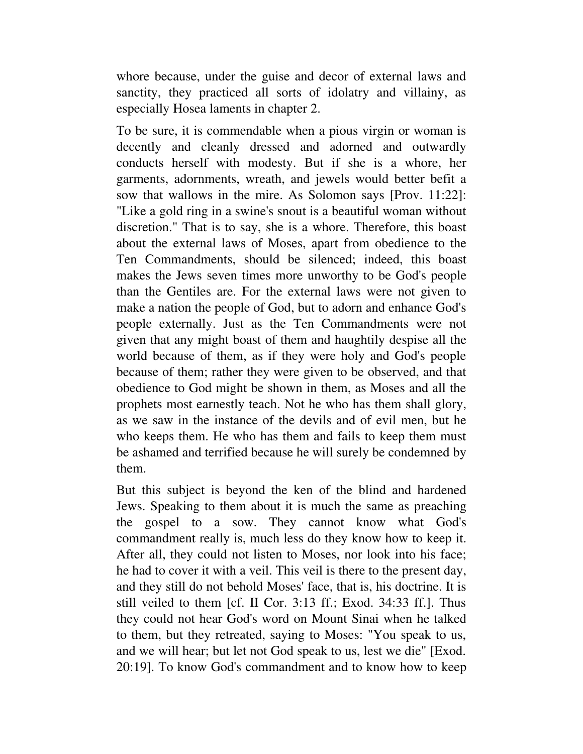whore because, under the guise and decor of external laws and sanctity, they practiced all sorts of idolatry and villainy, as especially Hosea laments in chapter 2.

To be sure, it is commendable when a pious virgin or woman is decently and cleanly dressed and adorned and outwardly conducts herself with modesty. But if she is a whore, her garments, adornments, wreath, and jewels would better befit a sow that wallows in the mire. As Solomon says [Prov. 11:22]: "Like a gold ring in a swine's snout is a beautiful woman without discretion." That is to say, she is a whore. Therefore, this boast about the external laws of Moses, apart from obedience to the Ten Commandments, should be silenced; indeed, this boast makes the Jews seven times more unworthy to be God's people than the Gentiles are. For the external laws were not given to make a nation the people of God, but to adorn and enhance God's people externally. Just as the Ten Commandments were not given that any might boast of them and haughtily despise all the world because of them, as if they were holy and God's people because of them; rather they were given to be observed, and that obedience to God might be shown in them, as Moses and all the prophets most earnestly teach. Not he who has them shall glory, as we saw in the instance of the devils and of evil men, but he who keeps them. He who has them and fails to keep them must be ashamed and terrified because he will surely be condemned by them.

But this subject is beyond the ken of the blind and hardened Jews. Speaking to them about it is much the same as preaching the gospel to a sow. They cannot know what God's commandment really is, much less do they know how to keep it. After all, they could not listen to Moses, nor look into his face; he had to cover it with a veil. This veil is there to the present day, and they still do not behold Moses' face, that is, his doctrine. It is still veiled to them [cf. II Cor. 3:13 ff.; Exod. 34:33 ff.]. Thus they could not hear God's word on Mount Sinai when he talked to them, but they retreated, saying to Moses: "You speak to us, and we will hear; but let not God speak to us, lest we die" [Exod. 20:19]. To know God's commandment and to know how to keep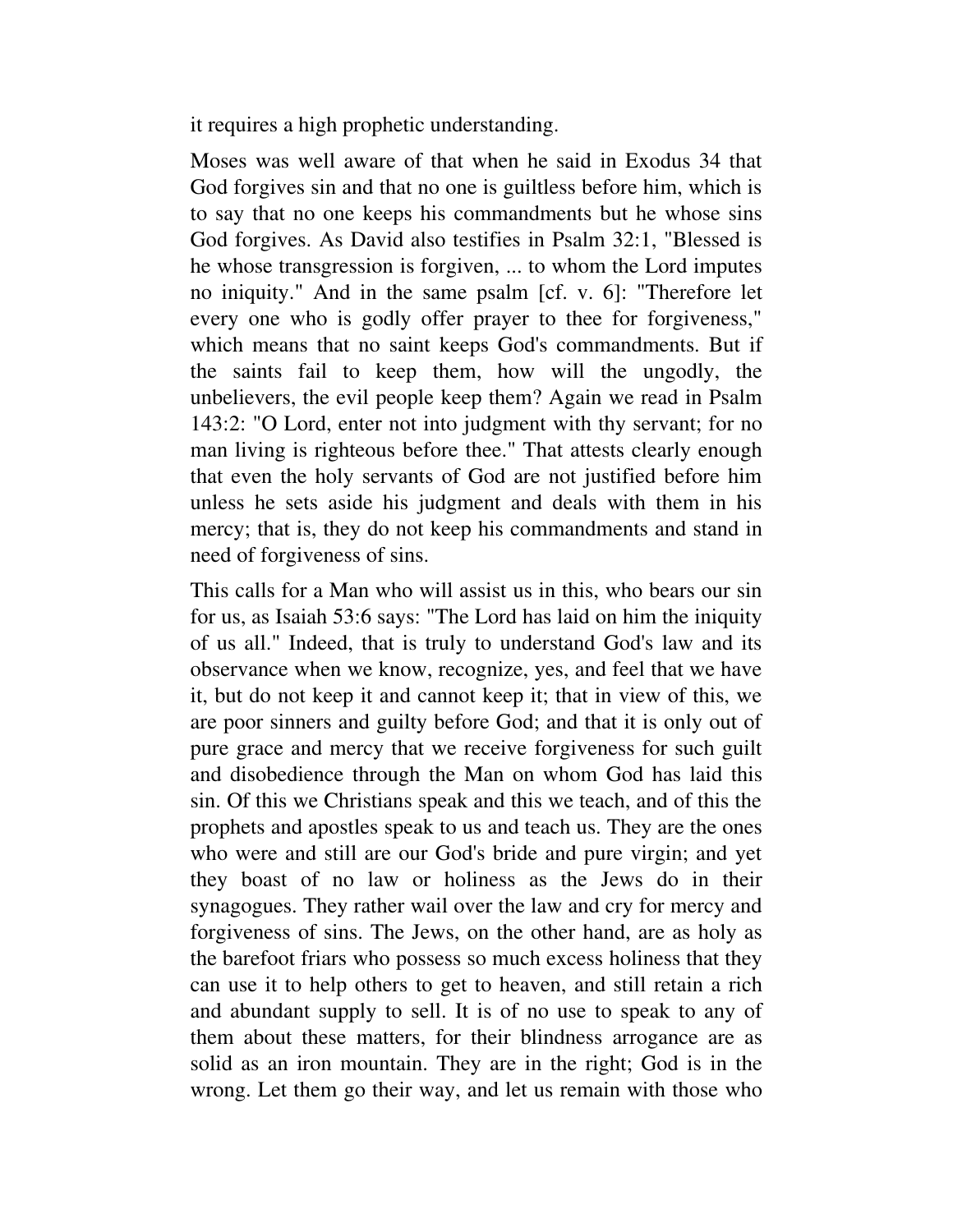it requires a high prophetic understanding.

Moses was well aware of that when he said in Exodus 34 that God forgives sin and that no one is guiltless before him, which is to say that no one keeps his commandments but he whose sins God forgives. As David also testifies in Psalm 32:1, "Blessed is he whose transgression is forgiven, ... to whom the Lord imputes no iniquity." And in the same psalm [cf. v. 6]: "Therefore let every one who is godly offer prayer to thee for forgiveness," which means that no saint keeps God's commandments. But if the saints fail to keep them, how will the ungodly, the unbelievers, the evil people keep them? Again we read in Psalm 143:2: "O Lord, enter not into judgment with thy servant; for no man living is righteous before thee." That attests clearly enough that even the holy servants of God are not justified before him unless he sets aside his judgment and deals with them in his mercy; that is, they do not keep his commandments and stand in need of forgiveness of sins.

This calls for a Man who will assist us in this, who bears our sin for us, as Isaiah 53:6 says: "The Lord has laid on him the iniquity of us all." Indeed, that is truly to understand God's law and its observance when we know, recognize, yes, and feel that we have it, but do not keep it and cannot keep it; that in view of this, we are poor sinners and guilty before God; and that it is only out of pure grace and mercy that we receive forgiveness for such guilt and disobedience through the Man on whom God has laid this sin. Of this we Christians speak and this we teach, and of this the prophets and apostles speak to us and teach us. They are the ones who were and still are our God's bride and pure virgin; and yet they boast of no law or holiness as the Jews do in their synagogues. They rather wail over the law and cry for mercy and forgiveness of sins. The Jews, on the other hand, are as holy as the barefoot friars who possess so much excess holiness that they can use it to help others to get to heaven, and still retain a rich and abundant supply to sell. It is of no use to speak to any of them about these matters, for their blindness arrogance are as solid as an iron mountain. They are in the right; God is in the wrong. Let them go their way, and let us remain with those who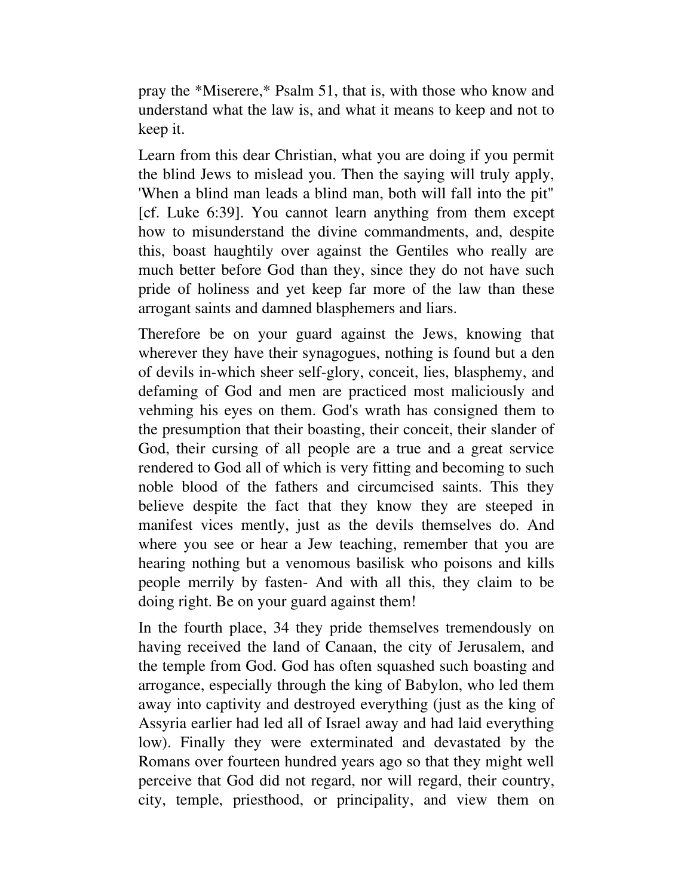pray the *Miserere,* Psalm 51, that is, with those who know and understand what the law is, and what it means to keep and not to keep it.

Learn from this dear Christian, what you are doing if you permit the blind Jews to mislead you. Then the saying will truly apply, 'When a blind man leads a blind man, both will fall into the pit" [cf. Luke 6:39]. You cannot learn anything from them except how to misunderstand the divine commandments, and, despite this, boast haughtily over against the Gentiles who really are much better before God than they, since they do not have such pride of holiness and yet keep far more of the law than these arrogant saints and damned blasphemers and liars.

Therefore be on your guard against the Jews, knowing that wherever they have their synagogues, nothing is found but a den of devils in-which sheer self-glory, conceit, lies, blasphemy, and defaming of God and men are practiced most maliciously and vehming his eyes on them. God's wrath has consigned them to the presumption that their boasting, their conceit, their slander of God, their cursing of all people are a true and a great service rendered to God all of which is very fitting and becoming to such noble blood of the fathers and circumcised saints. This they believe despite the fact that they know they are steeped in manifest vices mently, just as the devils themselves do. And where you see or hear a Jew teaching, remember that you are hearing nothing but a venomous basilisk who poisons and kills people merrily by fasten- And with all this, they claim to be doing right. Be on your guard against them!

In the fourth place, 34 they pride themselves tremendously on having received the land of Canaan, the city of Jerusalem, and the temple from God. God has often squashed such boasting and arrogance, especially through the king of Babylon, who led them away into captivity and destroyed everything (just as the king of Assyria earlier had led all of Israel away and had laid everything low). Finally they were exterminated and devastated by the Romans over fourteen hundred years ago so that they might well perceive that God did not regard, nor will regard, their country, city, temple, priesthood, or principality, and view them on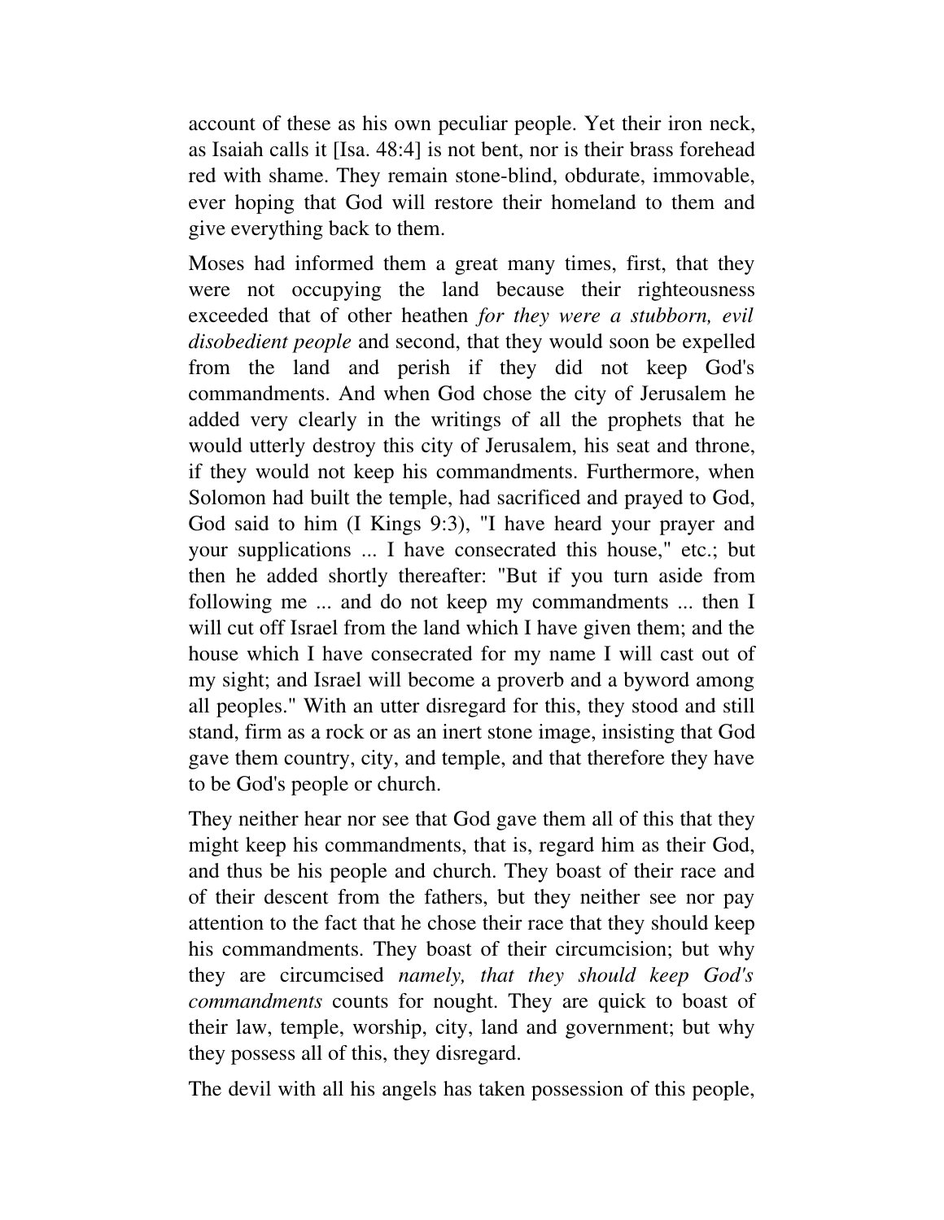account of these as his own peculiar people. Yet their iron neck, as Isaiah calls it [Isa. 48:4] is not bent, nor is their brass forehead red with shame. They remain stone-blind, obdurate, immovable, ever hoping that God will restore their homeland to them and give everything back to them.

Moses had informed them a great many times, first, that they were not occupying the land because their righteousness exceeded that of other heathen *for they were a stubborn, evil disobedient people* and second, that they would soon be expelled from the land and perish if they did not keep God's commandments. And when God chose the city of Jerusalem he added very clearly in the writings of all the prophets that he would utterly destroy this city of Jerusalem, his seat and throne, if they would not keep his commandments. Furthermore, when Solomon had built the temple, had sacrificed and prayed to God, God said to him (I Kings 9:3), "I have heard your prayer and your supplications ... I have consecrated this house," etc.; but then he added shortly thereafter: "But if you turn aside from following me ... and do not keep my commandments ... then I will cut off Israel from the land which I have given them; and the house which I have consecrated for my name I will cast out of my sight; and Israel will become a proverb and a byword among all peoples." With an utter disregard for this, they stood and still stand, firm as a rock or as an inert stone image, insisting that God gave them country, city, and temple, and that therefore they have to be God's people or church.

They neither hear nor see that God gave them all of this that they might keep his commandments, that is, regard him as their God, and thus be his people and church. They boast of their race and of their descent from the fathers, but they neither see nor pay attention to the fact that he chose their race that they should keep his commandments. They boast of their circumcision; but why they are circumcised *namely, that they should keep God's commandments* counts for nought. They are quick to boast of their law, temple, worship, city, land and government; but why they possess all of this, they disregard.

The devil with all his angels has taken possession of this people,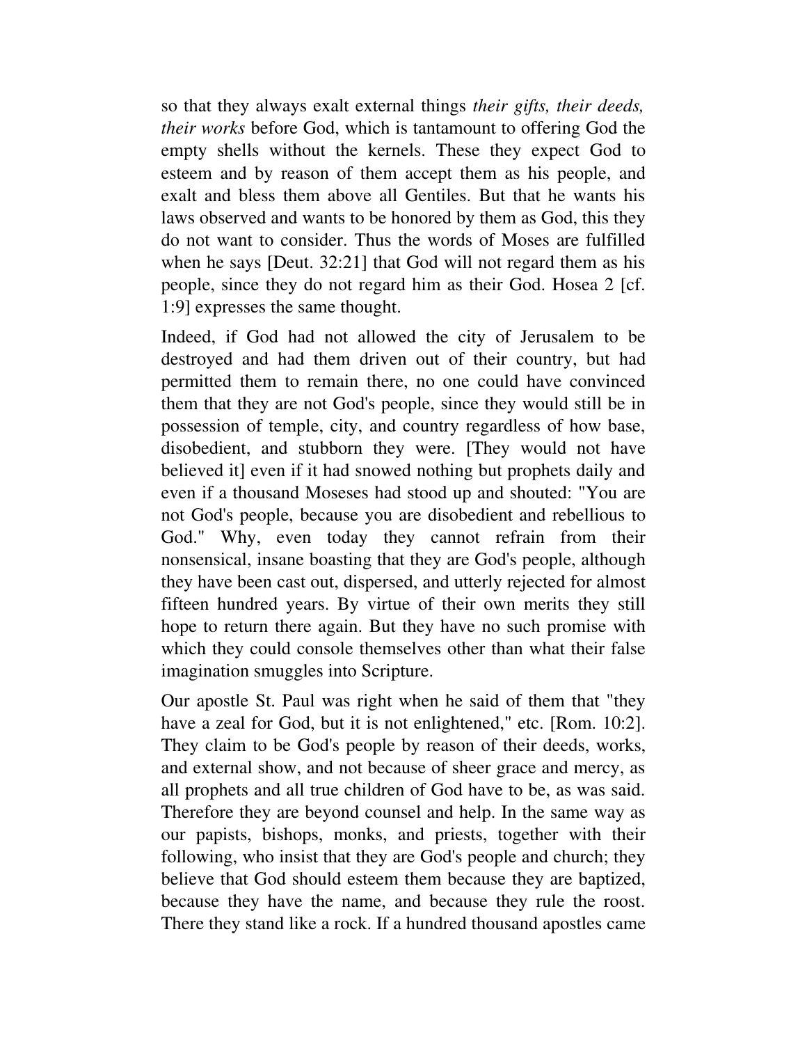so that they always exalt external things *their gifts, their deeds, their works* before God, which is tantamount to offering God the empty shells without the kernels. These they expect God to esteem and by reason of them accept them as his people, and exalt and bless them above all Gentiles. But that he wants his laws observed and wants to be honored by them as God, this they do not want to consider. Thus the words of Moses are fulfilled when he says [Deut. 32:21] that God will not regard them as his people, since they do not regard him as their God. Hosea 2 [cf. 1:9] expresses the same thought.

Indeed, if God had not allowed the city of Jerusalem to be destroyed and had them driven out of their country, but had permitted them to remain there, no one could have convinced them that they are not God's people, since they would still be in possession of temple, city, and country regardless of how base, disobedient, and stubborn they were. [They would not have believed it] even if it had snowed nothing but prophets daily and even if a thousand Moseses had stood up and shouted: "You are not God's people, because you are disobedient and rebellious to God." Why, even today they cannot refrain from their nonsensical, insane boasting that they are God's people, although they have been cast out, dispersed, and utterly rejected for almost fifteen hundred years. By virtue of their own merits they still hope to return there again. But they have no such promise with which they could console themselves other than what their false imagination smuggles into Scripture.

Our apostle St. Paul was right when he said of them that "they have a zeal for God, but it is not enlightened," etc. [Rom. 10:2]. They claim to be God's people by reason of their deeds, works, and external show, and not because of sheer grace and mercy, as all prophets and all true children of God have to be, as was said. Therefore they are beyond counsel and help. In the same way as our papists, bishops, monks, and priests, together with their following, who insist that they are God's people and church; they believe that God should esteem them because they are baptized, because they have the name, and because they rule the roost. There they stand like a rock. If a hundred thousand apostles came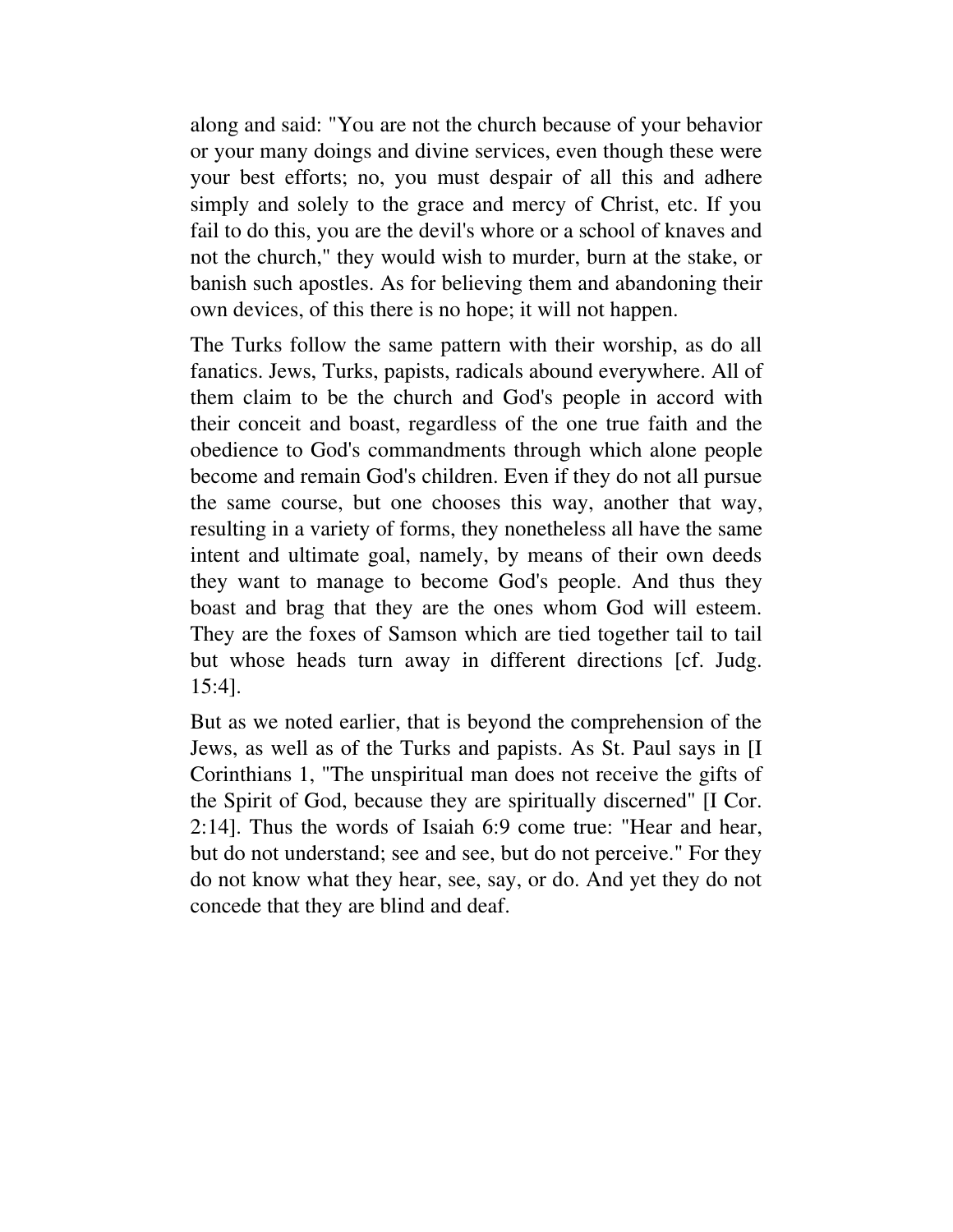along and said: "You are not the church because of your behavior or your many doings and divine services, even though these were your best efforts; no, you must despair of all this and adhere simply and solely to the grace and mercy of Christ, etc. If you fail to do this, you are the devil's whore or a school of knaves and not the church," they would wish to murder, burn at the stake, or banish such apostles. As for believing them and abandoning their own devices, of this there is no hope; it will not happen.

The Turks follow the same pattern with their worship, as do all fanatics. Jews, Turks, papists, radicals abound everywhere. All of them claim to be the church and God's people in accord with their conceit and boast, regardless of the one true faith and the obedience to God's commandments through which alone people become and remain God's children. Even if they do not all pursue the same course, but one chooses this way, another that way, resulting in a variety of forms, they nonetheless all have the same intent and ultimate goal, namely, by means of their own deeds they want to manage to become God's people. And thus they boast and brag that they are the ones whom God will esteem. They are the foxes of Samson which are tied together tail to tail but whose heads turn away in different directions [cf. Judg. 15:4].

But as we noted earlier, that is beyond the comprehension of the Jews, as well as of the Turks and papists. As St. Paul says in [I Corinthians 1, "The unspiritual man does not receive the gifts of the Spirit of God, because they are spiritually discerned" [I Cor. 2:14]. Thus the words of Isaiah 6:9 come true: "Hear and hear, but do not understand; see and see, but do not perceive." For they do not know what they hear, see, say, or do. And yet they do not concede that they are blind and deaf.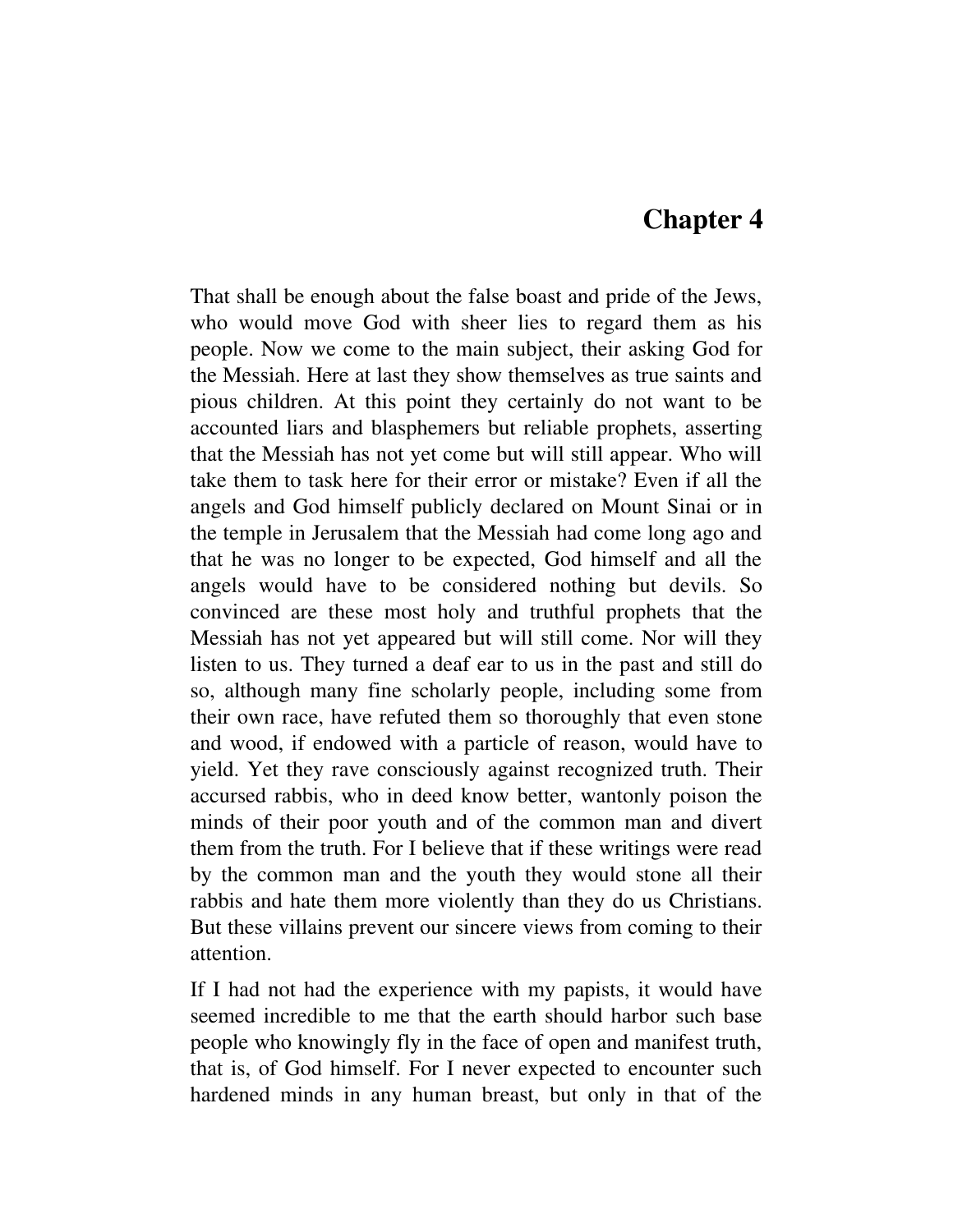## Chapter 4

That shall be enough about the false boast and pride of the Jews, who would move God with sheer lies to regard them as his people. Now we come to the main subject, their asking God for the Messiah. Here at last they show themselves as true saints and pious children. At this point they certainly do not want to be accounted liars and blasphemers but reliable prophets, asserting that the Messiah has not yet come but will still appear. Who will take them to task here for their error or mistake? Even if all the angels and God himself publicly declared on Mount Sinai or in the temple in Jerusalem that the Messiah had come long ago and that he was no longer to be expected, God himself and all the angels would have to be considered nothing but devils. So convinced are these most holy and truthful prophets that the Messiah has not yet appeared but will still come. Nor will they listen to us. They turned a deaf ear to us in the past and still do so, although many fine scholarly people, including some from their own race, have refuted them so thoroughly that even stone and wood, if endowed with a particle of reason, would have to yield. Yet they rave consciously against recognized truth. Their accursed rabbis, who in deed know better, wantonly poison the minds of their poor youth and of the common man and divert them from the truth. For I believe that if these writings were read by the common man and the youth they would stone all their rabbis and hate them more violently than they do us Christians. But these villains prevent our sincere views from coming to their attention.

If I had not had the experience with my papists, it would have seemed incredible to me that the earth should harbor such base people who knowingly fly in the face of open and manifest truth, that is, of God himself. For I never expected to encounter such hardened minds in any human breast, but only in that of the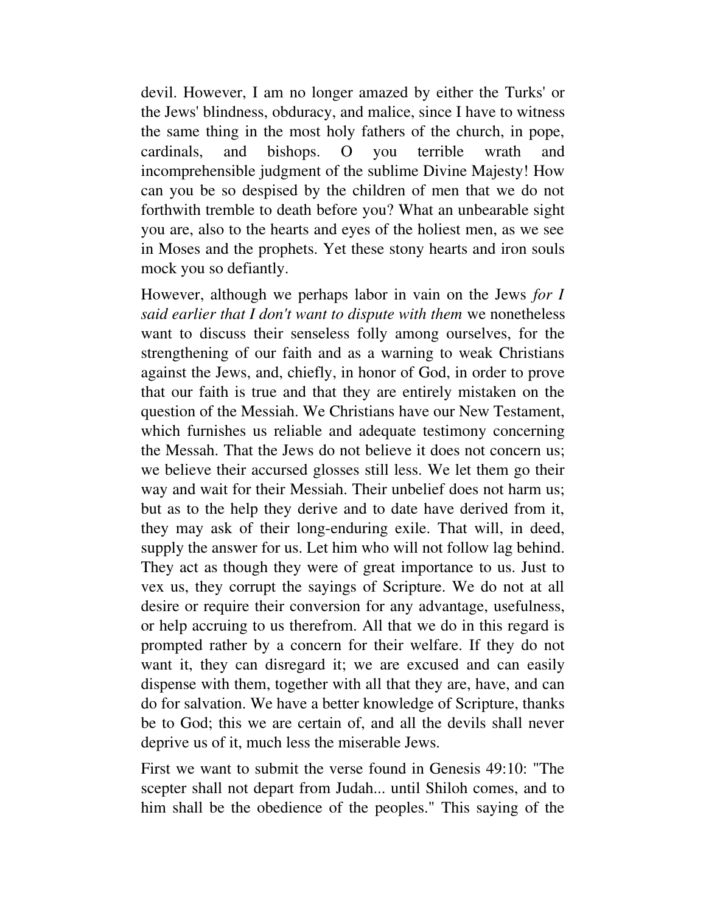devil. However, I am no longer amazed by either the Turks' or the Jews' blindness, obduracy, and malice, since I have to witness the same thing in the most holy fathers of the church, in pope, cardinals, and bishops. O you terrible wrath and incomprehensible judgment of the sublime Divine Majesty! How can you be so despised by the children of men that we do not forthwith tremble to death before you? What an unbearable sight you are, also to the hearts and eyes of the holiest men, as we see in Moses and the prophets. Yet these stony hearts and iron souls mock you so defiantly.

However, although we perhaps labor in vain on the Jews *for I said earlier that I don't want to dispute with them* we nonetheless want to discuss their senseless folly among ourselves, for the strengthening of our faith and as a warning to weak Christians against the Jews, and, chiefly, in honor of God, in order to prove that our faith is true and that they are entirely mistaken on the question of the Messiah. We Christians have our New Testament, which furnishes us reliable and adequate testimony concerning the Messah. That the Jews do not believe it does not concern us; we believe their accursed glosses still less. We let them go their way and wait for their Messiah. Their unbelief does not harm us; but as to the help they derive and to date have derived from it, they may ask of their long-enduring exile. That will, in deed, supply the answer for us. Let him who will not follow lag behind. They act as though they were of great importance to us. Just to vex us, they corrupt the sayings of Scripture. We do not at all desire or require their conversion for any advantage, usefulness, or help accruing to us therefrom. All that we do in this regard is prompted rather by a concern for their welfare. If they do not want it, they can disregard it; we are excused and can easily dispense with them, together with all that they are, have, and can do for salvation. We have a better knowledge of Scripture, thanks be to God; this we are certain of, and all the devils shall never deprive us of it, much less the miserable Jews.

First we want to submit the verse found in Genesis 49:10: "The scepter shall not depart from Judah... until Shiloh comes, and to him shall be the obedience of the peoples." This saying of the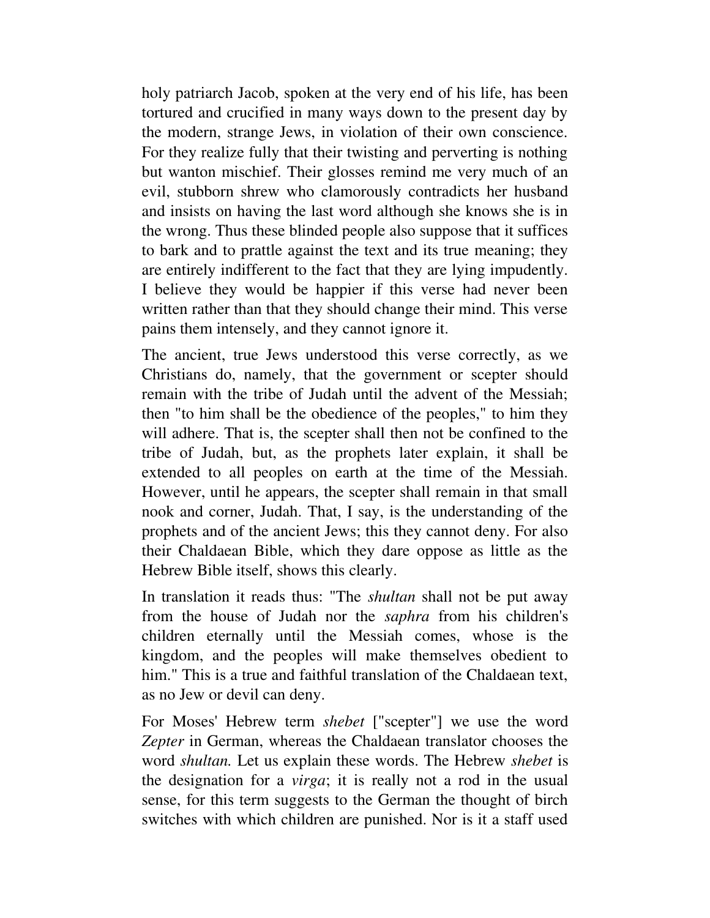holy patriarch Jacob, spoken at the very end of his life, has been tortured and crucified in many ways down to the present day by the modern, strange Jews, in violation of their own conscience. For they realize fully that their twisting and perverting is nothing but wanton mischief. Their glosses remind me very much of an evil, stubborn shrew who clamorously contradicts her husband and insists on having the last word although she knows she is in the wrong. Thus these blinded people also suppose that it suffices to bark and to prattle against the text and its true meaning; they are entirely indifferent to the fact that they are lying impudently. I believe they would be happier if this verse had never been written rather than that they should change their mind. This verse pains them intensely, and they cannot ignore it.

The ancient, true Jews understood this verse correctly, as we Christians do, namely, that the government or scepter should remain with the tribe of Judah until the advent of the Messiah; then "to him shall be the obedience of the peoples," to him they will adhere. That is, the scepter shall then not be confined to the tribe of Judah, but, as the prophets later explain, it shall be extended to all peoples on earth at the time of the Messiah. However, until he appears, the scepter shall remain in that small nook and corner, Judah. That, I say, is the understanding of the prophets and of the ancient Jews; this they cannot deny. For also their Chaldaean Bible, which they dare oppose as little as the Hebrew Bible itself, shows this clearly.

In translation it reads thus: "The *shultan* shall not be put away from the house of Judah nor the *saphra* from his children's children eternally until the Messiah comes, whose is the kingdom, and the peoples will make themselves obedient to him." This is a true and faithful translation of the Chaldaean text, as no Jew or devil can deny.

For Moses' Hebrew term *shebet* ["scepter"] we use the word *Zepter* in German, whereas the Chaldaean translator chooses the word *shultan.* Let us explain these words. The Hebrew *shebet* is the designation for a *virga*; it is really not a rod in the usual sense, for this term suggests to the German the thought of birch switches with which children are punished. Nor is it a staff used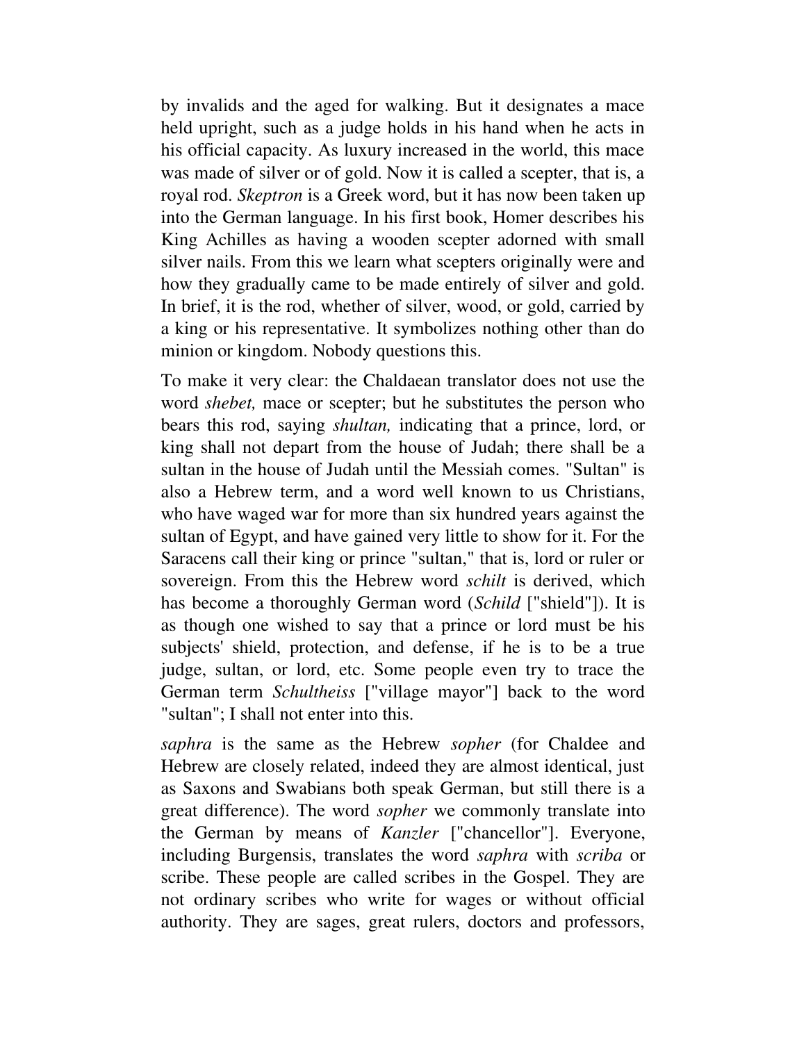by invalids and the aged for walking. But it designates a mace held upright, such as a judge holds in his hand when he acts in his official capacity. As luxury increased in the world, this mace was made of silver or of gold. Now it is called a scepter, that is, a royal rod. *Skeptron* is a Greek word, but it has now been taken up into the German language. In his first book, Homer describes his King Achilles as having a wooden scepter adorned with small silver nails. From this we learn what scepters originally were and how they gradually came to be made entirely of silver and gold. In brief, it is the rod, whether of silver, wood, or gold, carried by a king or his representative. It symbolizes nothing other than do minion or kingdom. Nobody questions this.

To make it very clear: the Chaldaean translator does not use the word *shebet,* mace or scepter; but he substitutes the person who bears this rod, saying *shultan,* indicating that a prince, lord, or king shall not depart from the house of Judah; there shall be a sultan in the house of Judah until the Messiah comes. "Sultan" is also a Hebrew term, and a word well known to us Christians, who have waged war for more than six hundred years against the sultan of Egypt, and have gained very little to show for it. For the Saracens call their king or prince "sultan," that is, lord or ruler or sovereign. From this the Hebrew word *schilt* is derived, which has become a thoroughly German word (*Schild* ["shield"]). It is as though one wished to say that a prince or lord must be his subjects' shield, protection, and defense, if he is to be a true judge, sultan, or lord, etc. Some people even try to trace the German term *Schultheiss* ["village mayor"] back to the word "sultan"; I shall not enter into this.

*saphra* is the same as the Hebrew *sopher* (for Chaldee and Hebrew are closely related, indeed they are almost identical, just as Saxons and Swabians both speak German, but still there is a great difference). The word *sopher* we commonly translate into the German by means of *Kanzler* ["chancellor"]. Everyone, including Burgensis, translates the word *saphra* with *scriba* or scribe. These people are called scribes in the Gospel. They are not ordinary scribes who write for wages or without official authority. They are sages, great rulers, doctors and professors,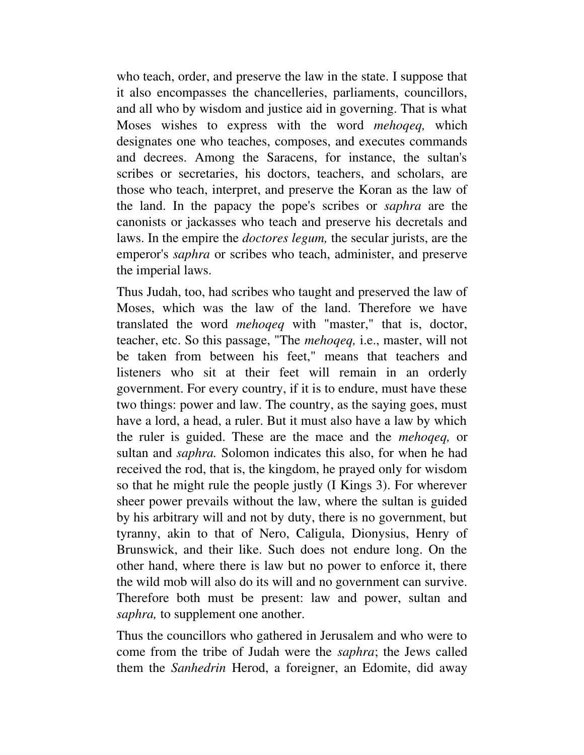who teach, order, and preserve the law in the state. I suppose that it also encompasses the chancelleries, parliaments, councillors, and all who by wisdom and justice aid in governing. That is what Moses wishes to express with the word *mehoqeq,* which designates one who teaches, composes, and executes commands and decrees. Among the Saracens, for instance, the sultan's scribes or secretaries, his doctors, teachers, and scholars, are those who teach, interpret, and preserve the Koran as the law of the land. In the papacy the pope's scribes or *saphra* are the canonists or jackasses who teach and preserve his decretals and laws. In the empire the *doctores legum,* the secular jurists, are the emperor's *saphra* or scribes who teach, administer, and preserve the imperial laws.

Thus Judah, too, had scribes who taught and preserved the law of Moses, which was the law of the land. Therefore we have translated the word *mehoqeq* with "master," that is, doctor, teacher, etc. So this passage, "The *mehoqeq,* i.e., master, will not be taken from between his feet," means that teachers and listeners who sit at their feet will remain in an orderly government. For every country, if it is to endure, must have these two things: power and law. The country, as the saying goes, must have a lord, a head, a ruler. But it must also have a law by which the ruler is guided. These are the mace and the *mehoqeq,* or sultan and *saphra.* Solomon indicates this also, for when he had received the rod, that is, the kingdom, he prayed only for wisdom so that he might rule the people justly (I Kings 3). For wherever sheer power prevails without the law, where the sultan is guided by his arbitrary will and not by duty, there is no government, but tyranny, akin to that of Nero, Caligula, Dionysius, Henry of Brunswick, and their like. Such does not endure long. On the other hand, where there is law but no power to enforce it, there the wild mob will also do its will and no government can survive. Therefore both must be present: law and power, sultan and *saphra,* to supplement one another.

Thus the councillors who gathered in Jerusalem and who were to come from the tribe of Judah were the *saphra*; the Jews called them the *Sanhedrin* Herod, a foreigner, an Edomite, did away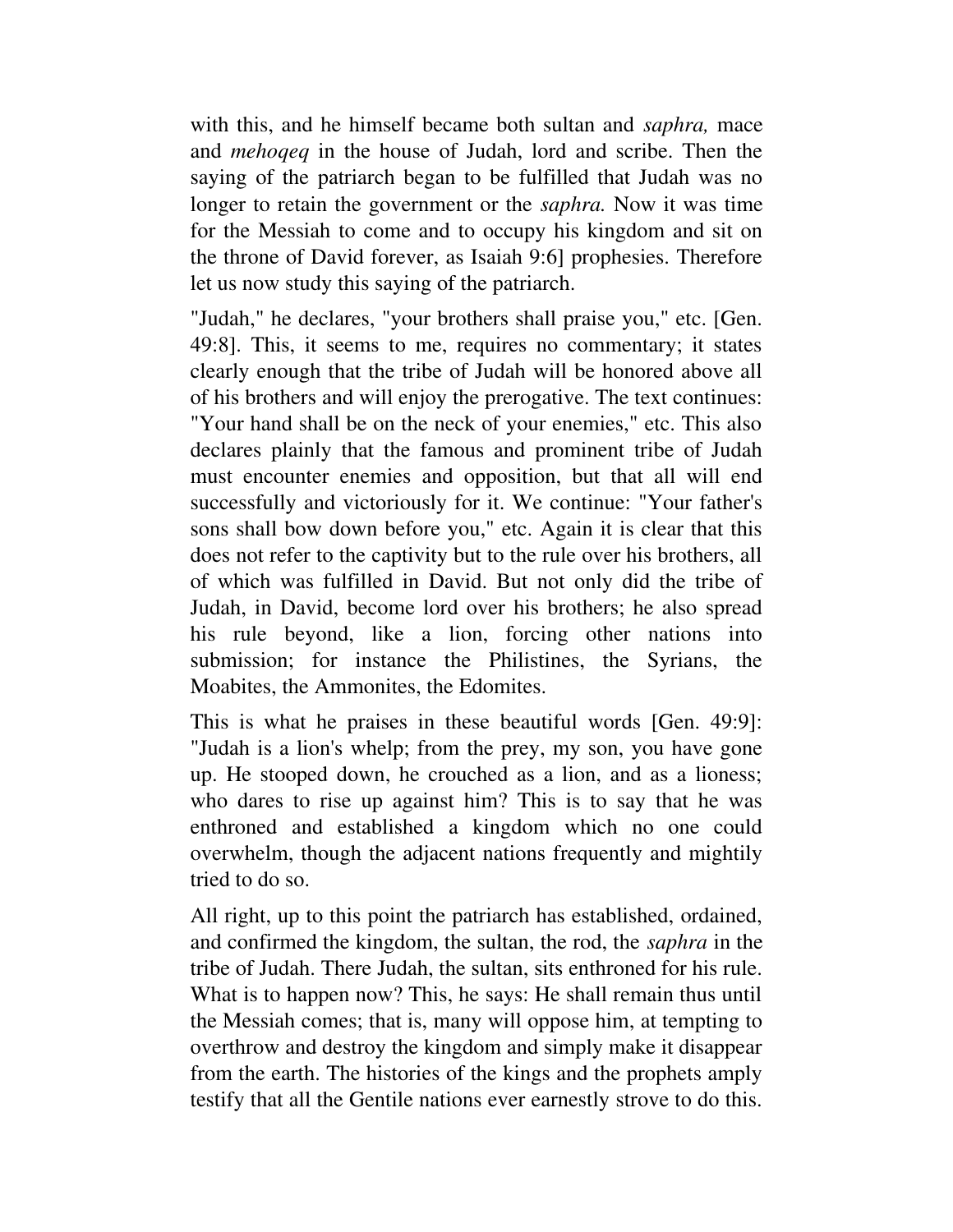with this, and he himself became both sultan and *saphra,* mace and *mehoqeq* in the house of Judah, lord and scribe. Then the saying of the patriarch began to be fulfilled that Judah was no longer to retain the government or the *saphra.* Now it was time for the Messiah to come and to occupy his kingdom and sit on the throne of David forever, as Isaiah 9:6] prophesies. Therefore let us now study this saying of the patriarch.

"Judah," he declares, "your brothers shall praise you," etc. [Gen. 49:8]. This, it seems to me, requires no commentary; it states clearly enough that the tribe of Judah will be honored above all of his brothers and will enjoy the prerogative. The text continues: "Your hand shall be on the neck of your enemies," etc. This also declares plainly that the famous and prominent tribe of Judah must encounter enemies and opposition, but that all will end successfully and victoriously for it. We continue: "Your father's sons shall bow down before you," etc. Again it is clear that this does not refer to the captivity but to the rule over his brothers, all of which was fulfilled in David. But not only did the tribe of Judah, in David, become lord over his brothers; he also spread his rule beyond, like a lion, forcing other nations into submission; for instance the Philistines, the Syrians, the Moabites, the Ammonites, the Edomites.

This is what he praises in these beautiful words [Gen. 49:9]: "Judah is a lion's whelp; from the prey, my son, you have gone up. He stooped down, he crouched as a lion, and as a lioness; who dares to rise up against him? This is to say that he was enthroned and established a kingdom which no one could overwhelm, though the adjacent nations frequently and mightily tried to do so.

All right, up to this point the patriarch has established, ordained, and confirmed the kingdom, the sultan, the rod, the *saphra* in the tribe of Judah. There Judah, the sultan, sits enthroned for his rule. What is to happen now? This, he says: He shall remain thus until the Messiah comes; that is, many will oppose him, at tempting to overthrow and destroy the kingdom and simply make it disappear from the earth. The histories of the kings and the prophets amply testify that all the Gentile nations ever earnestly strove to do this.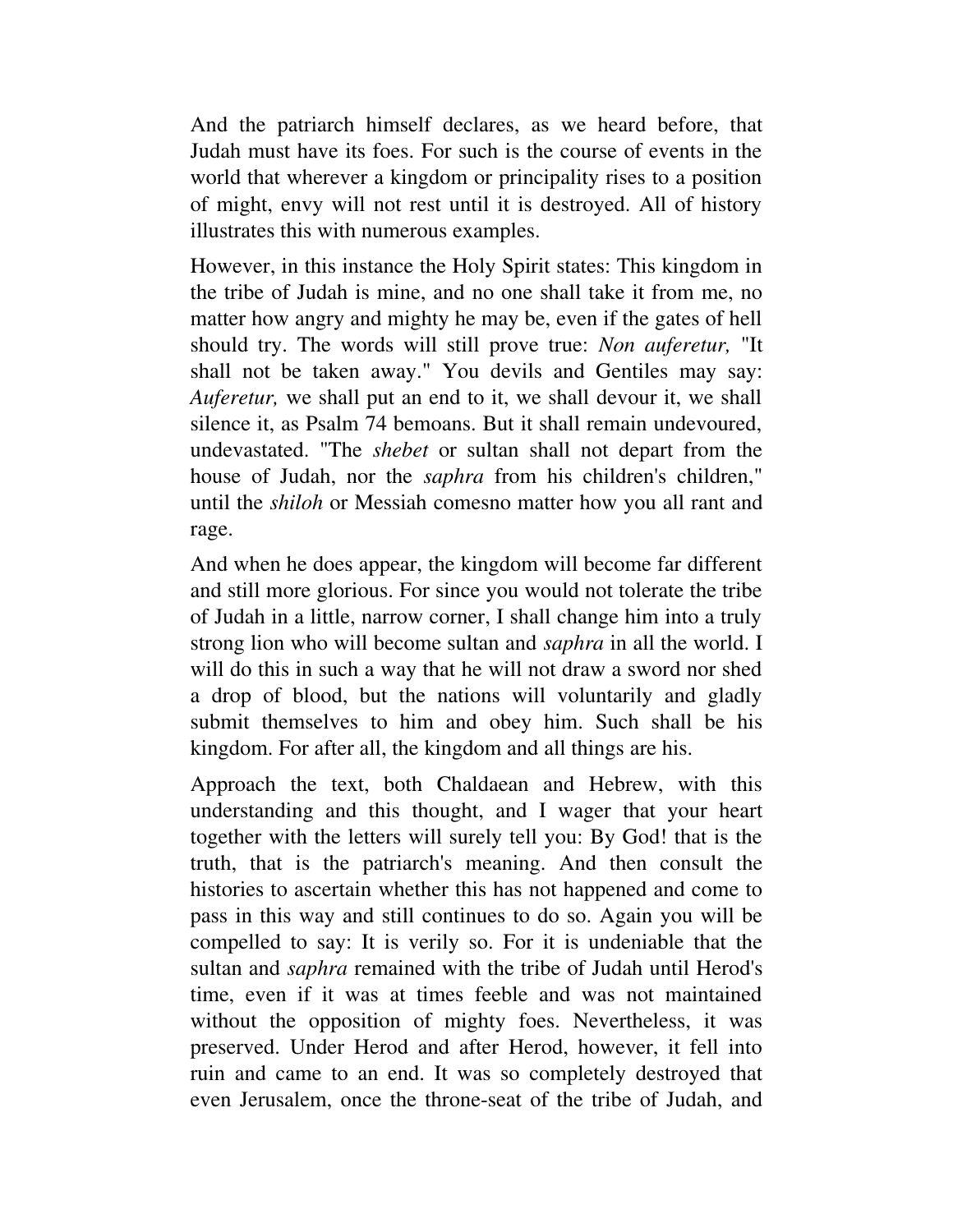And the patriarch himself declares, as we heard before, that Judah must have its foes. For such is the course of events in the world that wherever a kingdom or principality rises to a position of might, envy will not rest until it is destroyed. All of history illustrates this with numerous examples.

However, in this instance the Holy Spirit states: This kingdom in the tribe of Judah is mine, and no one shall take it from me, no matter how angry and mighty he may be, even if the gates of hell should try. The words will still prove true: *Non auferetur,* "It shall not be taken away." You devils and Gentiles may say: *Auferetur,* we shall put an end to it, we shall devour it, we shall silence it, as Psalm 74 bemoans. But it shall remain undevoured, undevastated. "The *shebet* or sultan shall not depart from the house of Judah, nor the *saphra* from his children's children," until the *shiloh* or Messiah comesno matter how you all rant and rage.

And when he does appear, the kingdom will become far different and still more glorious. For since you would not tolerate the tribe of Judah in a little, narrow corner, I shall change him into a truly strong lion who will become sultan and *saphra* in all the world. I will do this in such a way that he will not draw a sword nor shed a drop of blood, but the nations will voluntarily and gladly submit themselves to him and obey him. Such shall be his kingdom. For after all, the kingdom and all things are his.

Approach the text, both Chaldaean and Hebrew, with this understanding and this thought, and I wager that your heart together with the letters will surely tell you: By God! that is the truth, that is the patriarch's meaning. And then consult the histories to ascertain whether this has not happened and come to pass in this way and still continues to do so. Again you will be compelled to say: It is verily so. For it is undeniable that the sultan and *saphra* remained with the tribe of Judah until Herod's time, even if it was at times feeble and was not maintained without the opposition of mighty foes. Nevertheless, it was preserved. Under Herod and after Herod, however, it fell into ruin and came to an end. It was so completely destroyed that even Jerusalem, once the throne-seat of the tribe of Judah, and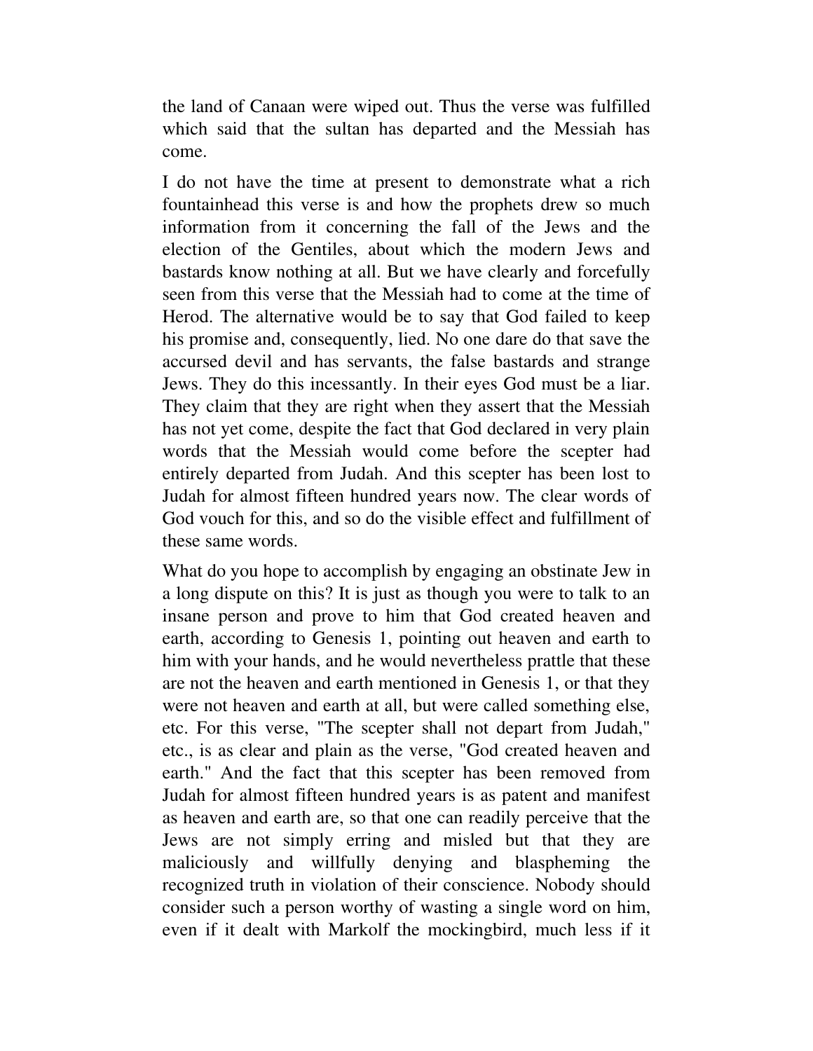the land of Canaan were wiped out. Thus the verse was fulfilled which said that the sultan has departed and the Messiah has come.

I do not have the time at present to demonstrate what a rich fountainhead this verse is and how the prophets drew so much information from it concerning the fall of the Jews and the election of the Gentiles, about which the modern Jews and bastards know nothing at all. But we have clearly and forcefully seen from this verse that the Messiah had to come at the time of Herod. The alternative would be to say that God failed to keep his promise and, consequently, lied. No one dare do that save the accursed devil and has servants, the false bastards and strange Jews. They do this incessantly. In their eyes God must be a liar. They claim that they are right when they assert that the Messiah has not yet come, despite the fact that God declared in very plain words that the Messiah would come before the scepter had entirely departed from Judah. And this scepter has been lost to Judah for almost fifteen hundred years now. The clear words of God vouch for this, and so do the visible effect and fulfillment of these same words.

What do you hope to accomplish by engaging an obstinate Jew in a long dispute on this? It is just as though you were to talk to an insane person and prove to him that God created heaven and earth, according to Genesis 1, pointing out heaven and earth to him with your hands, and he would nevertheless prattle that these are not the heaven and earth mentioned in Genesis 1, or that they were not heaven and earth at all, but were called something else, etc. For this verse, "The scepter shall not depart from Judah," etc., is as clear and plain as the verse, "God created heaven and earth." And the fact that this scepter has been removed from Judah for almost fifteen hundred years is as patent and manifest as heaven and earth are, so that one can readily perceive that the Jews are not simply erring and misled but that they are maliciously and willfully denying and blaspheming the recognized truth in violation of their conscience. Nobody should consider such a person worthy of wasting a single word on him, even if it dealt with Markolf the mockingbird, much less if it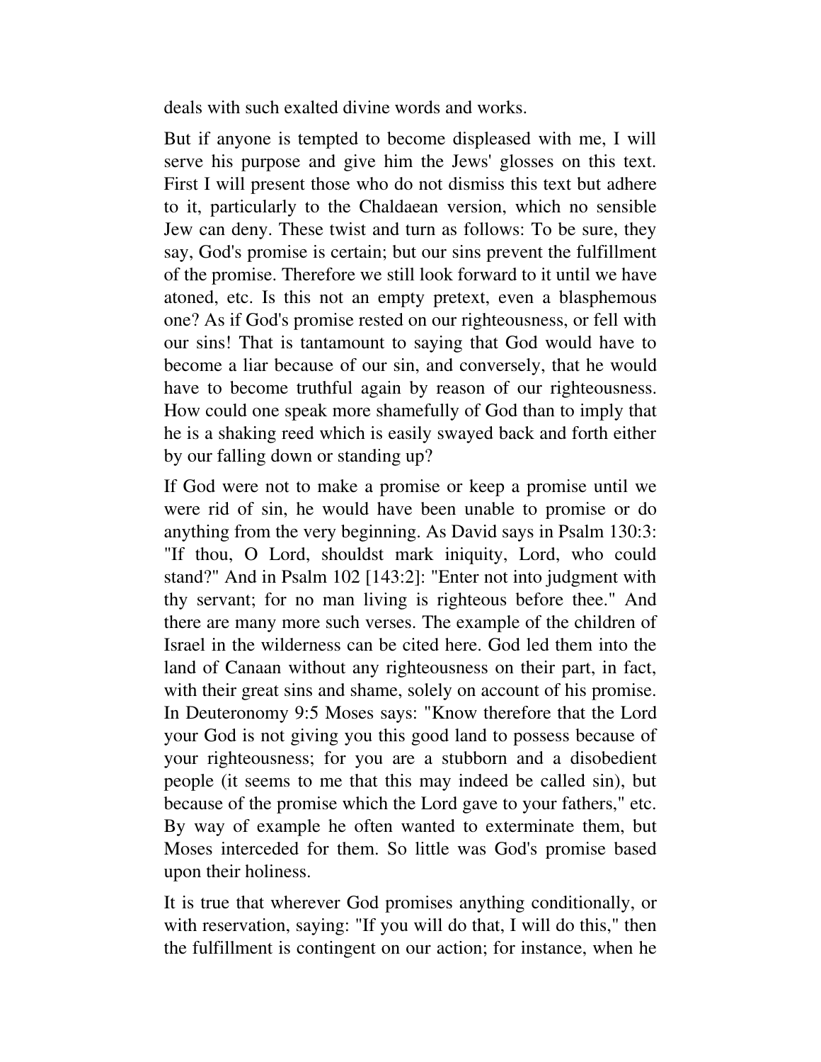deals with such exalted divine words and works.

But if anyone is tempted to become displeased with me, I will serve his purpose and give him the Jews' glosses on this text. First I will present those who do not dismiss this text but adhere to it, particularly to the Chaldaean version, which no sensible Jew can deny. These twist and turn as follows: To be sure, they say, God's promise is certain; but our sins prevent the fulfillment of the promise. Therefore we still look forward to it until we have atoned, etc. Is this not an empty pretext, even a blasphemous one? As if God's promise rested on our righteousness, or fell with our sins! That is tantamount to saying that God would have to become a liar because of our sin, and conversely, that he would have to become truthful again by reason of our righteousness. How could one speak more shamefully of God than to imply that he is a shaking reed which is easily swayed back and forth either by our falling down or standing up?

If God were not to make a promise or keep a promise until we were rid of sin, he would have been unable to promise or do anything from the very beginning. As David says in Psalm 130:3: "If thou, O Lord, shouldst mark iniquity, Lord, who could stand?" And in Psalm 102 [143:2]: "Enter not into judgment with thy servant; for no man living is righteous before thee." And there are many more such verses. The example of the children of Israel in the wilderness can be cited here. God led them into the land of Canaan without any righteousness on their part, in fact, with their great sins and shame, solely on account of his promise. In Deuteronomy 9:5 Moses says: "Know therefore that the Lord your God is not giving you this good land to possess because of your righteousness; for you are a stubborn and a disobedient people (it seems to me that this may indeed be called sin), but because of the promise which the Lord gave to your fathers," etc. By way of example he often wanted to exterminate them, but Moses interceded for them. So little was God's promise based upon their holiness.

It is true that wherever God promises anything conditionally, or with reservation, saying: "If you will do that, I will do this," then the fulfillment is contingent on our action; for instance, when he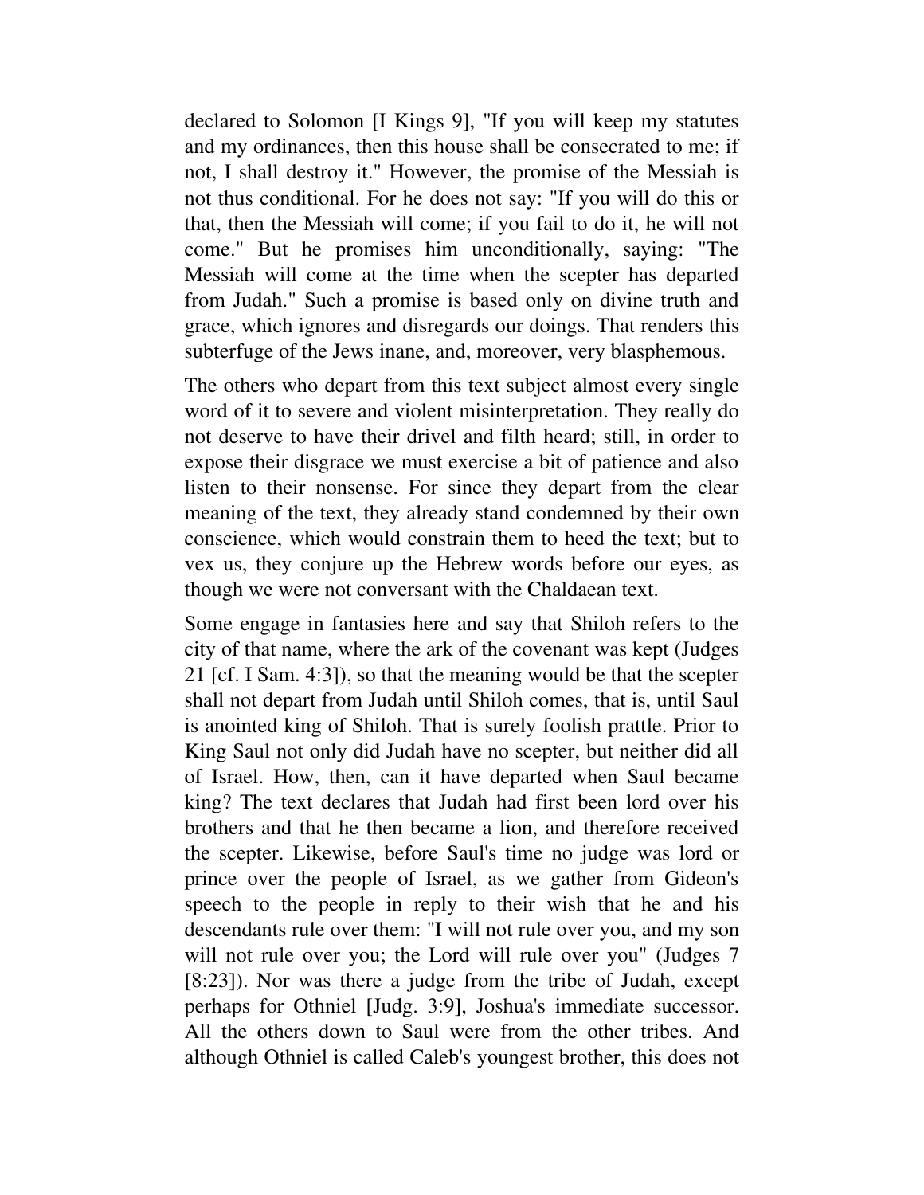declared to Solomon [I Kings 9], "If you will keep my statutes and my ordinances, then this house shall be consecrated to me; if not, I shall destroy it." However, the promise of the Messiah is not thus conditional. For he does not say: "If you will do this or that, then the Messiah will come; if you fail to do it, he will not come." But he promises him unconditionally, saying: "The Messiah will come at the time when the scepter has departed from Judah." Such a promise is based only on divine truth and grace, which ignores and disregards our doings. That renders this subterfuge of the Jews inane, and, moreover, very blasphemous.

The others who depart from this text subject almost every single word of it to severe and violent misinterpretation. They really do not deserve to have their drivel and filth heard; still, in order to expose their disgrace we must exercise a bit of patience and also listen to their nonsense. For since they depart from the clear meaning of the text, they already stand condemned by their own conscience, which would constrain them to heed the text; but to vex us, they conjure up the Hebrew words before our eyes, as though we were not conversant with the Chaldaean text.

Some engage in fantasies here and say that Shiloh refers to the city of that name, where the ark of the covenant was kept (Judges 21 [cf. I Sam. 4:3]), so that the meaning would be that the scepter shall not depart from Judah until Shiloh comes, that is, until Saul is anointed king of Shiloh. That is surely foolish prattle. Prior to King Saul not only did Judah have no scepter, but neither did all of Israel. How, then, can it have departed when Saul became king? The text declares that Judah had first been lord over his brothers and that he then became a lion, and therefore received the scepter. Likewise, before Saul's time no judge was lord or prince over the people of Israel, as we gather from Gideon's speech to the people in reply to their wish that he and his descendants rule over them: "I will not rule over you, and my son will not rule over you; the Lord will rule over you" (Judges 7 [8:23]). Nor was there a judge from the tribe of Judah, except perhaps for Othniel [Judg. 3:9], Joshua's immediate successor. All the others down to Saul were from the other tribes. And although Othniel is called Caleb's youngest brother, this does not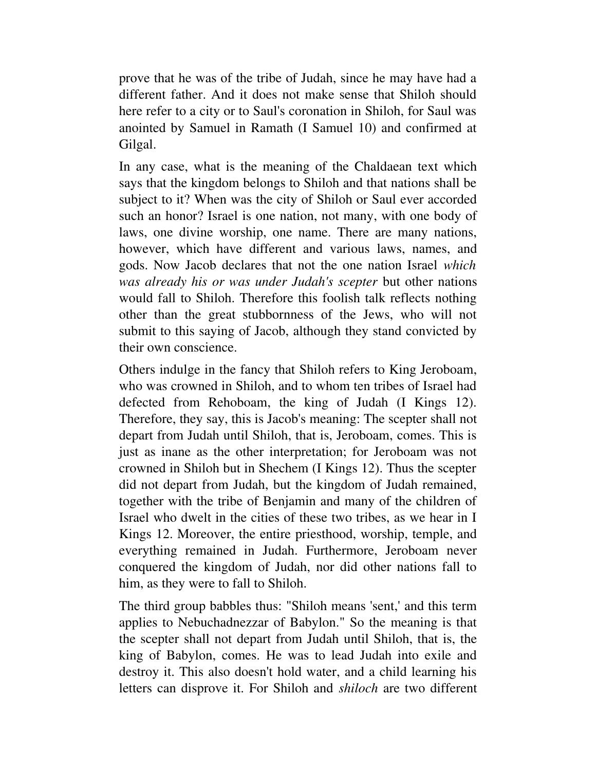prove that he was of the tribe of Judah, since he may have had a different father. And it does not make sense that Shiloh should here refer to a city or to Saul's coronation in Shiloh, for Saul was anointed by Samuel in Ramath (I Samuel 10) and confirmed at Gilgal.

In any case, what is the meaning of the Chaldaean text which says that the kingdom belongs to Shiloh and that nations shall be subject to it? When was the city of Shiloh or Saul ever accorded such an honor? Israel is one nation, not many, with one body of laws, one divine worship, one name. There are many nations, however, which have different and various laws, names, and gods. Now Jacob declares that not the one nation Israel *which was already his or was under Judah's scepter* but other nations would fall to Shiloh. Therefore this foolish talk reflects nothing other than the great stubbornness of the Jews, who will not submit to this saying of Jacob, although they stand convicted by their own conscience.

Others indulge in the fancy that Shiloh refers to King Jeroboam, who was crowned in Shiloh, and to whom ten tribes of Israel had defected from Rehoboam, the king of Judah (I Kings 12). Therefore, they say, this is Jacob's meaning: The scepter shall not depart from Judah until Shiloh, that is, Jeroboam, comes. This is just as inane as the other interpretation; for Jeroboam was not crowned in Shiloh but in Shechem (I Kings 12). Thus the scepter did not depart from Judah, but the kingdom of Judah remained, together with the tribe of Benjamin and many of the children of Israel who dwelt in the cities of these two tribes, as we hear in I Kings 12. Moreover, the entire priesthood, worship, temple, and everything remained in Judah. Furthermore, Jeroboam never conquered the kingdom of Judah, nor did other nations fall to him, as they were to fall to Shiloh.

The third group babbles thus: "Shiloh means 'sent,' and this term applies to Nebuchadnezzar of Babylon." So the meaning is that the scepter shall not depart from Judah until Shiloh, that is, the king of Babylon, comes. He was to lead Judah into exile and destroy it. This also doesn't hold water, and a child learning his letters can disprove it. For Shiloh and *shiloch* are two different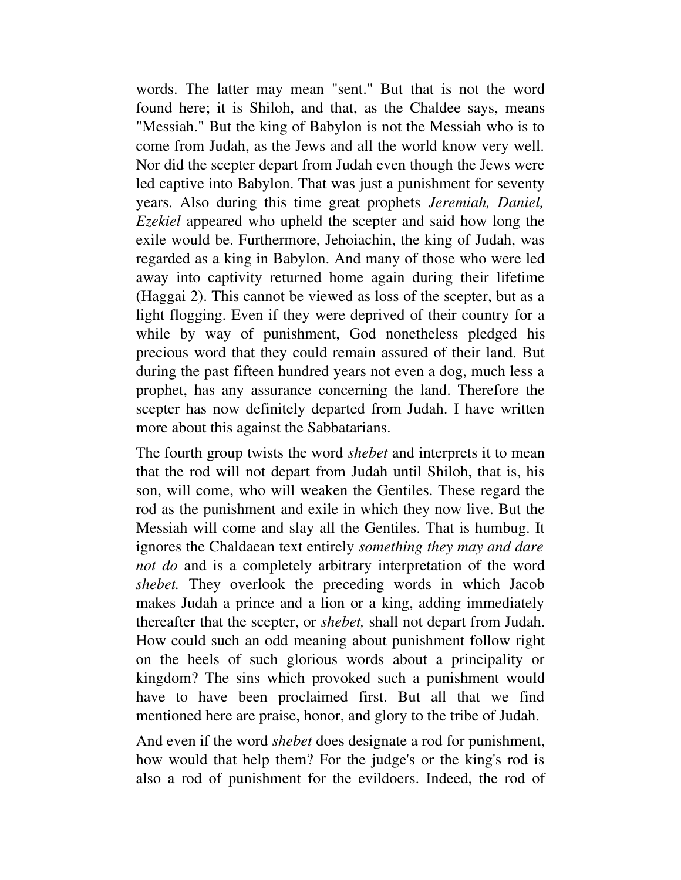words. The latter may mean "sent." But that is not the word found here; it is Shiloh, and that, as the Chaldee says, means "Messiah." But the king of Babylon is not the Messiah who is to come from Judah, as the Jews and all the world know very well. Nor did the scepter depart from Judah even though the Jews were led captive into Babylon. That was just a punishment for seventy years. Also during this time great prophets *Jeremiah, Daniel, Ezekiel* appeared who upheld the scepter and said how long the exile would be. Furthermore, Jehoiachin, the king of Judah, was regarded as a king in Babylon. And many of those who were led away into captivity returned home again during their lifetime (Haggai 2). This cannot be viewed as loss of the scepter, but as a light flogging. Even if they were deprived of their country for a while by way of punishment, God nonetheless pledged his precious word that they could remain assured of their land. But during the past fifteen hundred years not even a dog, much less a prophet, has any assurance concerning the land. Therefore the scepter has now definitely departed from Judah. I have written more about this against the Sabbatarians.

The fourth group twists the word *shebet* and interprets it to mean that the rod will not depart from Judah until Shiloh, that is, his son, will come, who will weaken the Gentiles. These regard the rod as the punishment and exile in which they now live. But the Messiah will come and slay all the Gentiles. That is humbug. It ignores the Chaldaean text entirely *something they may and dare not do* and is a completely arbitrary interpretation of the word *shebet.* They overlook the preceding words in which Jacob makes Judah a prince and a lion or a king, adding immediately thereafter that the scepter, or *shebet,* shall not depart from Judah. How could such an odd meaning about punishment follow right on the heels of such glorious words about a principality or kingdom? The sins which provoked such a punishment would have to have been proclaimed first. But all that we find mentioned here are praise, honor, and glory to the tribe of Judah.

And even if the word *shebet* does designate a rod for punishment, how would that help them? For the judge's or the king's rod is also a rod of punishment for the evildoers. Indeed, the rod of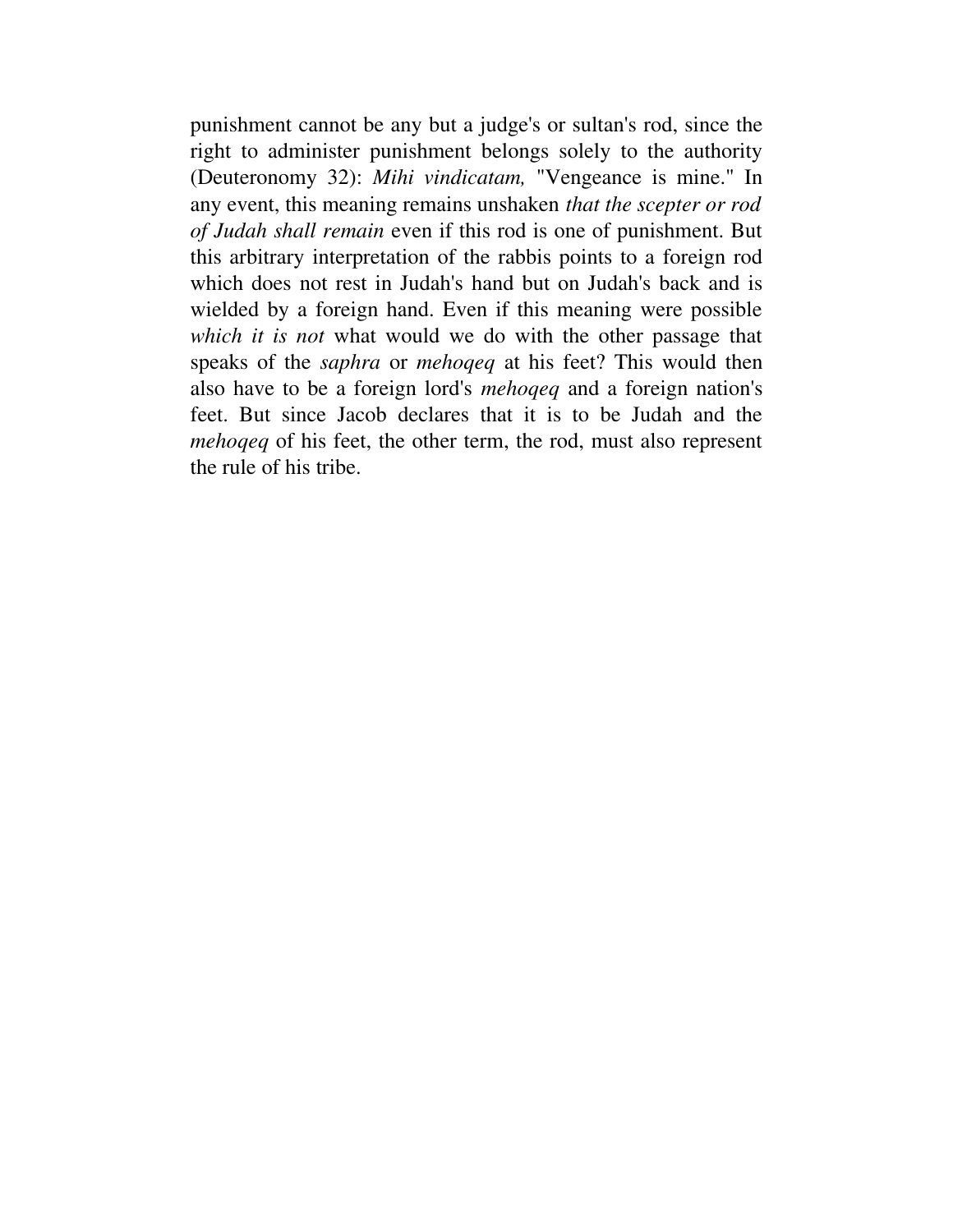punishment cannot be any but a judge's or sultan's rod, since the right to administer punishment belongs solely to the authority (Deuteronomy 32): *Mihi vindicatam,* "Vengeance is mine." In any event, this meaning remains unshaken *that the scepter or rod of Judah shall remain* even if this rod is one of punishment. But this arbitrary interpretation of the rabbis points to a foreign rod which does not rest in Judah's hand but on Judah's back and is wielded by a foreign hand. Even if this meaning were possible *which it is not* what would we do with the other passage that speaks of the *saphra* or *mehoqeq* at his feet? This would then also have to be a foreign lord's *mehoqeq* and a foreign nation's feet. But since Jacob declares that it is to be Judah and the *mehoqeq* of his feet, the other term, the rod, must also represent the rule of his tribe.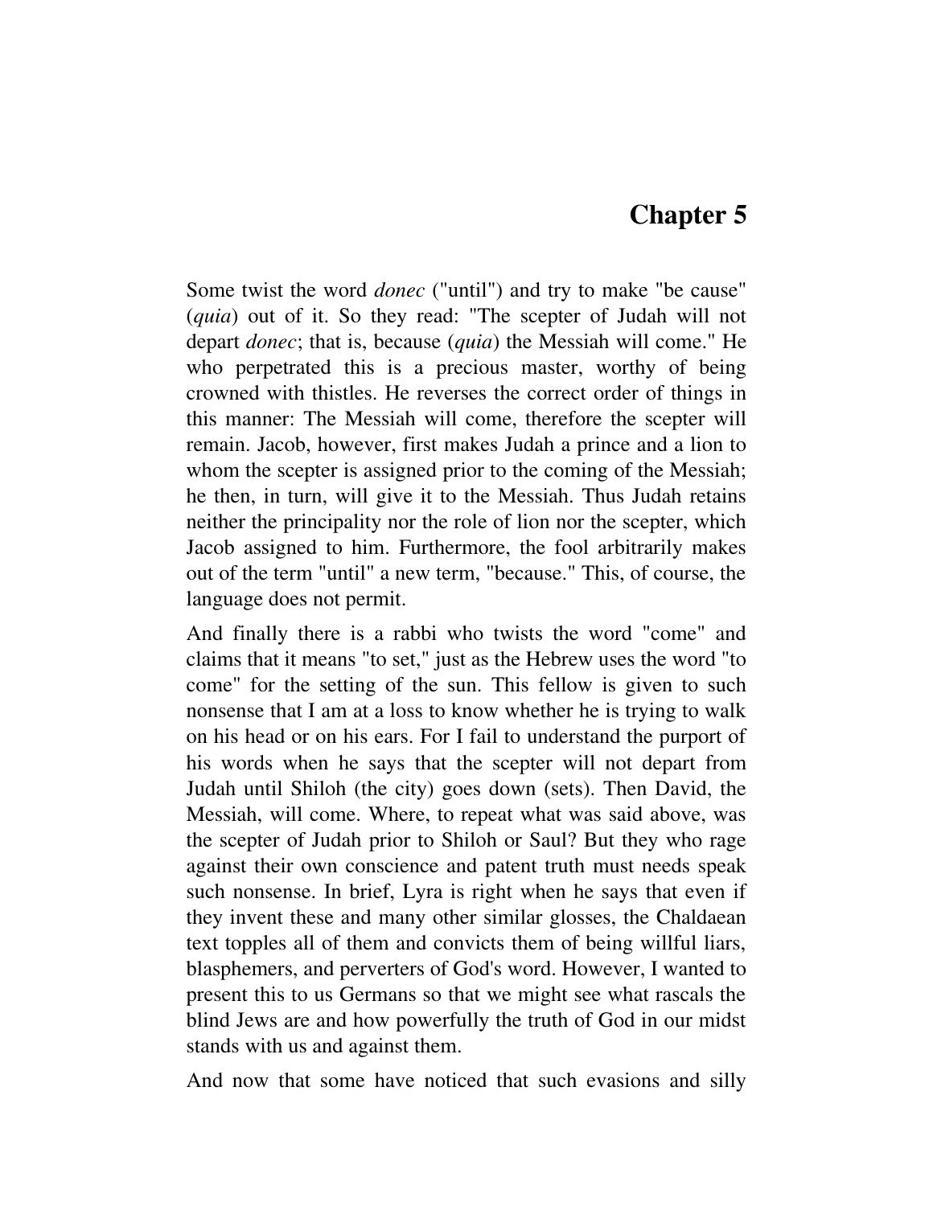# Chapter 5

Some twist the word *donec* ("until") and try to make "be cause" (*quia*) out of it. So they read: "The scepter of Judah will not depart *donec*; that is, because (*quia*) the Messiah will come." He who perpetrated this is a precious master, worthy of being crowned with thistles. He reverses the correct order of things in this manner: The Messiah will come, therefore the scepter will remain. Jacob, however, first makes Judah a prince and a lion to whom the scepter is assigned prior to the coming of the Messiah; he then, in turn, will give it to the Messiah. Thus Judah retains neither the principality nor the role of lion nor the scepter, which Jacob assigned to him. Furthermore, the fool arbitrarily makes out of the term "until" a new term, "because." This, of course, the language does not permit.

And finally there is a rabbi who twists the word "come" and claims that it means "to set," just as the Hebrew uses the word "to come" for the setting of the sun. This fellow is given to such nonsense that I am at a loss to know whether he is trying to walk on his head or on his ears. For I fail to understand the purport of his words when he says that the scepter will not depart from Judah until Shiloh (the city) goes down (sets). Then David, the Messiah, will come. Where, to repeat what was said above, was the scepter of Judah prior to Shiloh or Saul? But they who rage against their own conscience and patent truth must needs speak such nonsense. In brief, Lyra is right when he says that even if they invent these and many other similar glosses, the Chaldaean text topples all of them and convicts them of being willful liars, blasphemers, and perverters of God's word. However, I wanted to present this to us Germans so that we might see what rascals the blind Jews are and how powerfully the truth of God in our midst stands with us and against them.

And now that some have noticed that such evasions and silly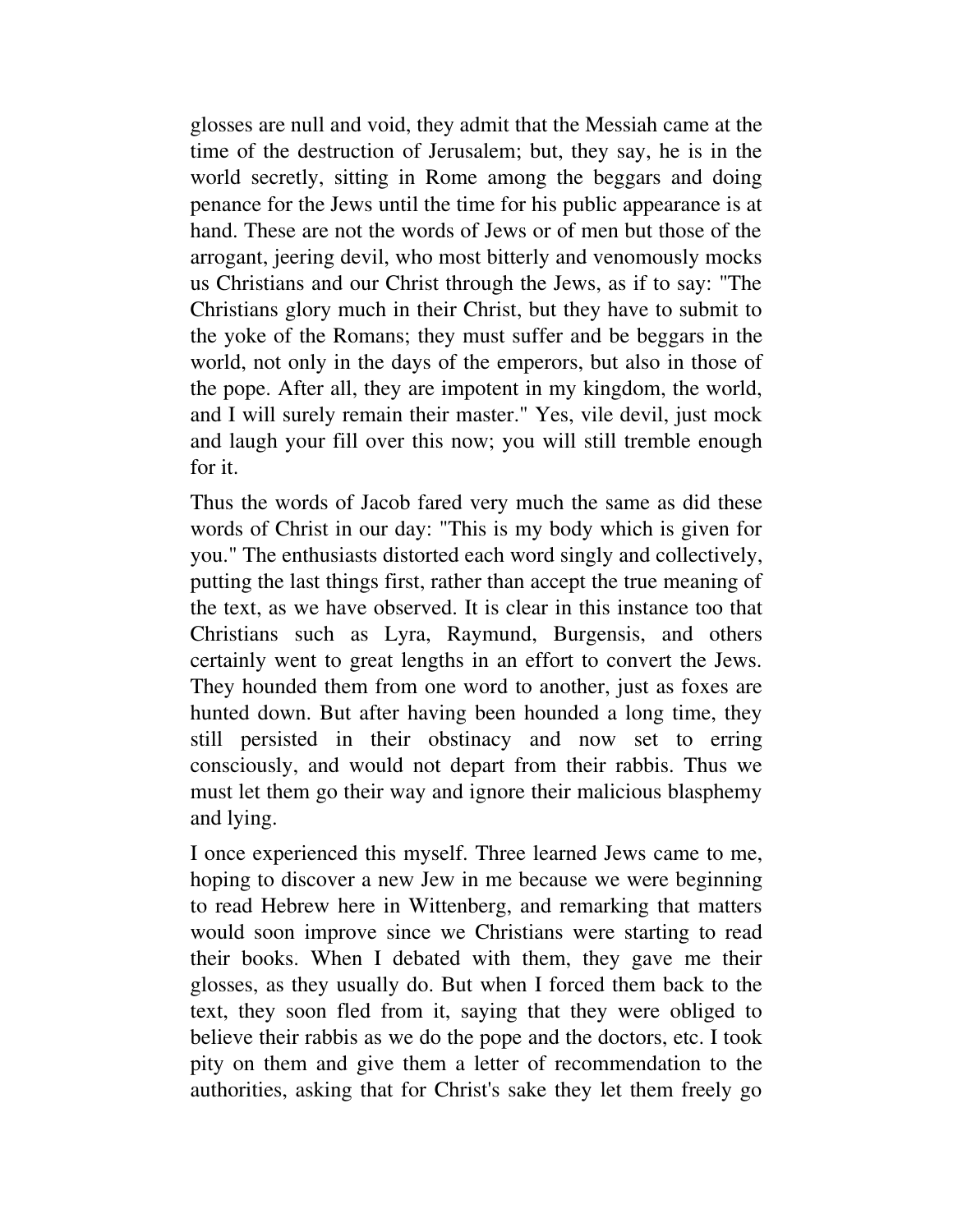glosses are null and void, they admit that the Messiah came at the time of the destruction of Jerusalem; but, they say, he is in the world secretly, sitting in Rome among the beggars and doing penance for the Jews until the time for his public appearance is at hand. These are not the words of Jews or of men but those of the arrogant, jeering devil, who most bitterly and venomously mocks us Christians and our Christ through the Jews, as if to say: "The Christians glory much in their Christ, but they have to submit to the yoke of the Romans; they must suffer and be beggars in the world, not only in the days of the emperors, but also in those of the pope. After all, they are impotent in my kingdom, the world, and I will surely remain their master." Yes, vile devil, just mock and laugh your fill over this now; you will still tremble enough for it.

Thus the words of Jacob fared very much the same as did these words of Christ in our day: "This is my body which is given for you." The enthusiasts distorted each word singly and collectively, putting the last things first, rather than accept the true meaning of the text, as we have observed. It is clear in this instance too that Christians such as Lyra, Raymund, Burgensis, and others certainly went to great lengths in an effort to convert the Jews. They hounded them from one word to another, just as foxes are hunted down. But after having been hounded a long time, they still persisted in their obstinacy and now set to erring consciously, and would not depart from their rabbis. Thus we must let them go their way and ignore their malicious blasphemy and lying.

I once experienced this myself. Three learned Jews came to me, hoping to discover a new Jew in me because we were beginning to read Hebrew here in Wittenberg, and remarking that matters would soon improve since we Christians were starting to read their books. When I debated with them, they gave me their glosses, as they usually do. But when I forced them back to the text, they soon fled from it, saying that they were obliged to believe their rabbis as we do the pope and the doctors, etc. I took pity on them and give them a letter of recommendation to the authorities, asking that for Christ's sake they let them freely go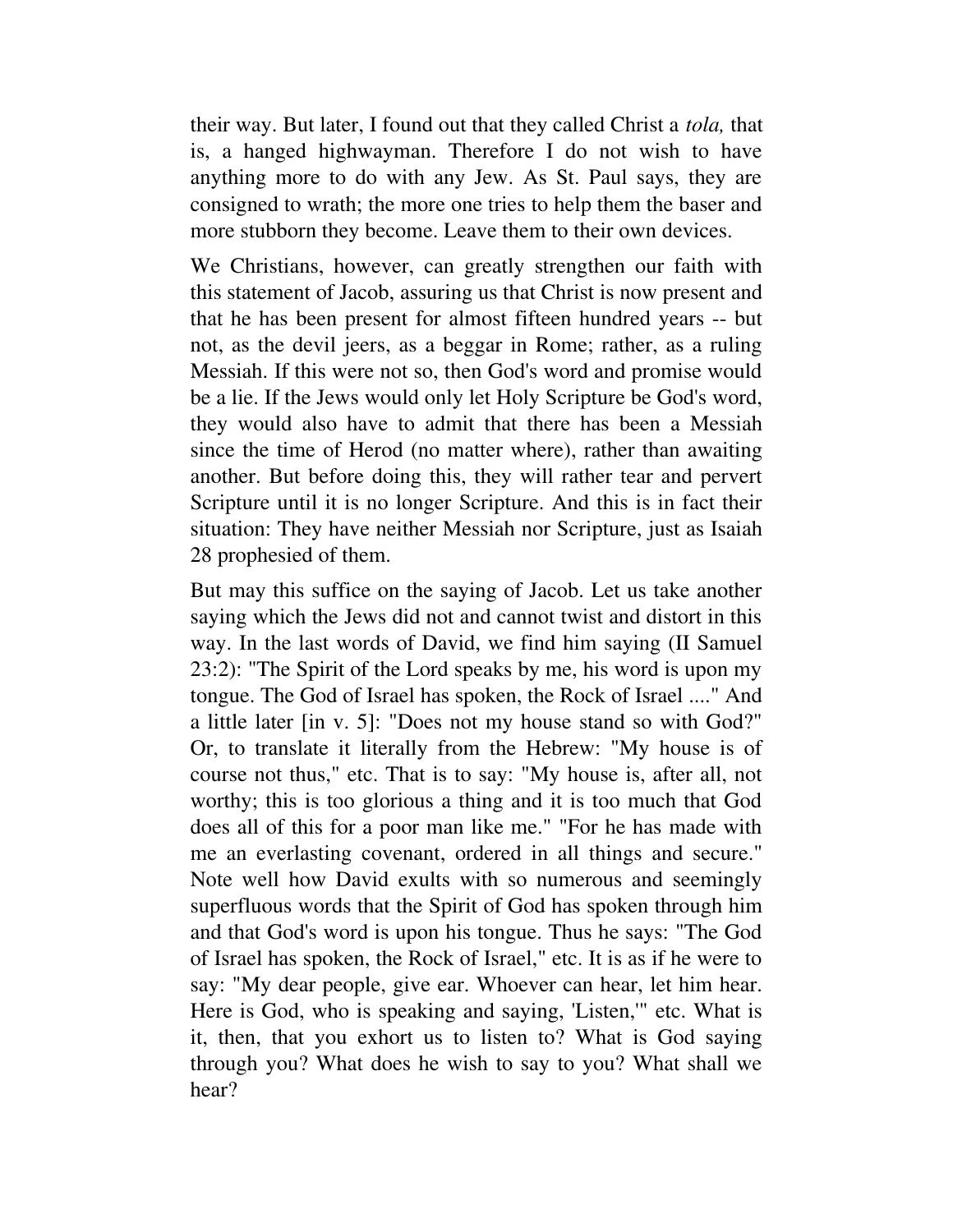their way. But later, I found out that they called Christ a *tola,* that is, a hanged highwayman. Therefore I do not wish to have anything more to do with any Jew. As St. Paul says, they are consigned to wrath; the more one tries to help them the baser and more stubborn they become. Leave them to their own devices.

We Christians, however, can greatly strengthen our faith with this statement of Jacob, assuring us that Christ is now present and that he has been present for almost fifteen hundred years -- but not, as the devil jeers, as a beggar in Rome; rather, as a ruling Messiah. If this were not so, then God's word and promise would be a lie. If the Jews would only let Holy Scripture be God's word, they would also have to admit that there has been a Messiah since the time of Herod (no matter where), rather than awaiting another. But before doing this, they will rather tear and pervert Scripture until it is no longer Scripture. And this is in fact their situation: They have neither Messiah nor Scripture, just as Isaiah 28 prophesied of them.

But may this suffice on the saying of Jacob. Let us take another saying which the Jews did not and cannot twist and distort in this way. In the last words of David, we find him saying (II Samuel 23:2): "The Spirit of the Lord speaks by me, his word is upon my tongue. The God of Israel has spoken, the Rock of Israel ...." And a little later [in v. 5]: "Does not my house stand so with God?" Or, to translate it literally from the Hebrew: "My house is of course not thus," etc. That is to say: "My house is, after all, not worthy; this is too glorious a thing and it is too much that God does all of this for a poor man like me." "For he has made with me an everlasting covenant, ordered in all things and secure." Note well how David exults with so numerous and seemingly superfluous words that the Spirit of God has spoken through him and that God's word is upon his tongue. Thus he says: "The God of Israel has spoken, the Rock of Israel," etc. It is as if he were to say: "My dear people, give ear. Whoever can hear, let him hear. Here is God, who is speaking and saying, 'Listen,'" etc. What is it, then, that you exhort us to listen to? What is God saying through you? What does he wish to say to you? What shall we hear?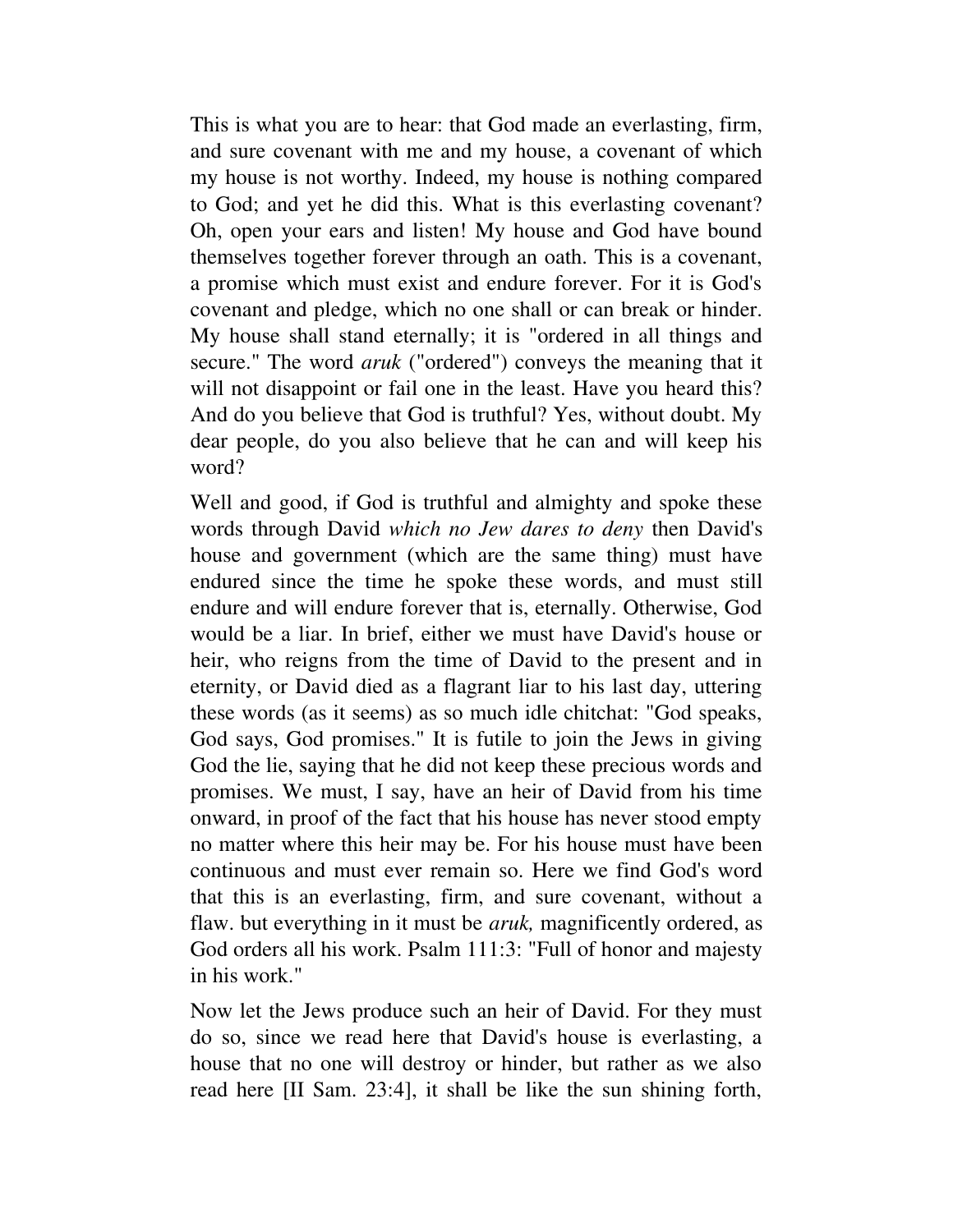This is what you are to hear: that God made an everlasting, firm, and sure covenant with me and my house, a covenant of which my house is not worthy. Indeed, my house is nothing compared to God; and yet he did this. What is this everlasting covenant? Oh, open your ears and listen! My house and God have bound themselves together forever through an oath. This is a covenant, a promise which must exist and endure forever. For it is God's covenant and pledge, which no one shall or can break or hinder. My house shall stand eternally; it is "ordered in all things and secure." The word *aruk* ("ordered") conveys the meaning that it will not disappoint or fail one in the least. Have you heard this? And do you believe that God is truthful? Yes, without doubt. My dear people, do you also believe that he can and will keep his word?

Well and good, if God is truthful and almighty and spoke these words through David *which no Jew dares to deny* then David's house and government (which are the same thing) must have endured since the time he spoke these words, and must still endure and will endure forever that is, eternally. Otherwise, God would be a liar. In brief, either we must have David's house or heir, who reigns from the time of David to the present and in eternity, or David died as a flagrant liar to his last day, uttering these words (as it seems) as so much idle chitchat: "God speaks, God says, God promises." It is futile to join the Jews in giving God the lie, saying that he did not keep these precious words and promises. We must, I say, have an heir of David from his time onward, in proof of the fact that his house has never stood empty no matter where this heir may be. For his house must have been continuous and must ever remain so. Here we find God's word that this is an everlasting, firm, and sure covenant, without a flaw. but everything in it must be *aruk,* magnificently ordered, as God orders all his work. Psalm 111:3: "Full of honor and majesty in his work."

Now let the Jews produce such an heir of David. For they must do so, since we read here that David's house is everlasting, a house that no one will destroy or hinder, but rather as we also read here [II Sam. 23:4], it shall be like the sun shining forth,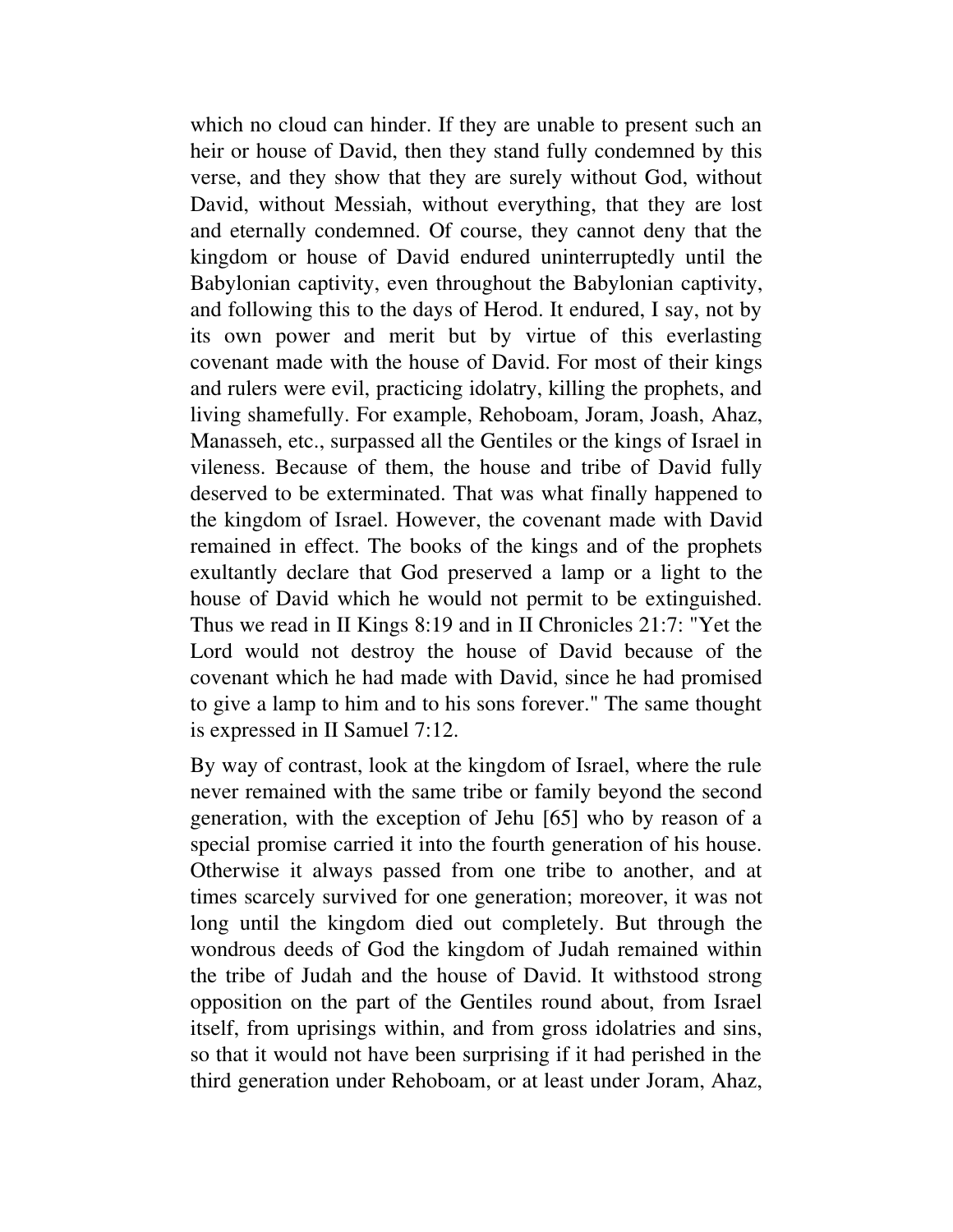which no cloud can hinder. If they are unable to present such an heir or house of David, then they stand fully condemned by this verse, and they show that they are surely without God, without David, without Messiah, without everything, that they are lost and eternally condemned. Of course, they cannot deny that the kingdom or house of David endured uninterruptedly until the Babylonian captivity, even throughout the Babylonian captivity, and following this to the days of Herod. It endured, I say, not by its own power and merit but by virtue of this everlasting covenant made with the house of David. For most of their kings and rulers were evil, practicing idolatry, killing the prophets, and living shamefully. For example, Rehoboam, Joram, Joash, Ahaz, Manasseh, etc., surpassed all the Gentiles or the kings of Israel in vileness. Because of them, the house and tribe of David fully deserved to be exterminated. That was what finally happened to the kingdom of Israel. However, the covenant made with David remained in effect. The books of the kings and of the prophets exultantly declare that God preserved a lamp or a light to the house of David which he would not permit to be extinguished. Thus we read in II Kings 8:19 and in II Chronicles 21:7: "Yet the Lord would not destroy the house of David because of the covenant which he had made with David, since he had promised to give a lamp to him and to his sons forever." The same thought is expressed in II Samuel 7:12.

By way of contrast, look at the kingdom of Israel, where the rule never remained with the same tribe or family beyond the second generation, with the exception of Jehu [65] who by reason of a special promise carried it into the fourth generation of his house. Otherwise it always passed from one tribe to another, and at times scarcely survived for one generation; moreover, it was not long until the kingdom died out completely. But through the wondrous deeds of God the kingdom of Judah remained within the tribe of Judah and the house of David. It withstood strong opposition on the part of the Gentiles round about, from Israel itself, from uprisings within, and from gross idolatries and sins, so that it would not have been surprising if it had perished in the third generation under Rehoboam, or at least under Joram, Ahaz,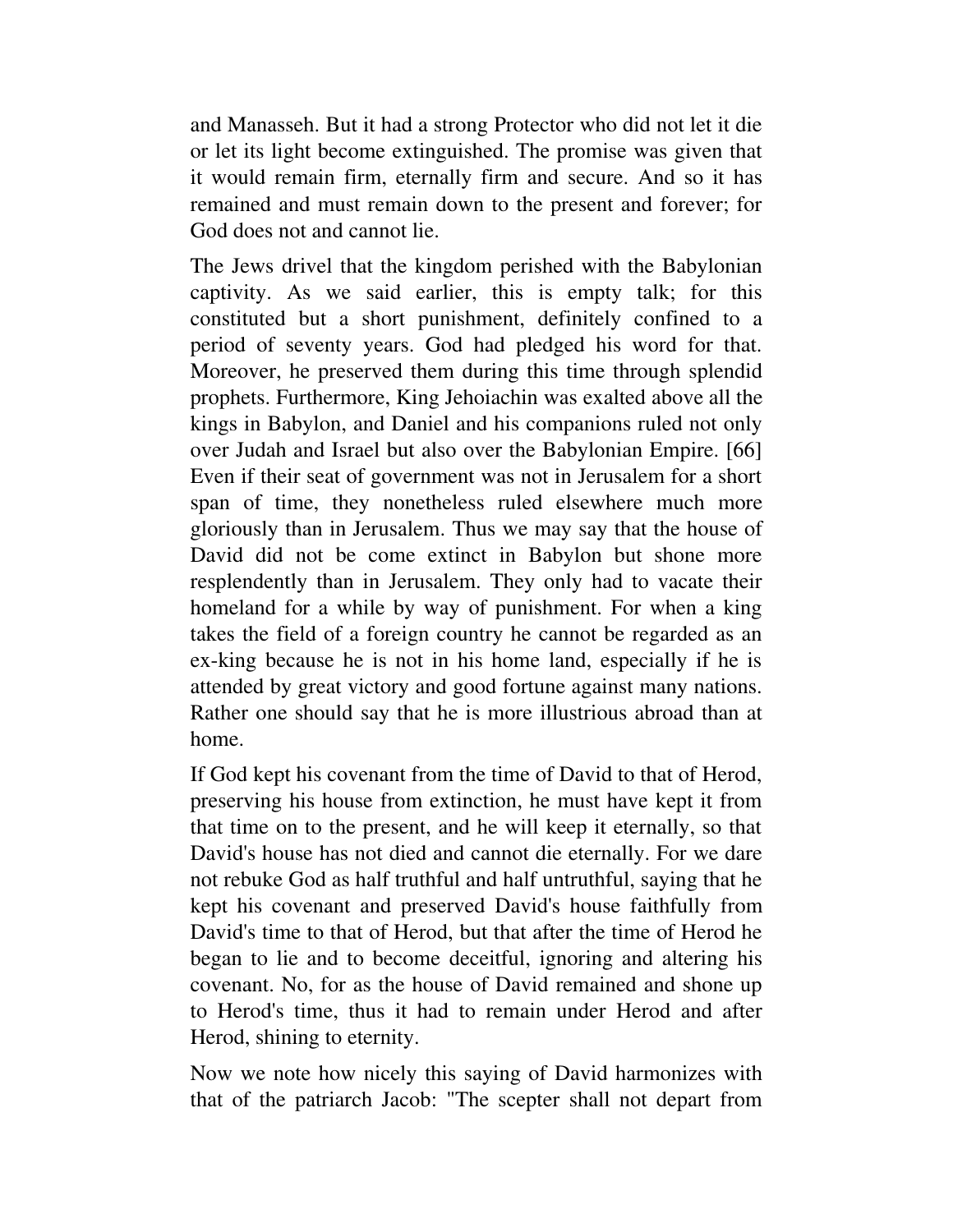and Manasseh. But it had a strong Protector who did not let it die or let its light become extinguished. The promise was given that it would remain firm, eternally firm and secure. And so it has remained and must remain down to the present and forever; for God does not and cannot lie.

The Jews drivel that the kingdom perished with the Babylonian captivity. As we said earlier, this is empty talk; for this constituted but a short punishment, definitely confined to a period of seventy years. God had pledged his word for that. Moreover, he preserved them during this time through splendid prophets. Furthermore, King Jehoiachin was exalted above all the kings in Babylon, and Daniel and his companions ruled not only over Judah and Israel but also over the Babylonian Empire. [66] Even if their seat of government was not in Jerusalem for a short span of time, they nonetheless ruled elsewhere much more gloriously than in Jerusalem. Thus we may say that the house of David did not be come extinct in Babylon but shone more resplendently than in Jerusalem. They only had to vacate their homeland for a while by way of punishment. For when a king takes the field of a foreign country he cannot be regarded as an ex-king because he is not in his home land, especially if he is attended by great victory and good fortune against many nations. Rather one should say that he is more illustrious abroad than at home.

If God kept his covenant from the time of David to that of Herod, preserving his house from extinction, he must have kept it from that time on to the present, and he will keep it eternally, so that David's house has not died and cannot die eternally. For we dare not rebuke God as half truthful and half untruthful, saying that he kept his covenant and preserved David's house faithfully from David's time to that of Herod, but that after the time of Herod he began to lie and to become deceitful, ignoring and altering his covenant. No, for as the house of David remained and shone up to Herod's time, thus it had to remain under Herod and after Herod, shining to eternity.

Now we note how nicely this saying of David harmonizes with that of the patriarch Jacob: "The scepter shall not depart from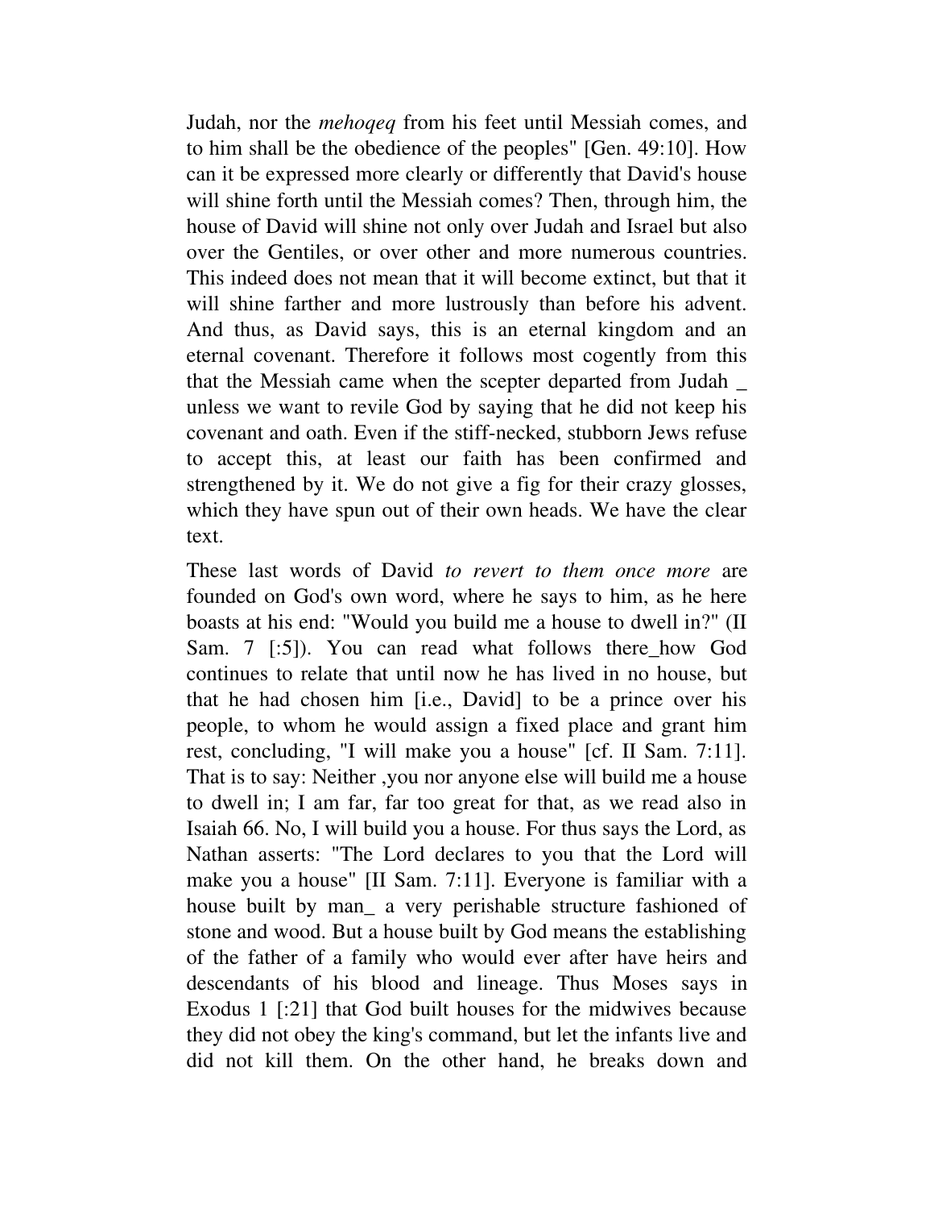Judah, nor the *mehoqeq* from his feet until Messiah comes, and to him shall be the obedience of the peoples" [Gen. 49:10]. How can it be expressed more clearly or differently that David's house will shine forth until the Messiah comes? Then, through him, the house of David will shine not only over Judah and Israel but also over the Gentiles, or over other and more numerous countries. This indeed does not mean that it will become extinct, but that it will shine farther and more lustrously than before his advent. And thus, as David says, this is an eternal kingdom and an eternal covenant. Therefore it follows most cogently from this that the Messiah came when the scepter departed from Judah _ unless we want to revile God by saying that he did not keep his covenant and oath. Even if the stiff-necked, stubborn Jews refuse to accept this, at least our faith has been confirmed and strengthened by it. We do not give a fig for their crazy glosses, which they have spun out of their own heads. We have the clear text.

These last words of David *to revert to them once more* are founded on God's own word, where he says to him, as he here boasts at his end: "Would you build me a house to dwell in?" (II Sam. 7 [:5]). You can read what follows there_how God continues to relate that until now he has lived in no house, but that he had chosen him [i.e., David] to be a prince over his people, to whom he would assign a fixed place and grant him rest, concluding, "I will make you a house" [cf. II Sam. 7:11]. That is to say: Neither ,you nor anyone else will build me a house to dwell in; I am far, far too great for that, as we read also in Isaiah 66. No, I will build you a house. For thus says the Lord, as Nathan asserts: "The Lord declares to you that the Lord will make you a house" [II Sam. 7:11]. Everyone is familiar with a house built by man_ a very perishable structure fashioned of stone and wood. But a house built by God means the establishing of the father of a family who would ever after have heirs and descendants of his blood and lineage. Thus Moses says in Exodus 1 [:21] that God built houses for the midwives because they did not obey the king's command, but let the infants live and did not kill them. On the other hand, he breaks down and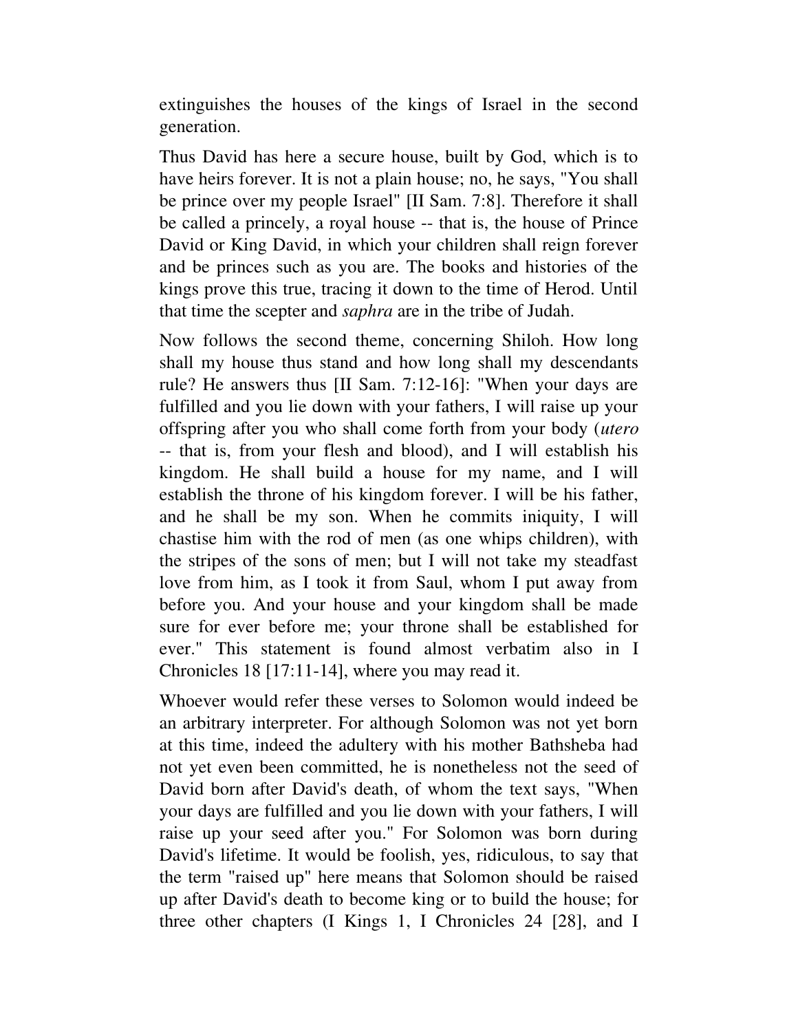extinguishes the houses of the kings of Israel in the second generation.

Thus David has here a secure house, built by God, which is to have heirs forever. It is not a plain house; no, he says, "You shall be prince over my people Israel" [II Sam. 7:8]. Therefore it shall be called a princely, a royal house -- that is, the house of Prince David or King David, in which your children shall reign forever and be princes such as you are. The books and histories of the kings prove this true, tracing it down to the time of Herod. Until that time the scepter and *saphra* are in the tribe of Judah.

Now follows the second theme, concerning Shiloh. How long shall my house thus stand and how long shall my descendants rule? He answers thus [II Sam. 7:12-16]: "When your days are fulfilled and you lie down with your fathers, I will raise up your offspring after you who shall come forth from your body (*utero* -- that is, from your flesh and blood), and I will establish his kingdom. He shall build a house for my name, and I will establish the throne of his kingdom forever. I will be his father, and he shall be my son. When he commits iniquity, I will chastise him with the rod of men (as one whips children), with the stripes of the sons of men; but I will not take my steadfast love from him, as I took it from Saul, whom I put away from before you. And your house and your kingdom shall be made sure for ever before me; your throne shall be established for ever." This statement is found almost verbatim also in I Chronicles 18 [17:11-14], where you may read it.

Whoever would refer these verses to Solomon would indeed be an arbitrary interpreter. For although Solomon was not yet born at this time, indeed the adultery with his mother Bathsheba had not yet even been committed, he is nonetheless not the seed of David born after David's death, of whom the text says, "When your days are fulfilled and you lie down with your fathers, I will raise up your seed after you." For Solomon was born during David's lifetime. It would be foolish, yes, ridiculous, to say that the term "raised up" here means that Solomon should be raised up after David's death to become king or to build the house; for three other chapters (I Kings 1, I Chronicles 24 [28], and I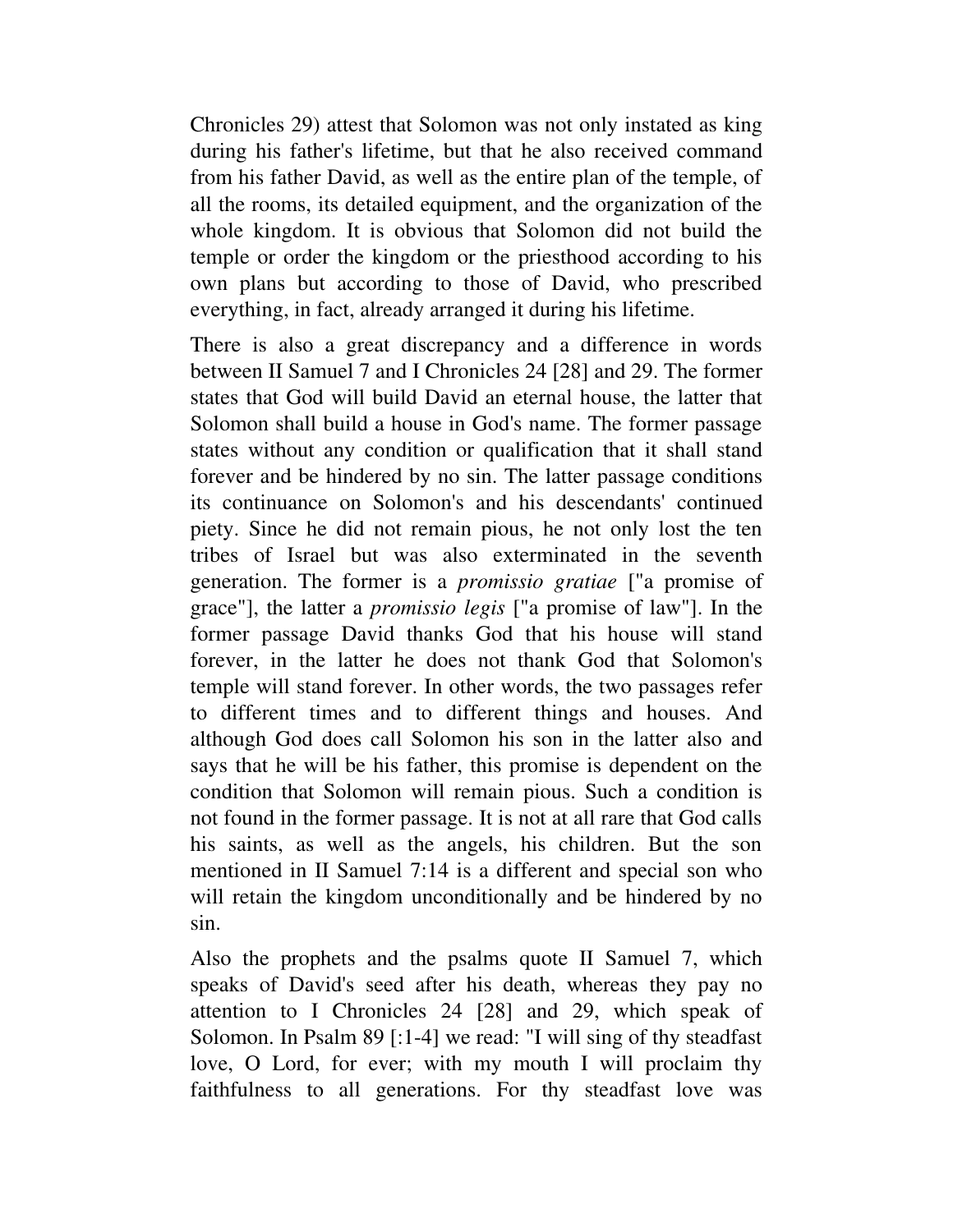Chronicles 29) attest that Solomon was not only instated as king during his father's lifetime, but that he also received command from his father David, as well as the entire plan of the temple, of all the rooms, its detailed equipment, and the organization of the whole kingdom. It is obvious that Solomon did not build the temple or order the kingdom or the priesthood according to his own plans but according to those of David, who prescribed everything, in fact, already arranged it during his lifetime.

There is also a great discrepancy and a difference in words between II Samuel 7 and I Chronicles 24 [28] and 29. The former states that God will build David an eternal house, the latter that Solomon shall build a house in God's name. The former passage states without any condition or qualification that it shall stand forever and be hindered by no sin. The latter passage conditions its continuance on Solomon's and his descendants' continued piety. Since he did not remain pious, he not only lost the ten tribes of Israel but was also exterminated in the seventh generation. The former is a *promissio gratiae* ["a promise of grace"], the latter a *promissio legis* ["a promise of law"]. In the former passage David thanks God that his house will stand forever, in the latter he does not thank God that Solomon's temple will stand forever. In other words, the two passages refer to different times and to different things and houses. And although God does call Solomon his son in the latter also and says that he will be his father, this promise is dependent on the condition that Solomon will remain pious. Such a condition is not found in the former passage. It is not at all rare that God calls his saints, as well as the angels, his children. But the son mentioned in II Samuel 7:14 is a different and special son who will retain the kingdom unconditionally and be hindered by no sin.

Also the prophets and the psalms quote II Samuel 7, which speaks of David's seed after his death, whereas they pay no attention to I Chronicles 24 [28] and 29, which speak of Solomon. In Psalm 89 [:1-4] we read: "I will sing of thy steadfast love, O Lord, for ever; with my mouth I will proclaim thy faithfulness to all generations. For thy steadfast love was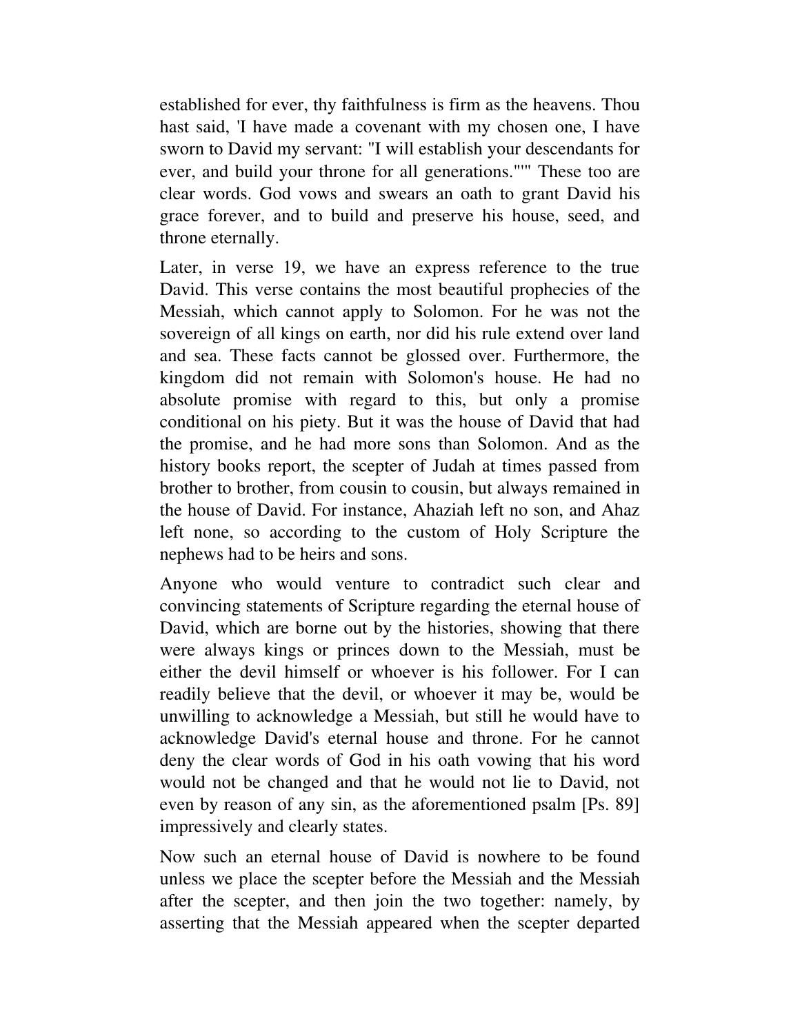established for ever, thy faithfulness is firm as the heavens. Thou hast said, 'I have made a covenant with my chosen one, I have sworn to David my servant: "I will establish your descendants for ever, and build your throne for all generations."'" These too are clear words. God vows and swears an oath to grant David his grace forever, and to build and preserve his house, seed, and throne eternally.

Later, in verse 19, we have an express reference to the true David. This verse contains the most beautiful prophecies of the Messiah, which cannot apply to Solomon. For he was not the sovereign of all kings on earth, nor did his rule extend over land and sea. These facts cannot be glossed over. Furthermore, the kingdom did not remain with Solomon's house. He had no absolute promise with regard to this, but only a promise conditional on his piety. But it was the house of David that had the promise, and he had more sons than Solomon. And as the history books report, the scepter of Judah at times passed from brother to brother, from cousin to cousin, but always remained in the house of David. For instance, Ahaziah left no son, and Ahaz left none, so according to the custom of Holy Scripture the nephews had to be heirs and sons.

Anyone who would venture to contradict such clear and convincing statements of Scripture regarding the eternal house of David, which are borne out by the histories, showing that there were always kings or princes down to the Messiah, must be either the devil himself or whoever is his follower. For I can readily believe that the devil, or whoever it may be, would be unwilling to acknowledge a Messiah, but still he would have to acknowledge David's eternal house and throne. For he cannot deny the clear words of God in his oath vowing that his word would not be changed and that he would not lie to David, not even by reason of any sin, as the aforementioned psalm [Ps. 89] impressively and clearly states.

Now such an eternal house of David is nowhere to be found unless we place the scepter before the Messiah and the Messiah after the scepter, and then join the two together: namely, by asserting that the Messiah appeared when the scepter departed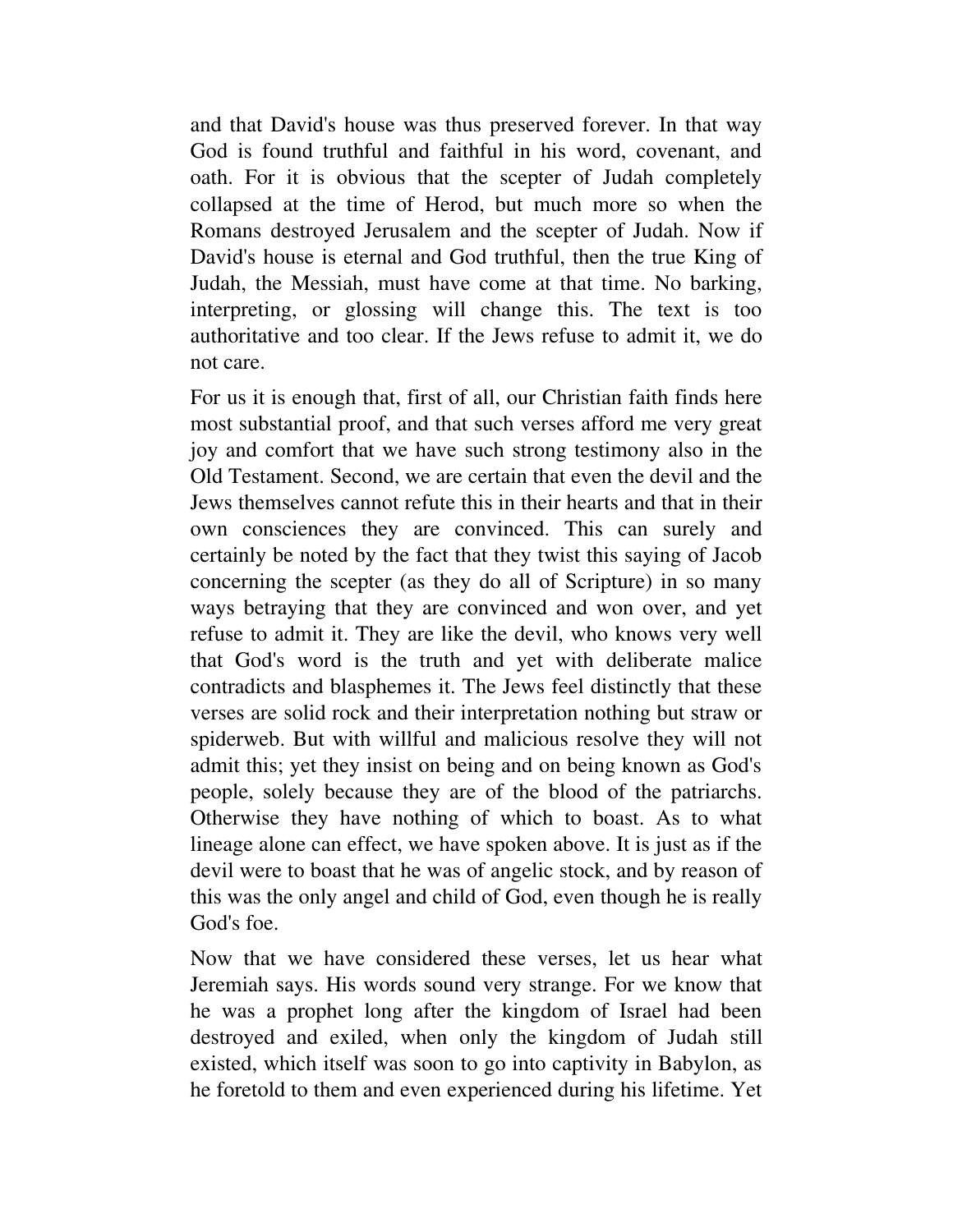and that David's house was thus preserved forever. In that way God is found truthful and faithful in his word, covenant, and oath. For it is obvious that the scepter of Judah completely collapsed at the time of Herod, but much more so when the Romans destroyed Jerusalem and the scepter of Judah. Now if David's house is eternal and God truthful, then the true King of Judah, the Messiah, must have come at that time. No barking, interpreting, or glossing will change this. The text is too authoritative and too clear. If the Jews refuse to admit it, we do not care.

For us it is enough that, first of all, our Christian faith finds here most substantial proof, and that such verses afford me very great joy and comfort that we have such strong testimony also in the Old Testament. Second, we are certain that even the devil and the Jews themselves cannot refute this in their hearts and that in their own consciences they are convinced. This can surely and certainly be noted by the fact that they twist this saying of Jacob concerning the scepter (as they do all of Scripture) in so many ways betraying that they are convinced and won over, and yet refuse to admit it. They are like the devil, who knows very well that God's word is the truth and yet with deliberate malice contradicts and blasphemes it. The Jews feel distinctly that these verses are solid rock and their interpretation nothing but straw or spiderweb. But with willful and malicious resolve they will not admit this; yet they insist on being and on being known as God's people, solely because they are of the blood of the patriarchs. Otherwise they have nothing of which to boast. As to what lineage alone can effect, we have spoken above. It is just as if the devil were to boast that he was of angelic stock, and by reason of this was the only angel and child of God, even though he is really God's foe.

Now that we have considered these verses, let us hear what Jeremiah says. His words sound very strange. For we know that he was a prophet long after the kingdom of Israel had been destroyed and exiled, when only the kingdom of Judah still existed, which itself was soon to go into captivity in Babylon, as he foretold to them and even experienced during his lifetime. Yet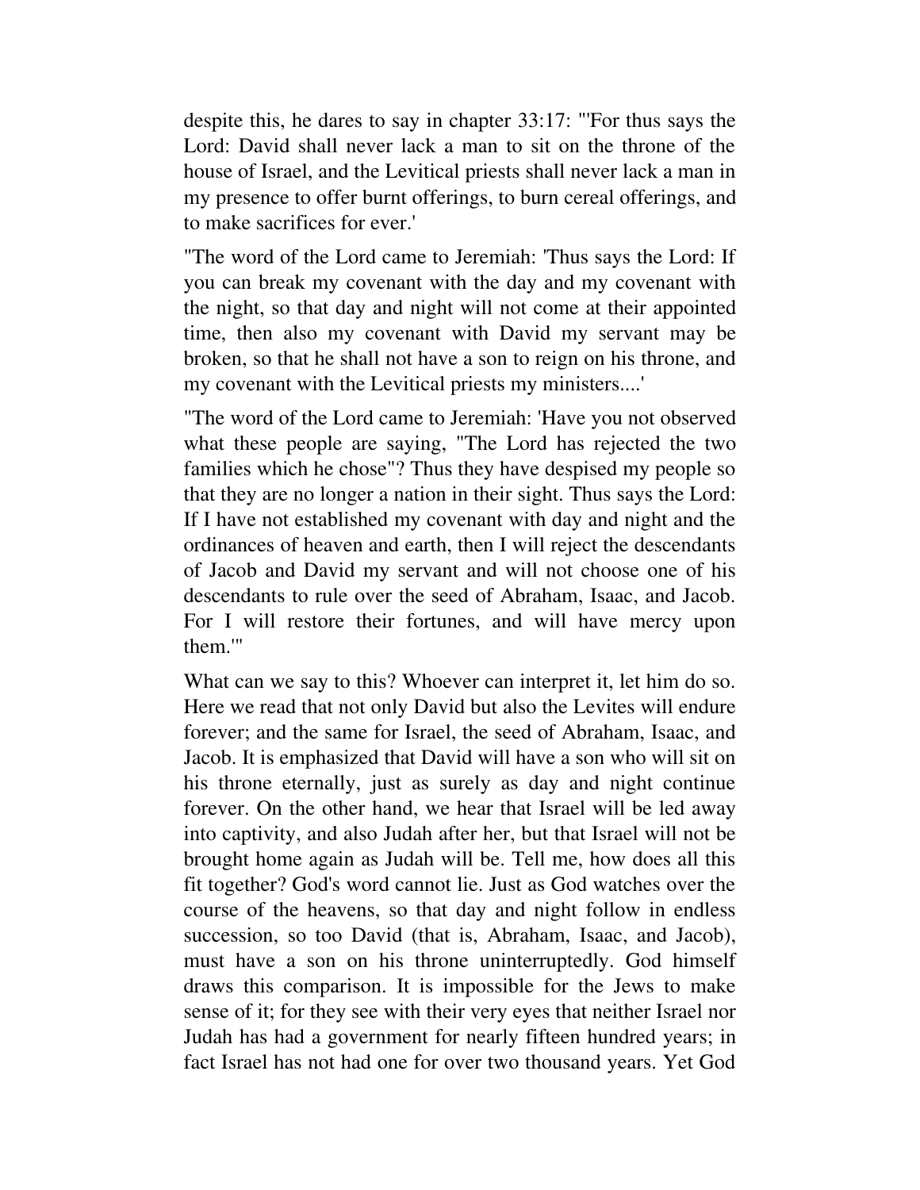despite this, he dares to say in chapter 33:17: "'For thus says the Lord: David shall never lack a man to sit on the throne of the house of Israel, and the Levitical priests shall never lack a man in my presence to offer burnt offerings, to burn cereal offerings, and to make sacrifices for ever.'

"The word of the Lord came to Jeremiah: 'Thus says the Lord: If you can break my covenant with the day and my covenant with the night, so that day and night will not come at their appointed time, then also my covenant with David my servant may be broken, so that he shall not have a son to reign on his throne, and my covenant with the Levitical priests my ministers....'

"The word of the Lord came to Jeremiah: 'Have you not observed what these people are saying, "The Lord has rejected the two families which he chose"? Thus they have despised my people so that they are no longer a nation in their sight. Thus says the Lord: If I have not established my covenant with day and night and the ordinances of heaven and earth, then I will reject the descendants of Jacob and David my servant and will not choose one of his descendants to rule over the seed of Abraham, Isaac, and Jacob. For I will restore their fortunes, and will have mercy upon them.'"

What can we say to this? Whoever can interpret it, let him do so. Here we read that not only David but also the Levites will endure forever; and the same for Israel, the seed of Abraham, Isaac, and Jacob. It is emphasized that David will have a son who will sit on his throne eternally, just as surely as day and night continue forever. On the other hand, we hear that Israel will be led away into captivity, and also Judah after her, but that Israel will not be brought home again as Judah will be. Tell me, how does all this fit together? God's word cannot lie. Just as God watches over the course of the heavens, so that day and night follow in endless succession, so too David (that is, Abraham, Isaac, and Jacob), must have a son on his throne uninterruptedly. God himself draws this comparison. It is impossible for the Jews to make sense of it; for they see with their very eyes that neither Israel nor Judah has had a government for nearly fifteen hundred years; in fact Israel has not had one for over two thousand years. Yet God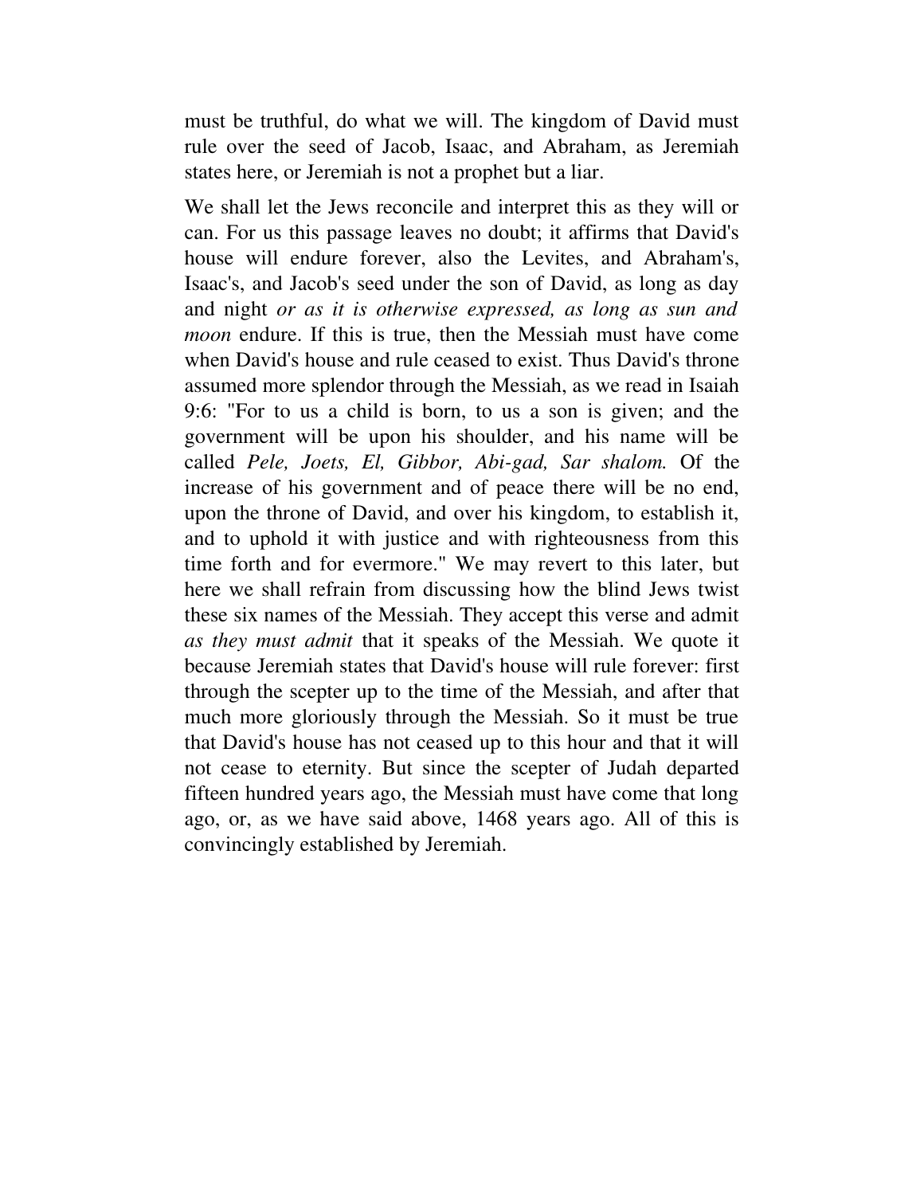must be truthful, do what we will. The kingdom of David must rule over the seed of Jacob, Isaac, and Abraham, as Jeremiah states here, or Jeremiah is not a prophet but a liar.

We shall let the Jews reconcile and interpret this as they will or can. For us this passage leaves no doubt; it affirms that David's house will endure forever, also the Levites, and Abraham's, Isaac's, and Jacob's seed under the son of David, as long as day and night *or as it is otherwise expressed, as long as sun and moon* endure. If this is true, then the Messiah must have come when David's house and rule ceased to exist. Thus David's throne assumed more splendor through the Messiah, as we read in Isaiah 9:6: "For to us a child is born, to us a son is given; and the government will be upon his shoulder, and his name will be called *Pele, Joets, El, Gibbor, Abi-gad, Sar shalom.* Of the increase of his government and of peace there will be no end, upon the throne of David, and over his kingdom, to establish it, and to uphold it with justice and with righteousness from this time forth and for evermore." We may revert to this later, but here we shall refrain from discussing how the blind Jews twist these six names of the Messiah. They accept this verse and admit *as they must admit* that it speaks of the Messiah. We quote it because Jeremiah states that David's house will rule forever: first through the scepter up to the time of the Messiah, and after that much more gloriously through the Messiah. So it must be true that David's house has not ceased up to this hour and that it will not cease to eternity. But since the scepter of Judah departed fifteen hundred years ago, the Messiah must have come that long ago, or, as we have said above, 1468 years ago. All of this is convincingly established by Jeremiah.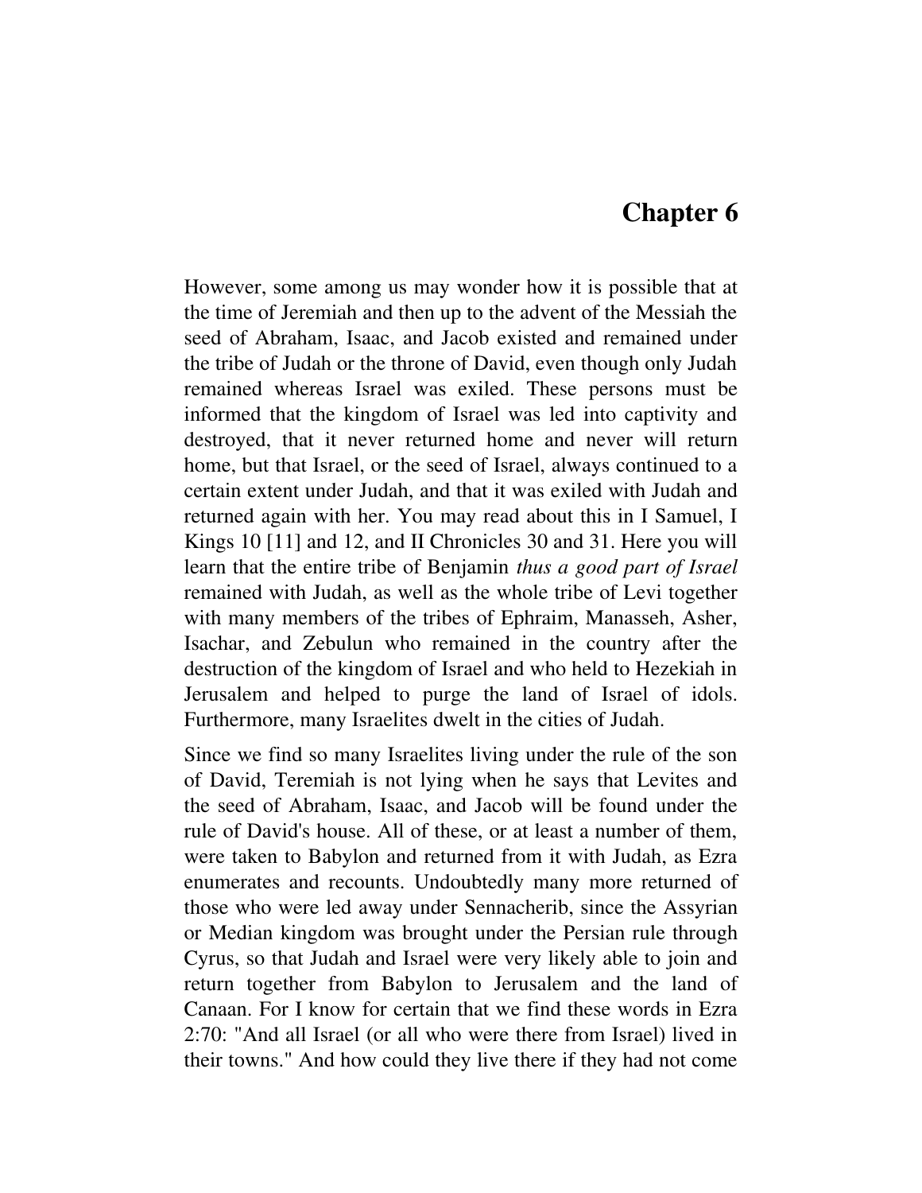# Chapter 6

However, some among us may wonder how it is possible that at the time of Jeremiah and then up to the advent of the Messiah the seed of Abraham, Isaac, and Jacob existed and remained under the tribe of Judah or the throne of David, even though only Judah remained whereas Israel was exiled. These persons must be informed that the kingdom of Israel was led into captivity and destroyed, that it never returned home and never will return home, but that Israel, or the seed of Israel, always continued to a certain extent under Judah, and that it was exiled with Judah and returned again with her. You may read about this in I Samuel, I Kings 10 [11] and 12, and II Chronicles 30 and 31. Here you will learn that the entire tribe of Benjamin *thus a good part of Israel* remained with Judah, as well as the whole tribe of Levi together with many members of the tribes of Ephraim, Manasseh, Asher, Isachar, and Zebulun who remained in the country after the destruction of the kingdom of Israel and who held to Hezekiah in Jerusalem and helped to purge the land of Israel of idols. Furthermore, many Israelites dwelt in the cities of Judah.

Since we find so many Israelites living under the rule of the son of David, Teremiah is not lying when he says that Levites and the seed of Abraham, Isaac, and Jacob will be found under the rule of David's house. All of these, or at least a number of them, were taken to Babylon and returned from it with Judah, as Ezra enumerates and recounts. Undoubtedly many more returned of those who were led away under Sennacherib, since the Assyrian or Median kingdom was brought under the Persian rule through Cyrus, so that Judah and Israel were very likely able to join and return together from Babylon to Jerusalem and the land of Canaan. For I know for certain that we find these words in Ezra 2:70: "And all Israel (or all who were there from Israel) lived in their towns." And how could they live there if they had not come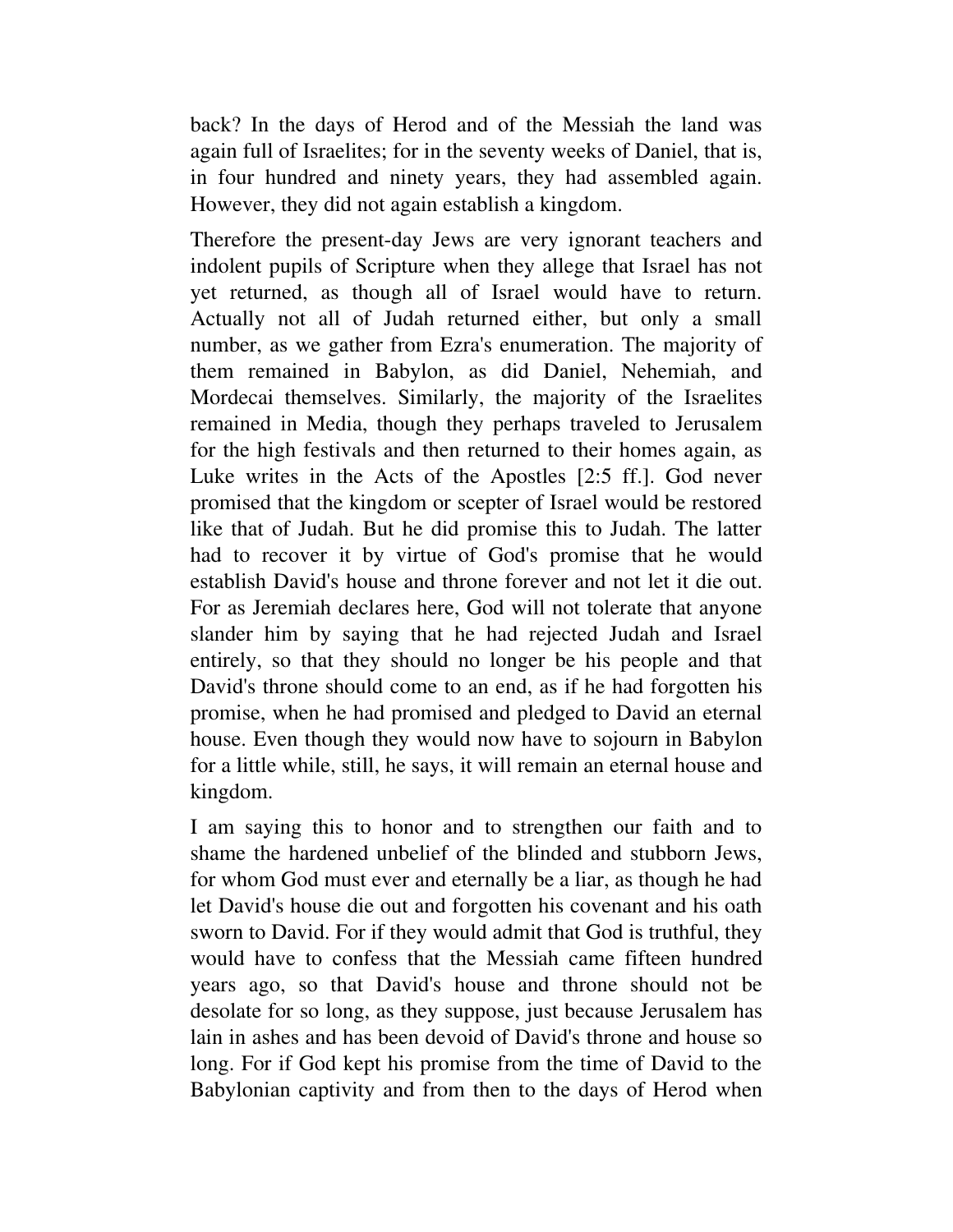back? In the days of Herod and of the Messiah the land was again full of Israelites; for in the seventy weeks of Daniel, that is, in four hundred and ninety years, they had assembled again. However, they did not again establish a kingdom.

Therefore the present-day Jews are very ignorant teachers and indolent pupils of Scripture when they allege that Israel has not yet returned, as though all of Israel would have to return. Actually not all of Judah returned either, but only a small number, as we gather from Ezra's enumeration. The majority of them remained in Babylon, as did Daniel, Nehemiah, and Mordecai themselves. Similarly, the majority of the Israelites remained in Media, though they perhaps traveled to Jerusalem for the high festivals and then returned to their homes again, as Luke writes in the Acts of the Apostles [2:5 ff.]. God never promised that the kingdom or scepter of Israel would be restored like that of Judah. But he did promise this to Judah. The latter had to recover it by virtue of God's promise that he would establish David's house and throne forever and not let it die out. For as Jeremiah declares here, God will not tolerate that anyone slander him by saying that he had rejected Judah and Israel entirely, so that they should no longer be his people and that David's throne should come to an end, as if he had forgotten his promise, when he had promised and pledged to David an eternal house. Even though they would now have to sojourn in Babylon for a little while, still, he says, it will remain an eternal house and kingdom.

I am saying this to honor and to strengthen our faith and to shame the hardened unbelief of the blinded and stubborn Jews, for whom God must ever and eternally be a liar, as though he had let David's house die out and forgotten his covenant and his oath sworn to David. For if they would admit that God is truthful, they would have to confess that the Messiah came fifteen hundred years ago, so that David's house and throne should not be desolate for so long, as they suppose, just because Jerusalem has lain in ashes and has been devoid of David's throne and house so long. For if God kept his promise from the time of David to the Babylonian captivity and from then to the days of Herod when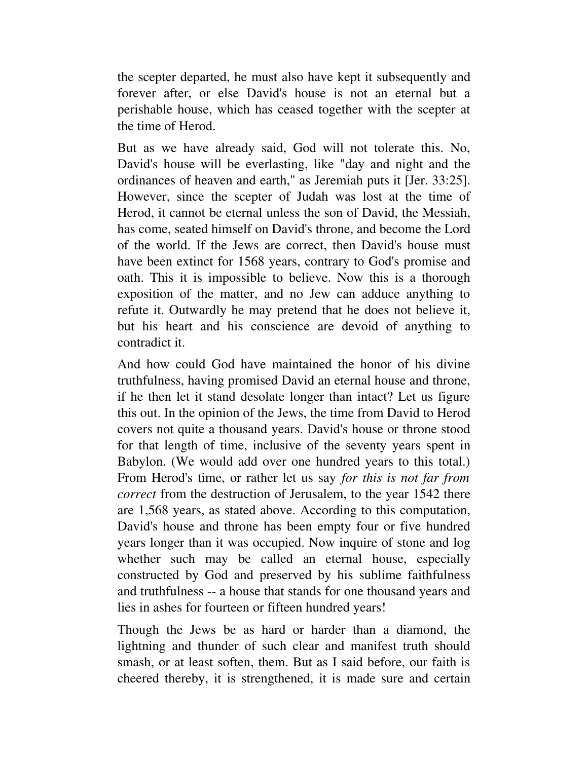the scepter departed, he must also have kept it subsequently and forever after, or else David's house is not an eternal but a perishable house, which has ceased together with the scepter at the time of Herod.

But as we have already said, God will not tolerate this. No, David's house will be everlasting, like "day and night and the ordinances of heaven and earth," as Jeremiah puts it [Jer. 33:25]. However, since the scepter of Judah was lost at the time of Herod, it cannot be eternal unless the son of David, the Messiah, has come, seated himself on David's throne, and become the Lord of the world. If the Jews are correct, then David's house must have been extinct for 1568 years, contrary to God's promise and oath. This it is impossible to believe. Now this is a thorough exposition of the matter, and no Jew can adduce anything to refute it. Outwardly he may pretend that he does not believe it, but his heart and his conscience are devoid of anything to contradict it.

And how could God have maintained the honor of his divine truthfulness, having promised David an eternal house and throne, if he then let it stand desolate longer than intact? Let us figure this out. In the opinion of the Jews, the time from David to Herod covers not quite a thousand years. David's house or throne stood for that length of time, inclusive of the seventy years spent in Babylon. (We would add over one hundred years to this total.) From Herod's time, or rather let us say *for this is not far from correct* from the destruction of Jerusalem, to the year 1542 there are 1,568 years, as stated above. According to this computation, David's house and throne has been empty four or five hundred years longer than it was occupied. Now inquire of stone and log whether such may be called an eternal house, especially constructed by God and preserved by his sublime faithfulness and truthfulness -- a house that stands for one thousand years and lies in ashes for fourteen or fifteen hundred years!

Though the Jews be as hard or harder than a diamond, the lightning and thunder of such clear and manifest truth should smash, or at least soften, them. But as I said before, our faith is cheered thereby, it is strengthened, it is made sure and certain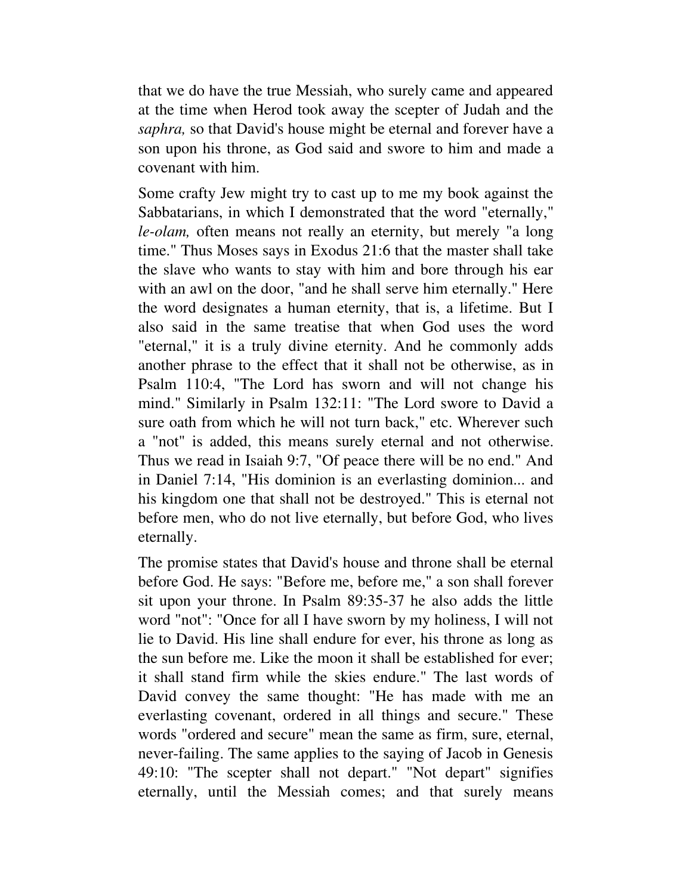that we do have the true Messiah, who surely came and appeared at the time when Herod took away the scepter of Judah and the *saphra,* so that David's house might be eternal and forever have a son upon his throne, as God said and swore to him and made a covenant with him.

Some crafty Jew might try to cast up to me my book against the Sabbatarians, in which I demonstrated that the word "eternally," *le-olam,* often means not really an eternity, but merely "a long time." Thus Moses says in Exodus 21:6 that the master shall take the slave who wants to stay with him and bore through his ear with an awl on the door, "and he shall serve him eternally." Here the word designates a human eternity, that is, a lifetime. But I also said in the same treatise that when God uses the word "eternal," it is a truly divine eternity. And he commonly adds another phrase to the effect that it shall not be otherwise, as in Psalm 110:4, "The Lord has sworn and will not change his mind." Similarly in Psalm 132:11: "The Lord swore to David a sure oath from which he will not turn back," etc. Wherever such a "not" is added, this means surely eternal and not otherwise. Thus we read in Isaiah 9:7, "Of peace there will be no end." And in Daniel 7:14, "His dominion is an everlasting dominion... and his kingdom one that shall not be destroyed." This is eternal not before men, who do not live eternally, but before God, who lives eternally.

The promise states that David's house and throne shall be eternal before God. He says: "Before me, before me," a son shall forever sit upon your throne. In Psalm 89:35-37 he also adds the little word "not": "Once for all I have sworn by my holiness, I will not lie to David. His line shall endure for ever, his throne as long as the sun before me. Like the moon it shall be established for ever; it shall stand firm while the skies endure." The last words of David convey the same thought: "He has made with me an everlasting covenant, ordered in all things and secure." These words "ordered and secure" mean the same as firm, sure, eternal, never-failing. The same applies to the saying of Jacob in Genesis 49:10: "The scepter shall not depart." "Not depart" signifies eternally, until the Messiah comes; and that surely means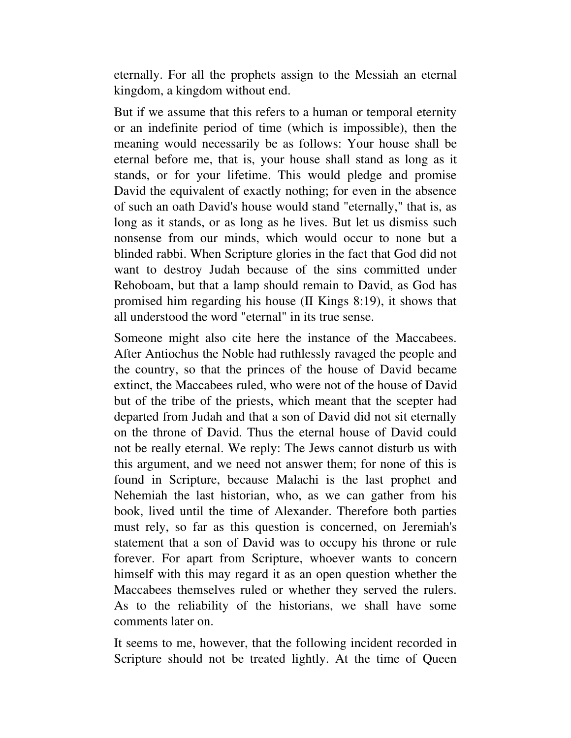eternally. For all the prophets assign to the Messiah an eternal kingdom, a kingdom without end.

But if we assume that this refers to a human or temporal eternity or an indefinite period of time (which is impossible), then the meaning would necessarily be as follows: Your house shall be eternal before me, that is, your house shall stand as long as it stands, or for your lifetime. This would pledge and promise David the equivalent of exactly nothing; for even in the absence of such an oath David's house would stand "eternally," that is, as long as it stands, or as long as he lives. But let us dismiss such nonsense from our minds, which would occur to none but a blinded rabbi. When Scripture glories in the fact that God did not want to destroy Judah because of the sins committed under Rehoboam, but that a lamp should remain to David, as God has promised him regarding his house (II Kings 8:19), it shows that all understood the word "eternal" in its true sense.

Someone might also cite here the instance of the Maccabees. After Antiochus the Noble had ruthlessly ravaged the people and the country, so that the princes of the house of David became extinct, the Maccabees ruled, who were not of the house of David but of the tribe of the priests, which meant that the scepter had departed from Judah and that a son of David did not sit eternally on the throne of David. Thus the eternal house of David could not be really eternal. We reply: The Jews cannot disturb us with this argument, and we need not answer them; for none of this is found in Scripture, because Malachi is the last prophet and Nehemiah the last historian, who, as we can gather from his book, lived until the time of Alexander. Therefore both parties must rely, so far as this question is concerned, on Jeremiah's statement that a son of David was to occupy his throne or rule forever. For apart from Scripture, whoever wants to concern himself with this may regard it as an open question whether the Maccabees themselves ruled or whether they served the rulers. As to the reliability of the historians, we shall have some comments later on.

It seems to me, however, that the following incident recorded in Scripture should not be treated lightly. At the time of Queen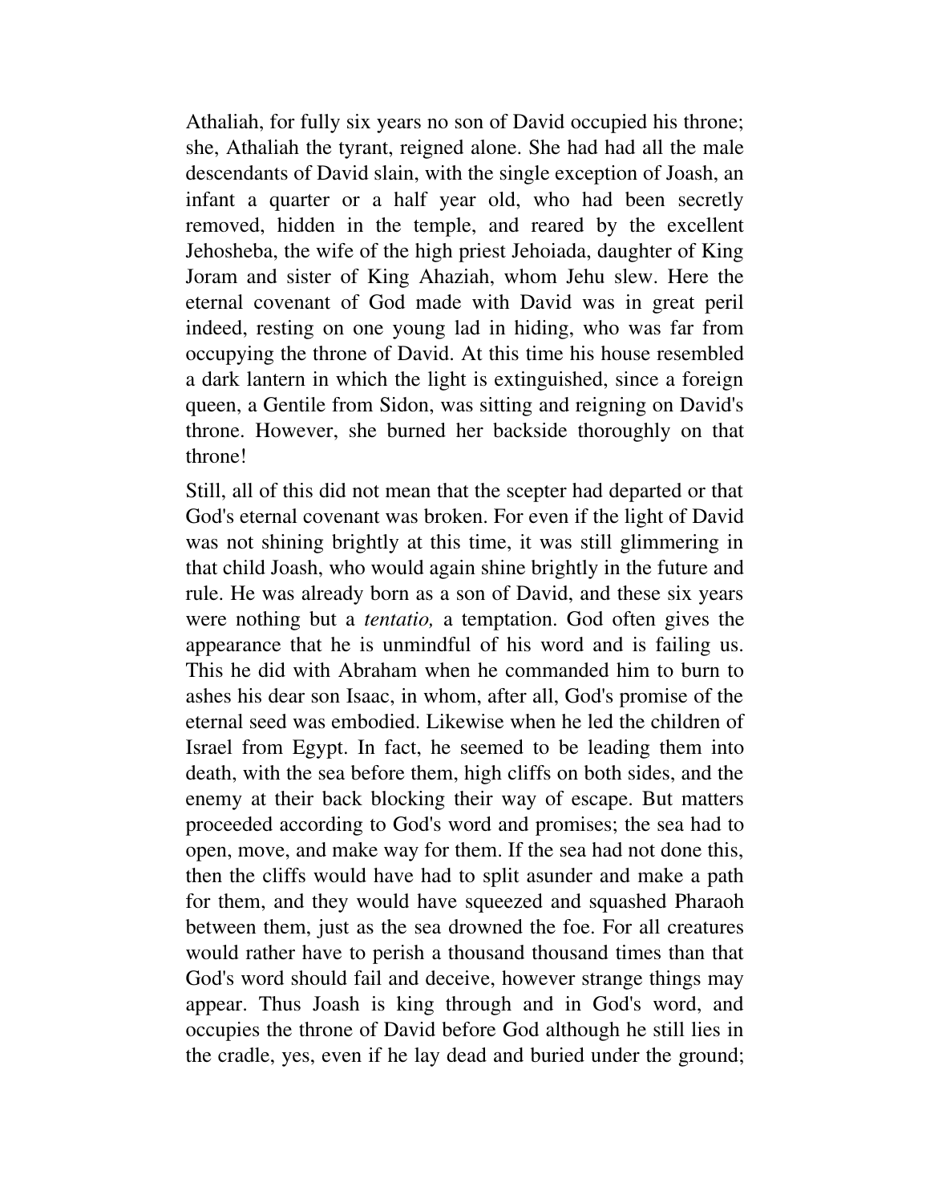Athaliah, for fully six years no son of David occupied his throne; she, Athaliah the tyrant, reigned alone. She had had all the male descendants of David slain, with the single exception of Joash, an infant a quarter or a half year old, who had been secretly removed, hidden in the temple, and reared by the excellent Jehosheba, the wife of the high priest Jehoiada, daughter of King Joram and sister of King Ahaziah, whom Jehu slew. Here the eternal covenant of God made with David was in great peril indeed, resting on one young lad in hiding, who was far from occupying the throne of David. At this time his house resembled a dark lantern in which the light is extinguished, since a foreign queen, a Gentile from Sidon, was sitting and reigning on David's throne. However, she burned her backside thoroughly on that throne!

Still, all of this did not mean that the scepter had departed or that God's eternal covenant was broken. For even if the light of David was not shining brightly at this time, it was still glimmering in that child Joash, who would again shine brightly in the future and rule. He was already born as a son of David, and these six years were nothing but a *tentatio,* a temptation. God often gives the appearance that he is unmindful of his word and is failing us. This he did with Abraham when he commanded him to burn to ashes his dear son Isaac, in whom, after all, God's promise of the eternal seed was embodied. Likewise when he led the children of Israel from Egypt. In fact, he seemed to be leading them into death, with the sea before them, high cliffs on both sides, and the enemy at their back blocking their way of escape. But matters proceeded according to God's word and promises; the sea had to open, move, and make way for them. If the sea had not done this, then the cliffs would have had to split asunder and make a path for them, and they would have squeezed and squashed Pharaoh between them, just as the sea drowned the foe. For all creatures would rather have to perish a thousand thousand times than that God's word should fail and deceive, however strange things may appear. Thus Joash is king through and in God's word, and occupies the throne of David before God although he still lies in the cradle, yes, even if he lay dead and buried under the ground;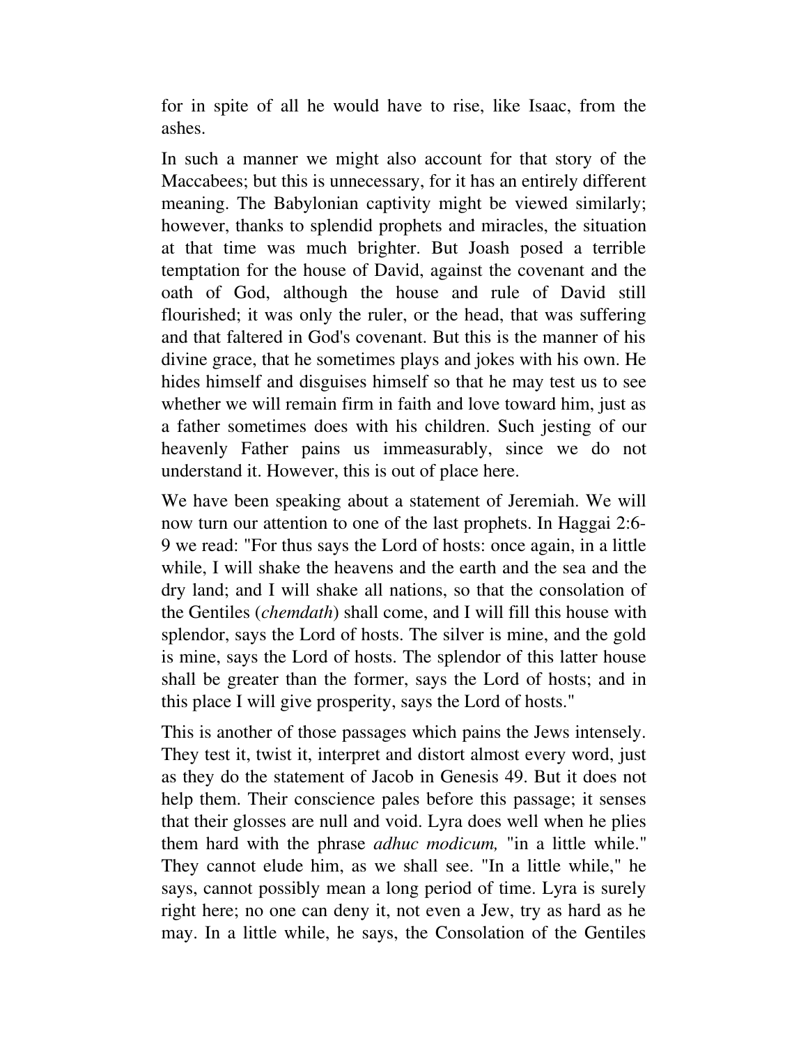for in spite of all he would have to rise, like Isaac, from the ashes.

In such a manner we might also account for that story of the Maccabees; but this is unnecessary, for it has an entirely different meaning. The Babylonian captivity might be viewed similarly; however, thanks to splendid prophets and miracles, the situation at that time was much brighter. But Joash posed a terrible temptation for the house of David, against the covenant and the oath of God, although the house and rule of David still flourished; it was only the ruler, or the head, that was suffering and that faltered in God's covenant. But this is the manner of his divine grace, that he sometimes plays and jokes with his own. He hides himself and disguises himself so that he may test us to see whether we will remain firm in faith and love toward him, just as a father sometimes does with his children. Such jesting of our heavenly Father pains us immeasurably, since we do not understand it. However, this is out of place here.

We have been speaking about a statement of Jeremiah. We will now turn our attention to one of the last prophets. In Haggai 2:6-9 we read: "For thus says the Lord of hosts: once again, in a little while, I will shake the heavens and the earth and the sea and the dry land; and I will shake all nations, so that the consolation of the Gentiles (*chemdath*) shall come, and I will fill this house with splendor, says the Lord of hosts. The silver is mine, and the gold is mine, says the Lord of hosts. The splendor of this latter house shall be greater than the former, says the Lord of hosts; and in this place I will give prosperity, says the Lord of hosts."

This is another of those passages which pains the Jews intensely. They test it, twist it, interpret and distort almost every word, just as they do the statement of Jacob in Genesis 49. But it does not help them. Their conscience pales before this passage; it senses that their glosses are null and void. Lyra does well when he plies them hard with the phrase *adhuc modicum,* "in a little while." They cannot elude him, as we shall see. "In a little while," he says, cannot possibly mean a long period of time. Lyra is surely right here; no one can deny it, not even a Jew, try as hard as he may. In a little while, he says, the Consolation of the Gentiles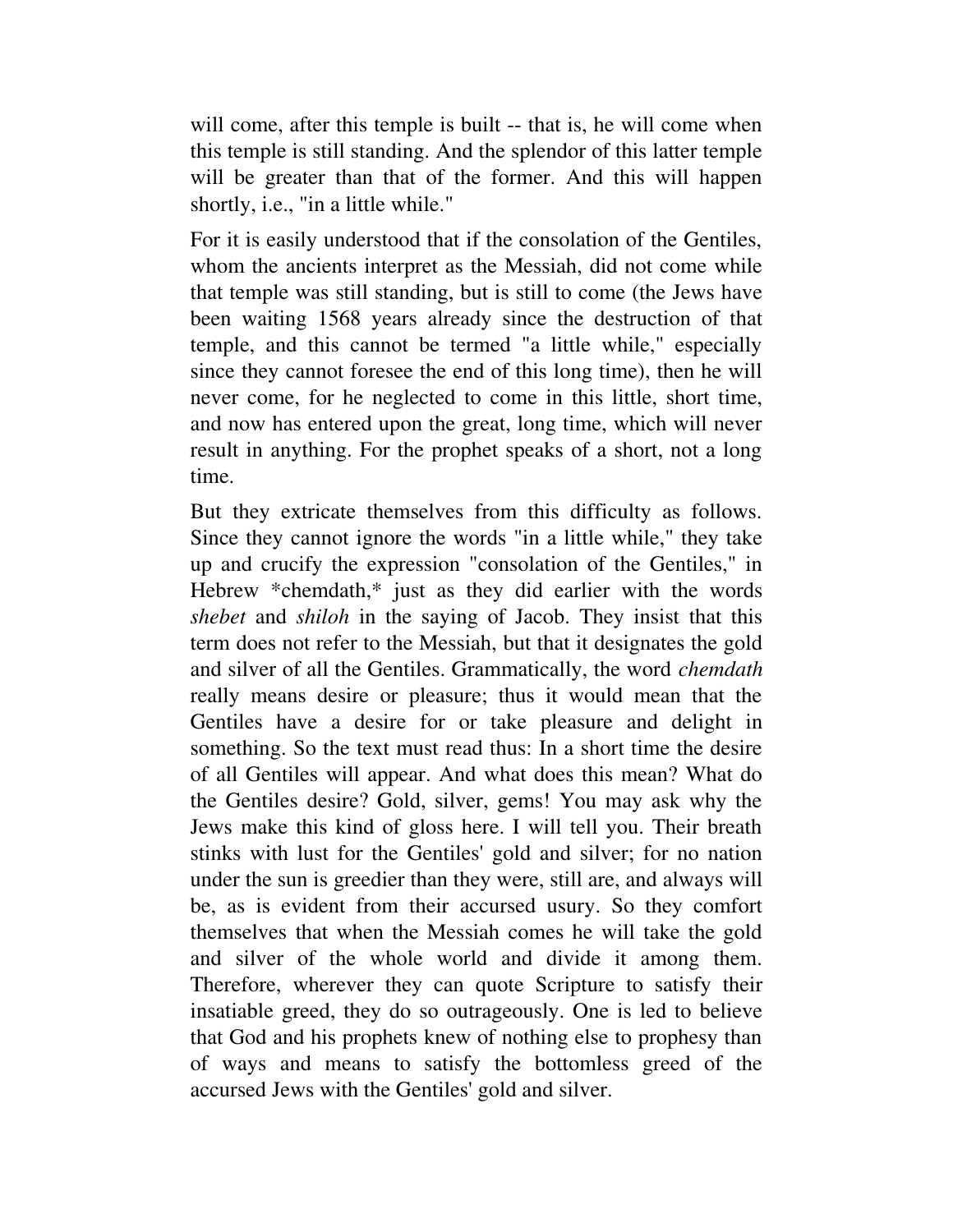will come, after this temple is built -- that is, he will come when this temple is still standing. And the splendor of this latter temple will be greater than that of the former. And this will happen shortly, i.e., "in a little while."

For it is easily understood that if the consolation of the Gentiles, whom the ancients interpret as the Messiah, did not come while that temple was still standing, but is still to come (the Jews have been waiting 1568 years already since the destruction of that temple, and this cannot be termed "a little while," especially since they cannot foresee the end of this long time), then he will never come, for he neglected to come in this little, short time, and now has entered upon the great, long time, which will never result in anything. For the prophet speaks of a short, not a long time.

But they extricate themselves from this difficulty as follows. Since they cannot ignore the words "in a little while," they take up and crucify the expression "consolation of the Gentiles," in Hebrew *chemdath,* just as they did earlier with the words *shebet* and *shiloh* in the saying of Jacob. They insist that this term does not refer to the Messiah, but that it designates the gold and silver of all the Gentiles. Grammatically, the word *chemdath* really means desire or pleasure; thus it would mean that the Gentiles have a desire for or take pleasure and delight in something. So the text must read thus: In a short time the desire of all Gentiles will appear. And what does this mean? What do the Gentiles desire? Gold, silver, gems! You may ask why the Jews make this kind of gloss here. I will tell you. Their breath stinks with lust for the Gentiles' gold and silver; for no nation under the sun is greedier than they were, still are, and always will be, as is evident from their accursed usury. So they comfort themselves that when the Messiah comes he will take the gold and silver of the whole world and divide it among them. Therefore, wherever they can quote Scripture to satisfy their insatiable greed, they do so outrageously. One is led to believe that God and his prophets knew of nothing else to prophesy than of ways and means to satisfy the bottomless greed of the accursed Jews with the Gentiles' gold and silver.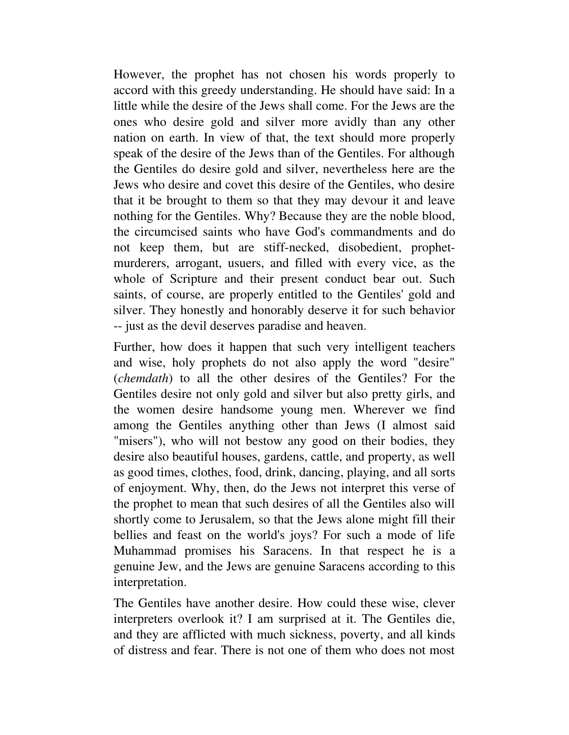However, the prophet has not chosen his words properly to accord with this greedy understanding. He should have said: In a little while the desire of the Jews shall come. For the Jews are the ones who desire gold and silver more avidly than any other nation on earth. In view of that, the text should more properly speak of the desire of the Jews than of the Gentiles. For although the Gentiles do desire gold and silver, nevertheless here are the Jews who desire and covet this desire of the Gentiles, who desire that it be brought to them so that they may devour it and leave nothing for the Gentiles. Why? Because they are the noble blood, the circumcised saints who have God's commandments and do not keep them, but are stiff-necked, disobedient, prophet-murderers, arrogant, usuers, and filled with every vice, as the whole of Scripture and their present conduct bear out. Such saints, of course, are properly entitled to the Gentiles' gold and silver. They honestly and honorably deserve it for such behavior -- just as the devil deserves paradise and heaven.

Further, how does it happen that such very intelligent teachers and wise, holy prophets do not also apply the word "desire" (*chemdath*) to all the other desires of the Gentiles? For the Gentiles desire not only gold and silver but also pretty girls, and the women desire handsome young men. Wherever we find among the Gentiles anything other than Jews (I almost said "misers"), who will not bestow any good on their bodies, they desire also beautiful houses, gardens, cattle, and property, as well as good times, clothes, food, drink, dancing, playing, and all sorts of enjoyment. Why, then, do the Jews not interpret this verse of the prophet to mean that such desires of all the Gentiles also will shortly come to Jerusalem, so that the Jews alone might fill their bellies and feast on the world's joys? For such a mode of life Muhammad promises his Saracens. In that respect he is a genuine Jew, and the Jews are genuine Saracens according to this interpretation.

The Gentiles have another desire. How could these wise, clever interpreters overlook it? I am surprised at it. The Gentiles die, and they are afflicted with much sickness, poverty, and all kinds of distress and fear. There is not one of them who does not most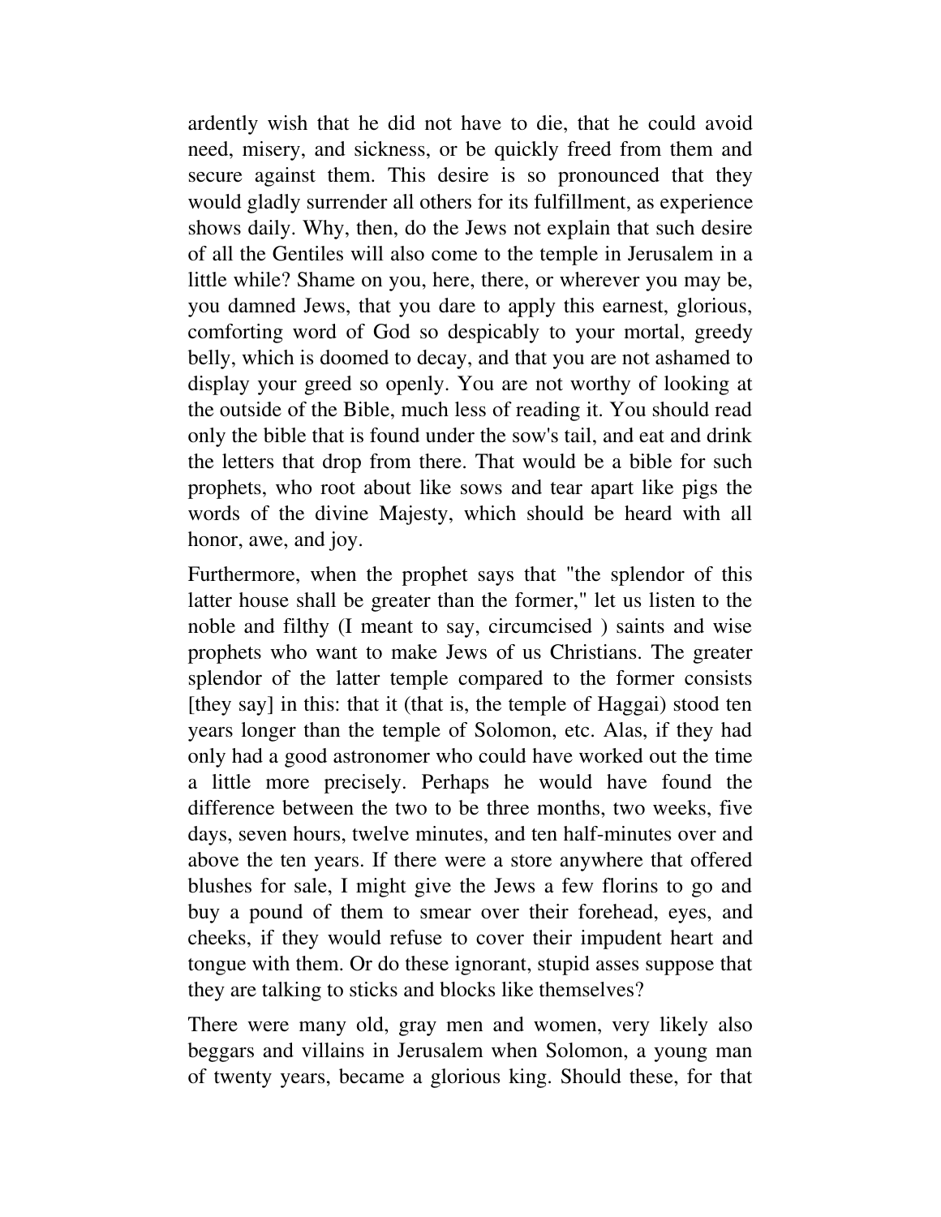ardently wish that he did not have to die, that he could avoid need, misery, and sickness, or be quickly freed from them and secure against them. This desire is so pronounced that they would gladly surrender all others for its fulfillment, as experience shows daily. Why, then, do the Jews not explain that such desire of all the Gentiles will also come to the temple in Jerusalem in a little while? Shame on you, here, there, or wherever you may be, you damned Jews, that you dare to apply this earnest, glorious, comforting word of God so despicably to your mortal, greedy belly, which is doomed to decay, and that you are not ashamed to display your greed so openly. You are not worthy of looking at the outside of the Bible, much less of reading it. You should read only the bible that is found under the sow's tail, and eat and drink the letters that drop from there. That would be a bible for such prophets, who root about like sows and tear apart like pigs the words of the divine Majesty, which should be heard with all honor, awe, and joy.

Furthermore, when the prophet says that "the splendor of this latter house shall be greater than the former," let us listen to the noble and filthy (I meant to say, circumcised ) saints and wise prophets who want to make Jews of us Christians. The greater splendor of the latter temple compared to the former consists [they say] in this: that it (that is, the temple of Haggai) stood ten years longer than the temple of Solomon, etc. Alas, if they had only had a good astronomer who could have worked out the time a little more precisely. Perhaps he would have found the difference between the two to be three months, two weeks, five days, seven hours, twelve minutes, and ten half-minutes over and above the ten years. If there were a store anywhere that offered blushes for sale, I might give the Jews a few florins to go and buy a pound of them to smear over their forehead, eyes, and cheeks, if they would refuse to cover their impudent heart and tongue with them. Or do these ignorant, stupid asses suppose that they are talking to sticks and blocks like themselves?

There were many old, gray men and women, very likely also beggars and villains in Jerusalem when Solomon, a young man of twenty years, became a glorious king. Should these, for that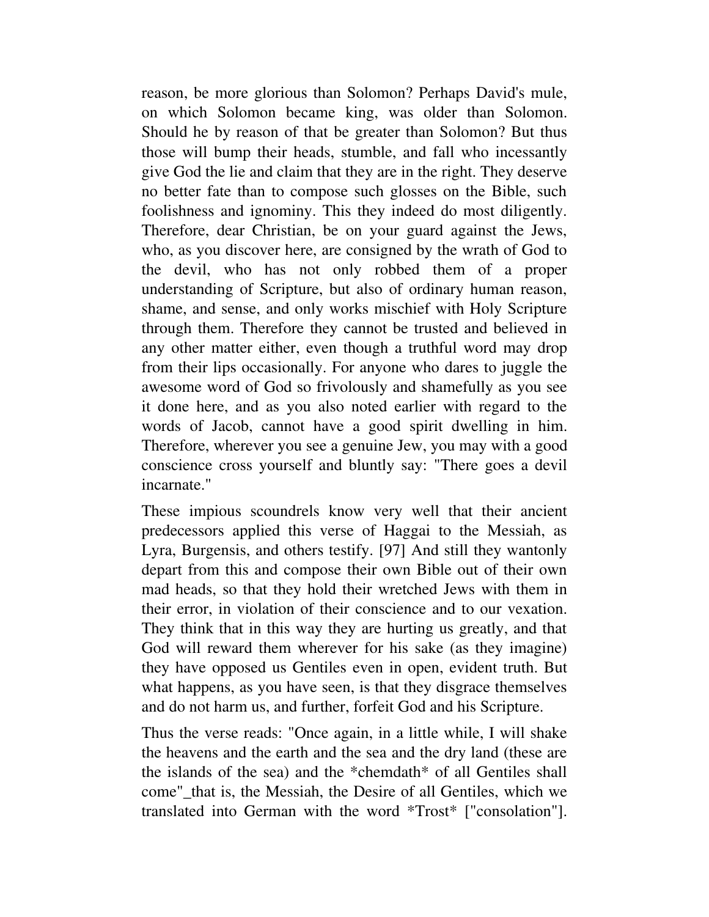reason, be more glorious than Solomon? Perhaps David's mule, on which Solomon became king, was older than Solomon. Should he by reason of that be greater than Solomon? But thus those will bump their heads, stumble, and fall who incessantly give God the lie and claim that they are in the right. They deserve no better fate than to compose such glosses on the Bible, such foolishness and ignominy. This they indeed do most diligently. Therefore, dear Christian, be on your guard against the Jews, who, as you discover here, are consigned by the wrath of God to the devil, who has not only robbed them of a proper understanding of Scripture, but also of ordinary human reason, shame, and sense, and only works mischief with Holy Scripture through them. Therefore they cannot be trusted and believed in any other matter either, even though a truthful word may drop from their lips occasionally. For anyone who dares to juggle the awesome word of God so frivolously and shamefully as you see it done here, and as you also noted earlier with regard to the words of Jacob, cannot have a good spirit dwelling in him. Therefore, wherever you see a genuine Jew, you may with a good conscience cross yourself and bluntly say: "There goes a devil incarnate."

These impious scoundrels know very well that their ancient predecessors applied this verse of Haggai to the Messiah, as Lyra, Burgensis, and others testify. [97] And still they wantonly depart from this and compose their own Bible out of their own mad heads, so that they hold their wretched Jews with them in their error, in violation of their conscience and to our vexation. They think that in this way they are hurting us greatly, and that God will reward them wherever for his sake (as they imagine) they have opposed us Gentiles even in open, evident truth. But what happens, as you have seen, is that they disgrace themselves and do not harm us, and further, forfeit God and his Scripture.

Thus the verse reads: "Once again, in a little while, I will shake the heavens and the earth and the sea and the dry land (these are the islands of the sea) and the *chemdath* of all Gentiles shall come"_that is, the Messiah, the Desire of all Gentiles, which we translated into German with the word *Trost* ["consolation"].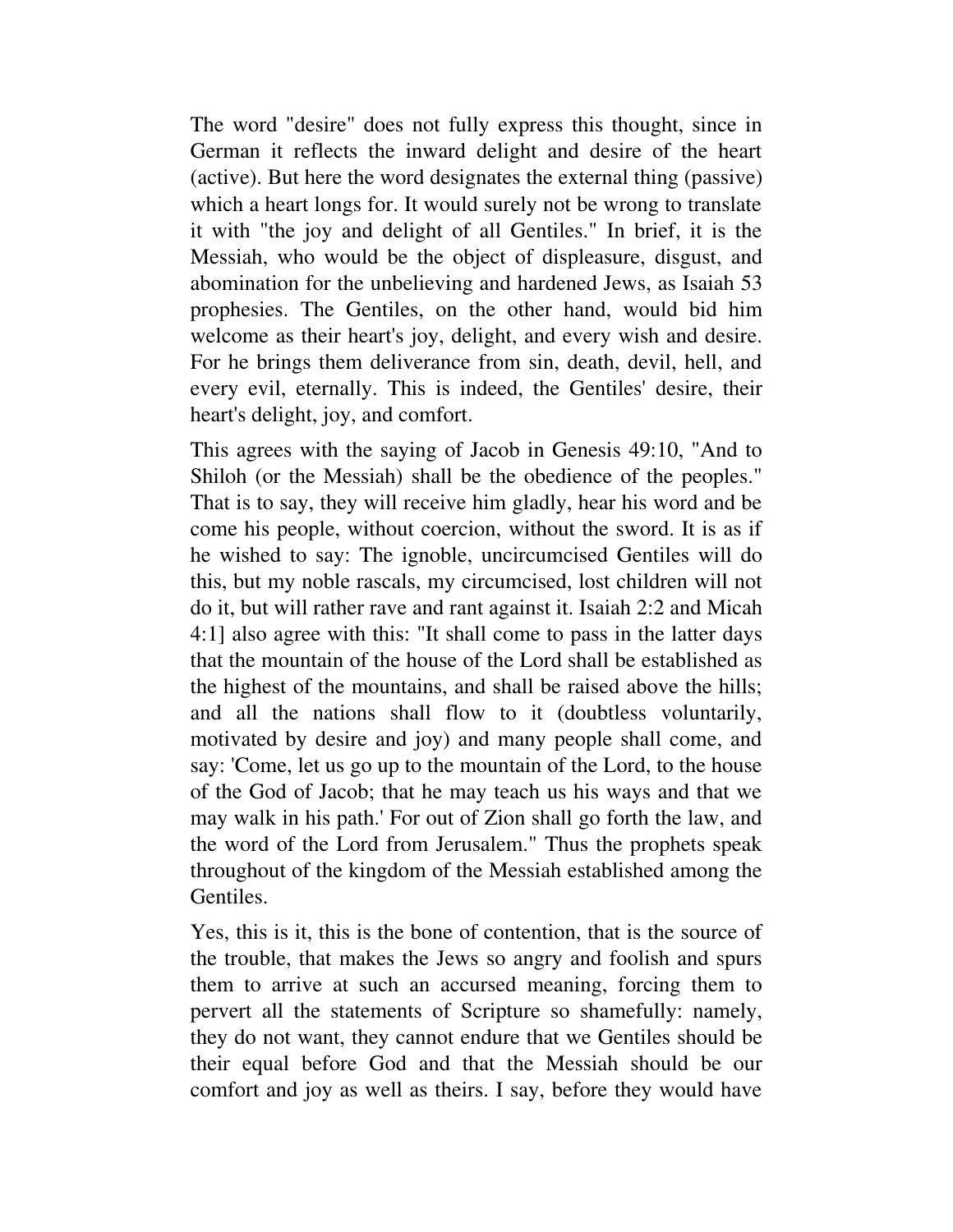The word "desire" does not fully express this thought, since in German it reflects the inward delight and desire of the heart (active). But here the word designates the external thing (passive) which a heart longs for. It would surely not be wrong to translate it with "the joy and delight of all Gentiles." In brief, it is the Messiah, who would be the object of displeasure, disgust, and abomination for the unbelieving and hardened Jews, as Isaiah 53 prophesies. The Gentiles, on the other hand, would bid him welcome as their heart's joy, delight, and every wish and desire. For he brings them deliverance from sin, death, devil, hell, and every evil, eternally. This is indeed, the Gentiles' desire, their heart's delight, joy, and comfort.

This agrees with the saying of Jacob in Genesis 49:10, "And to Shiloh (or the Messiah) shall be the obedience of the peoples." That is to say, they will receive him gladly, hear his word and be come his people, without coercion, without the sword. It is as if he wished to say: The ignoble, uncircumcised Gentiles will do this, but my noble rascals, my circumcised, lost children will not do it, but will rather rave and rant against it. Isaiah 2:2 and Micah 4:1] also agree with this: "It shall come to pass in the latter days that the mountain of the house of the Lord shall be established as the highest of the mountains, and shall be raised above the hills; and all the nations shall flow to it (doubtless voluntarily, motivated by desire and joy) and many people shall come, and say: 'Come, let us go up to the mountain of the Lord, to the house of the God of Jacob; that he may teach us his ways and that we may walk in his path.' For out of Zion shall go forth the law, and the word of the Lord from Jerusalem." Thus the prophets speak throughout of the kingdom of the Messiah established among the Gentiles.

Yes, this is it, this is the bone of contention, that is the source of the trouble, that makes the Jews so angry and foolish and spurs them to arrive at such an accursed meaning, forcing them to pervert all the statements of Scripture so shamefully: namely, they do not want, they cannot endure that we Gentiles should be their equal before God and that the Messiah should be our comfort and joy as well as theirs. I say, before they would have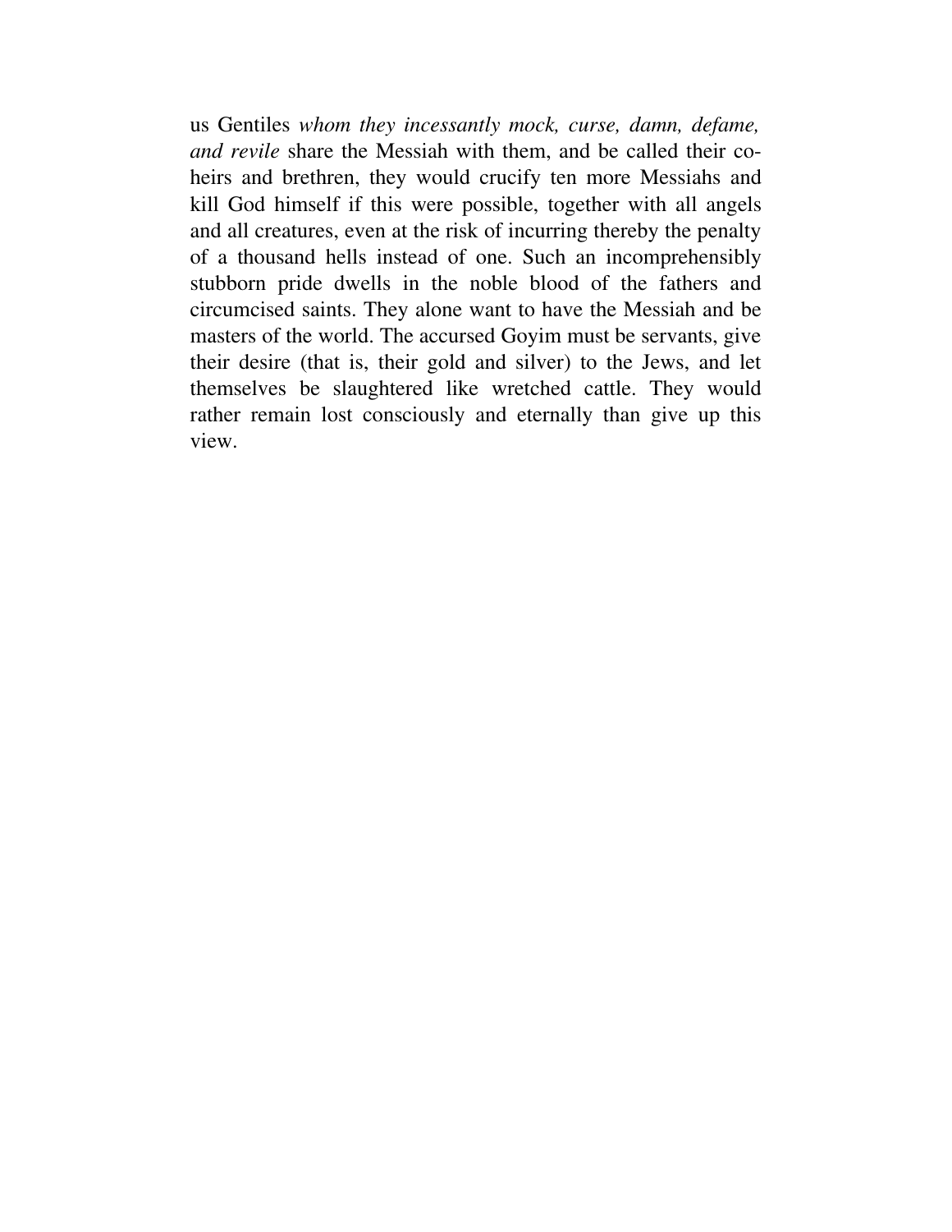us Gentiles *whom they incessantly mock, curse, damn, defame, and revile* share the Messiah with them, and be called their co-heirs and brethren, they would crucify ten more Messiahs and kill God himself if this were possible, together with all angels and all creatures, even at the risk of incurring thereby the penalty of a thousand hells instead of one. Such an incomprehensibly stubborn pride dwells in the noble blood of the fathers and circumcised saints. They alone want to have the Messiah and be masters of the world. The accursed Goyim must be servants, give their desire (that is, their gold and silver) to the Jews, and let themselves be slaughtered like wretched cattle. They would rather remain lost consciously and eternally than give up this view.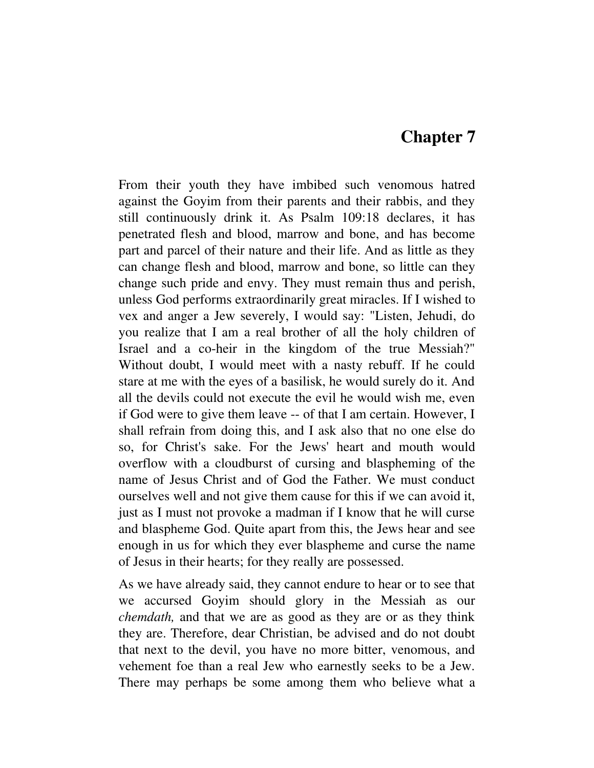# Chapter 7

From their youth they have imbibed such venomous hatred against the Goyim from their parents and their rabbis, and they still continuously drink it. As Psalm 109:18 declares, it has penetrated flesh and blood, marrow and bone, and has become part and parcel of their nature and their life. And as little as they can change flesh and blood, marrow and bone, so little can they change such pride and envy. They must remain thus and perish, unless God performs extraordinarily great miracles. If I wished to vex and anger a Jew severely, I would say: "Listen, Jehudi, do you realize that I am a real brother of all the holy children of Israel and a co-heir in the kingdom of the true Messiah?" Without doubt, I would meet with a nasty rebuff. If he could stare at me with the eyes of a basilisk, he would surely do it. And all the devils could not execute the evil he would wish me, even if God were to give them leave -- of that I am certain. However, I shall refrain from doing this, and I ask also that no one else do so, for Christ's sake. For the Jews' heart and mouth would overflow with a cloudburst of cursing and blaspheming of the name of Jesus Christ and of God the Father. We must conduct ourselves well and not give them cause for this if we can avoid it, just as I must not provoke a madman if I know that he will curse and blaspheme God. Quite apart from this, the Jews hear and see enough in us for which they ever blaspheme and curse the name of Jesus in their hearts; for they really are possessed.

As we have already said, they cannot endure to hear or to see that we accursed Goyim should glory in the Messiah as our *chemdath,* and that we are as good as they are or as they think they are. Therefore, dear Christian, be advised and do not doubt that next to the devil, you have no more bitter, venomous, and vehement foe than a real Jew who earnestly seeks to be a Jew. There may perhaps be some among them who believe what a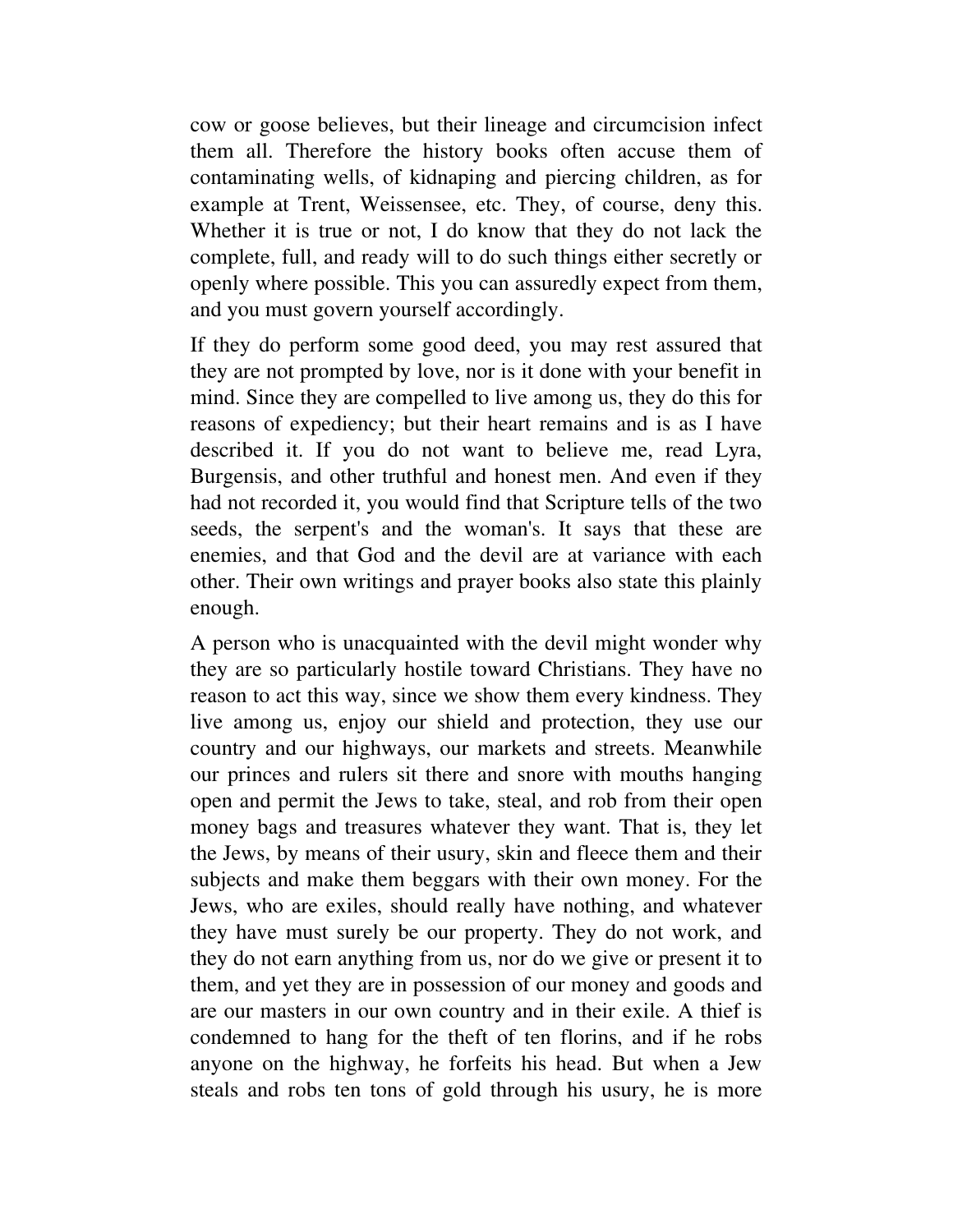cow or goose believes, but their lineage and circumcision infect them all. Therefore the history books often accuse them of contaminating wells, of kidnaping and piercing children, as for example at Trent, Weissensee, etc. They, of course, deny this. Whether it is true or not, I do know that they do not lack the complete, full, and ready will to do such things either secretly or openly where possible. This you can assuredly expect from them, and you must govern yourself accordingly.

If they do perform some good deed, you may rest assured that they are not prompted by love, nor is it done with your benefit in mind. Since they are compelled to live among us, they do this for reasons of expediency; but their heart remains and is as I have described it. If you do not want to believe me, read Lyra, Burgensis, and other truthful and honest men. And even if they had not recorded it, you would find that Scripture tells of the two seeds, the serpent's and the woman's. It says that these are enemies, and that God and the devil are at variance with each other. Their own writings and prayer books also state this plainly enough.

A person who is unacquainted with the devil might wonder why they are so particularly hostile toward Christians. They have no reason to act this way, since we show them every kindness. They live among us, enjoy our shield and protection, they use our country and our highways, our markets and streets. Meanwhile our princes and rulers sit there and snore with mouths hanging open and permit the Jews to take, steal, and rob from their open money bags and treasures whatever they want. That is, they let the Jews, by means of their usury, skin and fleece them and their subjects and make them beggars with their own money. For the Jews, who are exiles, should really have nothing, and whatever they have must surely be our property. They do not work, and they do not earn anything from us, nor do we give or present it to them, and yet they are in possession of our money and goods and are our masters in our own country and in their exile. A thief is condemned to hang for the theft of ten florins, and if he robs anyone on the highway, he forfeits his head. But when a Jew steals and robs ten tons of gold through his usury, he is more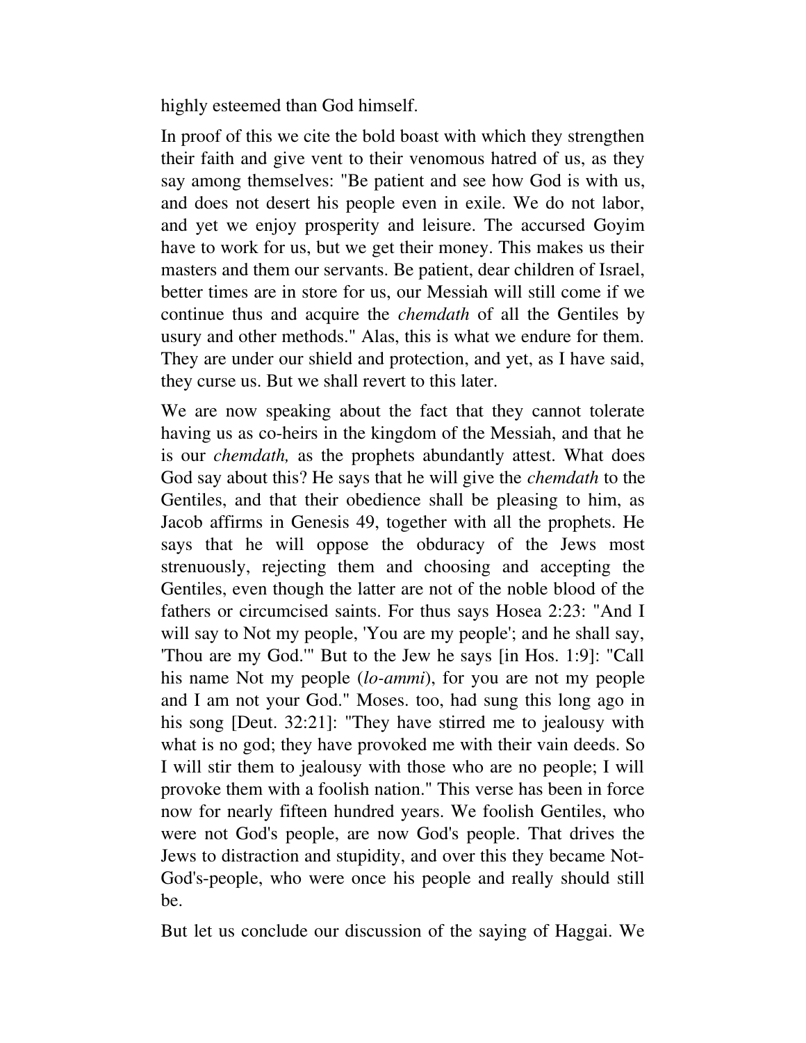highly esteemed than God himself.

In proof of this we cite the bold boast with which they strengthen their faith and give vent to their venomous hatred of us, as they say among themselves: "Be patient and see how God is with us, and does not desert his people even in exile. We do not labor, and yet we enjoy prosperity and leisure. The accursed Goyim have to work for us, but we get their money. This makes us their masters and them our servants. Be patient, dear children of Israel, better times are in store for us, our Messiah will still come if we continue thus and acquire the *chemdath* of all the Gentiles by usury and other methods." Alas, this is what we endure for them. They are under our shield and protection, and yet, as I have said, they curse us. But we shall revert to this later.

We are now speaking about the fact that they cannot tolerate having us as co-heirs in the kingdom of the Messiah, and that he is our *chemdath,* as the prophets abundantly attest. What does God say about this? He says that he will give the *chemdath* to the Gentiles, and that their obedience shall be pleasing to him, as Jacob affirms in Genesis 49, together with all the prophets. He says that he will oppose the obduracy of the Jews most strenuously, rejecting them and choosing and accepting the Gentiles, even though the latter are not of the noble blood of the fathers or circumcised saints. For thus says Hosea 2:23: "And I will say to Not my people, 'You are my people'; and he shall say, 'Thou are my God.'" But to the Jew he says [in Hos. 1:9]: "Call his name Not my people (*lo-ammi*), for you are not my people and I am not your God." Moses. too, had sung this long ago in his song [Deut. 32:21]: "They have stirred me to jealousy with what is no god; they have provoked me with their vain deeds. So I will stir them to jealousy with those who are no people; I will provoke them with a foolish nation." This verse has been in force now for nearly fifteen hundred years. We foolish Gentiles, who were not God's people, are now God's people. That drives the Jews to distraction and stupidity, and over this they became Not-God's-people, who were once his people and really should still be.

But let us conclude our discussion of the saying of Haggai. We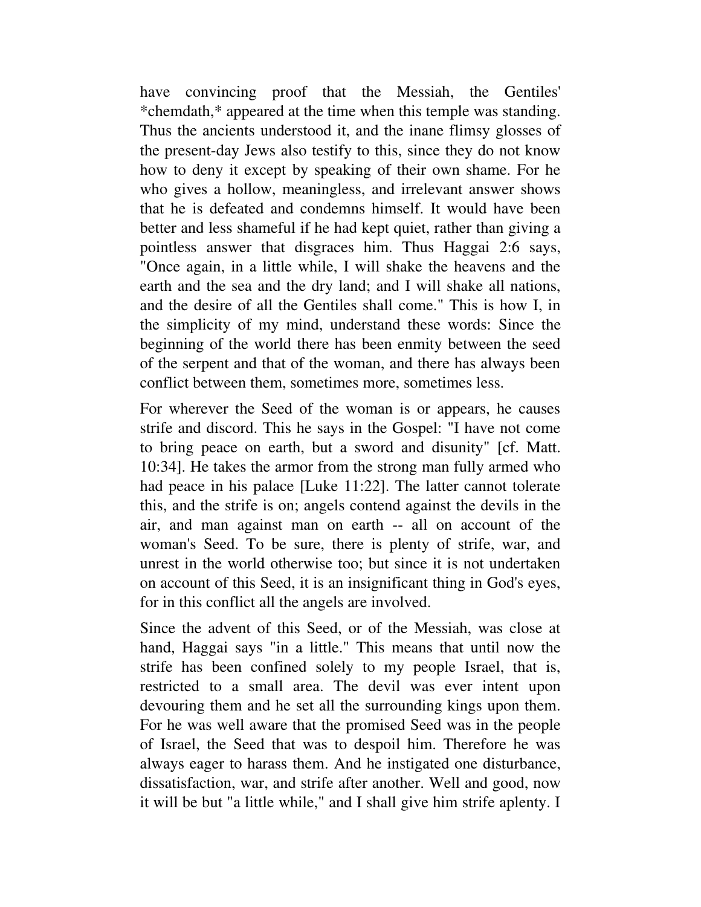have convincing proof that the Messiah, the Gentiles' *chemdath,* appeared at the time when this temple was standing. Thus the ancients understood it, and the inane flimsy glosses of the present-day Jews also testify to this, since they do not know how to deny it except by speaking of their own shame. For he who gives a hollow, meaningless, and irrelevant answer shows that he is defeated and condemns himself. It would have been better and less shameful if he had kept quiet, rather than giving a pointless answer that disgraces him. Thus Haggai 2:6 says, "Once again, in a little while, I will shake the heavens and the earth and the sea and the dry land; and I will shake all nations, and the desire of all the Gentiles shall come." This is how I, in the simplicity of my mind, understand these words: Since the beginning of the world there has been enmity between the seed of the serpent and that of the woman, and there has always been conflict between them, sometimes more, sometimes less.

For wherever the Seed of the woman is or appears, he causes strife and discord. This he says in the Gospel: "I have not come to bring peace on earth, but a sword and disunity" [cf. Matt. 10:34]. He takes the armor from the strong man fully armed who had peace in his palace [Luke 11:22]. The latter cannot tolerate this, and the strife is on; angels contend against the devils in the air, and man against man on earth -- all on account of the woman's Seed. To be sure, there is plenty of strife, war, and unrest in the world otherwise too; but since it is not undertaken on account of this Seed, it is an insignificant thing in God's eyes, for in this conflict all the angels are involved.

Since the advent of this Seed, or of the Messiah, was close at hand, Haggai says "in a little." This means that until now the strife has been confined solely to my people Israel, that is, restricted to a small area. The devil was ever intent upon devouring them and he set all the surrounding kings upon them. For he was well aware that the promised Seed was in the people of Israel, the Seed that was to despoil him. Therefore he was always eager to harass them. And he instigated one disturbance, dissatisfaction, war, and strife after another. Well and good, now it will be but "a little while," and I shall give him strife aplenty. I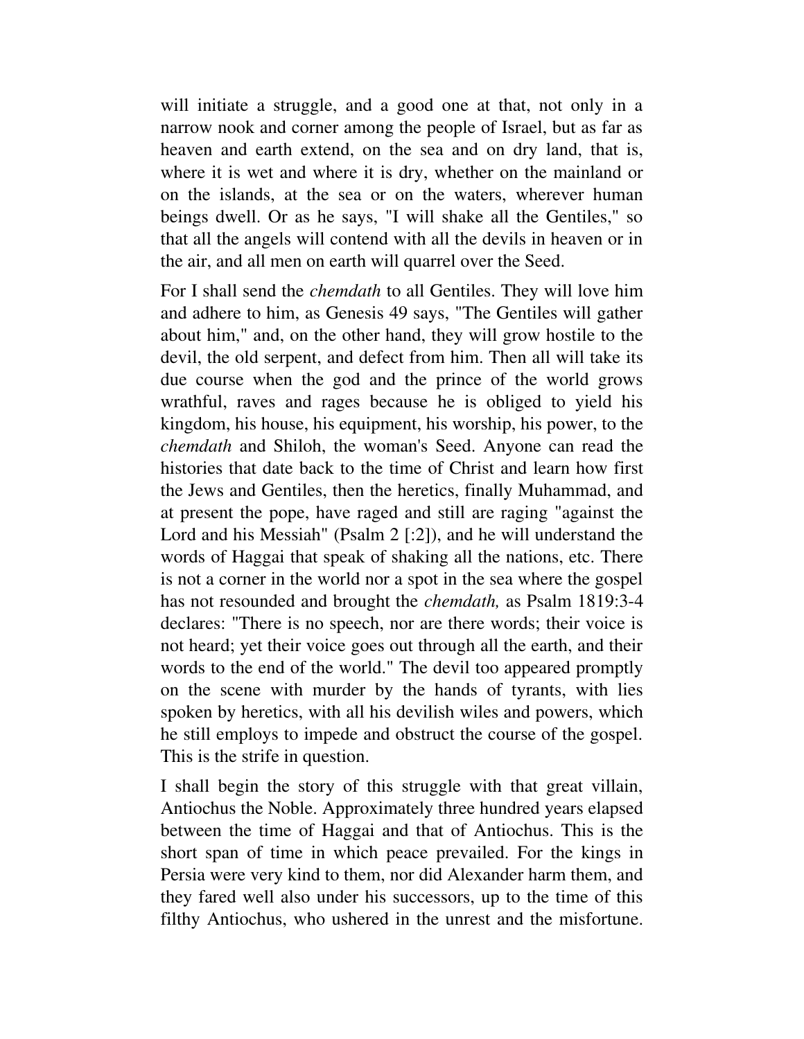will initiate a struggle, and a good one at that, not only in a narrow nook and corner among the people of Israel, but as far as heaven and earth extend, on the sea and on dry land, that is, where it is wet and where it is dry, whether on the mainland or on the islands, at the sea or on the waters, wherever human beings dwell. Or as he says, "I will shake all the Gentiles," so that all the angels will contend with all the devils in heaven or in the air, and all men on earth will quarrel over the Seed.

For I shall send the *chemdath* to all Gentiles. They will love him and adhere to him, as Genesis 49 says, "The Gentiles will gather about him," and, on the other hand, they will grow hostile to the devil, the old serpent, and defect from him. Then all will take its due course when the god and the prince of the world grows wrathful, raves and rages because he is obliged to yield his kingdom, his house, his equipment, his worship, his power, to the *chemdath* and Shiloh, the woman's Seed. Anyone can read the histories that date back to the time of Christ and learn how first the Jews and Gentiles, then the heretics, finally Muhammad, and at present the pope, have raged and still are raging "against the Lord and his Messiah" (Psalm 2 [:2]), and he will understand the words of Haggai that speak of shaking all the nations, etc. There is not a corner in the world nor a spot in the sea where the gospel has not resounded and brought the *chemdath,* as Psalm 1819:3-4 declares: "There is no speech, nor are there words; their voice is not heard; yet their voice goes out through all the earth, and their words to the end of the world." The devil too appeared promptly on the scene with murder by the hands of tyrants, with lies spoken by heretics, with all his devilish wiles and powers, which he still employs to impede and obstruct the course of the gospel. This is the strife in question.

I shall begin the story of this struggle with that great villain, Antiochus the Noble. Approximately three hundred years elapsed between the time of Haggai and that of Antiochus. This is the short span of time in which peace prevailed. For the kings in Persia were very kind to them, nor did Alexander harm them, and they fared well also under his successors, up to the time of this filthy Antiochus, who ushered in the unrest and the misfortune.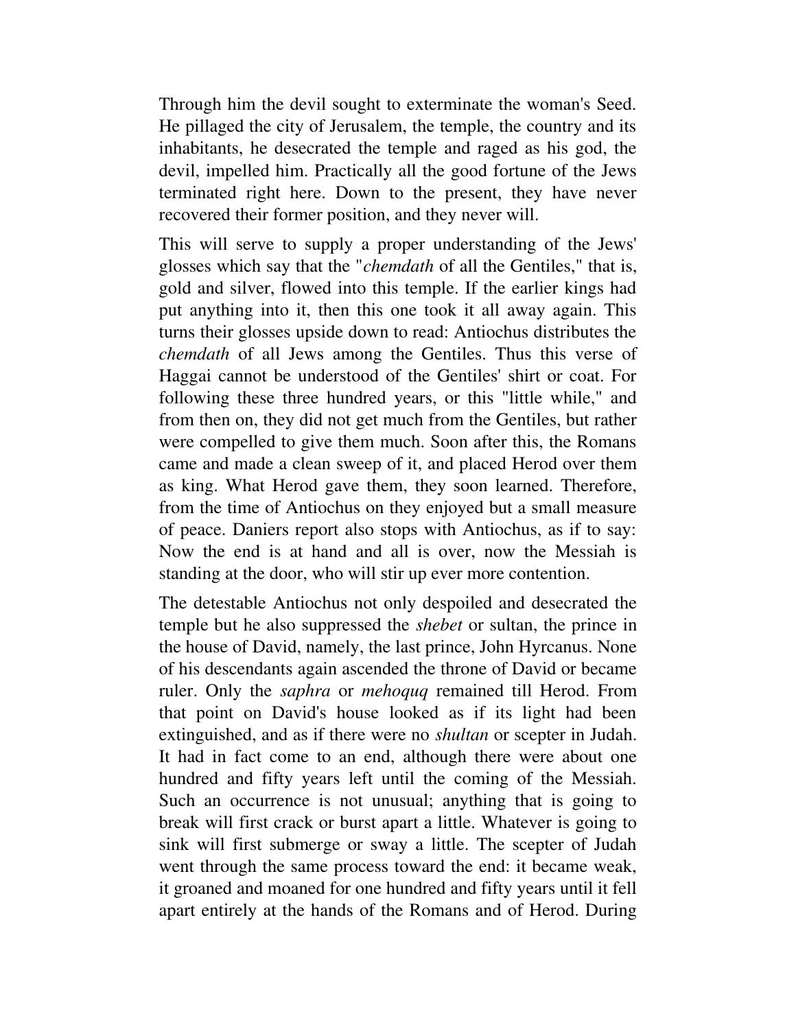Through him the devil sought to exterminate the woman's Seed. He pillaged the city of Jerusalem, the temple, the country and its inhabitants, he desecrated the temple and raged as his god, the devil, impelled him. Practically all the good fortune of the Jews terminated right here. Down to the present, they have never recovered their former position, and they never will.

This will serve to supply a proper understanding of the Jews' glosses which say that the "*chemdath* of all the Gentiles," that is, gold and silver, flowed into this temple. If the earlier kings had put anything into it, then this one took it all away again. This turns their glosses upside down to read: Antiochus distributes the *chemdath* of all Jews among the Gentiles. Thus this verse of Haggai cannot be understood of the Gentiles' shirt or coat. For following these three hundred years, or this "little while," and from then on, they did not get much from the Gentiles, but rather were compelled to give them much. Soon after this, the Romans came and made a clean sweep of it, and placed Herod over them as king. What Herod gave them, they soon learned. Therefore, from the time of Antiochus on they enjoyed but a small measure of peace. Daniers report also stops with Antiochus, as if to say: Now the end is at hand and all is over, now the Messiah is standing at the door, who will stir up ever more contention.

The detestable Antiochus not only despoiled and desecrated the temple but he also suppressed the *shebet* or sultan, the prince in the house of David, namely, the last prince, John Hyrcanus. None of his descendants again ascended the throne of David or became ruler. Only the *saphra* or *mehoquq* remained till Herod. From that point on David's house looked as if its light had been extinguished, and as if there were no *shultan* or scepter in Judah. It had in fact come to an end, although there were about one hundred and fifty years left until the coming of the Messiah. Such an occurrence is not unusual; anything that is going to break will first crack or burst apart a little. Whatever is going to sink will first submerge or sway a little. The scepter of Judah went through the same process toward the end: it became weak, it groaned and moaned for one hundred and fifty years until it fell apart entirely at the hands of the Romans and of Herod. During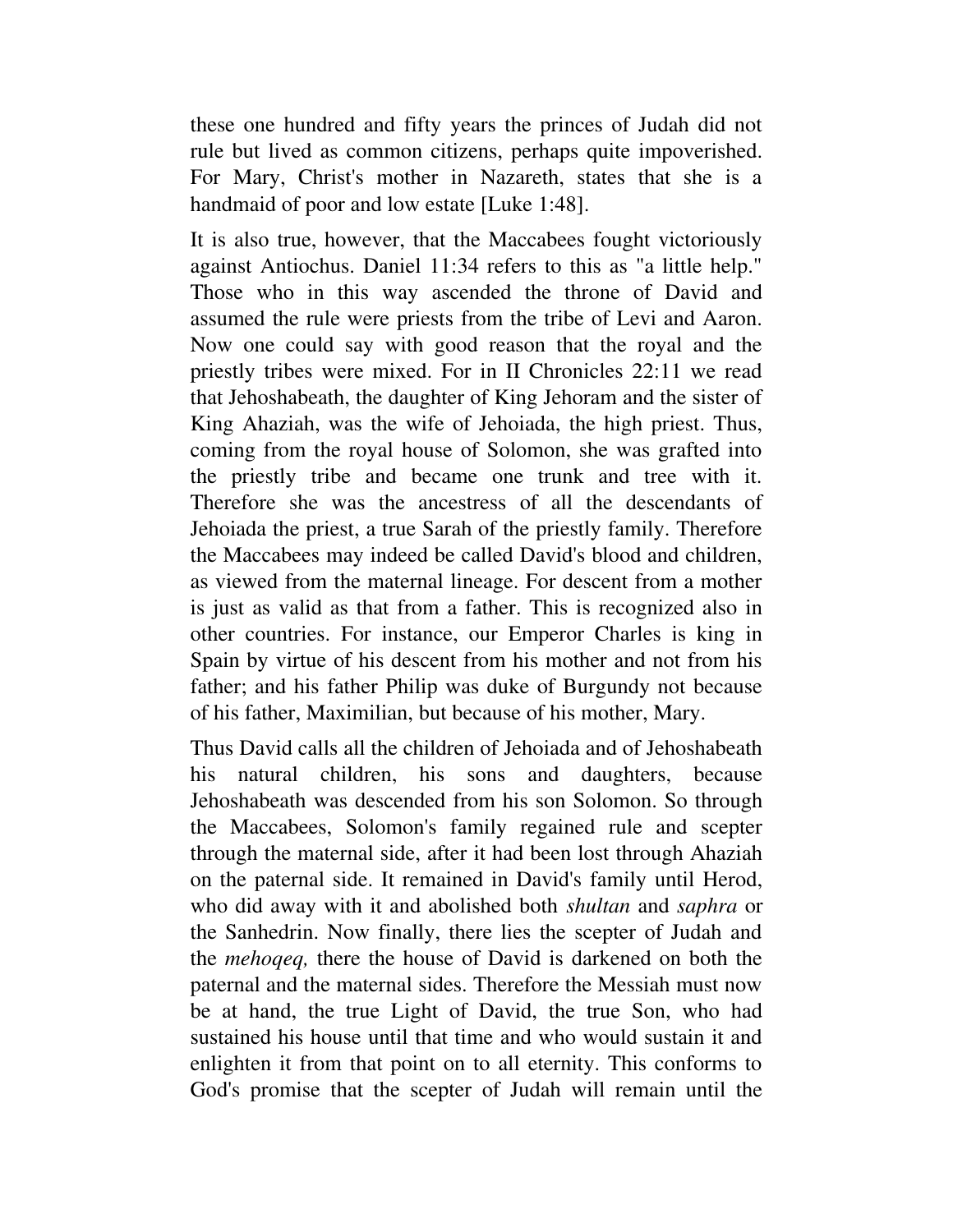these one hundred and fifty years the princes of Judah did not rule but lived as common citizens, perhaps quite impoverished. For Mary, Christ's mother in Nazareth, states that she is a handmaid of poor and low estate [Luke 1:48].

It is also true, however, that the Maccabees fought victoriously against Antiochus. Daniel 11:34 refers to this as "a little help." Those who in this way ascended the throne of David and assumed the rule were priests from the tribe of Levi and Aaron. Now one could say with good reason that the royal and the priestly tribes were mixed. For in II Chronicles 22:11 we read that Jehoshabeath, the daughter of King Jehoram and the sister of King Ahaziah, was the wife of Jehoiada, the high priest. Thus, coming from the royal house of Solomon, she was grafted into the priestly tribe and became one trunk and tree with it. Therefore she was the ancestress of all the descendants of Jehoiada the priest, a true Sarah of the priestly family. Therefore the Maccabees may indeed be called David's blood and children, as viewed from the maternal lineage. For descent from a mother is just as valid as that from a father. This is recognized also in other countries. For instance, our Emperor Charles is king in Spain by virtue of his descent from his mother and not from his father; and his father Philip was duke of Burgundy not because of his father, Maximilian, but because of his mother, Mary.

Thus David calls all the children of Jehoiada and of Jehoshabeath his natural children, his sons and daughters, because Jehoshabeath was descended from his son Solomon. So through the Maccabees, Solomon's family regained rule and scepter through the maternal side, after it had been lost through Ahaziah on the paternal side. It remained in David's family until Herod, who did away with it and abolished both *shultan* and *saphra* or the Sanhedrin. Now finally, there lies the scepter of Judah and the *mehoqeq,* there the house of David is darkened on both the paternal and the maternal sides. Therefore the Messiah must now be at hand, the true Light of David, the true Son, who had sustained his house until that time and who would sustain it and enlighten it from that point on to all eternity. This conforms to God's promise that the scepter of Judah will remain until the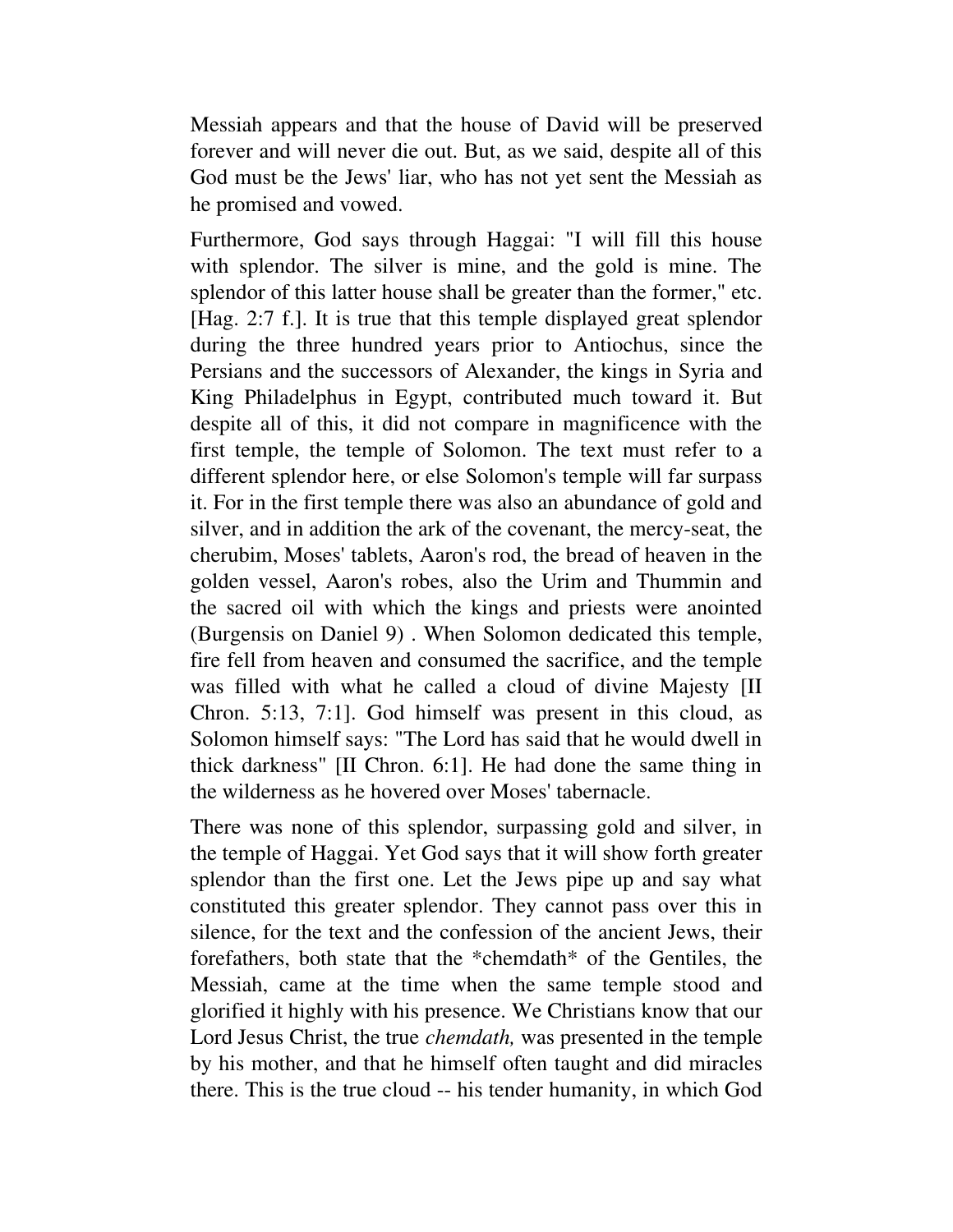Messiah appears and that the house of David will be preserved forever and will never die out. But, as we said, despite all of this God must be the Jews' liar, who has not yet sent the Messiah as he promised and vowed.

Furthermore, God says through Haggai: "I will fill this house with splendor. The silver is mine, and the gold is mine. The splendor of this latter house shall be greater than the former," etc. [Hag. 2:7 f.]. It is true that this temple displayed great splendor during the three hundred years prior to Antiochus, since the Persians and the successors of Alexander, the kings in Syria and King Philadelphus in Egypt, contributed much toward it. But despite all of this, it did not compare in magnificence with the first temple, the temple of Solomon. The text must refer to a different splendor here, or else Solomon's temple will far surpass it. For in the first temple there was also an abundance of gold and silver, and in addition the ark of the covenant, the mercy-seat, the cherubim, Moses' tablets, Aaron's rod, the bread of heaven in the golden vessel, Aaron's robes, also the Urim and Thummin and the sacred oil with which the kings and priests were anointed (Burgensis on Daniel 9) . When Solomon dedicated this temple, fire fell from heaven and consumed the sacrifice, and the temple was filled with what he called a cloud of divine Majesty [II Chron. 5:13, 7:1]. God himself was present in this cloud, as Solomon himself says: "The Lord has said that he would dwell in thick darkness" [II Chron. 6:1]. He had done the same thing in the wilderness as he hovered over Moses' tabernacle.

There was none of this splendor, surpassing gold and silver, in the temple of Haggai. Yet God says that it will show forth greater splendor than the first one. Let the Jews pipe up and say what constituted this greater splendor. They cannot pass over this in silence, for the text and the confession of the ancient Jews, their forefathers, both state that the *chemdath* of the Gentiles, the Messiah, came at the time when the same temple stood and glorified it highly with his presence. We Christians know that our Lord Jesus Christ, the true *chemdath,* was presented in the temple by his mother, and that he himself often taught and did miracles there. This is the true cloud -- his tender humanity, in which God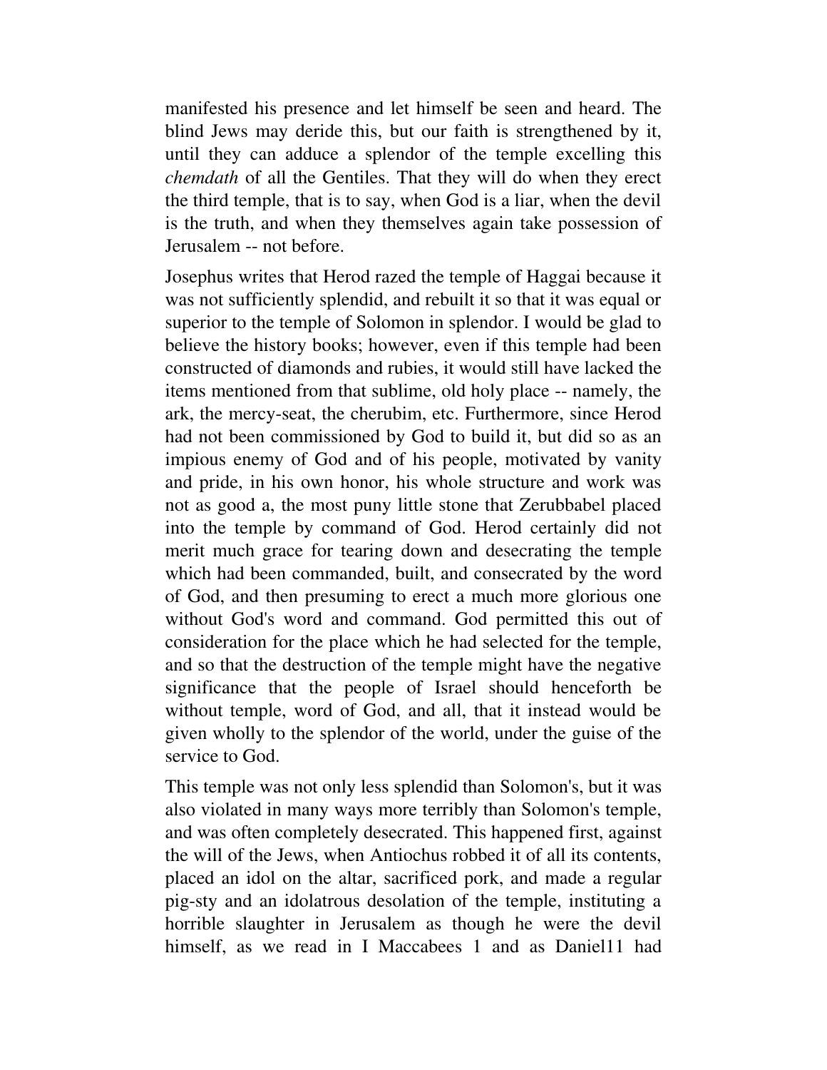manifested his presence and let himself be seen and heard. The blind Jews may deride this, but our faith is strengthened by it, until they can adduce a splendor of the temple excelling this *chemdath* of all the Gentiles. That they will do when they erect the third temple, that is to say, when God is a liar, when the devil is the truth, and when they themselves again take possession of Jerusalem -- not before.

Josephus writes that Herod razed the temple of Haggai because it was not sufficiently splendid, and rebuilt it so that it was equal or superior to the temple of Solomon in splendor. I would be glad to believe the history books; however, even if this temple had been constructed of diamonds and rubies, it would still have lacked the items mentioned from that sublime, old holy place -- namely, the ark, the mercy-seat, the cherubim, etc. Furthermore, since Herod had not been commissioned by God to build it, but did so as an impious enemy of God and of his people, motivated by vanity and pride, in his own honor, his whole structure and work was not as good a, the most puny little stone that Zerubbabel placed into the temple by command of God. Herod certainly did not merit much grace for tearing down and desecrating the temple which had been commanded, built, and consecrated by the word of God, and then presuming to erect a much more glorious one without God's word and command. God permitted this out of consideration for the place which he had selected for the temple, and so that the destruction of the temple might have the negative significance that the people of Israel should henceforth be without temple, word of God, and all, that it instead would be given wholly to the splendor of the world, under the guise of the service to God.

This temple was not only less splendid than Solomon's, but it was also violated in many ways more terribly than Solomon's temple, and was often completely desecrated. This happened first, against the will of the Jews, when Antiochus robbed it of all its contents, placed an idol on the altar, sacrificed pork, and made a regular pig-sty and an idolatrous desolation of the temple, instituting a horrible slaughter in Jerusalem as though he were the devil himself, as we read in I Maccabees 1 and as Daniel11 had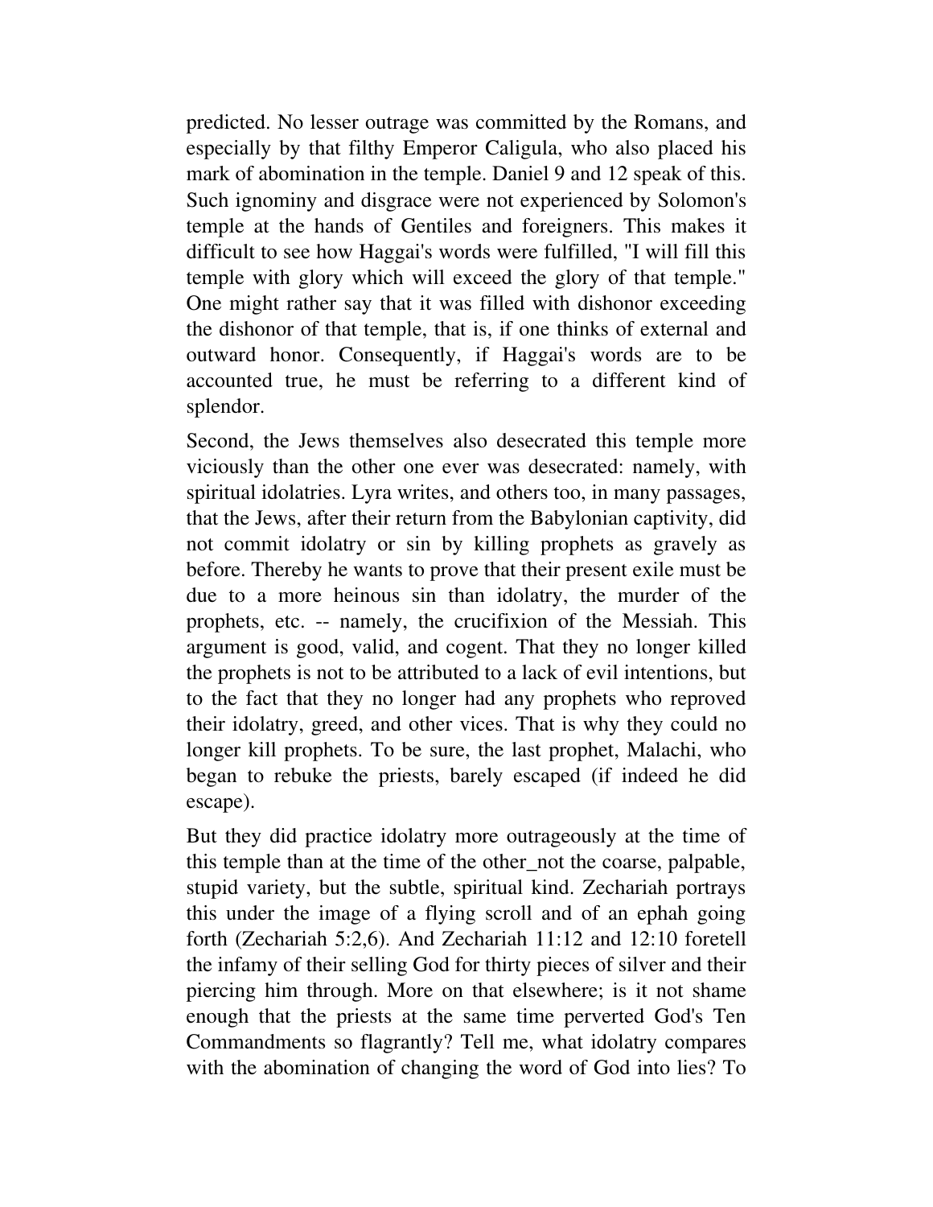predicted. No lesser outrage was committed by the Romans, and especially by that filthy Emperor Caligula, who also placed his mark of abomination in the temple. Daniel 9 and 12 speak of this. Such ignominy and disgrace were not experienced by Solomon's temple at the hands of Gentiles and foreigners. This makes it difficult to see how Haggai's words were fulfilled, "I will fill this temple with glory which will exceed the glory of that temple." One might rather say that it was filled with dishonor exceeding the dishonor of that temple, that is, if one thinks of external and outward honor. Consequently, if Haggai's words are to be accounted true, he must be referring to a different kind of splendor.

Second, the Jews themselves also desecrated this temple more viciously than the other one ever was desecrated: namely, with spiritual idolatries. Lyra writes, and others too, in many passages, that the Jews, after their return from the Babylonian captivity, did not commit idolatry or sin by killing prophets as gravely as before. Thereby he wants to prove that their present exile must be due to a more heinous sin than idolatry, the murder of the prophets, etc. -- namely, the crucifixion of the Messiah. This argument is good, valid, and cogent. That they no longer killed the prophets is not to be attributed to a lack of evil intentions, but to the fact that they no longer had any prophets who reproved their idolatry, greed, and other vices. That is why they could no longer kill prophets. To be sure, the last prophet, Malachi, who began to rebuke the priests, barely escaped (if indeed he did escape).

But they did practice idolatry more outrageously at the time of this temple than at the time of the other_not the coarse, palpable, stupid variety, but the subtle, spiritual kind. Zechariah portrays this under the image of a flying scroll and of an ephah going forth (Zechariah 5:2,6). And Zechariah 11:12 and 12:10 foretell the infamy of their selling God for thirty pieces of silver and their piercing him through. More on that elsewhere; is it not shame enough that the priests at the same time perverted God's Ten Commandments so flagrantly? Tell me, what idolatry compares with the abomination of changing the word of God into lies? To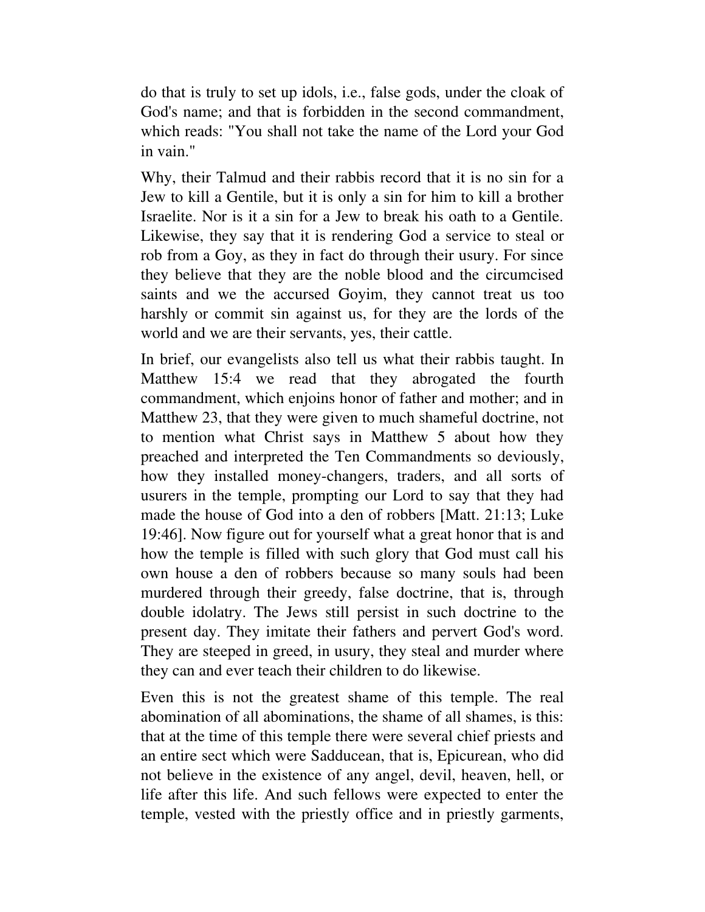do that is truly to set up idols, i.e., false gods, under the cloak of God's name; and that is forbidden in the second commandment, which reads: "You shall not take the name of the Lord your God in vain."

Why, their Talmud and their rabbis record that it is no sin for a Jew to kill a Gentile, but it is only a sin for him to kill a brother Israelite. Nor is it a sin for a Jew to break his oath to a Gentile. Likewise, they say that it is rendering God a service to steal or rob from a Goy, as they in fact do through their usury. For since they believe that they are the noble blood and the circumcised saints and we the accursed Goyim, they cannot treat us too harshly or commit sin against us, for they are the lords of the world and we are their servants, yes, their cattle.

In brief, our evangelists also tell us what their rabbis taught. In Matthew 15:4 we read that they abrogated the fourth commandment, which enjoins honor of father and mother; and in Matthew 23, that they were given to much shameful doctrine, not to mention what Christ says in Matthew 5 about how they preached and interpreted the Ten Commandments so deviously, how they installed money-changers, traders, and all sorts of usurers in the temple, prompting our Lord to say that they had made the house of God into a den of robbers [Matt. 21:13; Luke 19:46]. Now figure out for yourself what a great honor that is and how the temple is filled with such glory that God must call his own house a den of robbers because so many souls had been murdered through their greedy, false doctrine, that is, through double idolatry. The Jews still persist in such doctrine to the present day. They imitate their fathers and pervert God's word. They are steeped in greed, in usury, they steal and murder where they can and ever teach their children to do likewise.

Even this is not the greatest shame of this temple. The real abomination of all abominations, the shame of all shames, is this: that at the time of this temple there were several chief priests and an entire sect which were Sadducean, that is, Epicurean, who did not believe in the existence of any angel, devil, heaven, hell, or life after this life. And such fellows were expected to enter the temple, vested with the priestly office and in priestly garments,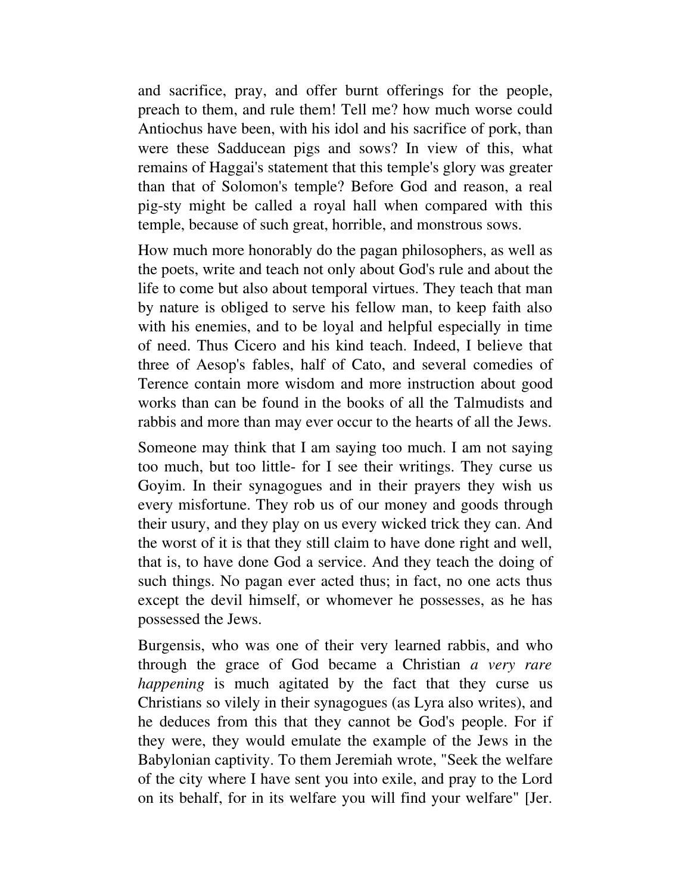and sacrifice, pray, and offer burnt offerings for the people, preach to them, and rule them! Tell me? how much worse could Antiochus have been, with his idol and his sacrifice of pork, than were these Sadducean pigs and sows? In view of this, what remains of Haggai's statement that this temple's glory was greater than that of Solomon's temple? Before God and reason, a real pig-sty might be called a royal hall when compared with this temple, because of such great, horrible, and monstrous sows.

How much more honorably do the pagan philosophers, as well as the poets, write and teach not only about God's rule and about the life to come but also about temporal virtues. They teach that man by nature is obliged to serve his fellow man, to keep faith also with his enemies, and to be loyal and helpful especially in time of need. Thus Cicero and his kind teach. Indeed, I believe that three of Aesop's fables, half of Cato, and several comedies of Terence contain more wisdom and more instruction about good works than can be found in the books of all the Talmudists and rabbis and more than may ever occur to the hearts of all the Jews.

Someone may think that I am saying too much. I am not saying too much, but too little- for I see their writings. They curse us Goyim. In their synagogues and in their prayers they wish us every misfortune. They rob us of our money and goods through their usury, and they play on us every wicked trick they can. And the worst of it is that they still claim to have done right and well, that is, to have done God a service. And they teach the doing of such things. No pagan ever acted thus; in fact, no one acts thus except the devil himself, or whomever he possesses, as he has possessed the Jews.

Burgensis, who was one of their very learned rabbis, and who through the grace of God became a Christian *a very rare happening* is much agitated by the fact that they curse us Christians so vilely in their synagogues (as Lyra also writes), and he deduces from this that they cannot be God's people. For if they were, they would emulate the example of the Jews in the Babylonian captivity. To them Jeremiah wrote, "Seek the welfare of the city where I have sent you into exile, and pray to the Lord on its behalf, for in its welfare you will find your welfare" [Jer.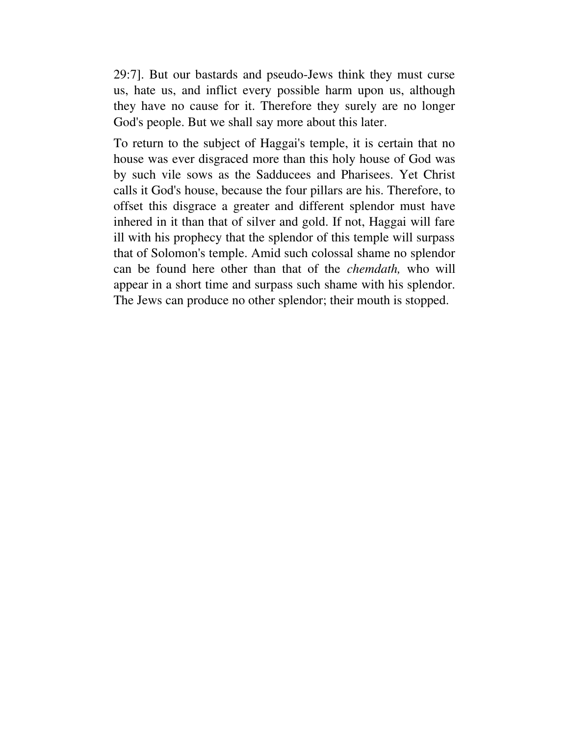29:7]. But our bastards and pseudo-Jews think they must curse us, hate us, and inflict every possible harm upon us, although they have no cause for it. Therefore they surely are no longer God's people. But we shall say more about this later.

To return to the subject of Haggai's temple, it is certain that no house was ever disgraced more than this holy house of God was by such vile sows as the Sadducees and Pharisees. Yet Christ calls it God's house, because the four pillars are his. Therefore, to offset this disgrace a greater and different splendor must have inhered in it than that of silver and gold. If not, Haggai will fare ill with his prophecy that the splendor of this temple will surpass that of Solomon's temple. Amid such colossal shame no splendor can be found here other than that of the *chemdath,* who will appear in a short time and surpass such shame with his splendor. The Jews can produce no other splendor; their mouth is stopped.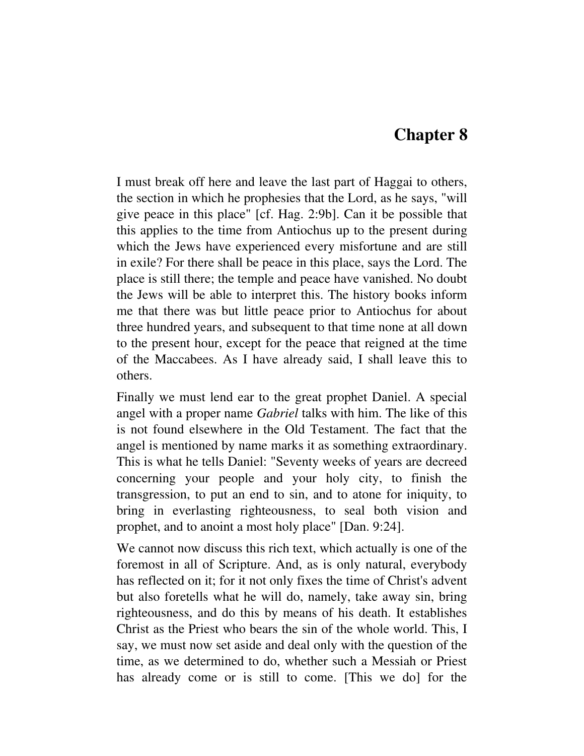# Chapter 8

I must break off here and leave the last part of Haggai to others, the section in which he prophesies that the Lord, as he says, "will give peace in this place" [cf. Hag. 2:9b]. Can it be possible that this applies to the time from Antiochus up to the present during which the Jews have experienced every misfortune and are still in exile? For there shall be peace in this place, says the Lord. The place is still there; the temple and peace have vanished. No doubt the Jews will be able to interpret this. The history books inform me that there was but little peace prior to Antiochus for about three hundred years, and subsequent to that time none at all down to the present hour, except for the peace that reigned at the time of the Maccabees. As I have already said, I shall leave this to others.

Finally we must lend ear to the great prophet Daniel. A special angel with a proper name *Gabriel* talks with him. The like of this is not found elsewhere in the Old Testament. The fact that the angel is mentioned by name marks it as something extraordinary. This is what he tells Daniel: "Seventy weeks of years are decreed concerning your people and your holy city, to finish the transgression, to put an end to sin, and to atone for iniquity, to bring in everlasting righteousness, to seal both vision and prophet, and to anoint a most holy place" [Dan. 9:24].

We cannot now discuss this rich text, which actually is one of the foremost in all of Scripture. And, as is only natural, everybody has reflected on it; for it not only fixes the time of Christ's advent but also foretells what he will do, namely, take away sin, bring righteousness, and do this by means of his death. It establishes Christ as the Priest who bears the sin of the whole world. This, I say, we must now set aside and deal only with the question of the time, as we determined to do, whether such a Messiah or Priest has already come or is still to come. [This we do] for the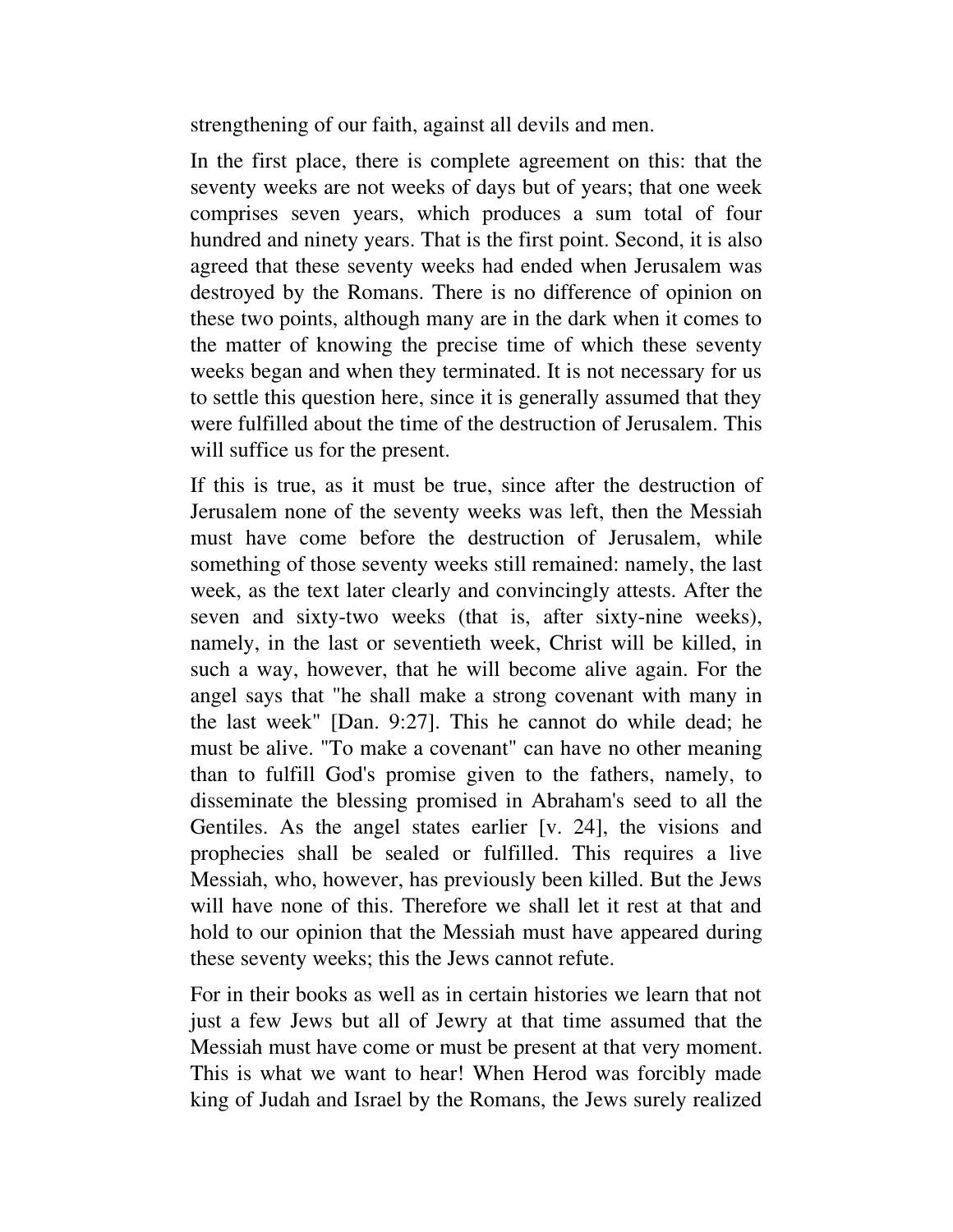strengthening of our faith, against all devils and men.

In the first place, there is complete agreement on this: that the seventy weeks are not weeks of days but of years; that one week comprises seven years, which produces a sum total of four hundred and ninety years. That is the first point. Second, it is also agreed that these seventy weeks had ended when Jerusalem was destroyed by the Romans. There is no difference of opinion on these two points, although many are in the dark when it comes to the matter of knowing the precise time of which these seventy weeks began and when they terminated. It is not necessary for us to settle this question here, since it is generally assumed that they were fulfilled about the time of the destruction of Jerusalem. This will suffice us for the present.

If this is true, as it must be true, since after the destruction of Jerusalem none of the seventy weeks was left, then the Messiah must have come before the destruction of Jerusalem, while something of those seventy weeks still remained: namely, the last week, as the text later clearly and convincingly attests. After the seven and sixty-two weeks (that is, after sixty-nine weeks), namely, in the last or seventieth week, Christ will be killed, in such a way, however, that he will become alive again. For the angel says that "he shall make a strong covenant with many in the last week" [Dan. 9:27]. This he cannot do while dead; he must be alive. "To make a covenant" can have no other meaning than to fulfill God's promise given to the fathers, namely, to disseminate the blessing promised in Abraham's seed to all the Gentiles. As the angel states earlier [v. 24], the visions and prophecies shall be sealed or fulfilled. This requires a live Messiah, who, however, has previously been killed. But the Jews will have none of this. Therefore we shall let it rest at that and hold to our opinion that the Messiah must have appeared during these seventy weeks; this the Jews cannot refute.

For in their books as well as in certain histories we learn that not just a few Jews but all of Jewry at that time assumed that the Messiah must have come or must be present at that very moment. This is what we want to hear! When Herod was forcibly made king of Judah and Israel by the Romans, the Jews surely realized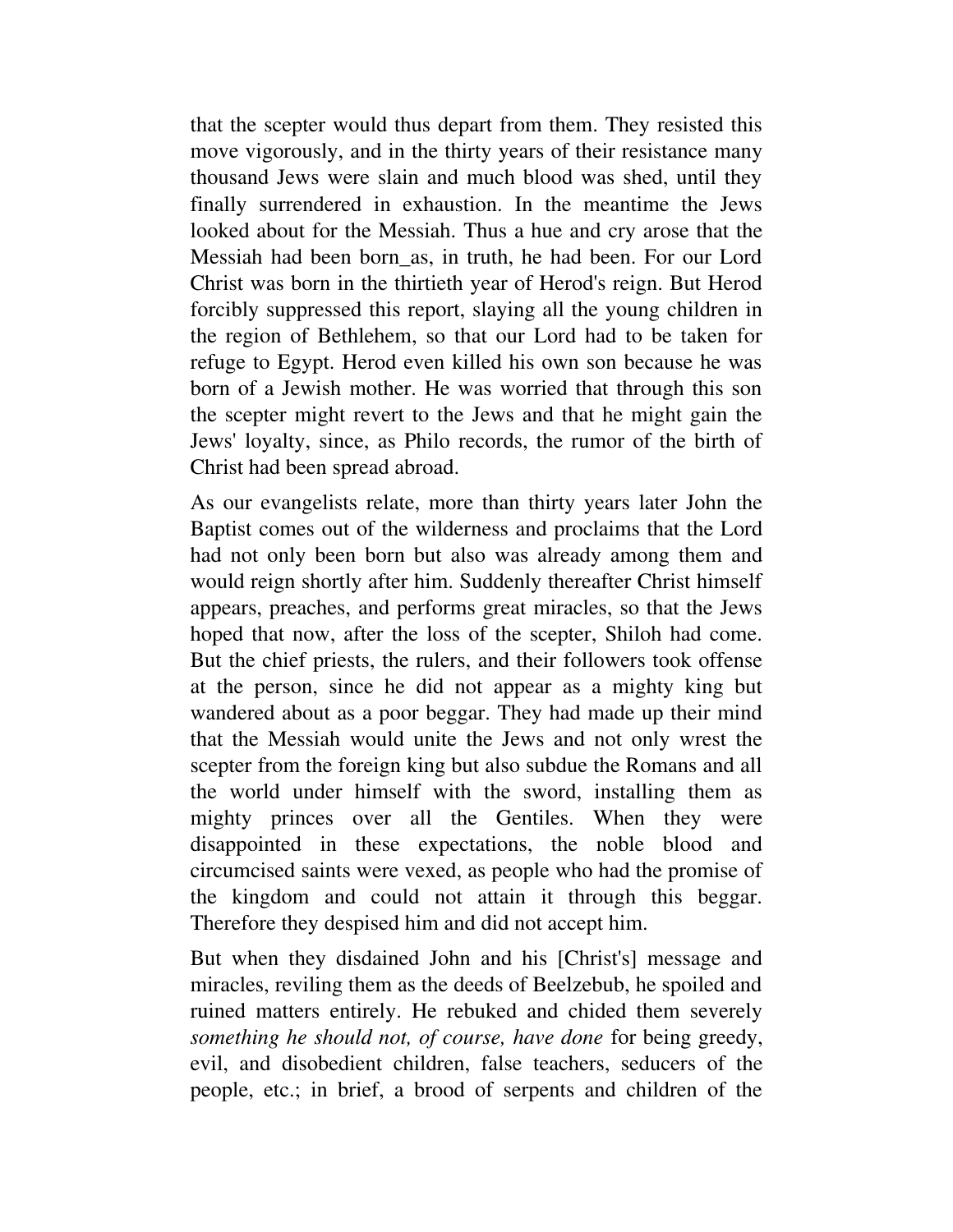that the scepter would thus depart from them. They resisted this move vigorously, and in the thirty years of their resistance many thousand Jews were slain and much blood was shed, until they finally surrendered in exhaustion. In the meantime the Jews looked about for the Messiah. Thus a hue and cry arose that the Messiah had been born_as, in truth, he had been. For our Lord Christ was born in the thirtieth year of Herod's reign. But Herod forcibly suppressed this report, slaying all the young children in the region of Bethlehem, so that our Lord had to be taken for refuge to Egypt. Herod even killed his own son because he was born of a Jewish mother. He was worried that through this son the scepter might revert to the Jews and that he might gain the Jews' loyalty, since, as Philo records, the rumor of the birth of Christ had been spread abroad.

As our evangelists relate, more than thirty years later John the Baptist comes out of the wilderness and proclaims that the Lord had not only been born but also was already among them and would reign shortly after him. Suddenly thereafter Christ himself appears, preaches, and performs great miracles, so that the Jews hoped that now, after the loss of the scepter, Shiloh had come. But the chief priests, the rulers, and their followers took offense at the person, since he did not appear as a mighty king but wandered about as a poor beggar. They had made up their mind that the Messiah would unite the Jews and not only wrest the scepter from the foreign king but also subdue the Romans and all the world under himself with the sword, installing them as mighty princes over all the Gentiles. When they were disappointed in these expectations, the noble blood and circumcised saints were vexed, as people who had the promise of the kingdom and could not attain it through this beggar. Therefore they despised him and did not accept him.

But when they disdained John and his [Christ's] message and miracles, reviling them as the deeds of Beelzebub, he spoiled and ruined matters entirely. He rebuked and chided them severely *something he should not, of course, have done* for being greedy, evil, and disobedient children, false teachers, seducers of the people, etc.; in brief, a brood of serpents and children of the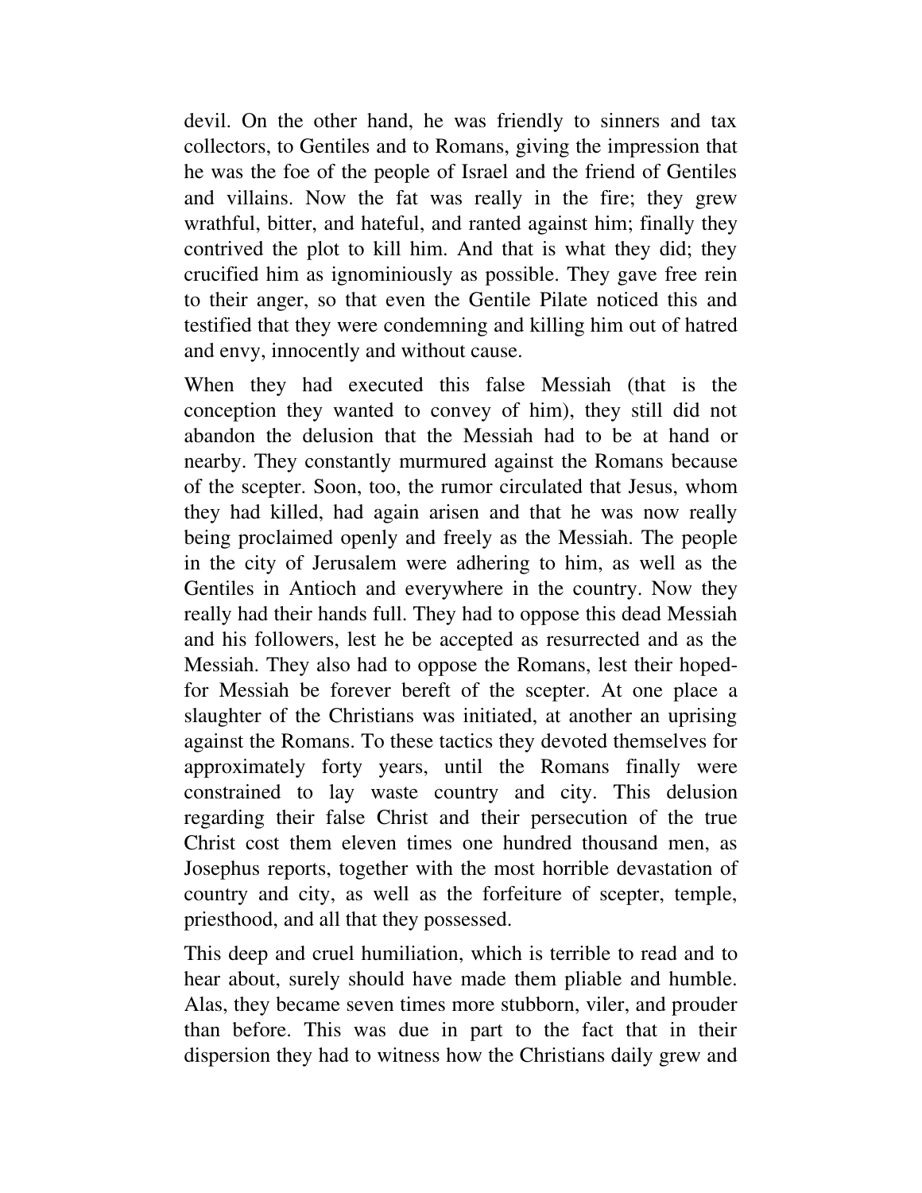devil. On the other hand, he was friendly to sinners and tax collectors, to Gentiles and to Romans, giving the impression that he was the foe of the people of Israel and the friend of Gentiles and villains. Now the fat was really in the fire; they grew wrathful, bitter, and hateful, and ranted against him; finally they contrived the plot to kill him. And that is what they did; they crucified him as ignominiously as possible. They gave free rein to their anger, so that even the Gentile Pilate noticed this and testified that they were condemning and killing him out of hatred and envy, innocently and without cause.

When they had executed this false Messiah (that is the conception they wanted to convey of him), they still did not abandon the delusion that the Messiah had to be at hand or nearby. They constantly murmured against the Romans because of the scepter. Soon, too, the rumor circulated that Jesus, whom they had killed, had again arisen and that he was now really being proclaimed openly and freely as the Messiah. The people in the city of Jerusalem were adhering to him, as well as the Gentiles in Antioch and everywhere in the country. Now they really had their hands full. They had to oppose this dead Messiah and his followers, lest he be accepted as resurrected and as the Messiah. They also had to oppose the Romans, lest their hoped-for Messiah be forever bereft of the scepter. At one place a slaughter of the Christians was initiated, at another an uprising against the Romans. To these tactics they devoted themselves for approximately forty years, until the Romans finally were constrained to lay waste country and city. This delusion regarding their false Christ and their persecution of the true Christ cost them eleven times one hundred thousand men, as Josephus reports, together with the most horrible devastation of country and city, as well as the forfeiture of scepter, temple, priesthood, and all that they possessed.

This deep and cruel humiliation, which is terrible to read and to hear about, surely should have made them pliable and humble. Alas, they became seven times more stubborn, viler, and prouder than before. This was due in part to the fact that in their dispersion they had to witness how the Christians daily grew and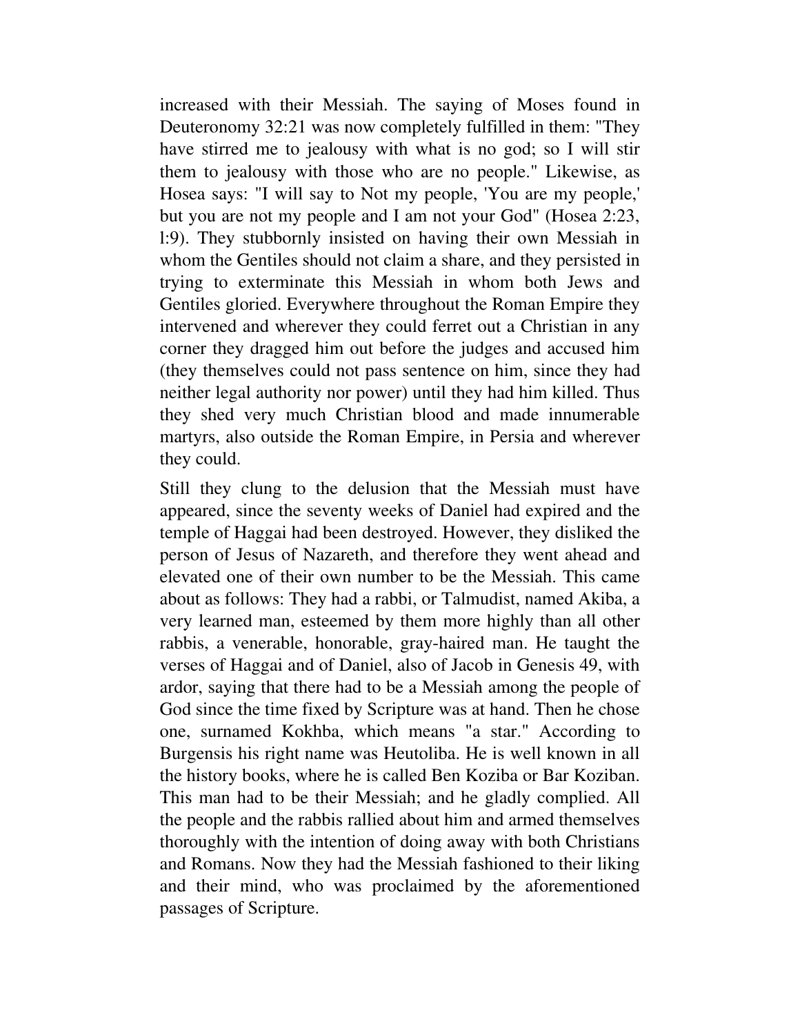increased with their Messiah. The saying of Moses found in Deuteronomy 32:21 was now completely fulfilled in them: "They have stirred me to jealousy with what is no god; so I will stir them to jealousy with those who are no people." Likewise, as Hosea says: "I will say to Not my people, 'You are my people,' but you are not my people and I am not your God" (Hosea 2:23, l:9). They stubbornly insisted on having their own Messiah in whom the Gentiles should not claim a share, and they persisted in trying to exterminate this Messiah in whom both Jews and Gentiles gloried. Everywhere throughout the Roman Empire they intervened and wherever they could ferret out a Christian in any corner they dragged him out before the judges and accused him (they themselves could not pass sentence on him, since they had neither legal authority nor power) until they had him killed. Thus they shed very much Christian blood and made innumerable martyrs, also outside the Roman Empire, in Persia and wherever they could.

Still they clung to the delusion that the Messiah must have appeared, since the seventy weeks of Daniel had expired and the temple of Haggai had been destroyed. However, they disliked the person of Jesus of Nazareth, and therefore they went ahead and elevated one of their own number to be the Messiah. This came about as follows: They had a rabbi, or Talmudist, named Akiba, a very learned man, esteemed by them more highly than all other rabbis, a venerable, honorable, gray-haired man. He taught the verses of Haggai and of Daniel, also of Jacob in Genesis 49, with ardor, saying that there had to be a Messiah among the people of God since the time fixed by Scripture was at hand. Then he chose one, surnamed Kokhba, which means "a star." According to Burgensis his right name was Heutoliba. He is well known in all the history books, where he is called Ben Koziba or Bar Koziban. This man had to be their Messiah; and he gladly complied. All the people and the rabbis rallied about him and armed themselves thoroughly with the intention of doing away with both Christians and Romans. Now they had the Messiah fashioned to their liking and their mind, who was proclaimed by the aforementioned passages of Scripture.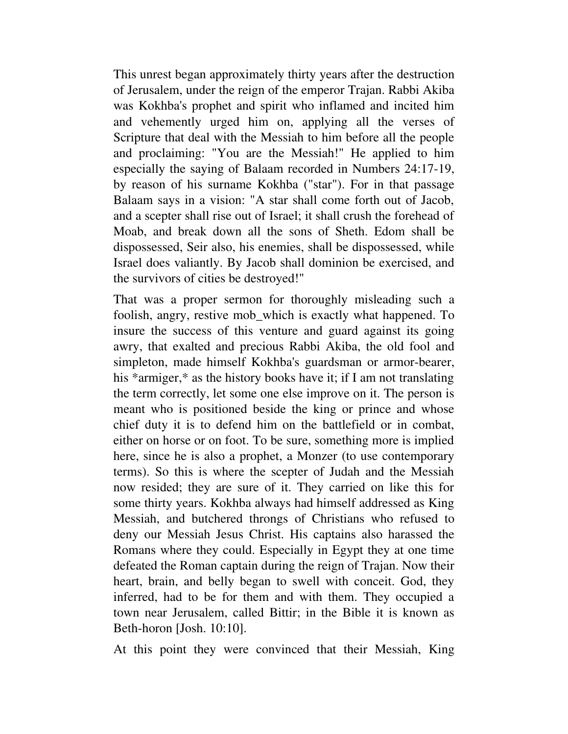This unrest began approximately thirty years after the destruction of Jerusalem, under the reign of the emperor Trajan. Rabbi Akiba was Kokhba's prophet and spirit who inflamed and incited him and vehemently urged him on, applying all the verses of Scripture that deal with the Messiah to him before all the people and proclaiming: "You are the Messiah!" He applied to him especially the saying of Balaam recorded in Numbers 24:17-19, by reason of his surname Kokhba ("star"). For in that passage Balaam says in a vision: "A star shall come forth out of Jacob, and a scepter shall rise out of Israel; it shall crush the forehead of Moab, and break down all the sons of Sheth. Edom shall be dispossessed, Seir also, his enemies, shall be dispossessed, while Israel does valiantly. By Jacob shall dominion be exercised, and the survivors of cities be destroyed!"

That was a proper sermon for thoroughly misleading such a foolish, angry, restive mob_which is exactly what happened. To insure the success of this venture and guard against its going awry, that exalted and precious Rabbi Akiba, the old fool and simpleton, made himself Kokhba's guardsman or armor-bearer, his *armiger,* as the history books have it; if I am not translating the term correctly, let some one else improve on it. The person is meant who is positioned beside the king or prince and whose chief duty it is to defend him on the battlefield or in combat, either on horse or on foot. To be sure, something more is implied here, since he is also a prophet, a Monzer (to use contemporary terms). So this is where the scepter of Judah and the Messiah now resided; they are sure of it. They carried on like this for some thirty years. Kokhba always had himself addressed as King Messiah, and butchered throngs of Christians who refused to deny our Messiah Jesus Christ. His captains also harassed the Romans where they could. Especially in Egypt they at one time defeated the Roman captain during the reign of Trajan. Now their heart, brain, and belly began to swell with conceit. God, they inferred, had to be for them and with them. They occupied a town near Jerusalem, called Bittir; in the Bible it is known as Beth-horon [Josh. 10:10].

At this point they were convinced that their Messiah, King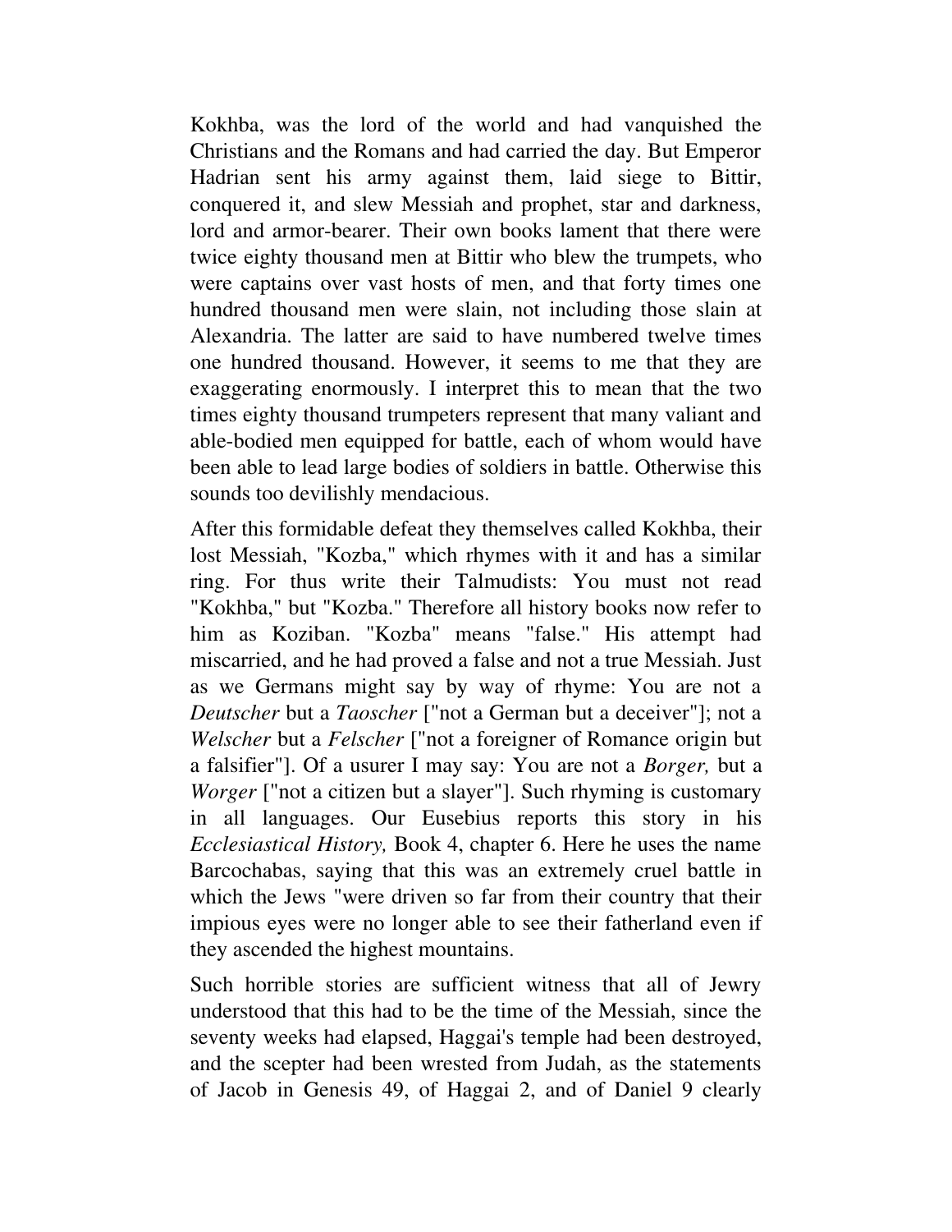Kokhba, was the lord of the world and had vanquished the Christians and the Romans and had carried the day. But Emperor Hadrian sent his army against them, laid siege to Bittir, conquered it, and slew Messiah and prophet, star and darkness, lord and armor-bearer. Their own books lament that there were twice eighty thousand men at Bittir who blew the trumpets, who were captains over vast hosts of men, and that forty times one hundred thousand men were slain, not including those slain at Alexandria. The latter are said to have numbered twelve times one hundred thousand. However, it seems to me that they are exaggerating enormously. I interpret this to mean that the two times eighty thousand trumpeters represent that many valiant and able-bodied men equipped for battle, each of whom would have been able to lead large bodies of soldiers in battle. Otherwise this sounds too devilishly mendacious.

After this formidable defeat they themselves called Kokhba, their lost Messiah, "Kozba," which rhymes with it and has a similar ring. For thus write their Talmudists: You must not read "Kokhba," but "Kozba." Therefore all history books now refer to him as Koziban. "Kozba" means "false." His attempt had miscarried, and he had proved a false and not a true Messiah. Just as we Germans might say by way of rhyme: You are not a *Deutscher* but a *Taoscher* ["not a German but a deceiver"]; not a *Welscher* but a *Felscher* ["not a foreigner of Romance origin but a falsifier"]. Of a usurer I may say: You are not a *Borger,* but a *Worger* ["not a citizen but a slayer"]. Such rhyming is customary in all languages. Our Eusebius reports this story in his *Ecclesiastical History,* Book 4, chapter 6. Here he uses the name Barcochabas, saying that this was an extremely cruel battle in which the Jews "were driven so far from their country that their impious eyes were no longer able to see their fatherland even if they ascended the highest mountains.

Such horrible stories are sufficient witness that all of Jewry understood that this had to be the time of the Messiah, since the seventy weeks had elapsed, Haggai's temple had been destroyed, and the scepter had been wrested from Judah, as the statements of Jacob in Genesis 49, of Haggai 2, and of Daniel 9 clearly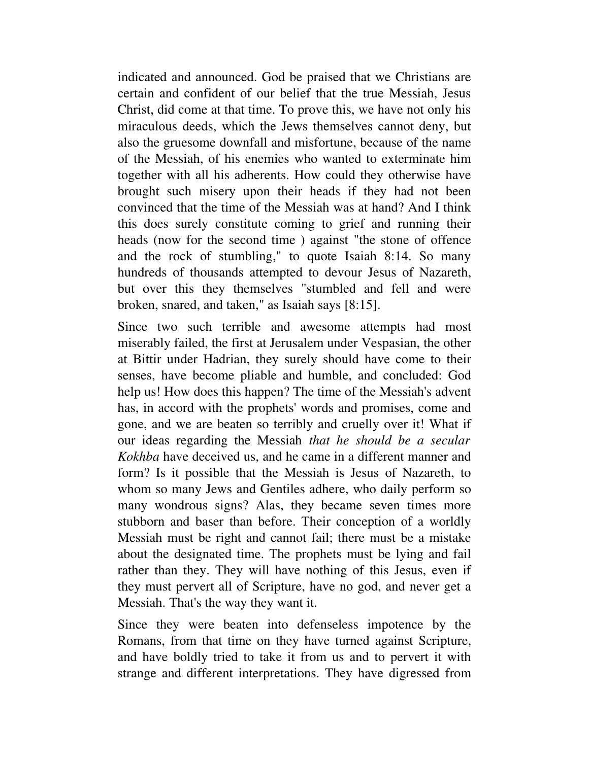indicated and announced. God be praised that we Christians are certain and confident of our belief that the true Messiah, Jesus Christ, did come at that time. To prove this, we have not only his miraculous deeds, which the Jews themselves cannot deny, but also the gruesome downfall and misfortune, because of the name of the Messiah, of his enemies who wanted to exterminate him together with all his adherents. How could they otherwise have brought such misery upon their heads if they had not been convinced that the time of the Messiah was at hand? And I think this does surely constitute coming to grief and running their heads (now for the second time ) against "the stone of offence and the rock of stumbling," to quote Isaiah 8:14. So many hundreds of thousands attempted to devour Jesus of Nazareth, but over this they themselves "stumbled and fell and were broken, snared, and taken," as Isaiah says [8:15].

Since two such terrible and awesome attempts had most miserably failed, the first at Jerusalem under Vespasian, the other at Bittir under Hadrian, they surely should have come to their senses, have become pliable and humble, and concluded: God help us! How does this happen? The time of the Messiah's advent has, in accord with the prophets' words and promises, come and gone, and we are beaten so terribly and cruelly over it! What if our ideas regarding the Messiah *that he should be a secular Kokhba* have deceived us, and he came in a different manner and form? Is it possible that the Messiah is Jesus of Nazareth, to whom so many Jews and Gentiles adhere, who daily perform so many wondrous signs? Alas, they became seven times more stubborn and baser than before. Their conception of a worldly Messiah must be right and cannot fail; there must be a mistake about the designated time. The prophets must be lying and fail rather than they. They will have nothing of this Jesus, even if they must pervert all of Scripture, have no god, and never get a Messiah. That's the way they want it.

Since they were beaten into defenseless impotence by the Romans, from that time on they have turned against Scripture, and have boldly tried to take it from us and to pervert it with strange and different interpretations. They have digressed from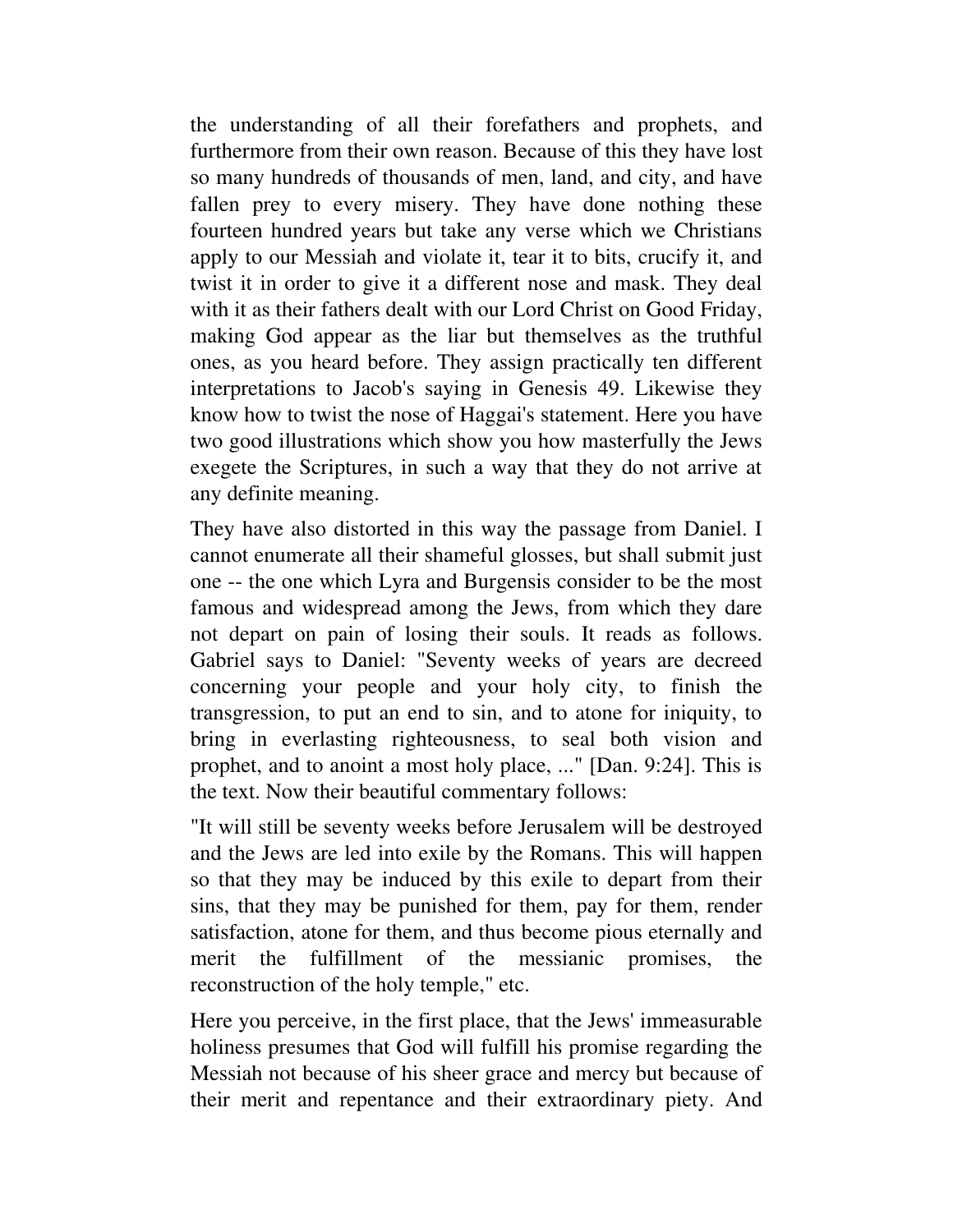the understanding of all their forefathers and prophets, and furthermore from their own reason. Because of this they have lost so many hundreds of thousands of men, land, and city, and have fallen prey to every misery. They have done nothing these fourteen hundred years but take any verse which we Christians apply to our Messiah and violate it, tear it to bits, crucify it, and twist it in order to give it a different nose and mask. They deal with it as their fathers dealt with our Lord Christ on Good Friday, making God appear as the liar but themselves as the truthful ones, as you heard before. They assign practically ten different interpretations to Jacob's saying in Genesis 49. Likewise they know how to twist the nose of Haggai's statement. Here you have two good illustrations which show you how masterfully the Jews exegete the Scriptures, in such a way that they do not arrive at any definite meaning.

They have also distorted in this way the passage from Daniel. I cannot enumerate all their shameful glosses, but shall submit just one -- the one which Lyra and Burgensis consider to be the most famous and widespread among the Jews, from which they dare not depart on pain of losing their souls. It reads as follows. Gabriel says to Daniel: "Seventy weeks of years are decreed concerning your people and your holy city, to finish the transgression, to put an end to sin, and to atone for iniquity, to bring in everlasting righteousness, to seal both vision and prophet, and to anoint a most holy place, ..." [Dan. 9:24]. This is the text. Now their beautiful commentary follows:

"It will still be seventy weeks before Jerusalem will be destroyed and the Jews are led into exile by the Romans. This will happen so that they may be induced by this exile to depart from their sins, that they may be punished for them, pay for them, render satisfaction, atone for them, and thus become pious eternally and merit the fulfillment of the messianic promises, the reconstruction of the holy temple," etc.

Here you perceive, in the first place, that the Jews' immeasurable holiness presumes that God will fulfill his promise regarding the Messiah not because of his sheer grace and mercy but because of their merit and repentance and their extraordinary piety. And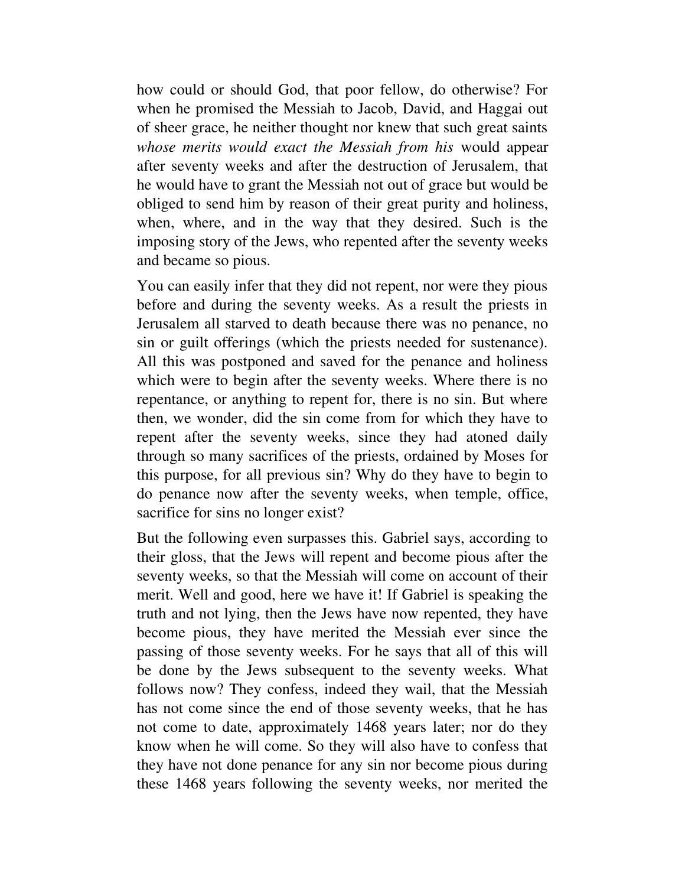how could or should God, that poor fellow, do otherwise? For when he promised the Messiah to Jacob, David, and Haggai out of sheer grace, he neither thought nor knew that such great saints *whose merits would exact the Messiah from his* would appear after seventy weeks and after the destruction of Jerusalem, that he would have to grant the Messiah not out of grace but would be obliged to send him by reason of their great purity and holiness, when, where, and in the way that they desired. Such is the imposing story of the Jews, who repented after the seventy weeks and became so pious.

You can easily infer that they did not repent, nor were they pious before and during the seventy weeks. As a result the priests in Jerusalem all starved to death because there was no penance, no sin or guilt offerings (which the priests needed for sustenance). All this was postponed and saved for the penance and holiness which were to begin after the seventy weeks. Where there is no repentance, or anything to repent for, there is no sin. But where then, we wonder, did the sin come from for which they have to repent after the seventy weeks, since they had atoned daily through so many sacrifices of the priests, ordained by Moses for this purpose, for all previous sin? Why do they have to begin to do penance now after the seventy weeks, when temple, office, sacrifice for sins no longer exist?

But the following even surpasses this. Gabriel says, according to their gloss, that the Jews will repent and become pious after the seventy weeks, so that the Messiah will come on account of their merit. Well and good, here we have it! If Gabriel is speaking the truth and not lying, then the Jews have now repented, they have become pious, they have merited the Messiah ever since the passing of those seventy weeks. For he says that all of this will be done by the Jews subsequent to the seventy weeks. What follows now? They confess, indeed they wail, that the Messiah has not come since the end of those seventy weeks, that he has not come to date, approximately 1468 years later; nor do they know when he will come. So they will also have to confess that they have not done penance for any sin nor become pious during these 1468 years following the seventy weeks, nor merited the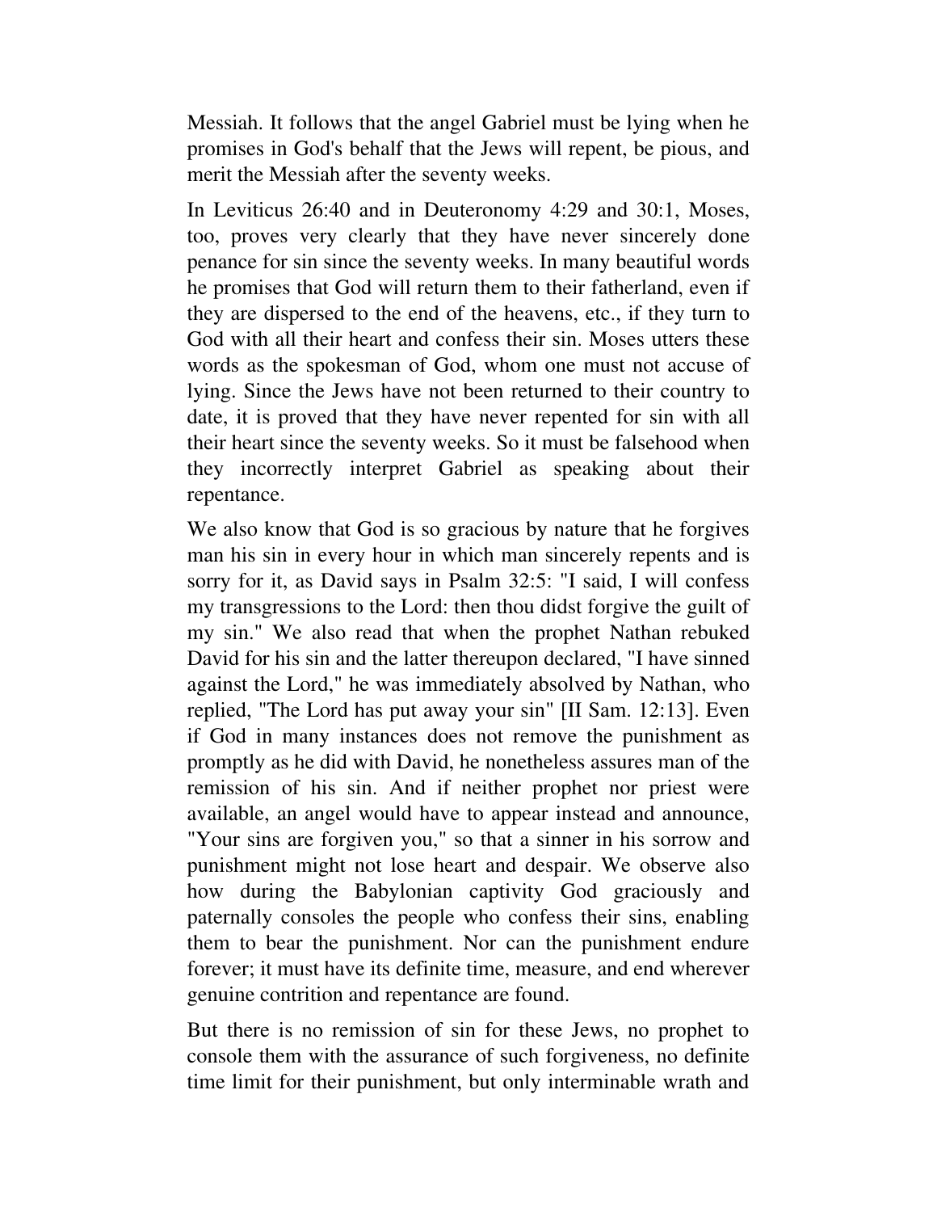Messiah. It follows that the angel Gabriel must be lying when he promises in God's behalf that the Jews will repent, be pious, and merit the Messiah after the seventy weeks.

In Leviticus 26:40 and in Deuteronomy 4:29 and 30:1, Moses, too, proves very clearly that they have never sincerely done penance for sin since the seventy weeks. In many beautiful words he promises that God will return them to their fatherland, even if they are dispersed to the end of the heavens, etc., if they turn to God with all their heart and confess their sin. Moses utters these words as the spokesman of God, whom one must not accuse of lying. Since the Jews have not been returned to their country to date, it is proved that they have never repented for sin with all their heart since the seventy weeks. So it must be falsehood when they incorrectly interpret Gabriel as speaking about their repentance.

We also know that God is so gracious by nature that he forgives man his sin in every hour in which man sincerely repents and is sorry for it, as David says in Psalm 32:5: "I said, I will confess my transgressions to the Lord: then thou didst forgive the guilt of my sin." We also read that when the prophet Nathan rebuked David for his sin and the latter thereupon declared, "I have sinned against the Lord," he was immediately absolved by Nathan, who replied, "The Lord has put away your sin" [II Sam. 12:13]. Even if God in many instances does not remove the punishment as promptly as he did with David, he nonetheless assures man of the remission of his sin. And if neither prophet nor priest were available, an angel would have to appear instead and announce, "Your sins are forgiven you," so that a sinner in his sorrow and punishment might not lose heart and despair. We observe also how during the Babylonian captivity God graciously and paternally consoles the people who confess their sins, enabling them to bear the punishment. Nor can the punishment endure forever; it must have its definite time, measure, and end wherever genuine contrition and repentance are found.

But there is no remission of sin for these Jews, no prophet to console them with the assurance of such forgiveness, no definite time limit for their punishment, but only interminable wrath and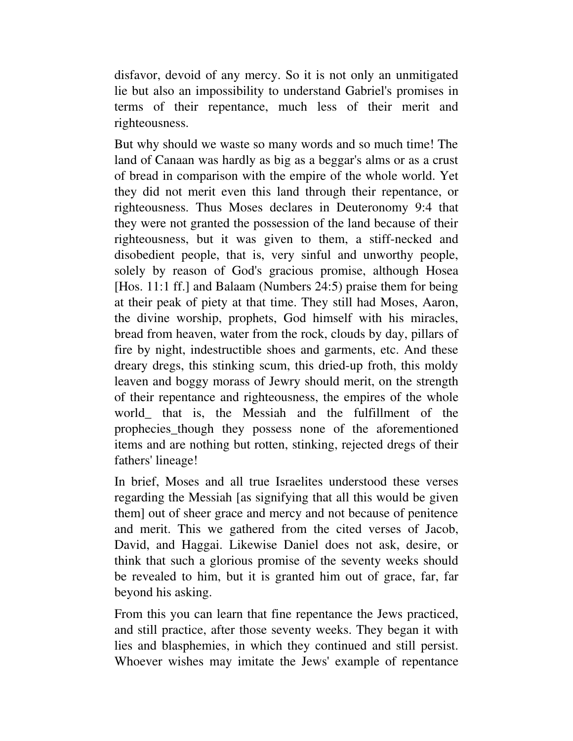disfavor, devoid of any mercy. So it is not only an unmitigated lie but also an impossibility to understand Gabriel's promises in terms of their repentance, much less of their merit and righteousness.

But why should we waste so many words and so much time! The land of Canaan was hardly as big as a beggar's alms or as a crust of bread in comparison with the empire of the whole world. Yet they did not merit even this land through their repentance, or righteousness. Thus Moses declares in Deuteronomy 9:4 that they were not granted the possession of the land because of their righteousness, but it was given to them, a stiff-necked and disobedient people, that is, very sinful and unworthy people, solely by reason of God's gracious promise, although Hosea [Hos. 11:1 ff.] and Balaam (Numbers 24:5) praise them for being at their peak of piety at that time. They still had Moses, Aaron, the divine worship, prophets, God himself with his miracles, bread from heaven, water from the rock, clouds by day, pillars of fire by night, indestructible shoes and garments, etc. And these dreary dregs, this stinking scum, this dried-up froth, this moldy leaven and boggy morass of Jewry should merit, on the strength of their repentance and righteousness, the empires of the whole world_ that is, the Messiah and the fulfillment of the prophecies_though they possess none of the aforementioned items and are nothing but rotten, stinking, rejected dregs of their fathers' lineage!

In brief, Moses and all true Israelites understood these verses regarding the Messiah [as signifying that all this would be given them] out of sheer grace and mercy and not because of penitence and merit. This we gathered from the cited verses of Jacob, David, and Haggai. Likewise Daniel does not ask, desire, or think that such a glorious promise of the seventy weeks should be revealed to him, but it is granted him out of grace, far, far beyond his asking.

From this you can learn that fine repentance the Jews practiced, and still practice, after those seventy weeks. They began it with lies and blasphemies, in which they continued and still persist. Whoever wishes may imitate the Jews' example of repentance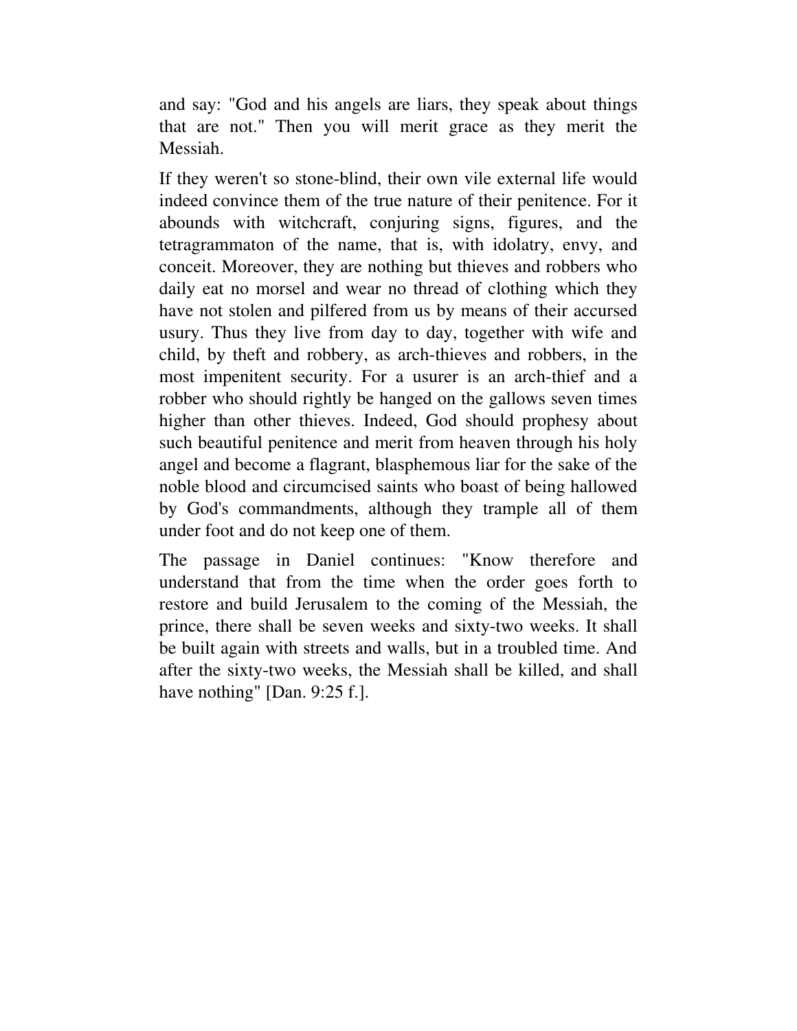and say: "God and his angels are liars, they speak about things that are not." Then you will merit grace as they merit the Messiah.

If they weren't so stone-blind, their own vile external life would indeed convince them of the true nature of their penitence. For it abounds with witchcraft, conjuring signs, figures, and the tetragrammaton of the name, that is, with idolatry, envy, and conceit. Moreover, they are nothing but thieves and robbers who daily eat no morsel and wear no thread of clothing which they have not stolen and pilfered from us by means of their accursed usury. Thus they live from day to day, together with wife and child, by theft and robbery, as arch-thieves and robbers, in the most impenitent security. For a usurer is an arch-thief and a robber who should rightly be hanged on the gallows seven times higher than other thieves. Indeed, God should prophesy about such beautiful penitence and merit from heaven through his holy angel and become a flagrant, blasphemous liar for the sake of the noble blood and circumcised saints who boast of being hallowed by God's commandments, although they trample all of them under foot and do not keep one of them.

The passage in Daniel continues: "Know therefore and understand that from the time when the order goes forth to restore and build Jerusalem to the coming of the Messiah, the prince, there shall be seven weeks and sixty-two weeks. It shall be built again with streets and walls, but in a troubled time. And after the sixty-two weeks, the Messiah shall be killed, and shall have nothing" [Dan. 9:25 f.].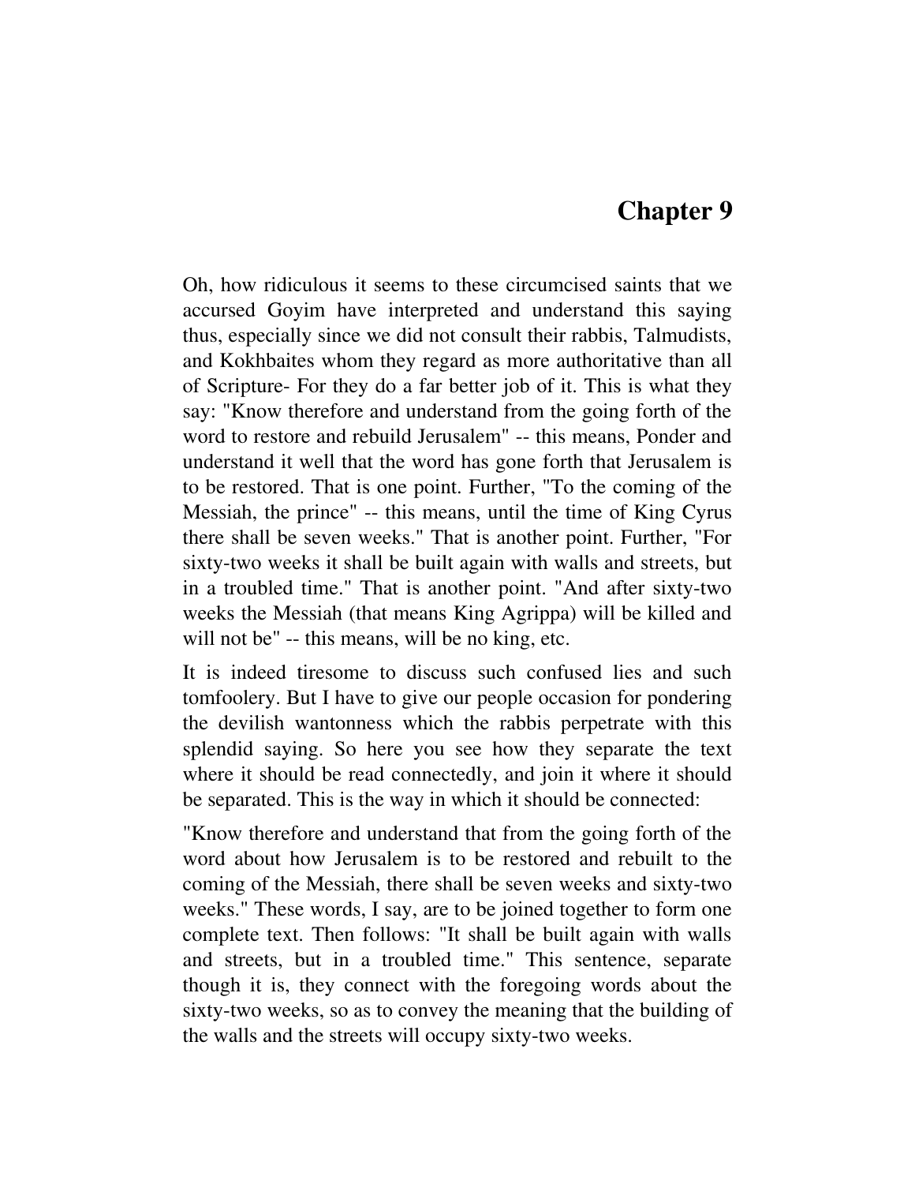# Chapter 9

Oh, how ridiculous it seems to these circumcised saints that we accursed Goyim have interpreted and understand this saying thus, especially since we did not consult their rabbis, Talmudists, and Kokhbaites whom they regard as more authoritative than all of Scripture- For they do a far better job of it. This is what they say: "Know therefore and understand from the going forth of the word to restore and rebuild Jerusalem" -- this means, Ponder and understand it well that the word has gone forth that Jerusalem is to be restored. That is one point. Further, "To the coming of the Messiah, the prince" -- this means, until the time of King Cyrus there shall be seven weeks." That is another point. Further, "For sixty-two weeks it shall be built again with walls and streets, but in a troubled time." That is another point. "And after sixty-two weeks the Messiah (that means King Agrippa) will be killed and will not be" -- this means, will be no king, etc.

It is indeed tiresome to discuss such confused lies and such tomfoolery. But I have to give our people occasion for pondering the devilish wantonness which the rabbis perpetrate with this splendid saying. So here you see how they separate the text where it should be read connectedly, and join it where it should be separated. This is the way in which it should be connected:

"Know therefore and understand that from the going forth of the word about how Jerusalem is to be restored and rebuilt to the coming of the Messiah, there shall be seven weeks and sixty-two weeks." These words, I say, are to be joined together to form one complete text. Then follows: "It shall be built again with walls and streets, but in a troubled time." This sentence, separate though it is, they connect with the foregoing words about the sixty-two weeks, so as to convey the meaning that the building of the walls and the streets will occupy sixty-two weeks.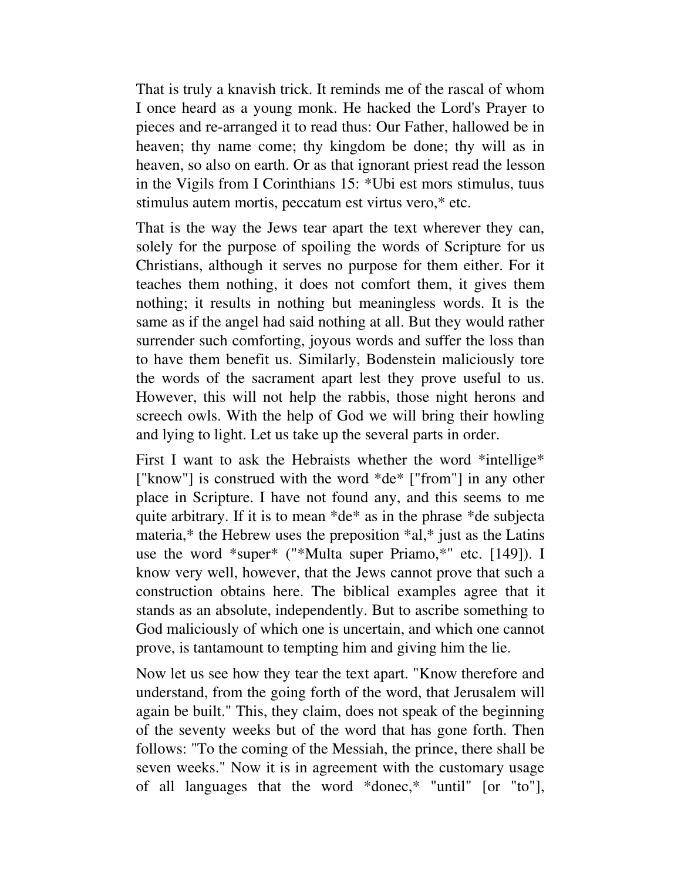That is truly a knavish trick. It reminds me of the rascal of whom I once heard as a young monk. He hacked the Lord's Prayer to pieces and re-arranged it to read thus: Our Father, hallowed be in heaven; thy name come; thy kingdom be done; thy will as in heaven, so also on earth. Or as that ignorant priest read the lesson in the Vigils from I Corinthians 15: *Ubi est mors stimulus, tuus stimulus autem mortis, peccatum est virtus vero,* etc.

That is the way the Jews tear apart the text wherever they can, solely for the purpose of spoiling the words of Scripture for us Christians, although it serves no purpose for them either. For it teaches them nothing, it does not comfort them, it gives them nothing; it results in nothing but meaningless words. It is the same as if the angel had said nothing at all. But they would rather surrender such comforting, joyous words and suffer the loss than to have them benefit us. Similarly, Bodenstein maliciously tore the words of the sacrament apart lest they prove useful to us. However, this will not help the rabbis, those night herons and screech owls. With the help of God we will bring their howling and lying to light. Let us take up the several parts in order.

First I want to ask the Hebraists whether the word *intellige* ["know"] is construed with the word *de* ["from"] in any other place in Scripture. I have not found any, and this seems to me quite arbitrary. If it is to mean *de* as in the phrase *de subjecta materia,* the Hebrew uses the preposition *al,* just as the Latins use the word *super* ("*Multa super Priamo,*" etc. [149]). I know very well, however, that the Jews cannot prove that such a construction obtains here. The biblical examples agree that it stands as an absolute, independently. But to ascribe something to God maliciously of which one is uncertain, and which one cannot prove, is tantamount to tempting him and giving him the lie.

Now let us see how they tear the text apart. "Know therefore and understand, from the going forth of the word, that Jerusalem will again be built." This, they claim, does not speak of the beginning of the seventy weeks but of the word that has gone forth. Then follows: "To the coming of the Messiah, the prince, there shall be seven weeks." Now it is in agreement with the customary usage of all languages that the word *donec,* "until" [or "to"],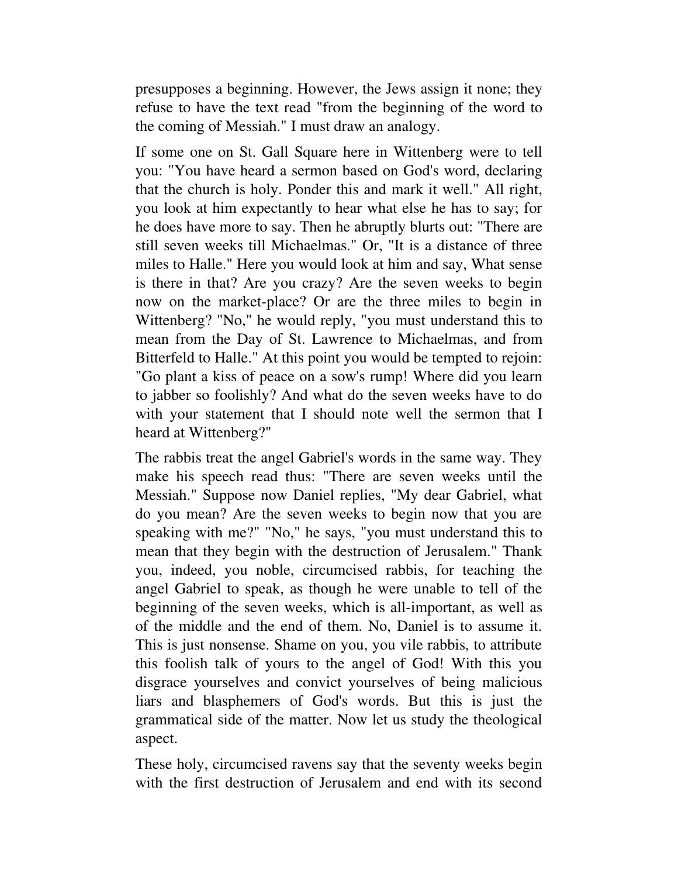presupposes a beginning. However, the Jews assign it none; they refuse to have the text read "from the beginning of the word to the coming of Messiah." I must draw an analogy.

If some one on St. Gall Square here in Wittenberg were to tell you: "You have heard a sermon based on God's word, declaring that the church is holy. Ponder this and mark it well." All right, you look at him expectantly to hear what else he has to say; for he does have more to say. Then he abruptly blurts out: "There are still seven weeks till Michaelmas." Or, "It is a distance of three miles to Halle." Here you would look at him and say, What sense is there in that? Are you crazy? Are the seven weeks to begin now on the market-place? Or are the three miles to begin in Wittenberg? "No," he would reply, "you must understand this to mean from the Day of St. Lawrence to Michaelmas, and from Bitterfeld to Halle." At this point you would be tempted to rejoin: "Go plant a kiss of peace on a sow's rump! Where did you learn to jabber so foolishly? And what do the seven weeks have to do with your statement that I should note well the sermon that I heard at Wittenberg?"

The rabbis treat the angel Gabriel's words in the same way. They make his speech read thus: "There are seven weeks until the Messiah." Suppose now Daniel replies, "My dear Gabriel, what do you mean? Are the seven weeks to begin now that you are speaking with me?" "No," he says, "you must understand this to mean that they begin with the destruction of Jerusalem." Thank you, indeed, you noble, circumcised rabbis, for teaching the angel Gabriel to speak, as though he were unable to tell of the beginning of the seven weeks, which is all-important, as well as of the middle and the end of them. No, Daniel is to assume it. This is just nonsense. Shame on you, you vile rabbis, to attribute this foolish talk of yours to the angel of God! With this you disgrace yourselves and convict yourselves of being malicious liars and blasphemers of God's words. But this is just the grammatical side of the matter. Now let us study the theological aspect.

These holy, circumcised ravens say that the seventy weeks begin with the first destruction of Jerusalem and end with its second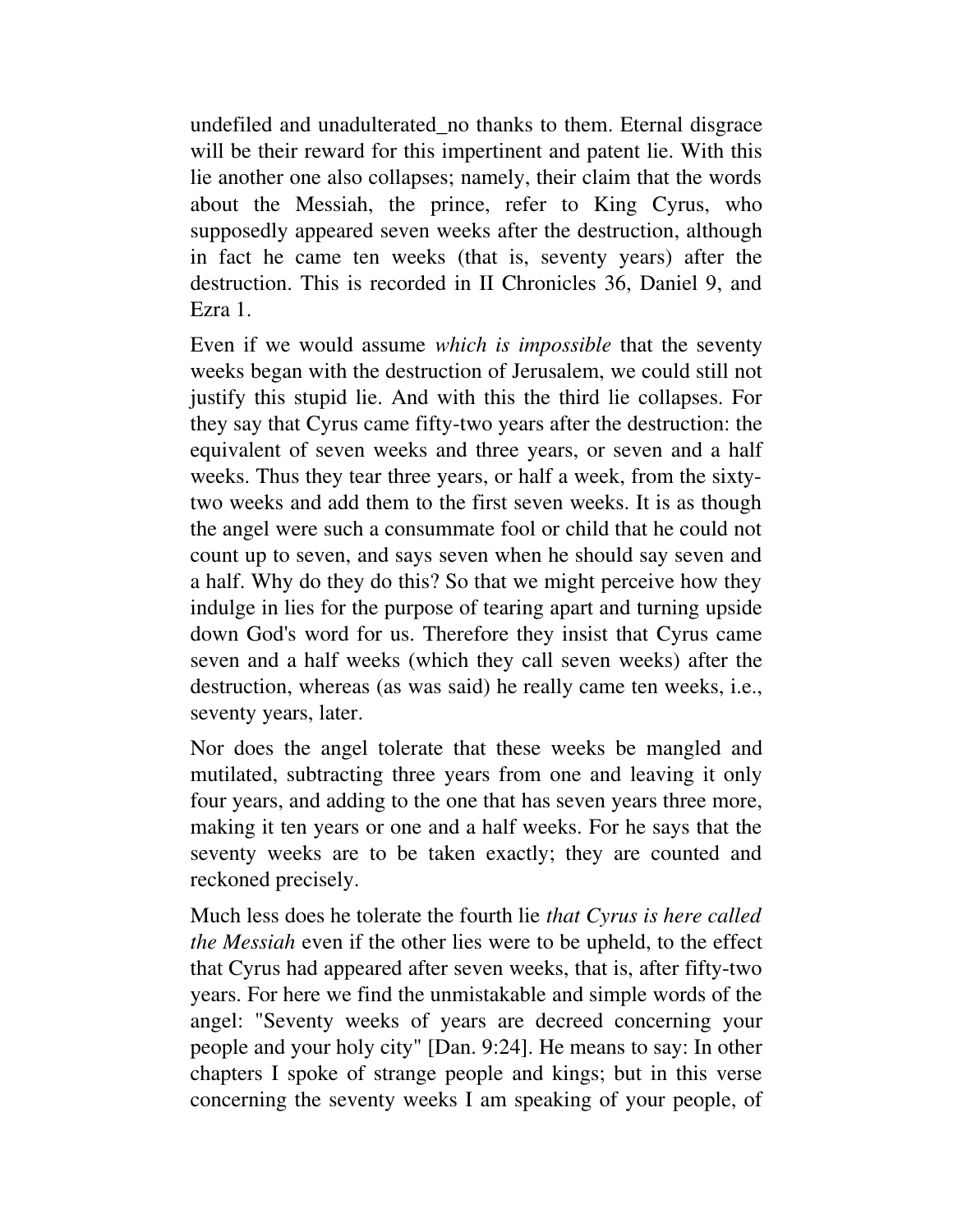undefiled and unadulterated_no thanks to them. Eternal disgrace will be their reward for this impertinent and patent lie. With this lie another one also collapses; namely, their claim that the words about the Messiah, the prince, refer to King Cyrus, who supposedly appeared seven weeks after the destruction, although in fact he came ten weeks (that is, seventy years) after the destruction. This is recorded in II Chronicles 36, Daniel 9, and Ezra 1.

Even if we would assume *which is impossible* that the seventy weeks began with the destruction of Jerusalem, we could still not justify this stupid lie. And with this the third lie collapses. For they say that Cyrus came fifty-two years after the destruction: the equivalent of seven weeks and three years, or seven and a half weeks. Thus they tear three years, or half a week, from the sixty-two weeks and add them to the first seven weeks. It is as though the angel were such a consummate fool or child that he could not count up to seven, and says seven when he should say seven and a half. Why do they do this? So that we might perceive how they indulge in lies for the purpose of tearing apart and turning upside down God's word for us. Therefore they insist that Cyrus came seven and a half weeks (which they call seven weeks) after the destruction, whereas (as was said) he really came ten weeks, i.e., seventy years, later.

Nor does the angel tolerate that these weeks be mangled and mutilated, subtracting three years from one and leaving it only four years, and adding to the one that has seven years three more, making it ten years or one and a half weeks. For he says that the seventy weeks are to be taken exactly; they are counted and reckoned precisely.

Much less does he tolerate the fourth lie *that Cyrus is here called the Messiah* even if the other lies were to be upheld, to the effect that Cyrus had appeared after seven weeks, that is, after fifty-two years. For here we find the unmistakable and simple words of the angel: "Seventy weeks of years are decreed concerning your people and your holy city" [Dan. 9:24]. He means to say: In other chapters I spoke of strange people and kings; but in this verse concerning the seventy weeks I am speaking of your people, of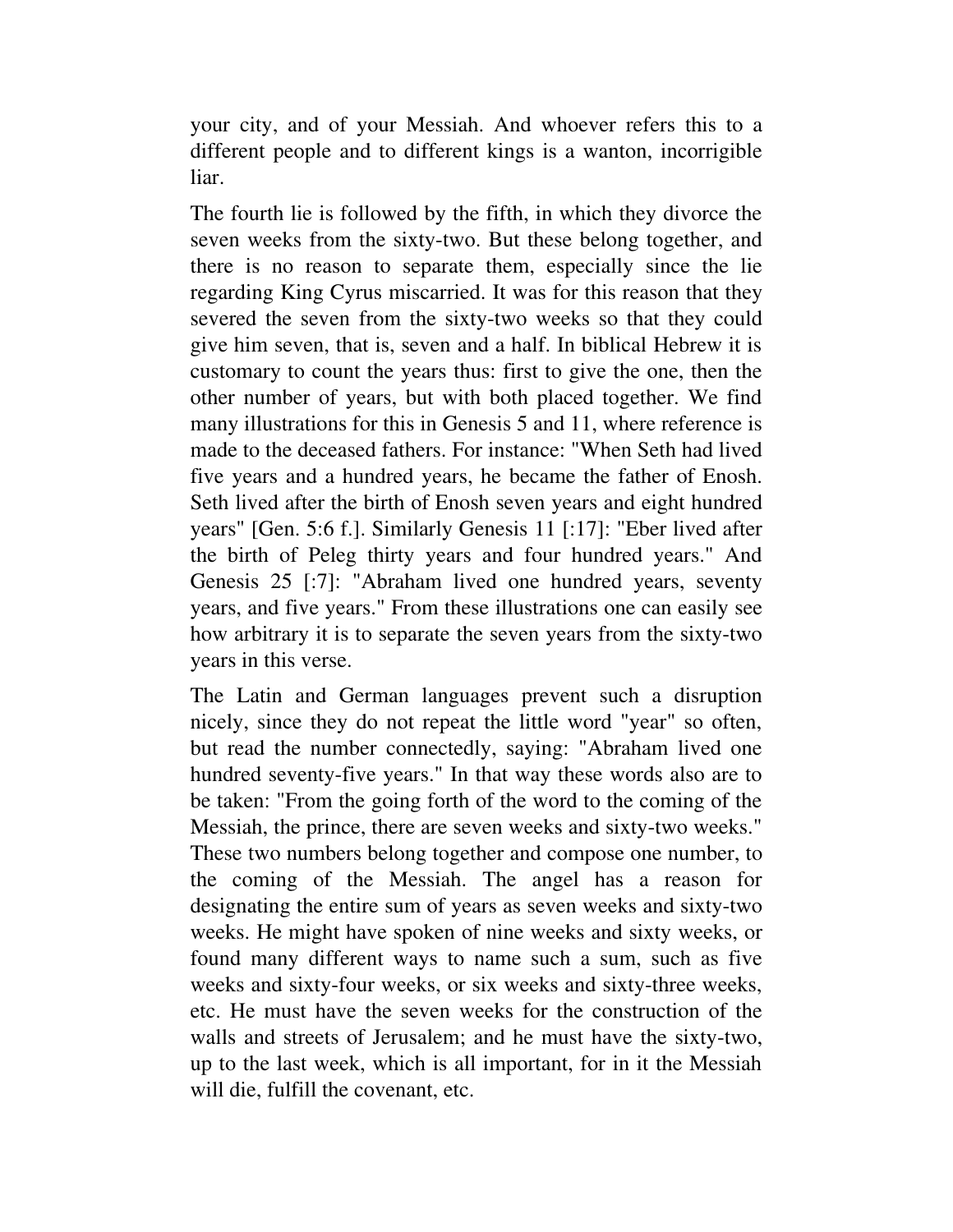your city, and of your Messiah. And whoever refers this to a different people and to different kings is a wanton, incorrigible liar.

The fourth lie is followed by the fifth, in which they divorce the seven weeks from the sixty-two. But these belong together, and there is no reason to separate them, especially since the lie regarding King Cyrus miscarried. It was for this reason that they severed the seven from the sixty-two weeks so that they could give him seven, that is, seven and a half. In biblical Hebrew it is customary to count the years thus: first to give the one, then the other number of years, but with both placed together. We find many illustrations for this in Genesis 5 and 11, where reference is made to the deceased fathers. For instance: "When Seth had lived five years and a hundred years, he became the father of Enosh. Seth lived after the birth of Enosh seven years and eight hundred years" [Gen. 5:6 f.]. Similarly Genesis 11 [:17]: "Eber lived after the birth of Peleg thirty years and four hundred years." And Genesis 25 [:7]: "Abraham lived one hundred years, seventy years, and five years." From these illustrations one can easily see how arbitrary it is to separate the seven years from the sixty-two years in this verse.

The Latin and German languages prevent such a disruption nicely, since they do not repeat the little word "year" so often, but read the number connectedly, saying: "Abraham lived one hundred seventy-five years." In that way these words also are to be taken: "From the going forth of the word to the coming of the Messiah, the prince, there are seven weeks and sixty-two weeks." These two numbers belong together and compose one number, to the coming of the Messiah. The angel has a reason for designating the entire sum of years as seven weeks and sixty-two weeks. He might have spoken of nine weeks and sixty weeks, or found many different ways to name such a sum, such as five weeks and sixty-four weeks, or six weeks and sixty-three weeks, etc. He must have the seven weeks for the construction of the walls and streets of Jerusalem; and he must have the sixty-two, up to the last week, which is all important, for in it the Messiah will die, fulfill the covenant, etc.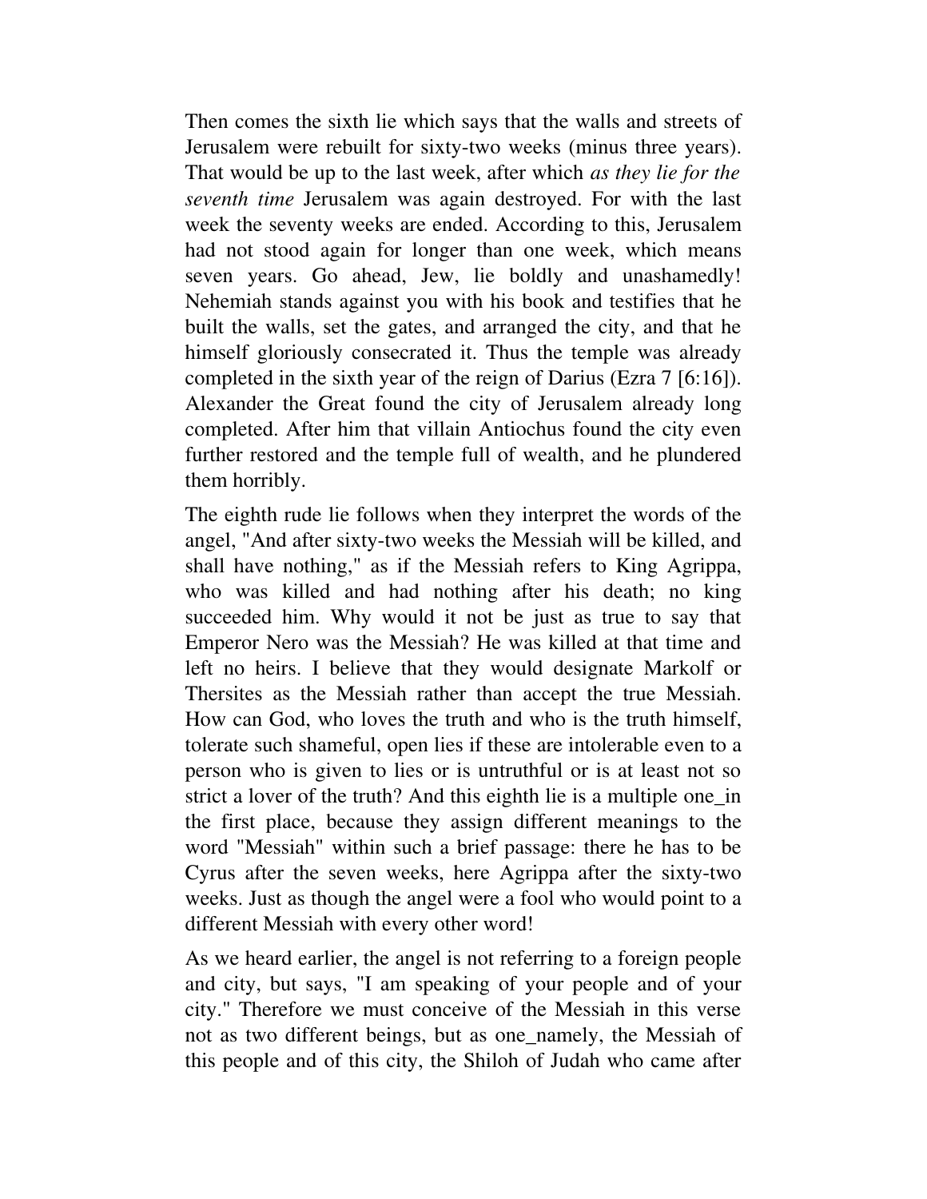Then comes the sixth lie which says that the walls and streets of Jerusalem were rebuilt for sixty-two weeks (minus three years). That would be up to the last week, after which *as they lie for the seventh time* Jerusalem was again destroyed. For with the last week the seventy weeks are ended. According to this, Jerusalem had not stood again for longer than one week, which means seven years. Go ahead, Jew, lie boldly and unashamedly! Nehemiah stands against you with his book and testifies that he built the walls, set the gates, and arranged the city, and that he himself gloriously consecrated it. Thus the temple was already completed in the sixth year of the reign of Darius (Ezra 7 [6:16]). Alexander the Great found the city of Jerusalem already long completed. After him that villain Antiochus found the city even further restored and the temple full of wealth, and he plundered them horribly.

The eighth rude lie follows when they interpret the words of the angel, "And after sixty-two weeks the Messiah will be killed, and shall have nothing," as if the Messiah refers to King Agrippa, who was killed and had nothing after his death; no king succeeded him. Why would it not be just as true to say that Emperor Nero was the Messiah? He was killed at that time and left no heirs. I believe that they would designate Markolf or Thersites as the Messiah rather than accept the true Messiah. How can God, who loves the truth and who is the truth himself, tolerate such shameful, open lies if these are intolerable even to a person who is given to lies or is untruthful or is at least not so strict a lover of the truth? And this eighth lie is a multiple one_in the first place, because they assign different meanings to the word "Messiah" within such a brief passage: there he has to be Cyrus after the seven weeks, here Agrippa after the sixty-two weeks. Just as though the angel were a fool who would point to a different Messiah with every other word!

As we heard earlier, the angel is not referring to a foreign people and city, but says, "I am speaking of your people and of your city." Therefore we must conceive of the Messiah in this verse not as two different beings, but as one_namely, the Messiah of this people and of this city, the Shiloh of Judah who came after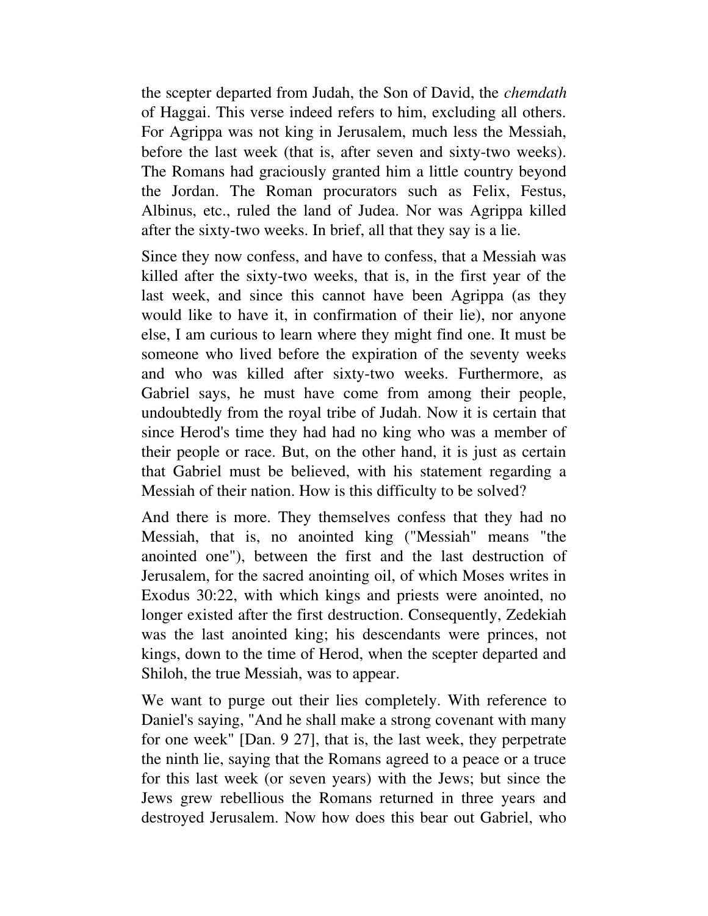the scepter departed from Judah, the Son of David, the *chemdath* of Haggai. This verse indeed refers to him, excluding all others. For Agrippa was not king in Jerusalem, much less the Messiah, before the last week (that is, after seven and sixty-two weeks). The Romans had graciously granted him a little country beyond the Jordan. The Roman procurators such as Felix, Festus, Albinus, etc., ruled the land of Judea. Nor was Agrippa killed after the sixty-two weeks. In brief, all that they say is a lie.

Since they now confess, and have to confess, that a Messiah was killed after the sixty-two weeks, that is, in the first year of the last week, and since this cannot have been Agrippa (as they would like to have it, in confirmation of their lie), nor anyone else, I am curious to learn where they might find one. It must be someone who lived before the expiration of the seventy weeks and who was killed after sixty-two weeks. Furthermore, as Gabriel says, he must have come from among their people, undoubtedly from the royal tribe of Judah. Now it is certain that since Herod's time they had had no king who was a member of their people or race. But, on the other hand, it is just as certain that Gabriel must be believed, with his statement regarding a Messiah of their nation. How is this difficulty to be solved?

And there is more. They themselves confess that they had no Messiah, that is, no anointed king ("Messiah" means "the anointed one"), between the first and the last destruction of Jerusalem, for the sacred anointing oil, of which Moses writes in Exodus 30:22, with which kings and priests were anointed, no longer existed after the first destruction. Consequently, Zedekiah was the last anointed king; his descendants were princes, not kings, down to the time of Herod, when the scepter departed and Shiloh, the true Messiah, was to appear.

We want to purge out their lies completely. With reference to Daniel's saying, "And he shall make a strong covenant with many for one week" [Dan. 9 27], that is, the last week, they perpetrate the ninth lie, saying that the Romans agreed to a peace or a truce for this last week (or seven years) with the Jews; but since the Jews grew rebellious the Romans returned in three years and destroyed Jerusalem. Now how does this bear out Gabriel, who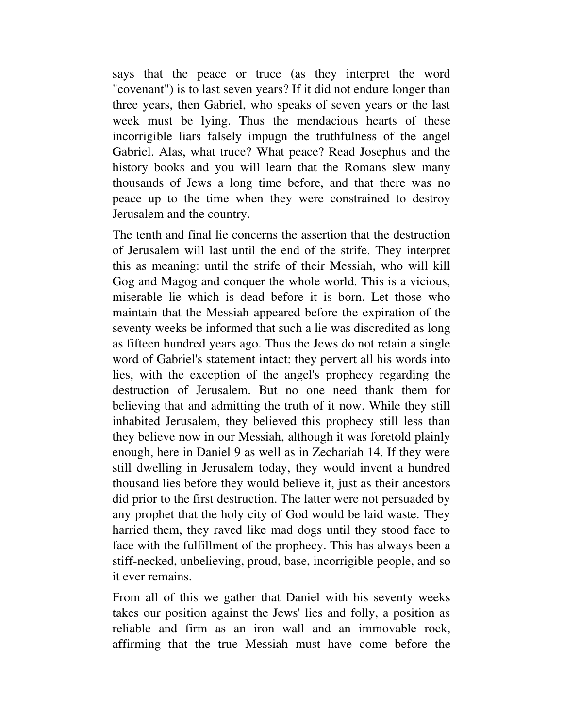says that the peace or truce (as they interpret the word "covenant") is to last seven years? If it did not endure longer than three years, then Gabriel, who speaks of seven years or the last week must be lying. Thus the mendacious hearts of these incorrigible liars falsely impugn the truthfulness of the angel Gabriel. Alas, what truce? What peace? Read Josephus and the history books and you will learn that the Romans slew many thousands of Jews a long time before, and that there was no peace up to the time when they were constrained to destroy Jerusalem and the country.

The tenth and final lie concerns the assertion that the destruction of Jerusalem will last until the end of the strife. They interpret this as meaning: until the strife of their Messiah, who will kill Gog and Magog and conquer the whole world. This is a vicious, miserable lie which is dead before it is born. Let those who maintain that the Messiah appeared before the expiration of the seventy weeks be informed that such a lie was discredited as long as fifteen hundred years ago. Thus the Jews do not retain a single word of Gabriel's statement intact; they pervert all his words into lies, with the exception of the angel's prophecy regarding the destruction of Jerusalem. But no one need thank them for believing that and admitting the truth of it now. While they still inhabited Jerusalem, they believed this prophecy still less than they believe now in our Messiah, although it was foretold plainly enough, here in Daniel 9 as well as in Zechariah 14. If they were still dwelling in Jerusalem today, they would invent a hundred thousand lies before they would believe it, just as their ancestors did prior to the first destruction. The latter were not persuaded by any prophet that the holy city of God would be laid waste. They harried them, they raved like mad dogs until they stood face to face with the fulfillment of the prophecy. This has always been a stiff-necked, unbelieving, proud, base, incorrigible people, and so it ever remains.

From all of this we gather that Daniel with his seventy weeks takes our position against the Jews' lies and folly, a position as reliable and firm as an iron wall and an immovable rock, affirming that the true Messiah must have come before the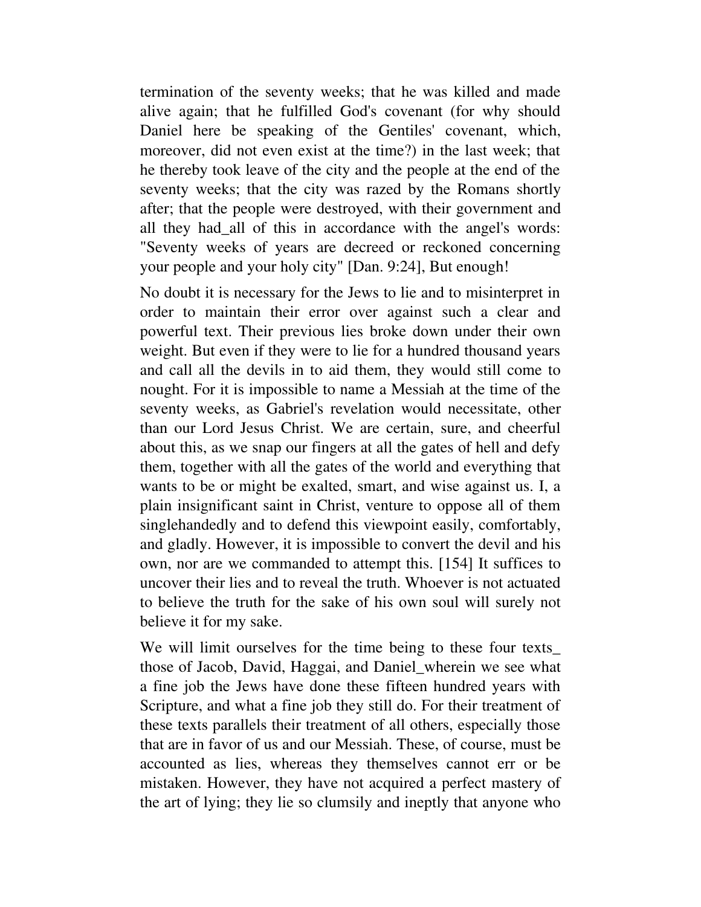termination of the seventy weeks; that he was killed and made alive again; that he fulfilled God's covenant (for why should Daniel here be speaking of the Gentiles' covenant, which, moreover, did not even exist at the time?) in the last week; that he thereby took leave of the city and the people at the end of the seventy weeks; that the city was razed by the Romans shortly after; that the people were destroyed, with their government and all they had_all of this in accordance with the angel's words: "Seventy weeks of years are decreed or reckoned concerning your people and your holy city" [Dan. 9:24], But enough!

No doubt it is necessary for the Jews to lie and to misinterpret in order to maintain their error over against such a clear and powerful text. Their previous lies broke down under their own weight. But even if they were to lie for a hundred thousand years and call all the devils in to aid them, they would still come to nought. For it is impossible to name a Messiah at the time of the seventy weeks, as Gabriel's revelation would necessitate, other than our Lord Jesus Christ. We are certain, sure, and cheerful about this, as we snap our fingers at all the gates of hell and defy them, together with all the gates of the world and everything that wants to be or might be exalted, smart, and wise against us. I, a plain insignificant saint in Christ, venture to oppose all of them singlehandedly and to defend this viewpoint easily, comfortably, and gladly. However, it is impossible to convert the devil and his own, nor are we commanded to attempt this. [154] It suffices to uncover their lies and to reveal the truth. Whoever is not actuated to believe the truth for the sake of his own soul will surely not believe it for my sake.

We will limit ourselves for the time being to these four texts_ those of Jacob, David, Haggai, and Daniel_wherein we see what a fine job the Jews have done these fifteen hundred years with Scripture, and what a fine job they still do. For their treatment of these texts parallels their treatment of all others, especially those that are in favor of us and our Messiah. These, of course, must be accounted as lies, whereas they themselves cannot err or be mistaken. However, they have not acquired a perfect mastery of the art of lying; they lie so clumsily and ineptly that anyone who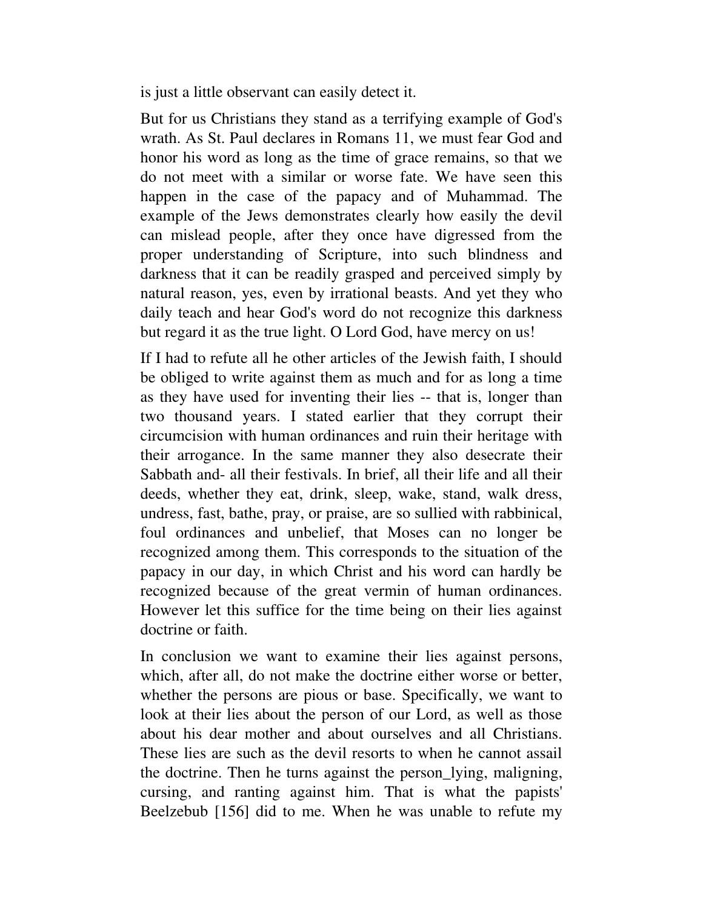is just a little observant can easily detect it.

But for us Christians they stand as a terrifying example of God's wrath. As St. Paul declares in Romans 11, we must fear God and honor his word as long as the time of grace remains, so that we do not meet with a similar or worse fate. We have seen this happen in the case of the papacy and of Muhammad. The example of the Jews demonstrates clearly how easily the devil can mislead people, after they once have digressed from the proper understanding of Scripture, into such blindness and darkness that it can be readily grasped and perceived simply by natural reason, yes, even by irrational beasts. And yet they who daily teach and hear God's word do not recognize this darkness but regard it as the true light. O Lord God, have mercy on us!

If I had to refute all he other articles of the Jewish faith, I should be obliged to write against them as much and for as long a time as they have used for inventing their lies -- that is, longer than two thousand years. I stated earlier that they corrupt their circumcision with human ordinances and ruin their heritage with their arrogance. In the same manner they also desecrate their Sabbath and- all their festivals. In brief, all their life and all their deeds, whether they eat, drink, sleep, wake, stand, walk dress, undress, fast, bathe, pray, or praise, are so sullied with rabbinical, foul ordinances and unbelief, that Moses can no longer be recognized among them. This corresponds to the situation of the papacy in our day, in which Christ and his word can hardly be recognized because of the great vermin of human ordinances. However let this suffice for the time being on their lies against doctrine or faith.

In conclusion we want to examine their lies against persons, which, after all, do not make the doctrine either worse or better, whether the persons are pious or base. Specifically, we want to look at their lies about the person of our Lord, as well as those about his dear mother and about ourselves and all Christians. These lies are such as the devil resorts to when he cannot assail the doctrine. Then he turns against the person_lying, maligning, cursing, and ranting against him. That is what the papists' Beelzebub [156] did to me. When he was unable to refute my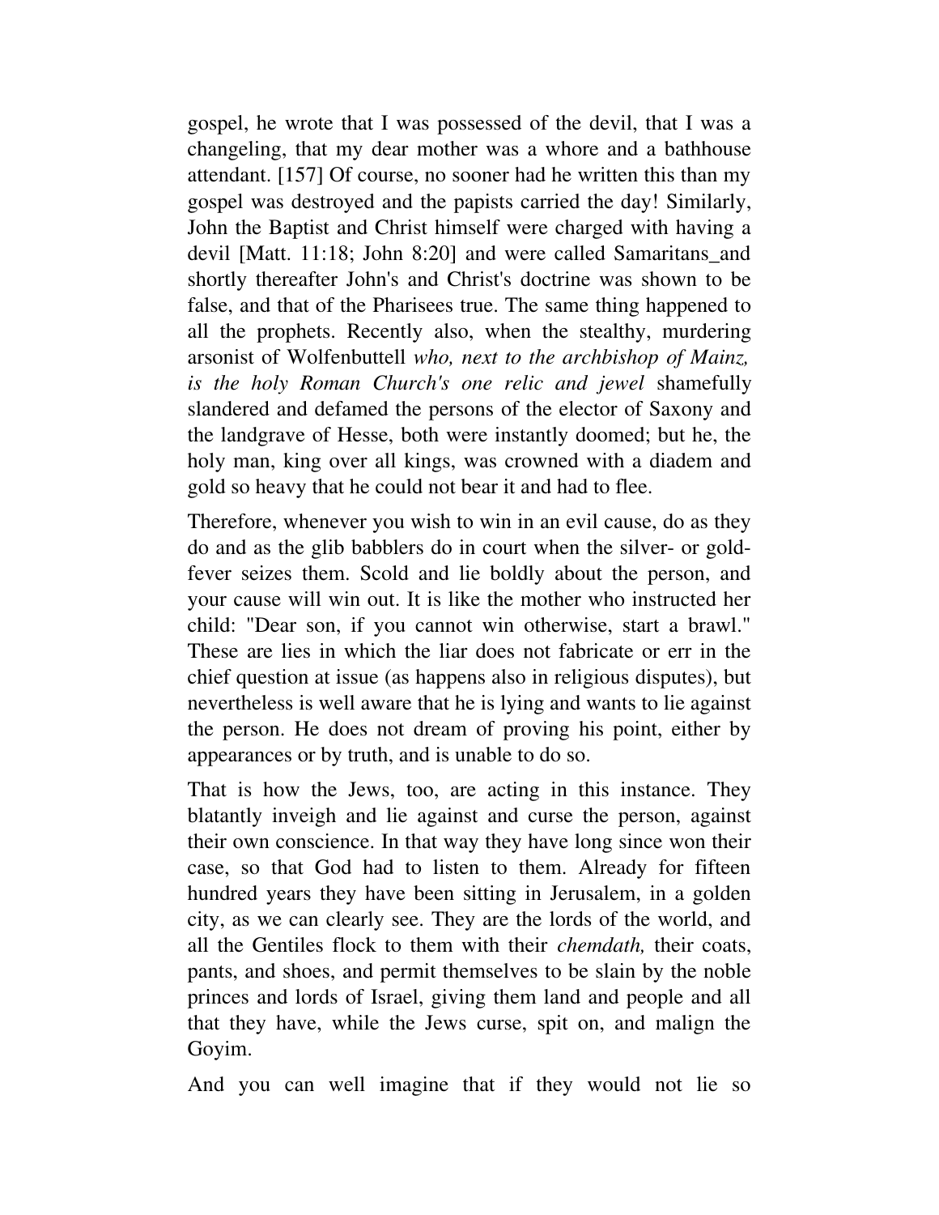gospel, he wrote that I was possessed of the devil, that I was a changeling, that my dear mother was a whore and a bathhouse attendant. [157] Of course, no sooner had he written this than my gospel was destroyed and the papists carried the day! Similarly, John the Baptist and Christ himself were charged with having a devil [Matt. 11:18; John 8:20] and were called Samaritans_and shortly thereafter John's and Christ's doctrine was shown to be false, and that of the Pharisees true. The same thing happened to all the prophets. Recently also, when the stealthy, murdering arsonist of Wolfenbuttell *who, next to the archbishop of Mainz, is the holy Roman Church's one relic and jewel* shamefully slandered and defamed the persons of the elector of Saxony and the landgrave of Hesse, both were instantly doomed; but he, the holy man, king over all kings, was crowned with a diadem and gold so heavy that he could not bear it and had to flee.

Therefore, whenever you wish to win in an evil cause, do as they do and as the glib babblers do in court when the silver- or gold-fever seizes them. Scold and lie boldly about the person, and your cause will win out. It is like the mother who instructed her child: "Dear son, if you cannot win otherwise, start a brawl." These are lies in which the liar does not fabricate or err in the chief question at issue (as happens also in religious disputes), but nevertheless is well aware that he is lying and wants to lie against the person. He does not dream of proving his point, either by appearances or by truth, and is unable to do so.

That is how the Jews, too, are acting in this instance. They blatantly inveigh and lie against and curse the person, against their own conscience. In that way they have long since won their case, so that God had to listen to them. Already for fifteen hundred years they have been sitting in Jerusalem, in a golden city, as we can clearly see. They are the lords of the world, and all the Gentiles flock to them with their *chemdath,* their coats, pants, and shoes, and permit themselves to be slain by the noble princes and lords of Israel, giving them land and people and all that they have, while the Jews curse, spit on, and malign the Goyim.

And you can well imagine that if they would not lie so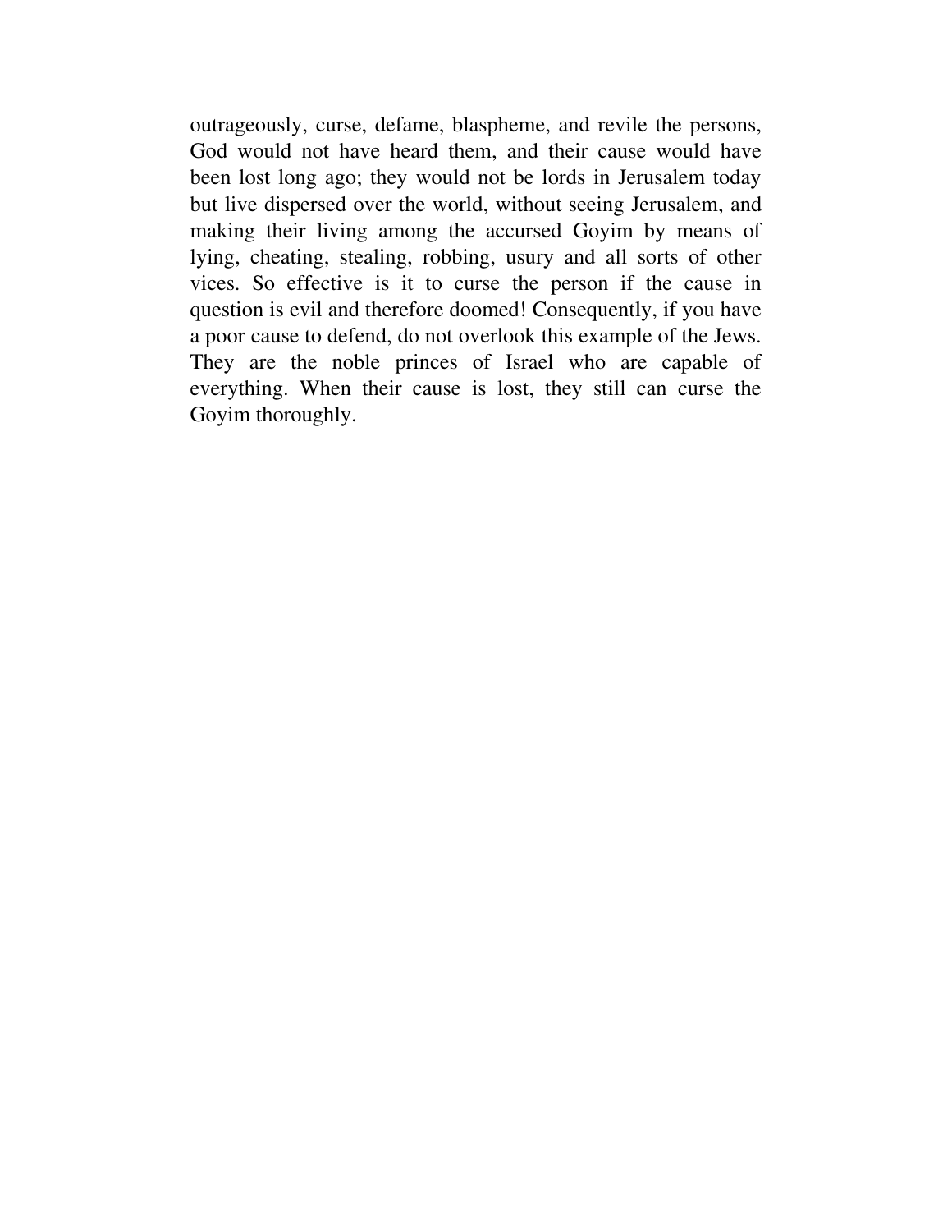outrageously, curse, defame, blaspheme, and revile the persons, God would not have heard them, and their cause would have been lost long ago; they would not be lords in Jerusalem today but live dispersed over the world, without seeing Jerusalem, and making their living among the accursed Goyim by means of lying, cheating, stealing, robbing, usury and all sorts of other vices. So effective is it to curse the person if the cause in question is evil and therefore doomed! Consequently, if you have a poor cause to defend, do not overlook this example of the Jews. They are the noble princes of Israel who are capable of everything. When their cause is lost, they still can curse the Goyim thoroughly.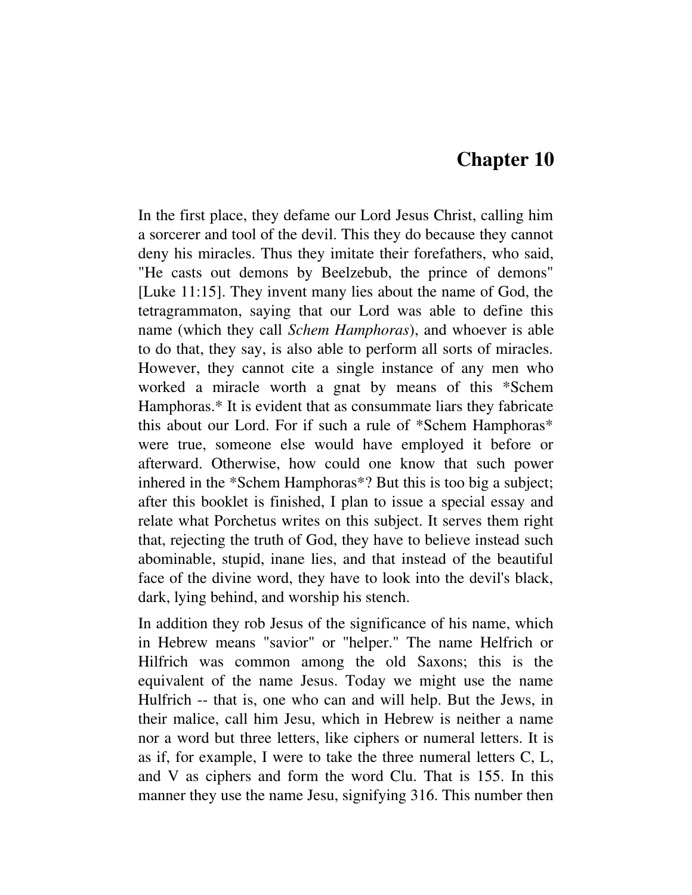# Chapter 10

In the first place, they defame our Lord Jesus Christ, calling him a sorcerer and tool of the devil. This they do because they cannot deny his miracles. Thus they imitate their forefathers, who said, "He casts out demons by Beelzebub, the prince of demons" [Luke 11:15]. They invent many lies about the name of God, the tetragrammaton, saying that our Lord was able to define this name (which they call *Schem Hamphoras*), and whoever is able to do that, they say, is also able to perform all sorts of miracles. However, they cannot cite a single instance of any men who worked a miracle worth a gnat by means of this *Schem Hamphoras.* It is evident that as consummate liars they fabricate this about our Lord. For if such a rule of *Schem Hamphoras* were true, someone else would have employed it before or afterward. Otherwise, how could one know that such power inhered in the *Schem Hamphoras*? But this is too big a subject; after this booklet is finished, I plan to issue a special essay and relate what Porchetus writes on this subject. It serves them right that, rejecting the truth of God, they have to believe instead such abominable, stupid, inane lies, and that instead of the beautiful face of the divine word, they have to look into the devil's black, dark, lying behind, and worship his stench.

In addition they rob Jesus of the significance of his name, which in Hebrew means "savior" or "helper." The name Helfrich or Hilfrich was common among the old Saxons; this is the equivalent of the name Jesus. Today we might use the name Hulfrich -- that is, one who can and will help. But the Jews, in their malice, call him Jesu, which in Hebrew is neither a name nor a word but three letters, like ciphers or numeral letters. It is as if, for example, I were to take the three numeral letters C, L, and V as ciphers and form the word Clu. That is 155. In this manner they use the name Jesu, signifying 316. This number then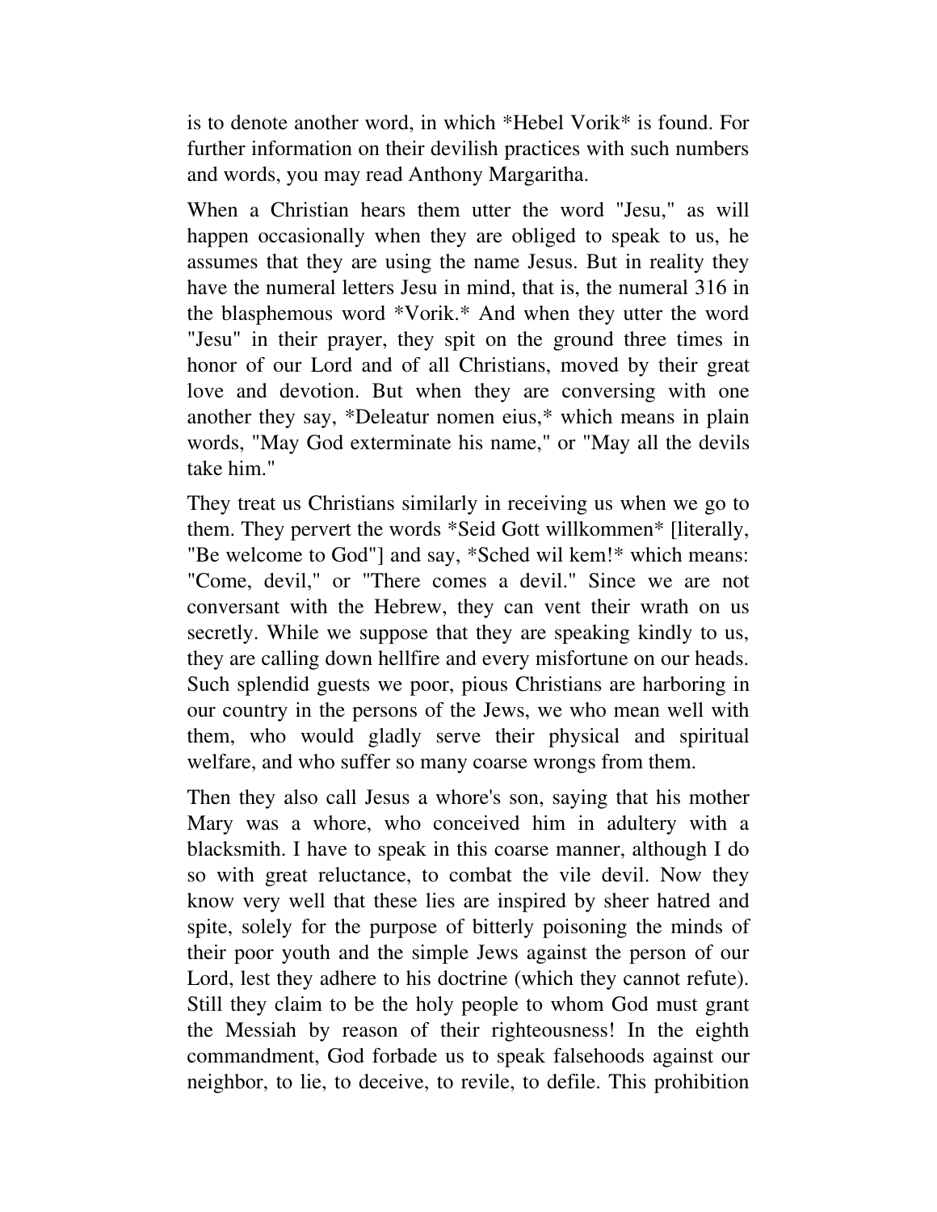is to denote another word, in which *Hebel Vorik* is found. For further information on their devilish practices with such numbers and words, you may read Anthony Margaritha.

When a Christian hears them utter the word "Jesu," as will happen occasionally when they are obliged to speak to us, he assumes that they are using the name Jesus. But in reality they have the numeral letters Jesu in mind, that is, the numeral 316 in the blasphemous word *Vorik.* And when they utter the word "Jesu" in their prayer, they spit on the ground three times in honor of our Lord and of all Christians, moved by their great love and devotion. But when they are conversing with one another they say, *Deleatur nomen eius,* which means in plain words, "May God exterminate his name," or "May all the devils take him."

They treat us Christians similarly in receiving us when we go to them. They pervert the words *Seid Gott willkommen* [literally, "Be welcome to God"] and say, *Sched wil kem!* which means: "Come, devil," or "There comes a devil." Since we are not conversant with the Hebrew, they can vent their wrath on us secretly. While we suppose that they are speaking kindly to us, they are calling down hellfire and every misfortune on our heads. Such splendid guests we poor, pious Christians are harboring in our country in the persons of the Jews, we who mean well with them, who would gladly serve their physical and spiritual welfare, and who suffer so many coarse wrongs from them.

Then they also call Jesus a whore's son, saying that his mother Mary was a whore, who conceived him in adultery with a blacksmith. I have to speak in this coarse manner, although I do so with great reluctance, to combat the vile devil. Now they know very well that these lies are inspired by sheer hatred and spite, solely for the purpose of bitterly poisoning the minds of their poor youth and the simple Jews against the person of our Lord, lest they adhere to his doctrine (which they cannot refute). Still they claim to be the holy people to whom God must grant the Messiah by reason of their righteousness! In the eighth commandment, God forbade us to speak falsehoods against our neighbor, to lie, to deceive, to revile, to defile. This prohibition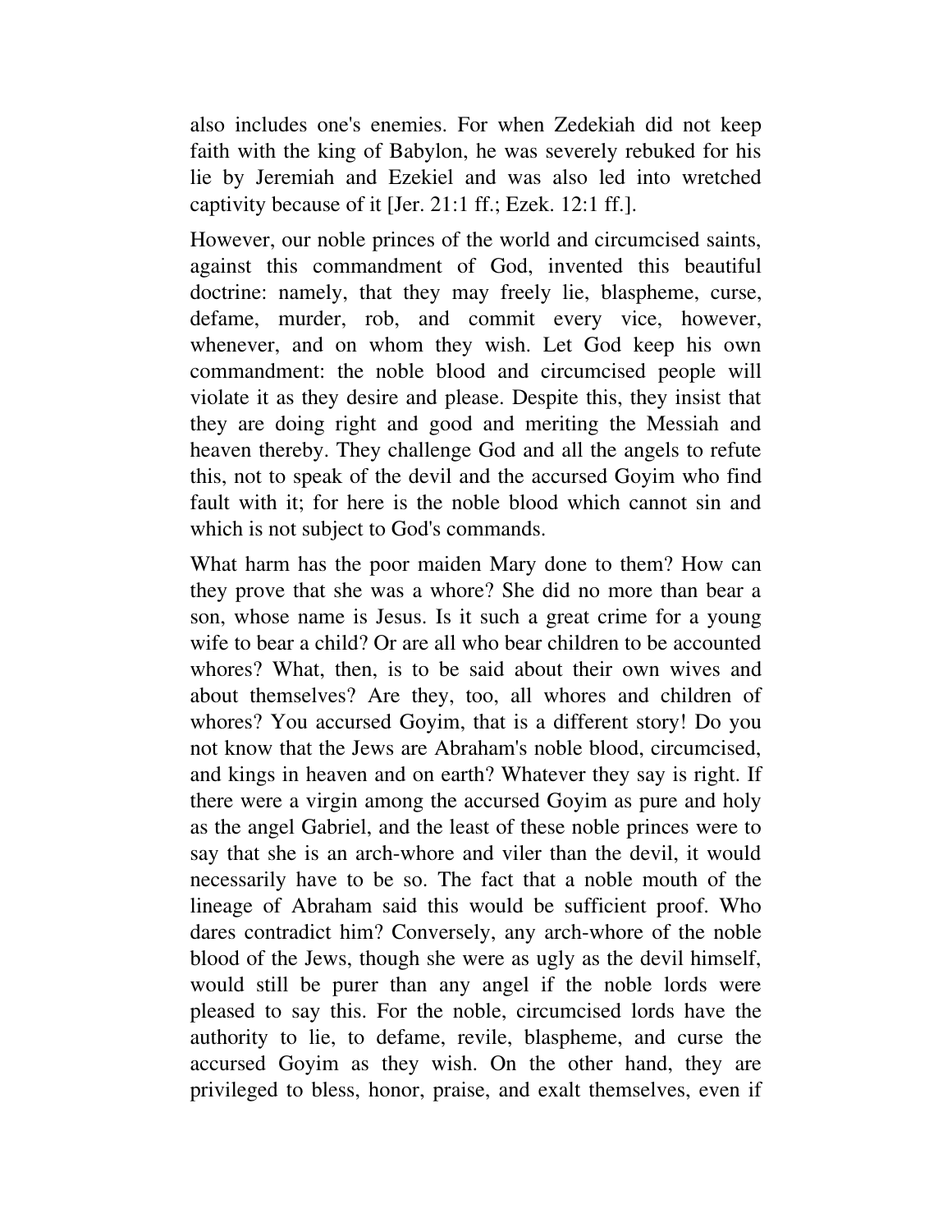also includes one's enemies. For when Zedekiah did not keep faith with the king of Babylon, he was severely rebuked for his lie by Jeremiah and Ezekiel and was also led into wretched captivity because of it [Jer. 21:1 ff.; Ezek. 12:1 ff.].

However, our noble princes of the world and circumcised saints, against this commandment of God, invented this beautiful doctrine: namely, that they may freely lie, blaspheme, curse, defame, murder, rob, and commit every vice, however, whenever, and on whom they wish. Let God keep his own commandment: the noble blood and circumcised people will violate it as they desire and please. Despite this, they insist that they are doing right and good and meriting the Messiah and heaven thereby. They challenge God and all the angels to refute this, not to speak of the devil and the accursed Goyim who find fault with it; for here is the noble blood which cannot sin and which is not subject to God's commands.

What harm has the poor maiden Mary done to them? How can they prove that she was a whore? She did no more than bear a son, whose name is Jesus. Is it such a great crime for a young wife to bear a child? Or are all who bear children to be accounted whores? What, then, is to be said about their own wives and about themselves? Are they, too, all whores and children of whores? You accursed Goyim, that is a different story! Do you not know that the Jews are Abraham's noble blood, circumcised, and kings in heaven and on earth? Whatever they say is right. If there were a virgin among the accursed Goyim as pure and holy as the angel Gabriel, and the least of these noble princes were to say that she is an arch-whore and viler than the devil, it would necessarily have to be so. The fact that a noble mouth of the lineage of Abraham said this would be sufficient proof. Who dares contradict him? Conversely, any arch-whore of the noble blood of the Jews, though she were as ugly as the devil himself, would still be purer than any angel if the noble lords were pleased to say this. For the noble, circumcised lords have the authority to lie, to defame, revile, blaspheme, and curse the accursed Goyim as they wish. On the other hand, they are privileged to bless, honor, praise, and exalt themselves, even if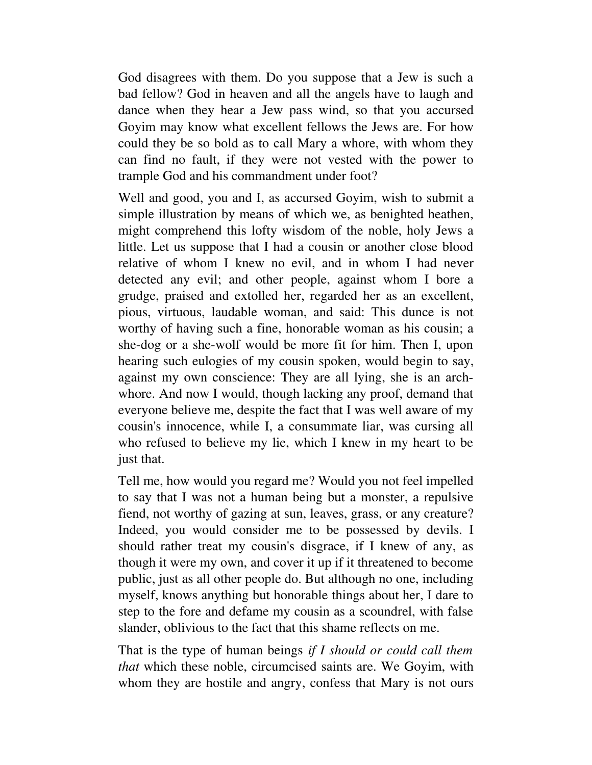God disagrees with them. Do you suppose that a Jew is such a bad fellow? God in heaven and all the angels have to laugh and dance when they hear a Jew pass wind, so that you accursed Goyim may know what excellent fellows the Jews are. For how could they be so bold as to call Mary a whore, with whom they can find no fault, if they were not vested with the power to trample God and his commandment under foot?

Well and good, you and I, as accursed Goyim, wish to submit a simple illustration by means of which we, as benighted heathen, might comprehend this lofty wisdom of the noble, holy Jews a little. Let us suppose that I had a cousin or another close blood relative of whom I knew no evil, and in whom I had never detected any evil; and other people, against whom I bore a grudge, praised and extolled her, regarded her as an excellent, pious, virtuous, laudable woman, and said: This dunce is not worthy of having such a fine, honorable woman as his cousin; a she-dog or a she-wolf would be more fit for him. Then I, upon hearing such eulogies of my cousin spoken, would begin to say, against my own conscience: They are all lying, she is an arch-whore. And now I would, though lacking any proof, demand that everyone believe me, despite the fact that I was well aware of my cousin's innocence, while I, a consummate liar, was cursing all who refused to believe my lie, which I knew in my heart to be just that.

Tell me, how would you regard me? Would you not feel impelled to say that I was not a human being but a monster, a repulsive fiend, not worthy of gazing at sun, leaves, grass, or any creature? Indeed, you would consider me to be possessed by devils. I should rather treat my cousin's disgrace, if I knew of any, as though it were my own, and cover it up if it threatened to become public, just as all other people do. But although no one, including myself, knows anything but honorable things about her, I dare to step to the fore and defame my cousin as a scoundrel, with false slander, oblivious to the fact that this shame reflects on me.

That is the type of human beings *if I should or could call them that* which these noble, circumcised saints are. We Goyim, with whom they are hostile and angry, confess that Mary is not ours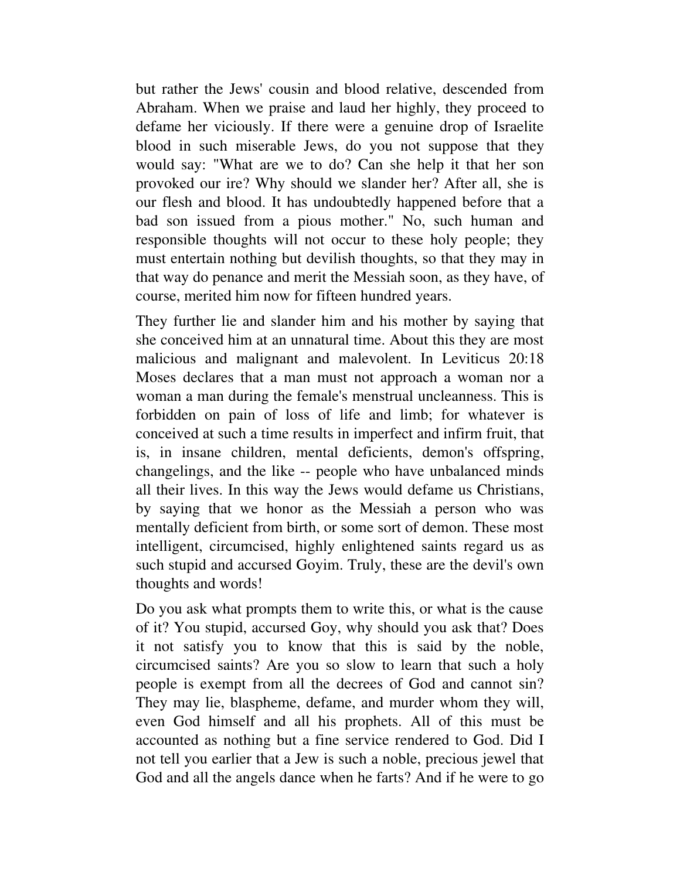but rather the Jews' cousin and blood relative, descended from Abraham. When we praise and laud her highly, they proceed to defame her viciously. If there were a genuine drop of Israelite blood in such miserable Jews, do you not suppose that they would say: "What are we to do? Can she help it that her son provoked our ire? Why should we slander her? After all, she is our flesh and blood. It has undoubtedly happened before that a bad son issued from a pious mother." No, such human and responsible thoughts will not occur to these holy people; they must entertain nothing but devilish thoughts, so that they may in that way do penance and merit the Messiah soon, as they have, of course, merited him now for fifteen hundred years.

They further lie and slander him and his mother by saying that she conceived him at an unnatural time. About this they are most malicious and malignant and malevolent. In Leviticus 20:18 Moses declares that a man must not approach a woman nor a woman a man during the female's menstrual uncleanness. This is forbidden on pain of loss of life and limb; for whatever is conceived at such a time results in imperfect and infirm fruit, that is, in insane children, mental deficients, demon's offspring, changelings, and the like -- people who have unbalanced minds all their lives. In this way the Jews would defame us Christians, by saying that we honor as the Messiah a person who was mentally deficient from birth, or some sort of demon. These most intelligent, circumcised, highly enlightened saints regard us as such stupid and accursed Goyim. Truly, these are the devil's own thoughts and words!

Do you ask what prompts them to write this, or what is the cause of it? You stupid, accursed Goy, why should you ask that? Does it not satisfy you to know that this is said by the noble, circumcised saints? Are you so slow to learn that such a holy people is exempt from all the decrees of God and cannot sin? They may lie, blaspheme, defame, and murder whom they will, even God himself and all his prophets. All of this must be accounted as nothing but a fine service rendered to God. Did I not tell you earlier that a Jew is such a noble, precious jewel that God and all the angels dance when he farts? And if he were to go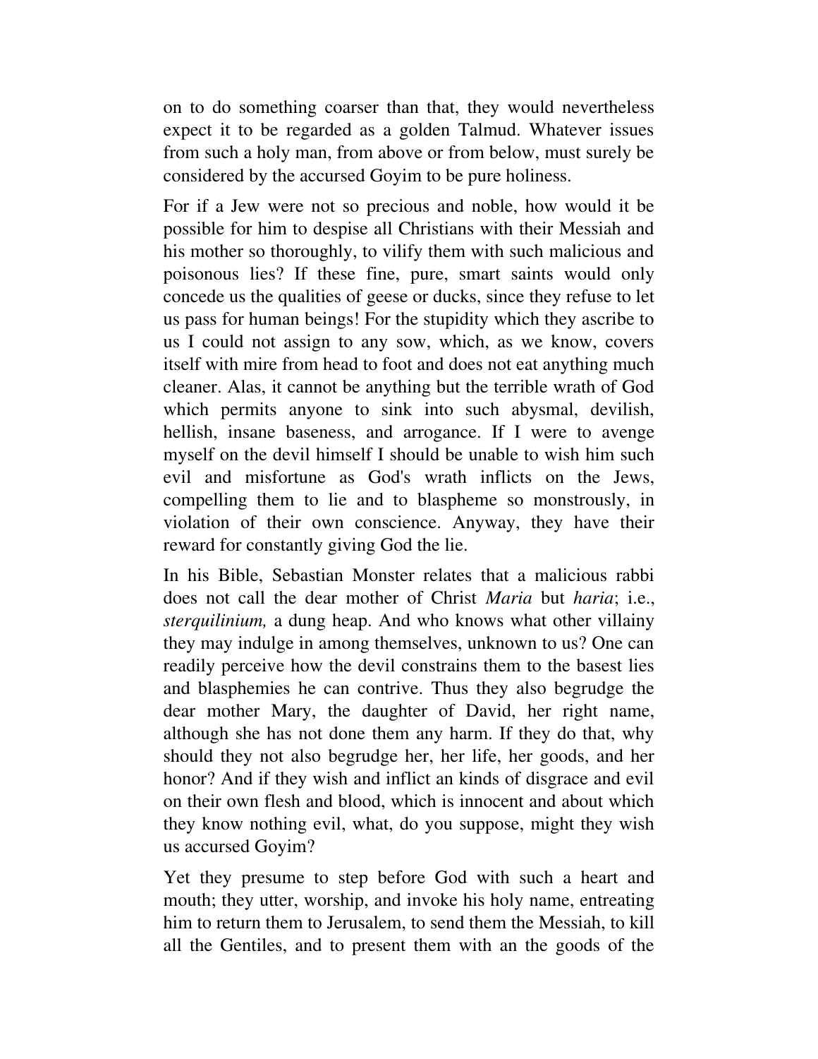on to do something coarser than that, they would nevertheless expect it to be regarded as a golden Talmud. Whatever issues from such a holy man, from above or from below, must surely be considered by the accursed Goyim to be pure holiness.

For if a Jew were not so precious and noble, how would it be possible for him to despise all Christians with their Messiah and his mother so thoroughly, to vilify them with such malicious and poisonous lies? If these fine, pure, smart saints would only concede us the qualities of geese or ducks, since they refuse to let us pass for human beings! For the stupidity which they ascribe to us I could not assign to any sow, which, as we know, covers itself with mire from head to foot and does not eat anything much cleaner. Alas, it cannot be anything but the terrible wrath of God which permits anyone to sink into such abysmal, devilish, hellish, insane baseness, and arrogance. If I were to avenge myself on the devil himself I should be unable to wish him such evil and misfortune as God's wrath inflicts on the Jews, compelling them to lie and to blaspheme so monstrously, in violation of their own conscience. Anyway, they have their reward for constantly giving God the lie.

In his Bible, Sebastian Monster relates that a malicious rabbi does not call the dear mother of Christ *Maria* but *haria*; i.e., *sterquilinium,* a dung heap. And who knows what other villainy they may indulge in among themselves, unknown to us? One can readily perceive how the devil constrains them to the basest lies and blasphemies he can contrive. Thus they also begrudge the dear mother Mary, the daughter of David, her right name, although she has not done them any harm. If they do that, why should they not also begrudge her, her life, her goods, and her honor? And if they wish and inflict an kinds of disgrace and evil on their own flesh and blood, which is innocent and about which they know nothing evil, what, do you suppose, might they wish us accursed Goyim?

Yet they presume to step before God with such a heart and mouth; they utter, worship, and invoke his holy name, entreating him to return them to Jerusalem, to send them the Messiah, to kill all the Gentiles, and to present them with an the goods of the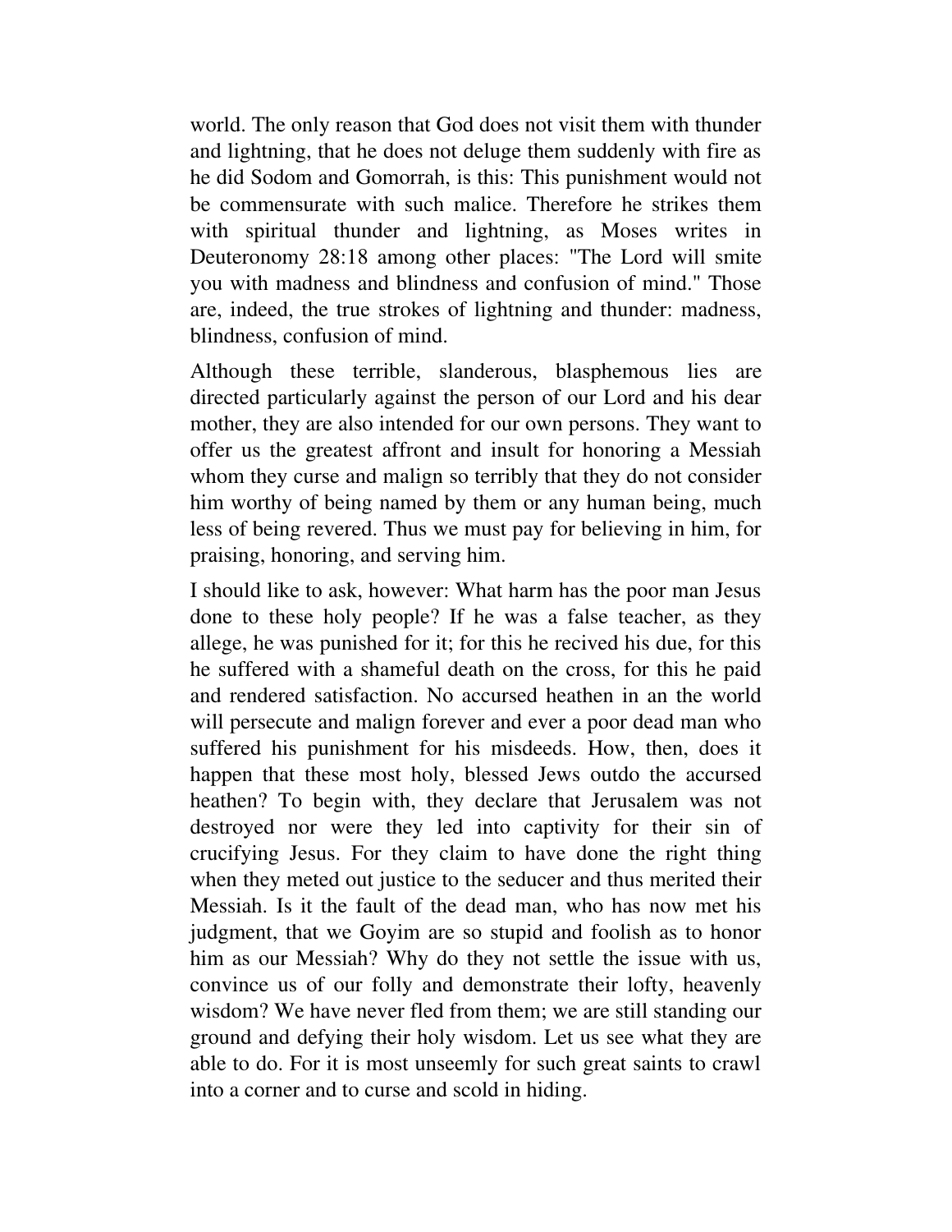world. The only reason that God does not visit them with thunder and lightning, that he does not deluge them suddenly with fire as he did Sodom and Gomorrah, is this: This punishment would not be commensurate with such malice. Therefore he strikes them with spiritual thunder and lightning, as Moses writes in Deuteronomy 28:18 among other places: "The Lord will smite you with madness and blindness and confusion of mind." Those are, indeed, the true strokes of lightning and thunder: madness, blindness, confusion of mind.

Although these terrible, slanderous, blasphemous lies are directed particularly against the person of our Lord and his dear mother, they are also intended for our own persons. They want to offer us the greatest affront and insult for honoring a Messiah whom they curse and malign so terribly that they do not consider him worthy of being named by them or any human being, much less of being revered. Thus we must pay for believing in him, for praising, honoring, and serving him.

I should like to ask, however: What harm has the poor man Jesus done to these holy people? If he was a false teacher, as they allege, he was punished for it; for this he recived his due, for this he suffered with a shameful death on the cross, for this he paid and rendered satisfaction. No accursed heathen in an the world will persecute and malign forever and ever a poor dead man who suffered his punishment for his misdeeds. How, then, does it happen that these most holy, blessed Jews outdo the accursed heathen? To begin with, they declare that Jerusalem was not destroyed nor were they led into captivity for their sin of crucifying Jesus. For they claim to have done the right thing when they meted out justice to the seducer and thus merited their Messiah. Is it the fault of the dead man, who has now met his judgment, that we Goyim are so stupid and foolish as to honor him as our Messiah? Why do they not settle the issue with us, convince us of our folly and demonstrate their lofty, heavenly wisdom? We have never fled from them; we are still standing our ground and defying their holy wisdom. Let us see what they are able to do. For it is most unseemly for such great saints to crawl into a corner and to curse and scold in hiding.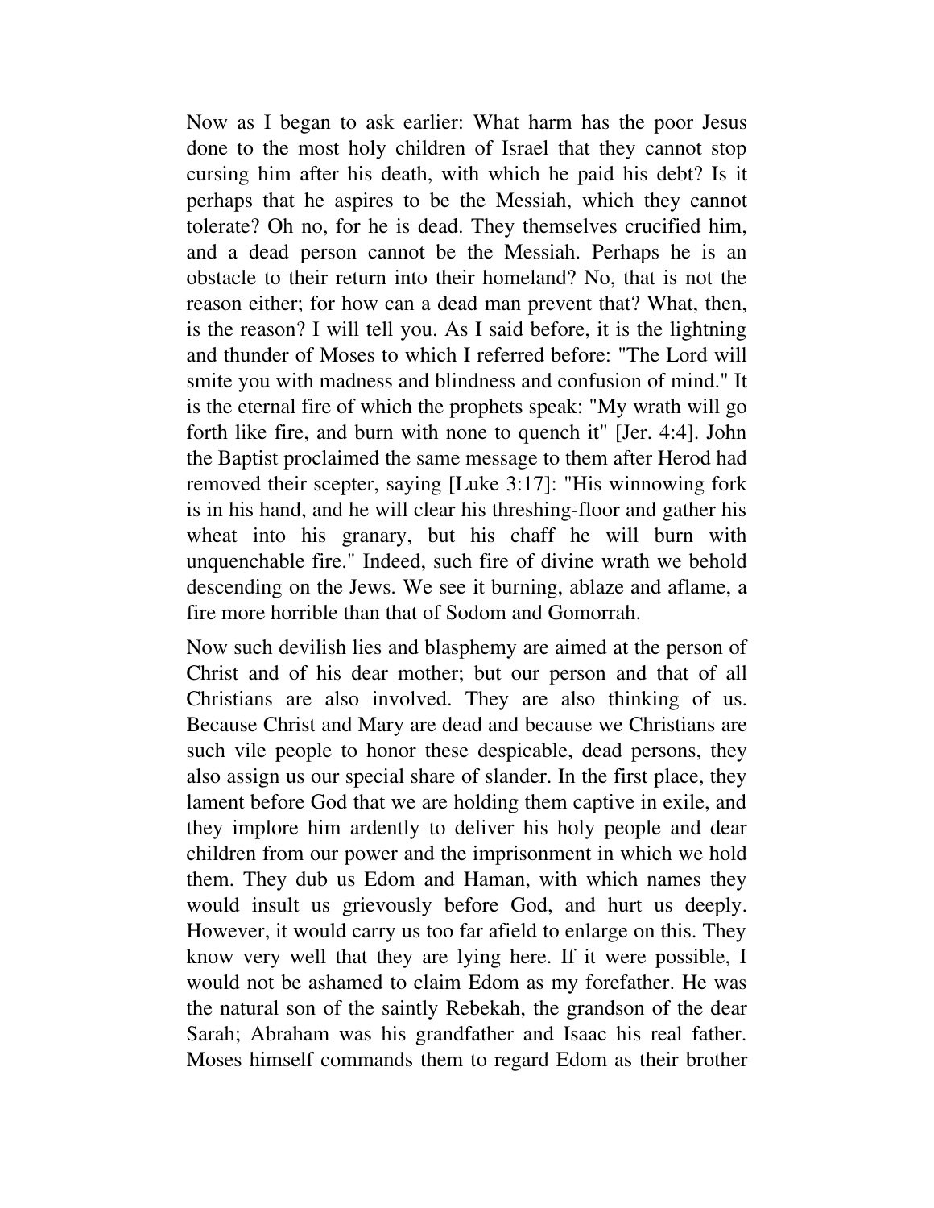Now as I began to ask earlier: What harm has the poor Jesus done to the most holy children of Israel that they cannot stop cursing him after his death, with which he paid his debt? Is it perhaps that he aspires to be the Messiah, which they cannot tolerate? Oh no, for he is dead. They themselves crucified him, and a dead person cannot be the Messiah. Perhaps he is an obstacle to their return into their homeland? No, that is not the reason either; for how can a dead man prevent that? What, then, is the reason? I will tell you. As I said before, it is the lightning and thunder of Moses to which I referred before: "The Lord will smite you with madness and blindness and confusion of mind." It is the eternal fire of which the prophets speak: "My wrath will go forth like fire, and burn with none to quench it" [Jer. 4:4]. John the Baptist proclaimed the same message to them after Herod had removed their scepter, saying [Luke 3:17]: "His winnowing fork is in his hand, and he will clear his threshing-floor and gather his wheat into his granary, but his chaff he will burn with unquenchable fire." Indeed, such fire of divine wrath we behold descending on the Jews. We see it burning, ablaze and aflame, a fire more horrible than that of Sodom and Gomorrah.

Now such devilish lies and blasphemy are aimed at the person of Christ and of his dear mother; but our person and that of all Christians are also involved. They are also thinking of us. Because Christ and Mary are dead and because we Christians are such vile people to honor these despicable, dead persons, they also assign us our special share of slander. In the first place, they lament before God that we are holding them captive in exile, and they implore him ardently to deliver his holy people and dear children from our power and the imprisonment in which we hold them. They dub us Edom and Haman, with which names they would insult us grievously before God, and hurt us deeply. However, it would carry us too far afield to enlarge on this. They know very well that they are lying here. If it were possible, I would not be ashamed to claim Edom as my forefather. He was the natural son of the saintly Rebekah, the grandson of the dear Sarah; Abraham was his grandfather and Isaac his real father. Moses himself commands them to regard Edom as their brother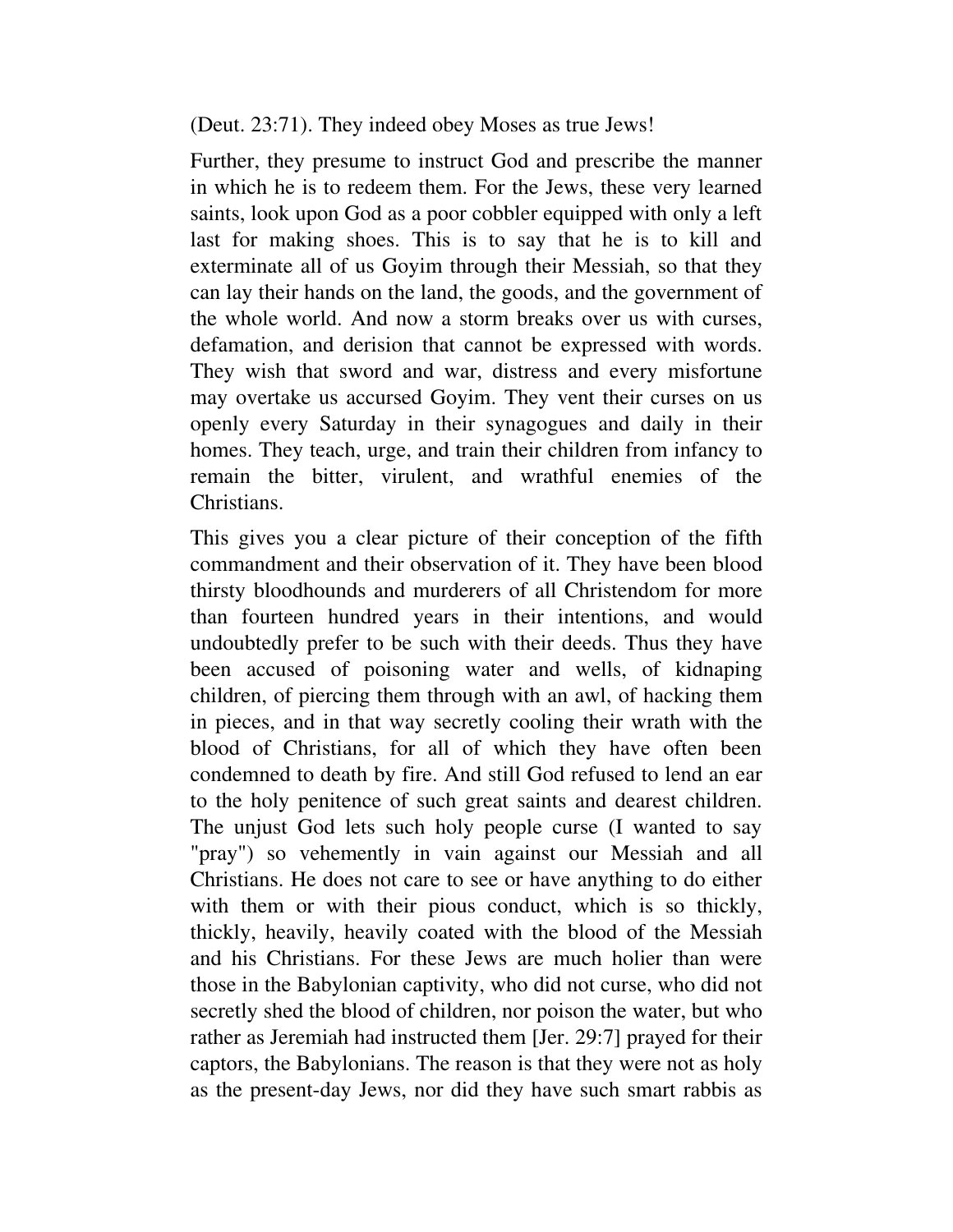(Deut. 23:71). They indeed obey Moses as true Jews!

Further, they presume to instruct God and prescribe the manner in which he is to redeem them. For the Jews, these very learned saints, look upon God as a poor cobbler equipped with only a left last for making shoes. This is to say that he is to kill and exterminate all of us Goyim through their Messiah, so that they can lay their hands on the land, the goods, and the government of the whole world. And now a storm breaks over us with curses, defamation, and derision that cannot be expressed with words. They wish that sword and war, distress and every misfortune may overtake us accursed Goyim. They vent their curses on us openly every Saturday in their synagogues and daily in their homes. They teach, urge, and train their children from infancy to remain the bitter, virulent, and wrathful enemies of the Christians.

This gives you a clear picture of their conception of the fifth commandment and their observation of it. They have been blood thirsty bloodhounds and murderers of all Christendom for more than fourteen hundred years in their intentions, and would undoubtedly prefer to be such with their deeds. Thus they have been accused of poisoning water and wells, of kidnaping children, of piercing them through with an awl, of hacking them in pieces, and in that way secretly cooling their wrath with the blood of Christians, for all of which they have often been condemned to death by fire. And still God refused to lend an ear to the holy penitence of such great saints and dearest children. The unjust God lets such holy people curse (I wanted to say "pray") so vehemently in vain against our Messiah and all Christians. He does not care to see or have anything to do either with them or with their pious conduct, which is so thickly, thickly, heavily, heavily coated with the blood of the Messiah and his Christians. For these Jews are much holier than were those in the Babylonian captivity, who did not curse, who did not secretly shed the blood of children, nor poison the water, but who rather as Jeremiah had instructed them [Jer. 29:7] prayed for their captors, the Babylonians. The reason is that they were not as holy as the present-day Jews, nor did they have such smart rabbis as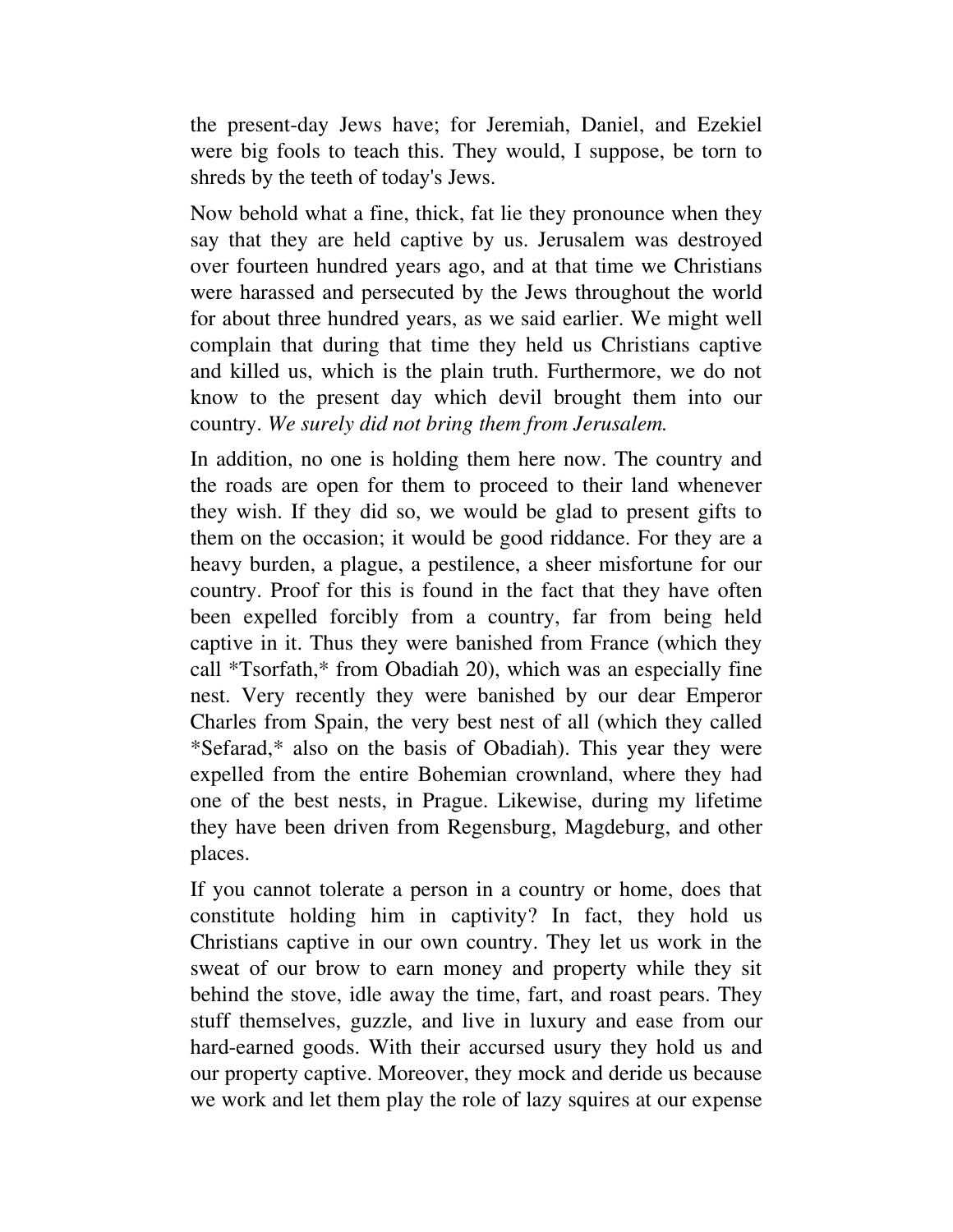the present-day Jews have; for Jeremiah, Daniel, and Ezekiel were big fools to teach this. They would, I suppose, be torn to shreds by the teeth of today's Jews.

Now behold what a fine, thick, fat lie they pronounce when they say that they are held captive by us. Jerusalem was destroyed over fourteen hundred years ago, and at that time we Christians were harassed and persecuted by the Jews throughout the world for about three hundred years, as we said earlier. We might well complain that during that time they held us Christians captive and killed us, which is the plain truth. Furthermore, we do not know to the present day which devil brought them into our country. *We surely did not bring them from Jerusalem.*

In addition, no one is holding them here now. The country and the roads are open for them to proceed to their land whenever they wish. If they did so, we would be glad to present gifts to them on the occasion; it would be good riddance. For they are a heavy burden, a plague, a pestilence, a sheer misfortune for our country. Proof for this is found in the fact that they have often been expelled forcibly from a country, far from being held captive in it. Thus they were banished from France (which they call *Tsorfath,* from Obadiah 20), which was an especially fine nest. Very recently they were banished by our dear Emperor Charles from Spain, the very best nest of all (which they called *Sefarad,* also on the basis of Obadiah). This year they were expelled from the entire Bohemian crownland, where they had one of the best nests, in Prague. Likewise, during my lifetime they have been driven from Regensburg, Magdeburg, and other places.

If you cannot tolerate a person in a country or home, does that constitute holding him in captivity? In fact, they hold us Christians captive in our own country. They let us work in the sweat of our brow to earn money and property while they sit behind the stove, idle away the time, fart, and roast pears. They stuff themselves, guzzle, and live in luxury and ease from our hard-earned goods. With their accursed usury they hold us and our property captive. Moreover, they mock and deride us because we work and let them play the role of lazy squires at our expense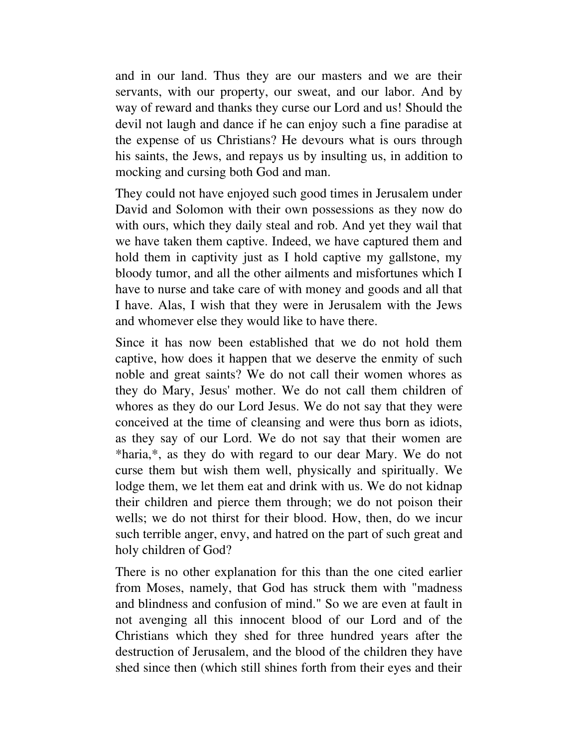and in our land. Thus they are our masters and we are their servants, with our property, our sweat, and our labor. And by way of reward and thanks they curse our Lord and us! Should the devil not laugh and dance if he can enjoy such a fine paradise at the expense of us Christians? He devours what is ours through his saints, the Jews, and repays us by insulting us, in addition to mocking and cursing both God and man.

They could not have enjoyed such good times in Jerusalem under David and Solomon with their own possessions as they now do with ours, which they daily steal and rob. And yet they wail that we have taken them captive. Indeed, we have captured them and hold them in captivity just as I hold captive my gallstone, my bloody tumor, and all the other ailments and misfortunes which I have to nurse and take care of with money and goods and all that I have. Alas, I wish that they were in Jerusalem with the Jews and whomever else they would like to have there.

Since it has now been established that we do not hold them captive, how does it happen that we deserve the enmity of such noble and great saints? We do not call their women whores as they do Mary, Jesus' mother. We do not call them children of whores as they do our Lord Jesus. We do not say that they were conceived at the time of cleansing and were thus born as idiots, as they say of our Lord. We do not say that their women are *haria,*, as they do with regard to our dear Mary. We do not curse them but wish them well, physically and spiritually. We lodge them, we let them eat and drink with us. We do not kidnap their children and pierce them through; we do not poison their wells; we do not thirst for their blood. How, then, do we incur such terrible anger, envy, and hatred on the part of such great and holy children of God?

There is no other explanation for this than the one cited earlier from Moses, namely, that God has struck them with "madness and blindness and confusion of mind." So we are even at fault in not avenging all this innocent blood of our Lord and of the Christians which they shed for three hundred years after the destruction of Jerusalem, and the blood of the children they have shed since then (which still shines forth from their eyes and their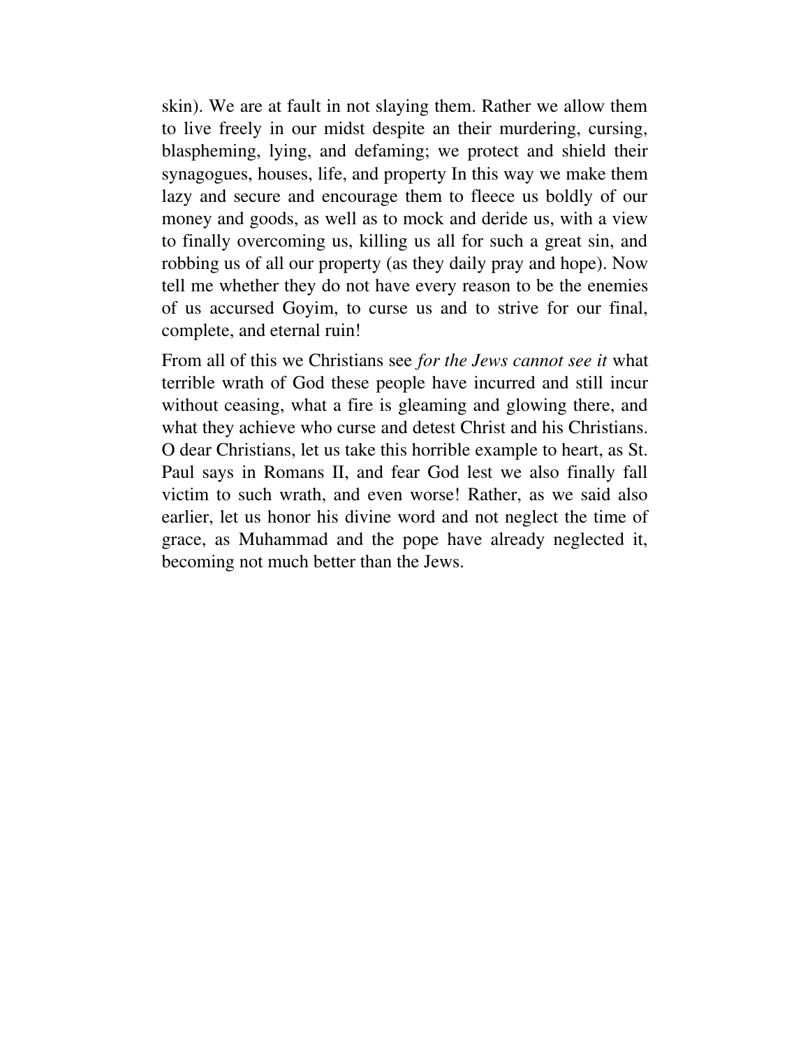skin). We are at fault in not slaying them. Rather we allow them to live freely in our midst despite an their murdering, cursing, blaspheming, lying, and defaming; we protect and shield their synagogues, houses, life, and property In this way we make them lazy and secure and encourage them to fleece us boldly of our money and goods, as well as to mock and deride us, with a view to finally overcoming us, killing us all for such a great sin, and robbing us of all our property (as they daily pray and hope). Now tell me whether they do not have every reason to be the enemies of us accursed Goyim, to curse us and to strive for our final, complete, and eternal ruin!

From all of this we Christians see *for the Jews cannot see it* what terrible wrath of God these people have incurred and still incur without ceasing, what a fire is gleaming and glowing there, and what they achieve who curse and detest Christ and his Christians. O dear Christians, let us take this horrible example to heart, as St. Paul says in Romans II, and fear God lest we also finally fall victim to such wrath, and even worse! Rather, as we said also earlier, let us honor his divine word and not neglect the time of grace, as Muhammad and the pope have already neglected it, becoming not much better than the Jews.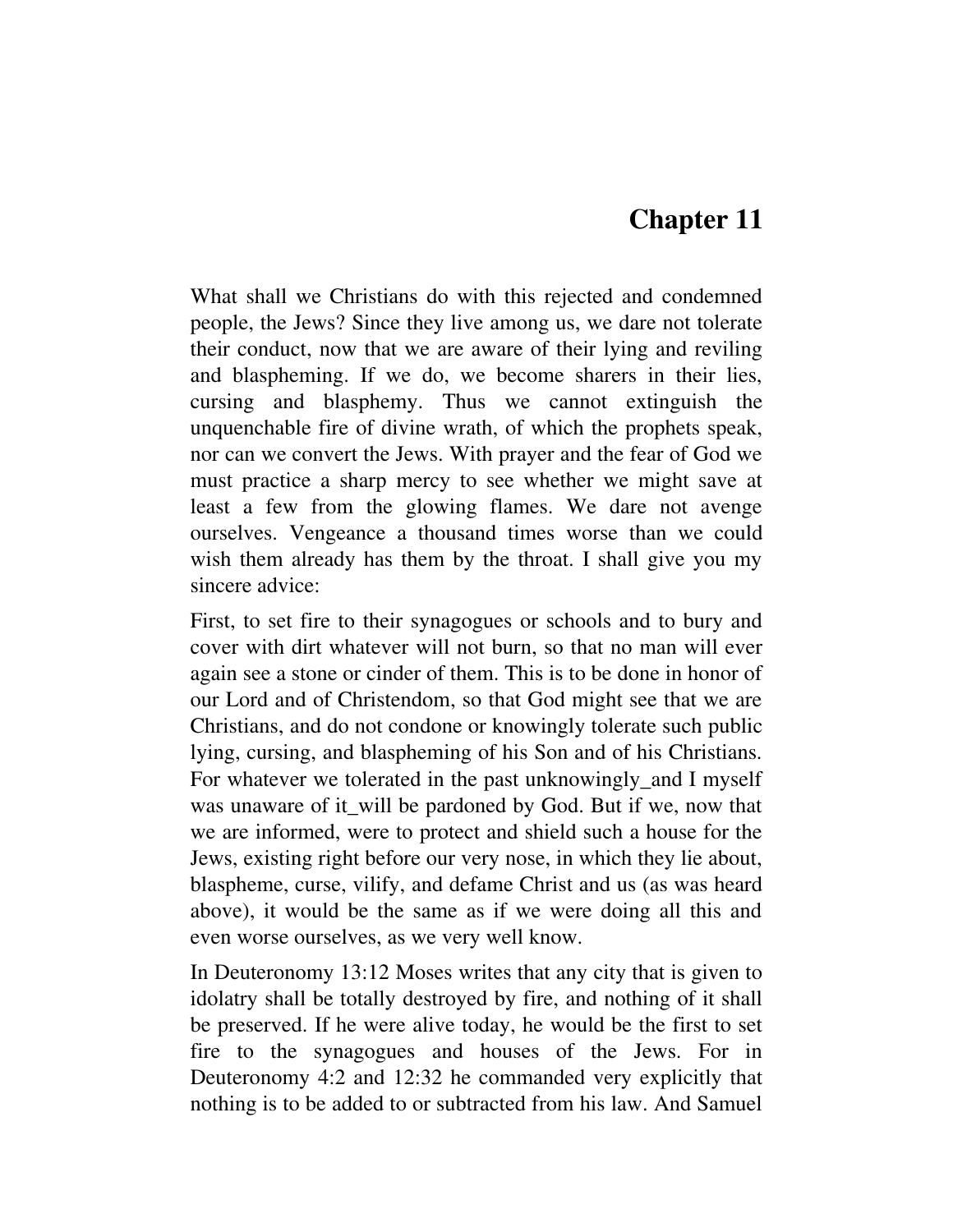# Chapter 11

What shall we Christians do with this rejected and condemned people, the Jews? Since they live among us, we dare not tolerate their conduct, now that we are aware of their lying and reviling and blaspheming. If we do, we become sharers in their lies, cursing and blasphemy. Thus we cannot extinguish the unquenchable fire of divine wrath, of which the prophets speak, nor can we convert the Jews. With prayer and the fear of God we must practice a sharp mercy to see whether we might save at least a few from the glowing flames. We dare not avenge ourselves. Vengeance a thousand times worse than we could wish them already has them by the throat. I shall give you my sincere advice:

First, to set fire to their synagogues or schools and to bury and cover with dirt whatever will not burn, so that no man will ever again see a stone or cinder of them. This is to be done in honor of our Lord and of Christendom, so that God might see that we are Christians, and do not condone or knowingly tolerate such public lying, cursing, and blaspheming of his Son and of his Christians. For whatever we tolerated in the past unknowingly_and I myself was unaware of it_will be pardoned by God. But if we, now that we are informed, were to protect and shield such a house for the Jews, existing right before our very nose, in which they lie about, blaspheme, curse, vilify, and defame Christ and us (as was heard above), it would be the same as if we were doing all this and even worse ourselves, as we very well know.

In Deuteronomy 13:12 Moses writes that any city that is given to idolatry shall be totally destroyed by fire, and nothing of it shall be preserved. If he were alive today, he would be the first to set fire to the synagogues and houses of the Jews. For in Deuteronomy 4:2 and 12:32 he commanded very explicitly that nothing is to be added to or subtracted from his law. And Samuel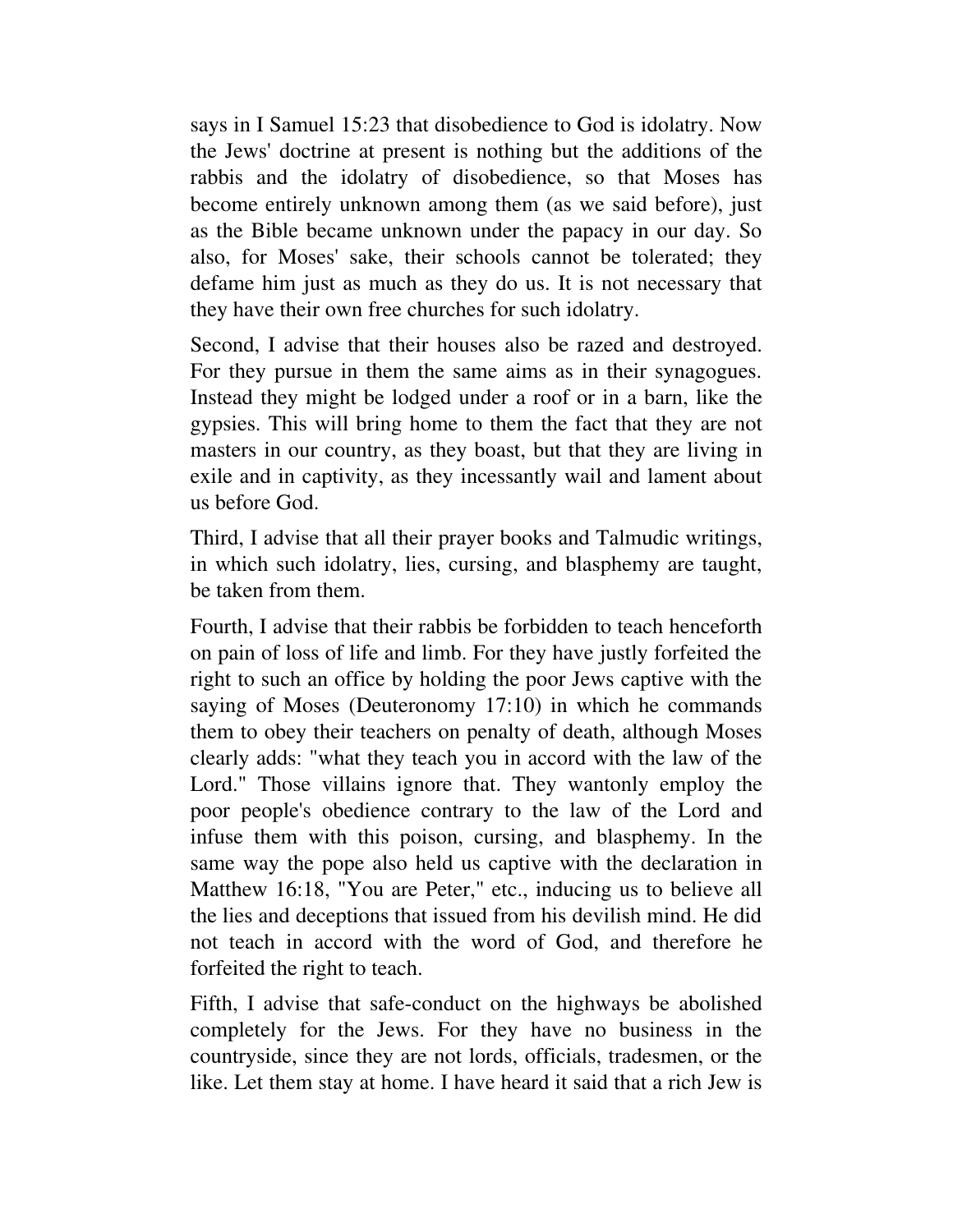says in I Samuel 15:23 that disobedience to God is idolatry. Now the Jews' doctrine at present is nothing but the additions of the rabbis and the idolatry of disobedience, so that Moses has become entirely unknown among them (as we said before), just as the Bible became unknown under the papacy in our day. So also, for Moses' sake, their schools cannot be tolerated; they defame him just as much as they do us. It is not necessary that they have their own free churches for such idolatry.

Second, I advise that their houses also be razed and destroyed. For they pursue in them the same aims as in their synagogues. Instead they might be lodged under a roof or in a barn, like the gypsies. This will bring home to them the fact that they are not masters in our country, as they boast, but that they are living in exile and in captivity, as they incessantly wail and lament about us before God.

Third, I advise that all their prayer books and Talmudic writings, in which such idolatry, lies, cursing, and blasphemy are taught, be taken from them.

Fourth, I advise that their rabbis be forbidden to teach henceforth on pain of loss of life and limb. For they have justly forfeited the right to such an office by holding the poor Jews captive with the saying of Moses (Deuteronomy 17:10) in which he commands them to obey their teachers on penalty of death, although Moses clearly adds: "what they teach you in accord with the law of the Lord." Those villains ignore that. They wantonly employ the poor people's obedience contrary to the law of the Lord and infuse them with this poison, cursing, and blasphemy. In the same way the pope also held us captive with the declaration in Matthew 16:18, "You are Peter," etc., inducing us to believe all the lies and deceptions that issued from his devilish mind. He did not teach in accord with the word of God, and therefore he forfeited the right to teach.

Fifth, I advise that safe-conduct on the highways be abolished completely for the Jews. For they have no business in the countryside, since they are not lords, officials, tradesmen, or the like. Let them stay at home. I have heard it said that a rich Jew is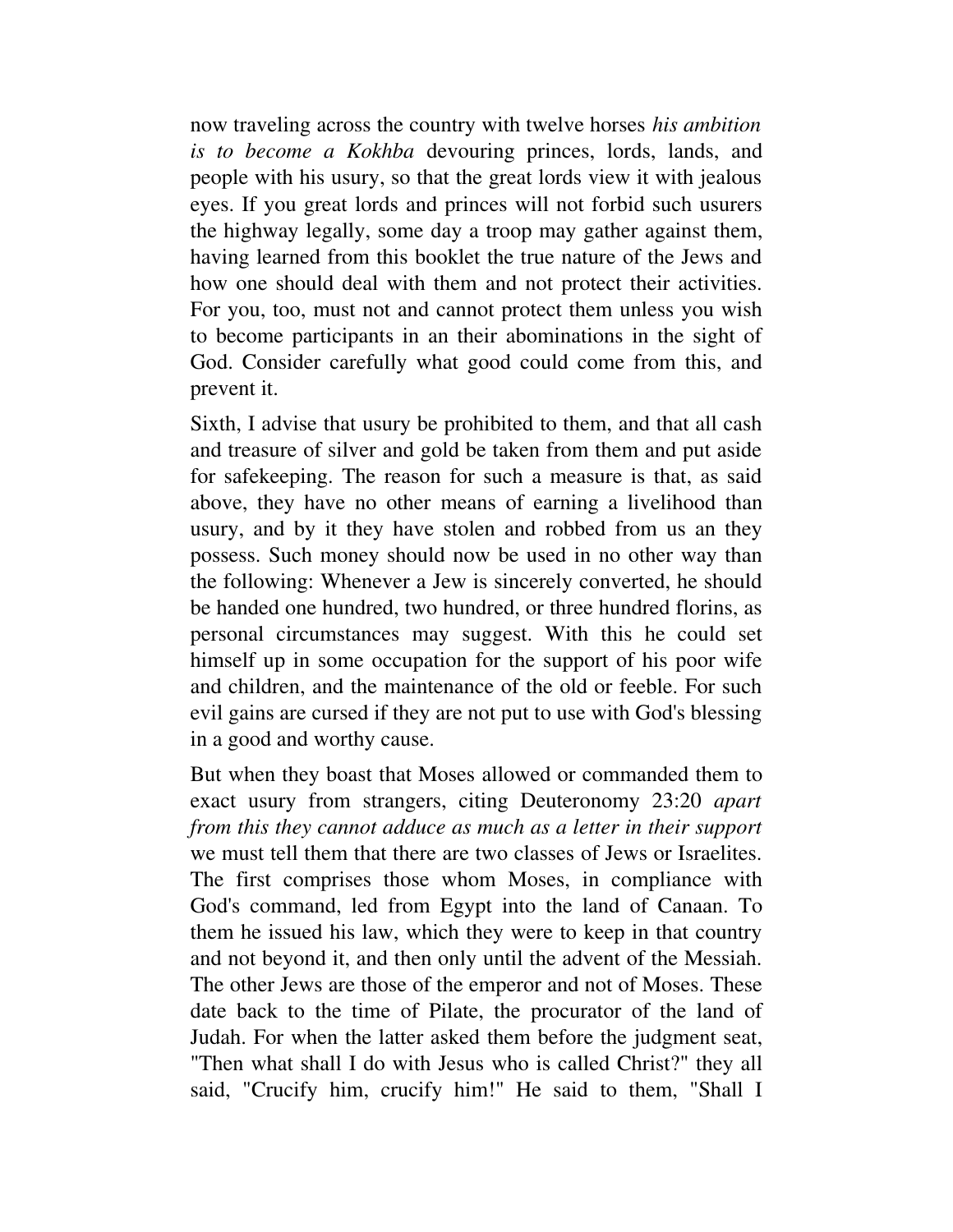now traveling across the country with twelve horses *his ambition is to become a Kokhba* devouring princes, lords, lands, and people with his usury, so that the great lords view it with jealous eyes. If you great lords and princes will not forbid such usurers the highway legally, some day a troop may gather against them, having learned from this booklet the true nature of the Jews and how one should deal with them and not protect their activities. For you, too, must not and cannot protect them unless you wish to become participants in an their abominations in the sight of God. Consider carefully what good could come from this, and prevent it.

Sixth, I advise that usury be prohibited to them, and that all cash and treasure of silver and gold be taken from them and put aside for safekeeping. The reason for such a measure is that, as said above, they have no other means of earning a livelihood than usury, and by it they have stolen and robbed from us an they possess. Such money should now be used in no other way than the following: Whenever a Jew is sincerely converted, he should be handed one hundred, two hundred, or three hundred florins, as personal circumstances may suggest. With this he could set himself up in some occupation for the support of his poor wife and children, and the maintenance of the old or feeble. For such evil gains are cursed if they are not put to use with God's blessing in a good and worthy cause.

But when they boast that Moses allowed or commanded them to exact usury from strangers, citing Deuteronomy 23:20 *apart from this they cannot adduce as much as a letter in their support* we must tell them that there are two classes of Jews or Israelites. The first comprises those whom Moses, in compliance with God's command, led from Egypt into the land of Canaan. To them he issued his law, which they were to keep in that country and not beyond it, and then only until the advent of the Messiah. The other Jews are those of the emperor and not of Moses. These date back to the time of Pilate, the procurator of the land of Judah. For when the latter asked them before the judgment seat, "Then what shall I do with Jesus who is called Christ?" they all said, "Crucify him, crucify him!" He said to them, "Shall I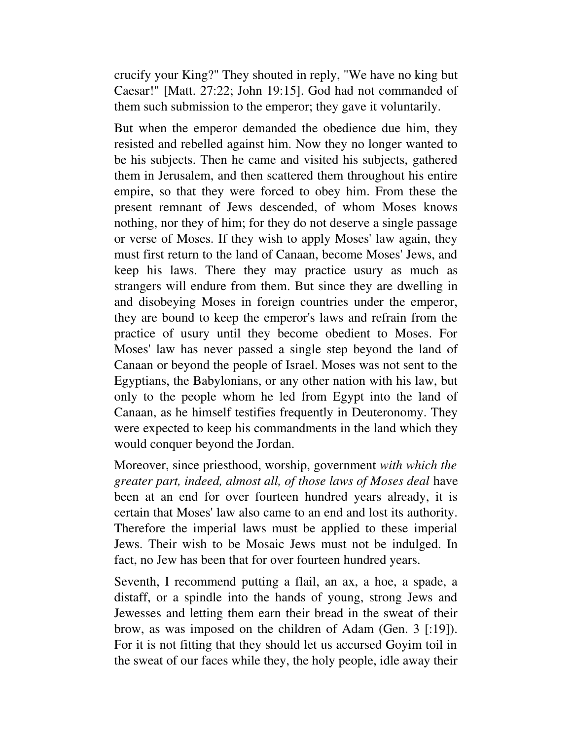crucify your King?" They shouted in reply, "We have no king but Caesar!" [Matt. 27:22; John 19:15]. God had not commanded of them such submission to the emperor; they gave it voluntarily.

But when the emperor demanded the obedience due him, they resisted and rebelled against him. Now they no longer wanted to be his subjects. Then he came and visited his subjects, gathered them in Jerusalem, and then scattered them throughout his entire empire, so that they were forced to obey him. From these the present remnant of Jews descended, of whom Moses knows nothing, nor they of him; for they do not deserve a single passage or verse of Moses. If they wish to apply Moses' law again, they must first return to the land of Canaan, become Moses' Jews, and keep his laws. There they may practice usury as much as strangers will endure from them. But since they are dwelling in and disobeying Moses in foreign countries under the emperor, they are bound to keep the emperor's laws and refrain from the practice of usury until they become obedient to Moses. For Moses' law has never passed a single step beyond the land of Canaan or beyond the people of Israel. Moses was not sent to the Egyptians, the Babylonians, or any other nation with his law, but only to the people whom he led from Egypt into the land of Canaan, as he himself testifies frequently in Deuteronomy. They were expected to keep his commandments in the land which they would conquer beyond the Jordan.

Moreover, since priesthood, worship, government *with which the greater part, indeed, almost all, of those laws of Moses deal* have been at an end for over fourteen hundred years already, it is certain that Moses' law also came to an end and lost its authority. Therefore the imperial laws must be applied to these imperial Jews. Their wish to be Mosaic Jews must not be indulged. In fact, no Jew has been that for over fourteen hundred years.

Seventh, I recommend putting a flail, an ax, a hoe, a spade, a distaff, or a spindle into the hands of young, strong Jews and Jewesses and letting them earn their bread in the sweat of their brow, as was imposed on the children of Adam (Gen. 3 [:19]). For it is not fitting that they should let us accursed Goyim toil in the sweat of our faces while they, the holy people, idle away their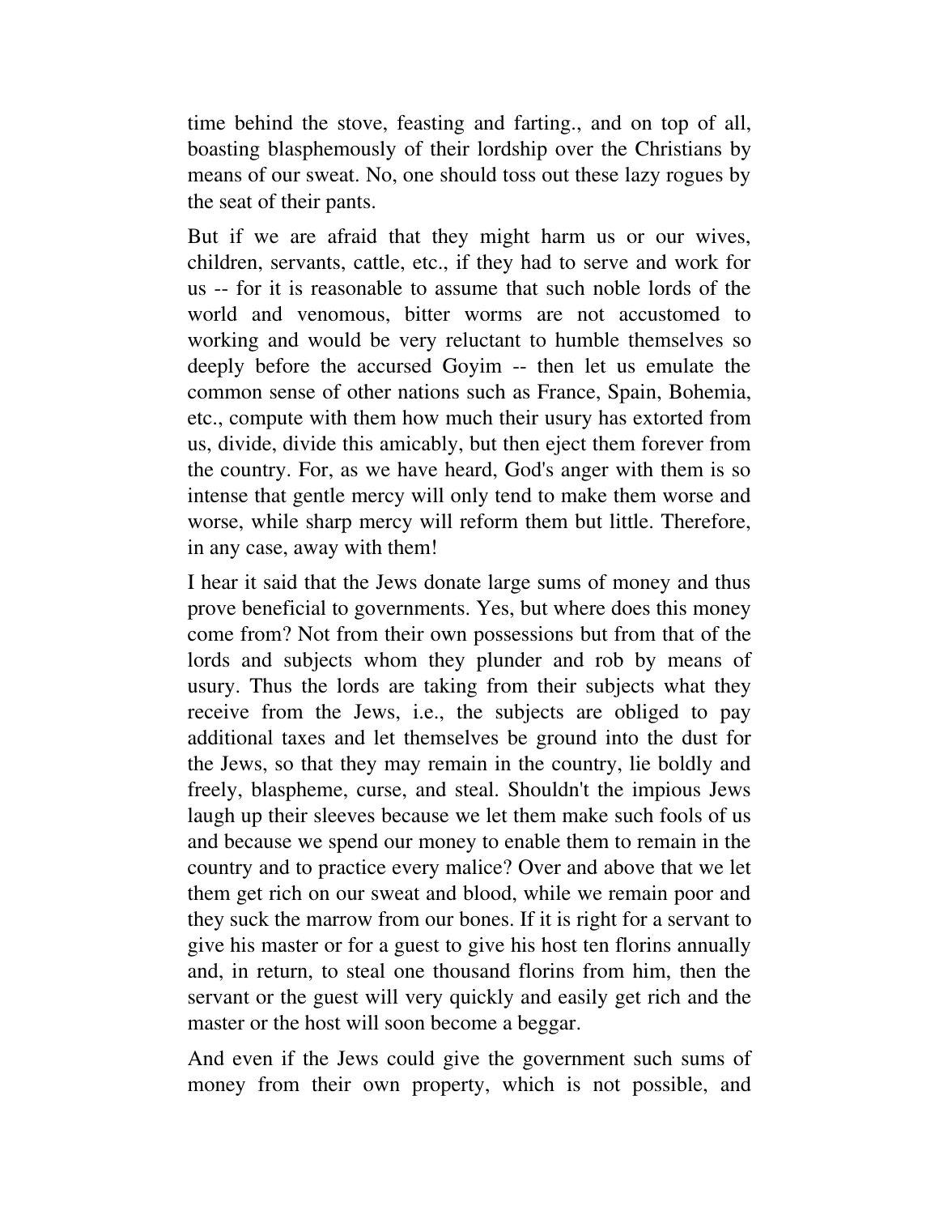time behind the stove, feasting and farting., and on top of all, boasting blasphemously of their lordship over the Christians by means of our sweat. No, one should toss out these lazy rogues by the seat of their pants.

But if we are afraid that they might harm us or our wives, children, servants, cattle, etc., if they had to serve and work for us -- for it is reasonable to assume that such noble lords of the world and venomous, bitter worms are not accustomed to working and would be very reluctant to humble themselves so deeply before the accursed Goyim -- then let us emulate the common sense of other nations such as France, Spain, Bohemia, etc., compute with them how much their usury has extorted from us, divide, divide this amicably, but then eject them forever from the country. For, as we have heard, God's anger with them is so intense that gentle mercy will only tend to make them worse and worse, while sharp mercy will reform them but little. Therefore, in any case, away with them!

I hear it said that the Jews donate large sums of money and thus prove beneficial to governments. Yes, but where does this money come from? Not from their own possessions but from that of the lords and subjects whom they plunder and rob by means of usury. Thus the lords are taking from their subjects what they receive from the Jews, i.e., the subjects are obliged to pay additional taxes and let themselves be ground into the dust for the Jews, so that they may remain in the country, lie boldly and freely, blaspheme, curse, and steal. Shouldn't the impious Jews laugh up their sleeves because we let them make such fools of us and because we spend our money to enable them to remain in the country and to practice every malice? Over and above that we let them get rich on our sweat and blood, while we remain poor and they suck the marrow from our bones. If it is right for a servant to give his master or for a guest to give his host ten florins annually and, in return, to steal one thousand florins from him, then the servant or the guest will very quickly and easily get rich and the master or the host will soon become a beggar.

And even if the Jews could give the government such sums of money from their own property, which is not possible, and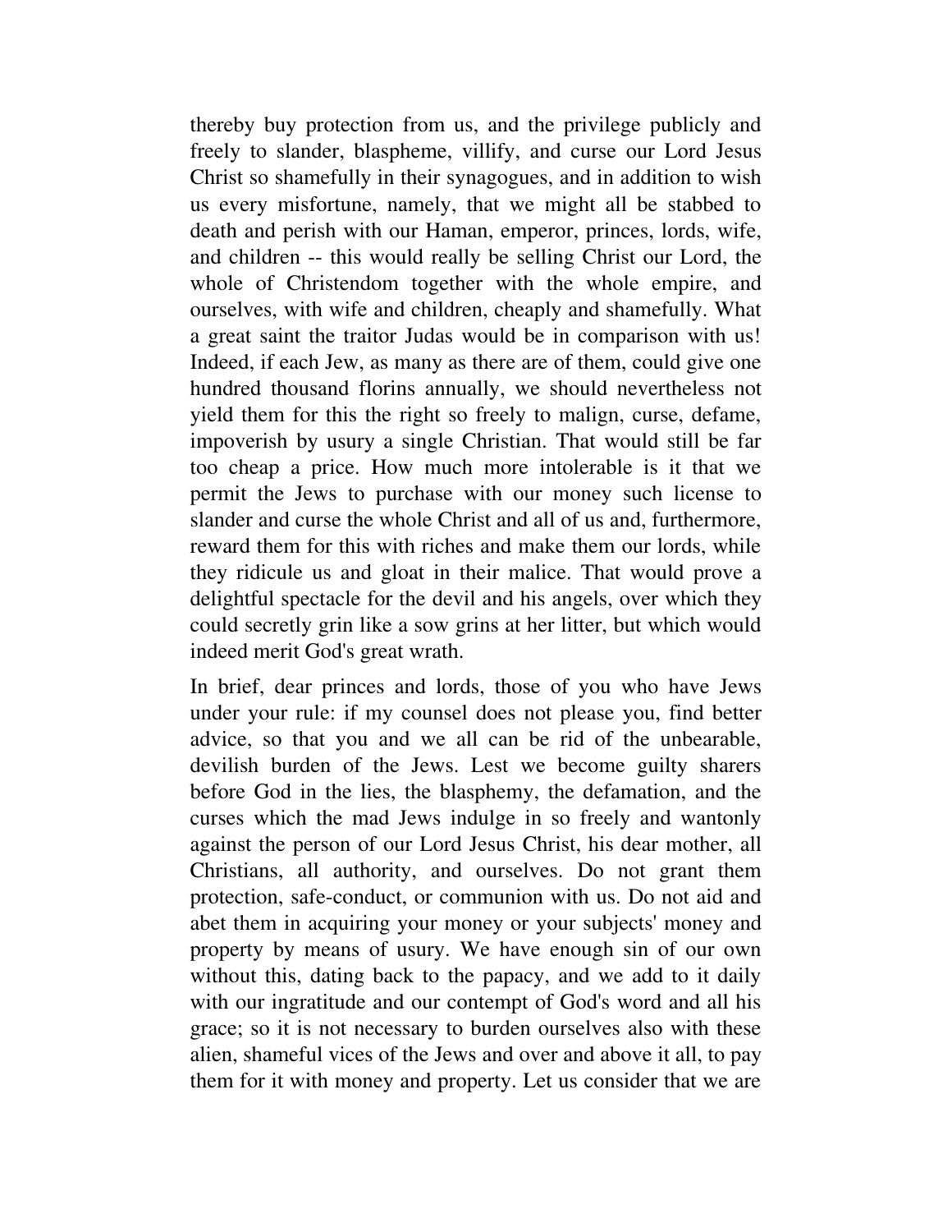thereby buy protection from us, and the privilege publicly and freely to slander, blaspheme, villify, and curse our Lord Jesus Christ so shamefully in their synagogues, and in addition to wish us every misfortune, namely, that we might all be stabbed to death and perish with our Haman, emperor, princes, lords, wife, and children -- this would really be selling Christ our Lord, the whole of Christendom together with the whole empire, and ourselves, with wife and children, cheaply and shamefully. What a great saint the traitor Judas would be in comparison with us! Indeed, if each Jew, as many as there are of them, could give one hundred thousand florins annually, we should nevertheless not yield them for this the right so freely to malign, curse, defame, impoverish by usury a single Christian. That would still be far too cheap a price. How much more intolerable is it that we permit the Jews to purchase with our money such license to slander and curse the whole Christ and all of us and, furthermore, reward them for this with riches and make them our lords, while they ridicule us and gloat in their malice. That would prove a delightful spectacle for the devil and his angels, over which they could secretly grin like a sow grins at her litter, but which would indeed merit God's great wrath.

In brief, dear princes and lords, those of you who have Jews under your rule: if my counsel does not please you, find better advice, so that you and we all can be rid of the unbearable, devilish burden of the Jews. Lest we become guilty sharers before God in the lies, the blasphemy, the defamation, and the curses which the mad Jews indulge in so freely and wantonly against the person of our Lord Jesus Christ, his dear mother, all Christians, all authority, and ourselves. Do not grant them protection, safe-conduct, or communion with us. Do not aid and abet them in acquiring your money or your subjects' money and property by means of usury. We have enough sin of our own without this, dating back to the papacy, and we add to it daily with our ingratitude and our contempt of God's word and all his grace; so it is not necessary to burden ourselves also with these alien, shameful vices of the Jews and over and above it all, to pay them for it with money and property. Let us consider that we are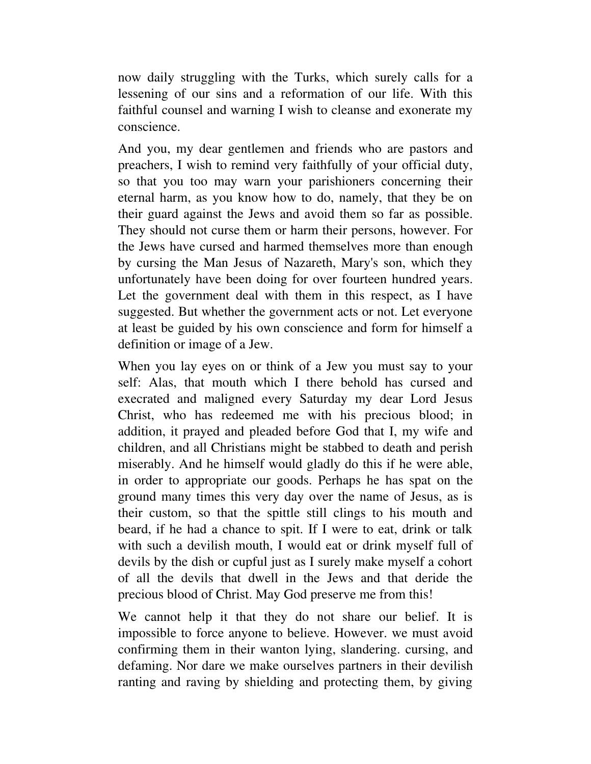now daily struggling with the Turks, which surely calls for a lessening of our sins and a reformation of our life. With this faithful counsel and warning I wish to cleanse and exonerate my conscience.

And you, my dear gentlemen and friends who are pastors and preachers, I wish to remind very faithfully of your official duty, so that you too may warn your parishioners concerning their eternal harm, as you know how to do, namely, that they be on their guard against the Jews and avoid them so far as possible. They should not curse them or harm their persons, however. For the Jews have cursed and harmed themselves more than enough by cursing the Man Jesus of Nazareth, Mary's son, which they unfortunately have been doing for over fourteen hundred years. Let the government deal with them in this respect, as I have suggested. But whether the government acts or not. Let everyone at least be guided by his own conscience and form for himself a definition or image of a Jew.

When you lay eyes on or think of a Jew you must say to your self: Alas, that mouth which I there behold has cursed and execrated and maligned every Saturday my dear Lord Jesus Christ, who has redeemed me with his precious blood; in addition, it prayed and pleaded before God that I, my wife and children, and all Christians might be stabbed to death and perish miserably. And he himself would gladly do this if he were able, in order to appropriate our goods. Perhaps he has spat on the ground many times this very day over the name of Jesus, as is their custom, so that the spittle still clings to his mouth and beard, if he had a chance to spit. If I were to eat, drink or talk with such a devilish mouth, I would eat or drink myself full of devils by the dish or cupful just as I surely make myself a cohort of all the devils that dwell in the Jews and that deride the precious blood of Christ. May God preserve me from this!

We cannot help it that they do not share our belief. It is impossible to force anyone to believe. However. we must avoid confirming them in their wanton lying, slandering. cursing, and defaming. Nor dare we make ourselves partners in their devilish ranting and raving by shielding and protecting them, by giving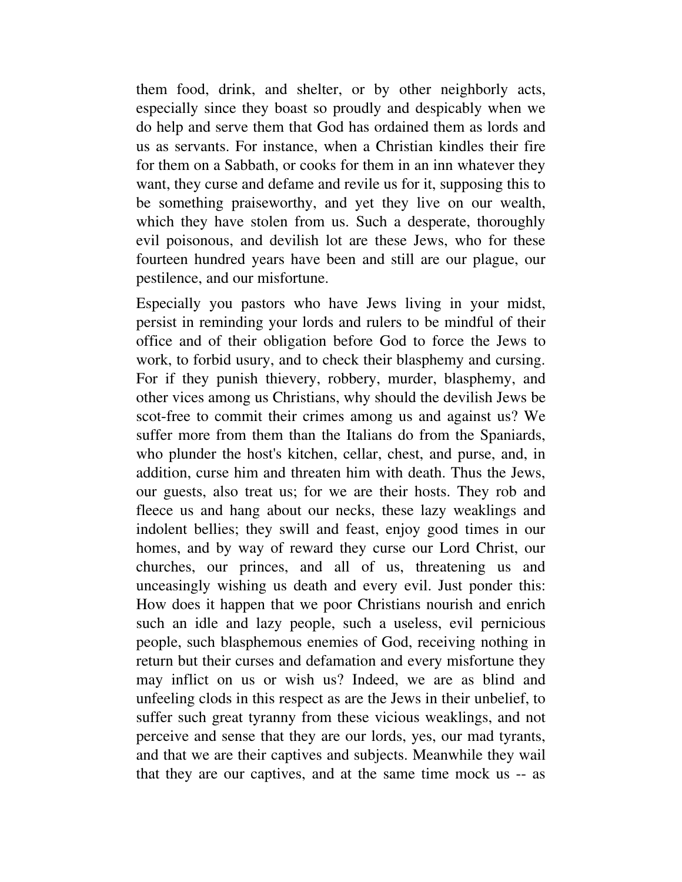them food, drink, and shelter, or by other neighborly acts, especially since they boast so proudly and despicably when we do help and serve them that God has ordained them as lords and us as servants. For instance, when a Christian kindles their fire for them on a Sabbath, or cooks for them in an inn whatever they want, they curse and defame and revile us for it, supposing this to be something praiseworthy, and yet they live on our wealth, which they have stolen from us. Such a desperate, thoroughly evil poisonous, and devilish lot are these Jews, who for these fourteen hundred years have been and still are our plague, our pestilence, and our misfortune.

Especially you pastors who have Jews living in your midst, persist in reminding your lords and rulers to be mindful of their office and of their obligation before God to force the Jews to work, to forbid usury, and to check their blasphemy and cursing. For if they punish thievery, robbery, murder, blasphemy, and other vices among us Christians, why should the devilish Jews be scot-free to commit their crimes among us and against us? We suffer more from them than the Italians do from the Spaniards, who plunder the host's kitchen, cellar, chest, and purse, and, in addition, curse him and threaten him with death. Thus the Jews, our guests, also treat us; for we are their hosts. They rob and fleece us and hang about our necks, these lazy weaklings and indolent bellies; they swill and feast, enjoy good times in our homes, and by way of reward they curse our Lord Christ, our churches, our princes, and all of us, threatening us and unceasingly wishing us death and every evil. Just ponder this: How does it happen that we poor Christians nourish and enrich such an idle and lazy people, such a useless, evil pernicious people, such blasphemous enemies of God, receiving nothing in return but their curses and defamation and every misfortune they may inflict on us or wish us? Indeed, we are as blind and unfeeling clods in this respect as are the Jews in their unbelief, to suffer such great tyranny from these vicious weaklings, and not perceive and sense that they are our lords, yes, our mad tyrants, and that we are their captives and subjects. Meanwhile they wail that they are our captives, and at the same time mock us -- as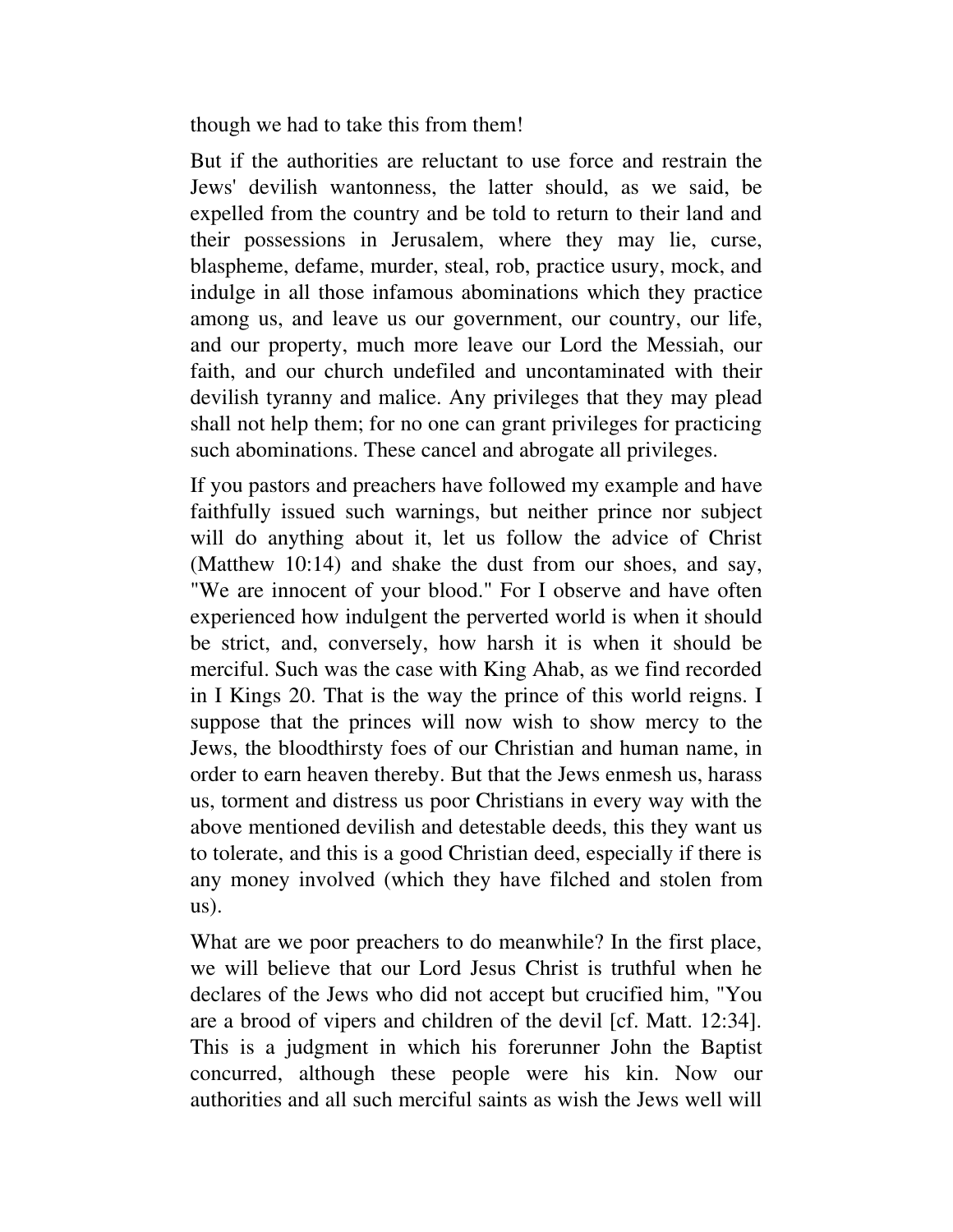though we had to take this from them!

But if the authorities are reluctant to use force and restrain the Jews' devilish wantonness, the latter should, as we said, be expelled from the country and be told to return to their land and their possessions in Jerusalem, where they may lie, curse, blaspheme, defame, murder, steal, rob, practice usury, mock, and indulge in all those infamous abominations which they practice among us, and leave us our government, our country, our life, and our property, much more leave our Lord the Messiah, our faith, and our church undefiled and uncontaminated with their devilish tyranny and malice. Any privileges that they may plead shall not help them; for no one can grant privileges for practicing such abominations. These cancel and abrogate all privileges.

If you pastors and preachers have followed my example and have faithfully issued such warnings, but neither prince nor subject will do anything about it, let us follow the advice of Christ (Matthew 10:14) and shake the dust from our shoes, and say, "We are innocent of your blood." For I observe and have often experienced how indulgent the perverted world is when it should be strict, and, conversely, how harsh it is when it should be merciful. Such was the case with King Ahab, as we find recorded in I Kings 20. That is the way the prince of this world reigns. I suppose that the princes will now wish to show mercy to the Jews, the bloodthirsty foes of our Christian and human name, in order to earn heaven thereby. But that the Jews enmesh us, harass us, torment and distress us poor Christians in every way with the above mentioned devilish and detestable deeds, this they want us to tolerate, and this is a good Christian deed, especially if there is any money involved (which they have filched and stolen from us).

What are we poor preachers to do meanwhile? In the first place, we will believe that our Lord Jesus Christ is truthful when he declares of the Jews who did not accept but crucified him, "You are a brood of vipers and children of the devil [cf. Matt. 12:34]. This is a judgment in which his forerunner John the Baptist concurred, although these people were his kin. Now our authorities and all such merciful saints as wish the Jews well will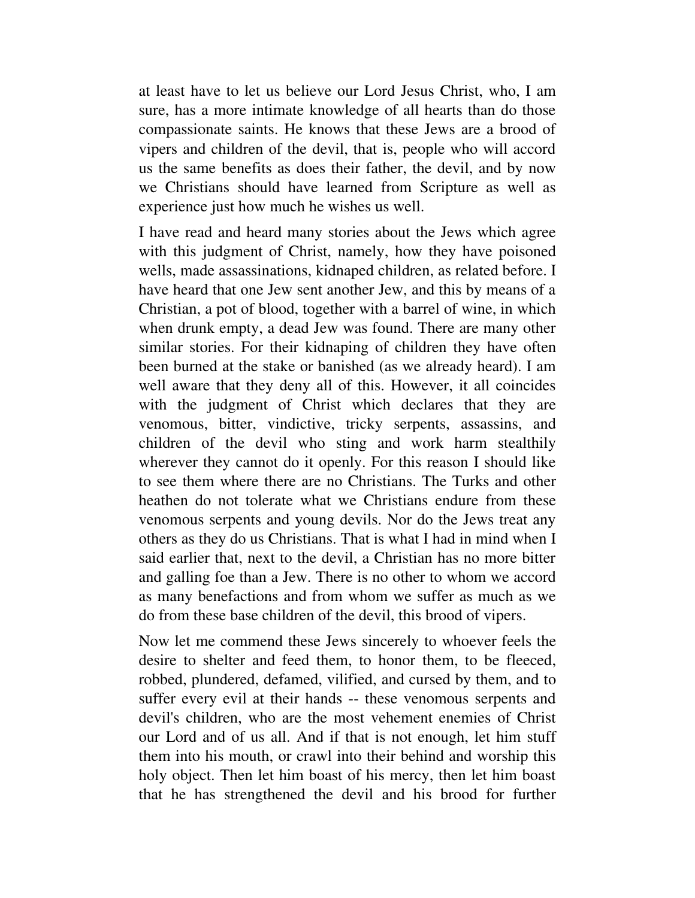at least have to let us believe our Lord Jesus Christ, who, I am sure, has a more intimate knowledge of all hearts than do those compassionate saints. He knows that these Jews are a brood of vipers and children of the devil, that is, people who will accord us the same benefits as does their father, the devil, and by now we Christians should have learned from Scripture as well as experience just how much he wishes us well.

I have read and heard many stories about the Jews which agree with this judgment of Christ, namely, how they have poisoned wells, made assassinations, kidnaped children, as related before. I have heard that one Jew sent another Jew, and this by means of a Christian, a pot of blood, together with a barrel of wine, in which when drunk empty, a dead Jew was found. There are many other similar stories. For their kidnaping of children they have often been burned at the stake or banished (as we already heard). I am well aware that they deny all of this. However, it all coincides with the judgment of Christ which declares that they are venomous, bitter, vindictive, tricky serpents, assassins, and children of the devil who sting and work harm stealthily wherever they cannot do it openly. For this reason I should like to see them where there are no Christians. The Turks and other heathen do not tolerate what we Christians endure from these venomous serpents and young devils. Nor do the Jews treat any others as they do us Christians. That is what I had in mind when I said earlier that, next to the devil, a Christian has no more bitter and galling foe than a Jew. There is no other to whom we accord as many benefactions and from whom we suffer as much as we do from these base children of the devil, this brood of vipers.

Now let me commend these Jews sincerely to whoever feels the desire to shelter and feed them, to honor them, to be fleeced, robbed, plundered, defamed, vilified, and cursed by them, and to suffer every evil at their hands -- these venomous serpents and devil's children, who are the most vehement enemies of Christ our Lord and of us all. And if that is not enough, let him stuff them into his mouth, or crawl into their behind and worship this holy object. Then let him boast of his mercy, then let him boast that he has strengthened the devil and his brood for further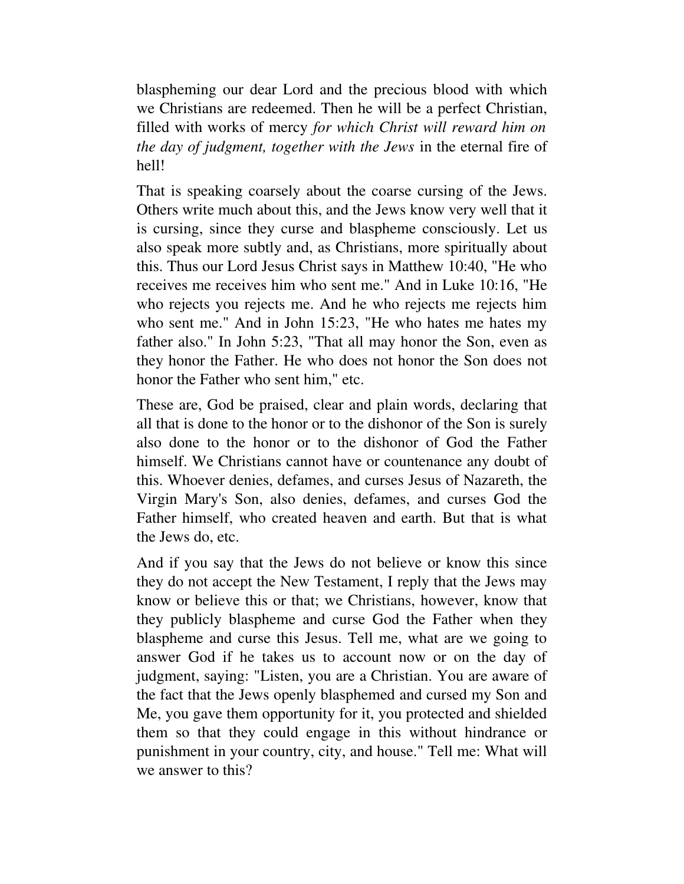blaspheming our dear Lord and the precious blood with which we Christians are redeemed. Then he will be a perfect Christian, filled with works of mercy *for which Christ will reward him on the day of judgment, together with the Jews* in the eternal fire of hell!

That is speaking coarsely about the coarse cursing of the Jews. Others write much about this, and the Jews know very well that it is cursing, since they curse and blaspheme consciously. Let us also speak more subtly and, as Christians, more spiritually about this. Thus our Lord Jesus Christ says in Matthew 10:40, "He who receives me receives him who sent me." And in Luke 10:16, "He who rejects you rejects me. And he who rejects me rejects him who sent me." And in John 15:23, "He who hates me hates my father also." In John 5:23, "That all may honor the Son, even as they honor the Father. He who does not honor the Son does not honor the Father who sent him," etc.

These are, God be praised, clear and plain words, declaring that all that is done to the honor or to the dishonor of the Son is surely also done to the honor or to the dishonor of God the Father himself. We Christians cannot have or countenance any doubt of this. Whoever denies, defames, and curses Jesus of Nazareth, the Virgin Mary's Son, also denies, defames, and curses God the Father himself, who created heaven and earth. But that is what the Jews do, etc.

And if you say that the Jews do not believe or know this since they do not accept the New Testament, I reply that the Jews may know or believe this or that; we Christians, however, know that they publicly blaspheme and curse God the Father when they blaspheme and curse this Jesus. Tell me, what are we going to answer God if he takes us to account now or on the day of judgment, saying: "Listen, you are a Christian. You are aware of the fact that the Jews openly blasphemed and cursed my Son and Me, you gave them opportunity for it, you protected and shielded them so that they could engage in this without hindrance or punishment in your country, city, and house." Tell me: What will we answer to this?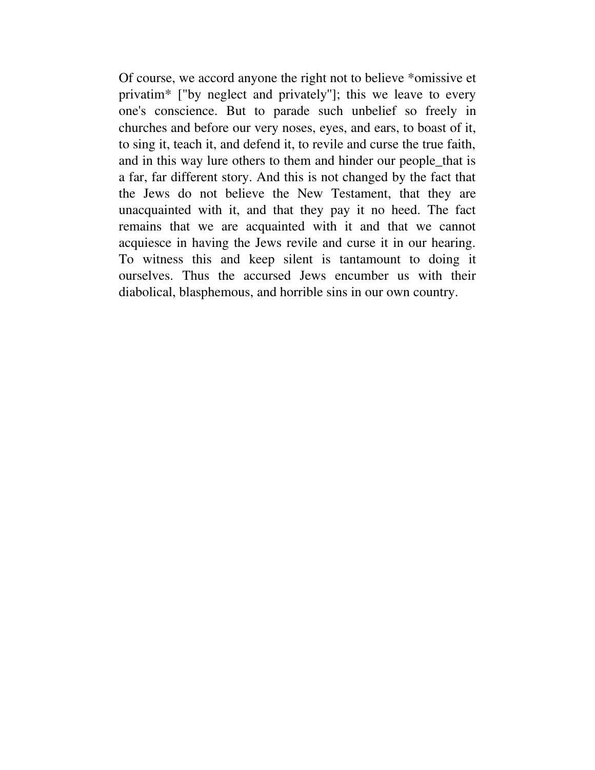Of course, we accord anyone the right not to believe *omissive et privatim* ["by neglect and privately"]; this we leave to every one's conscience. But to parade such unbelief so freely in churches and before our very noses, eyes, and ears, to boast of it, to sing it, teach it, and defend it, to revile and curse the true faith, and in this way lure others to them and hinder our people_that is a far, far different story. And this is not changed by the fact that the Jews do not believe the New Testament, that they are unacquainted with it, and that they pay it no heed. The fact remains that we are acquainted with it and that we cannot acquiesce in having the Jews revile and curse it in our hearing. To witness this and keep silent is tantamount to doing it ourselves. Thus the accursed Jews encumber us with their diabolical, blasphemous, and horrible sins in our own country.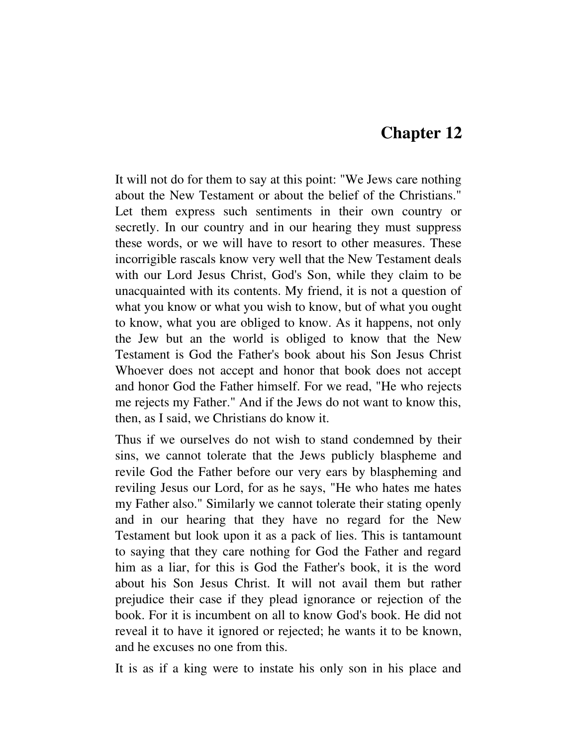# Chapter 12

It will not do for them to say at this point: "We Jews care nothing about the New Testament or about the belief of the Christians." Let them express such sentiments in their own country or secretly. In our country and in our hearing they must suppress these words, or we will have to resort to other measures. These incorrigible rascals know very well that the New Testament deals with our Lord Jesus Christ, God's Son, while they claim to be unacquainted with its contents. My friend, it is not a question of what you know or what you wish to know, but of what you ought to know, what you are obliged to know. As it happens, not only the Jew but an the world is obliged to know that the New Testament is God the Father's book about his Son Jesus Christ Whoever does not accept and honor that book does not accept and honor God the Father himself. For we read, "He who rejects me rejects my Father." And if the Jews do not want to know this, then, as I said, we Christians do know it.

Thus if we ourselves do not wish to stand condemned by their sins, we cannot tolerate that the Jews publicly blaspheme and revile God the Father before our very ears by blaspheming and reviling Jesus our Lord, for as he says, "He who hates me hates my Father also." Similarly we cannot tolerate their stating openly and in our hearing that they have no regard for the New Testament but look upon it as a pack of lies. This is tantamount to saying that they care nothing for God the Father and regard him as a liar, for this is God the Father's book, it is the word about his Son Jesus Christ. It will not avail them but rather prejudice their case if they plead ignorance or rejection of the book. For it is incumbent on all to know God's book. He did not reveal it to have it ignored or rejected; he wants it to be known, and he excuses no one from this.

It is as if a king were to instate his only son in his place and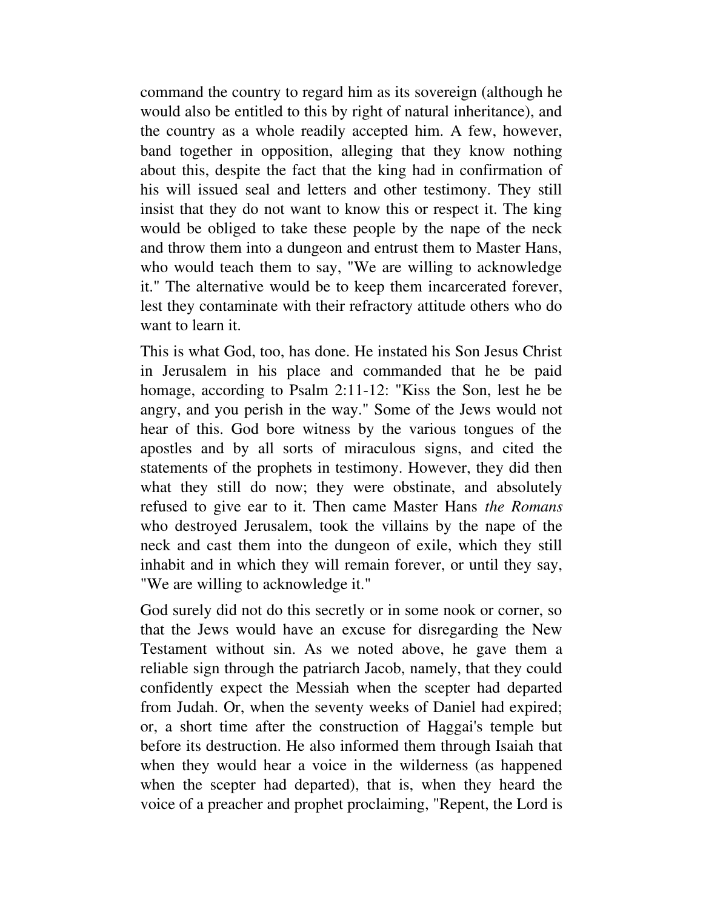command the country to regard him as its sovereign (although he would also be entitled to this by right of natural inheritance), and the country as a whole readily accepted him. A few, however, band together in opposition, alleging that they know nothing about this, despite the fact that the king had in confirmation of his will issued seal and letters and other testimony. They still insist that they do not want to know this or respect it. The king would be obliged to take these people by the nape of the neck and throw them into a dungeon and entrust them to Master Hans, who would teach them to say, "We are willing to acknowledge it." The alternative would be to keep them incarcerated forever, lest they contaminate with their refractory attitude others who do want to learn it.

This is what God, too, has done. He instated his Son Jesus Christ in Jerusalem in his place and commanded that he be paid homage, according to Psalm 2:11-12: "Kiss the Son, lest he be angry, and you perish in the way." Some of the Jews would not hear of this. God bore witness by the various tongues of the apostles and by all sorts of miraculous signs, and cited the statements of the prophets in testimony. However, they did then what they still do now; they were obstinate, and absolutely refused to give ear to it. Then came Master Hans *the Romans* who destroyed Jerusalem, took the villains by the nape of the neck and cast them into the dungeon of exile, which they still inhabit and in which they will remain forever, or until they say, "We are willing to acknowledge it."

God surely did not do this secretly or in some nook or corner, so that the Jews would have an excuse for disregarding the New Testament without sin. As we noted above, he gave them a reliable sign through the patriarch Jacob, namely, that they could confidently expect the Messiah when the scepter had departed from Judah. Or, when the seventy weeks of Daniel had expired; or, a short time after the construction of Haggai's temple but before its destruction. He also informed them through Isaiah that when they would hear a voice in the wilderness (as happened when the scepter had departed), that is, when they heard the voice of a preacher and prophet proclaiming, "Repent, the Lord is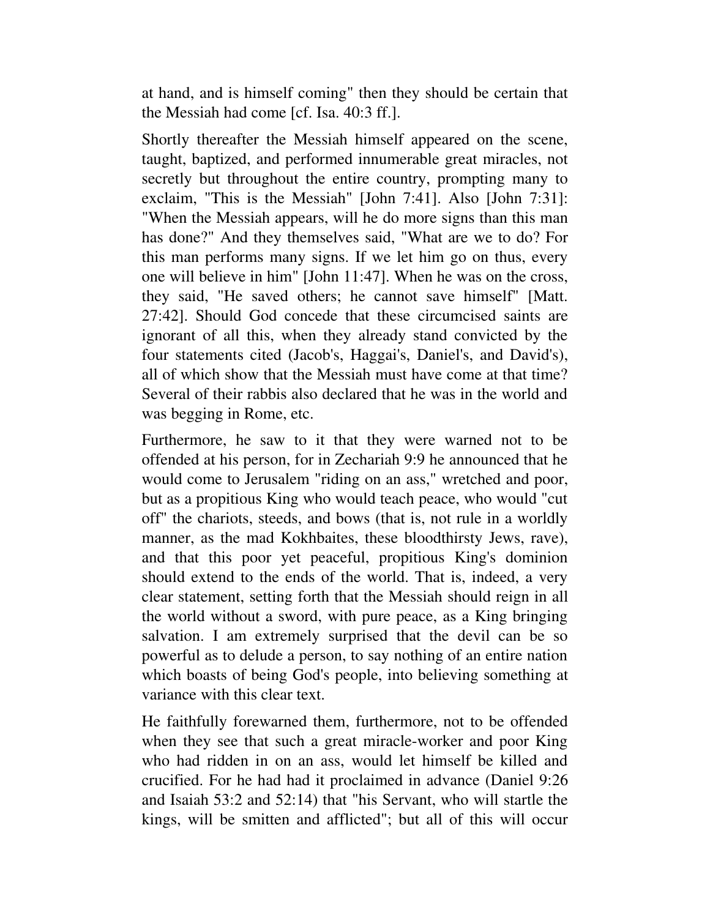at hand, and is himself coming" then they should be certain that the Messiah had come [cf. Isa. 40:3 ff.].

Shortly thereafter the Messiah himself appeared on the scene, taught, baptized, and performed innumerable great miracles, not secretly but throughout the entire country, prompting many to exclaim, "This is the Messiah" [John 7:41]. Also [John 7:31]: "When the Messiah appears, will he do more signs than this man has done?" And they themselves said, "What are we to do? For this man performs many signs. If we let him go on thus, every one will believe in him" [John 11:47]. When he was on the cross, they said, "He saved others; he cannot save himself" [Matt. 27:42]. Should God concede that these circumcised saints are ignorant of all this, when they already stand convicted by the four statements cited (Jacob's, Haggai's, Daniel's, and David's), all of which show that the Messiah must have come at that time? Several of their rabbis also declared that he was in the world and was begging in Rome, etc.

Furthermore, he saw to it that they were warned not to be offended at his person, for in Zechariah 9:9 he announced that he would come to Jerusalem "riding on an ass," wretched and poor, but as a propitious King who would teach peace, who would "cut off" the chariots, steeds, and bows (that is, not rule in a worldly manner, as the mad Kokhbaites, these bloodthirsty Jews, rave), and that this poor yet peaceful, propitious King's dominion should extend to the ends of the world. That is, indeed, a very clear statement, setting forth that the Messiah should reign in all the world without a sword, with pure peace, as a King bringing salvation. I am extremely surprised that the devil can be so powerful as to delude a person, to say nothing of an entire nation which boasts of being God's people, into believing something at variance with this clear text.

He faithfully forewarned them, furthermore, not to be offended when they see that such a great miracle-worker and poor King who had ridden in on an ass, would let himself be killed and crucified. For he had had it proclaimed in advance (Daniel 9:26 and Isaiah 53:2 and 52:14) that "his Servant, who will startle the kings, will be smitten and afflicted"; but all of this will occur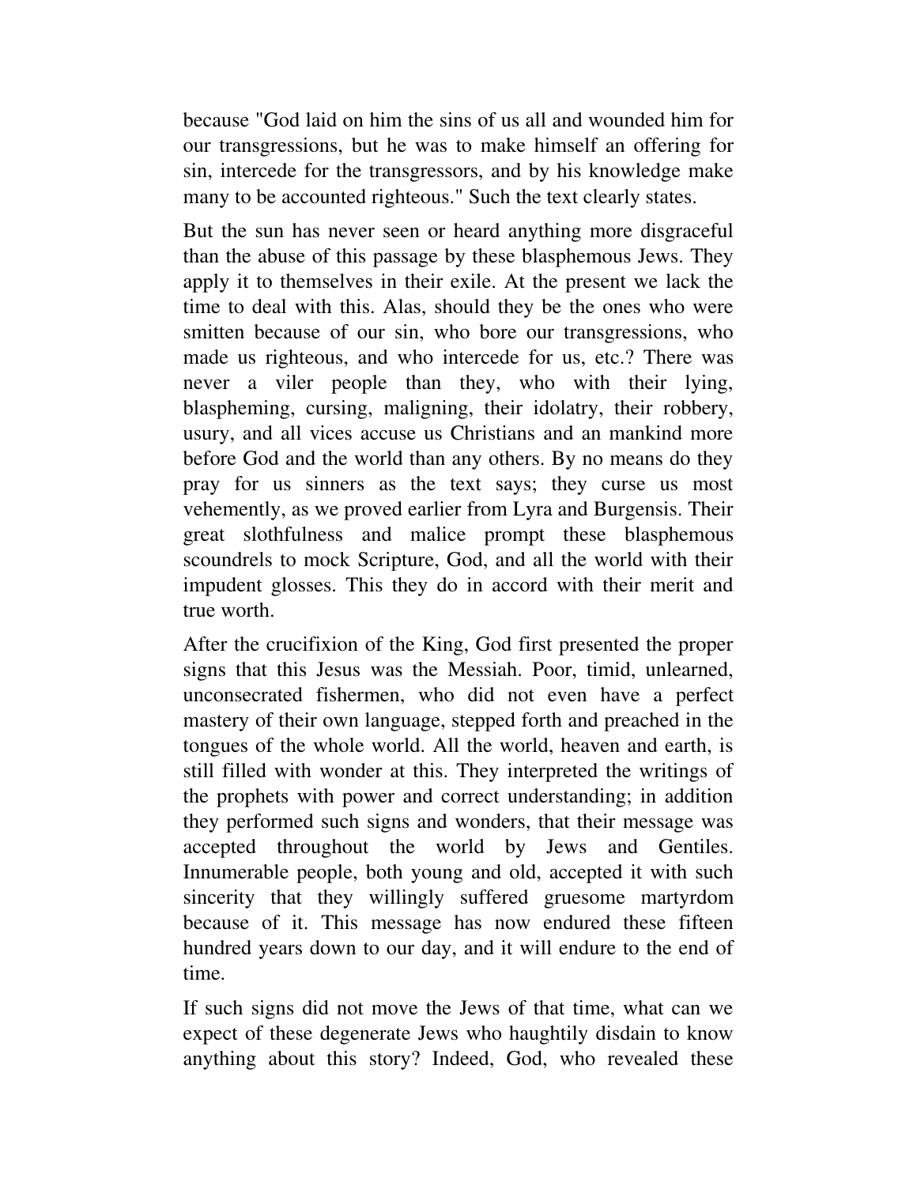because "God laid on him the sins of us all and wounded him for our transgressions, but he was to make himself an offering for sin, intercede for the transgressors, and by his knowledge make many to be accounted righteous." Such the text clearly states.

But the sun has never seen or heard anything more disgraceful than the abuse of this passage by these blasphemous Jews. They apply it to themselves in their exile. At the present we lack the time to deal with this. Alas, should they be the ones who were smitten because of our sin, who bore our transgressions, who made us righteous, and who intercede for us, etc.? There was never a viler people than they, who with their lying, blaspheming, cursing, maligning, their idolatry, their robbery, usury, and all vices accuse us Christians and an mankind more before God and the world than any others. By no means do they pray for us sinners as the text says; they curse us most vehemently, as we proved earlier from Lyra and Burgensis. Their great slothfulness and malice prompt these blasphemous scoundrels to mock Scripture, God, and all the world with their impudent glosses. This they do in accord with their merit and true worth.

After the crucifixion of the King, God first presented the proper signs that this Jesus was the Messiah. Poor, timid, unlearned, unconsecrated fishermen, who did not even have a perfect mastery of their own language, stepped forth and preached in the tongues of the whole world. All the world, heaven and earth, is still filled with wonder at this. They interpreted the writings of the prophets with power and correct understanding; in addition they performed such signs and wonders, that their message was accepted throughout the world by Jews and Gentiles. Innumerable people, both young and old, accepted it with such sincerity that they willingly suffered gruesome martyrdom because of it. This message has now endured these fifteen hundred years down to our day, and it will endure to the end of time.

If such signs did not move the Jews of that time, what can we expect of these degenerate Jews who haughtily disdain to know anything about this story? Indeed, God, who revealed these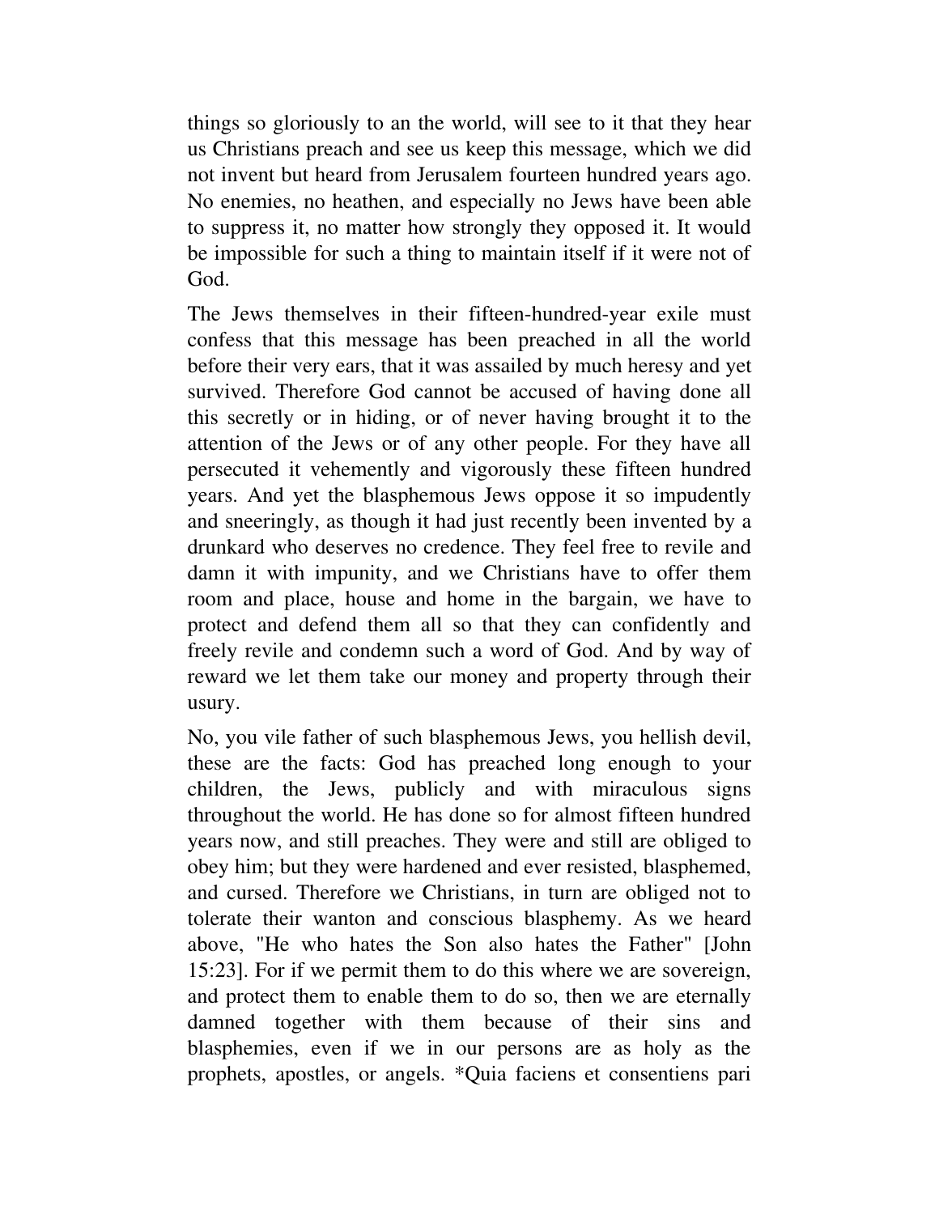things so gloriously to an the world, will see to it that they hear us Christians preach and see us keep this message, which we did not invent but heard from Jerusalem fourteen hundred years ago. No enemies, no heathen, and especially no Jews have been able to suppress it, no matter how strongly they opposed it. It would be impossible for such a thing to maintain itself if it were not of God.

The Jews themselves in their fifteen-hundred-year exile must confess that this message has been preached in all the world before their very ears, that it was assailed by much heresy and yet survived. Therefore God cannot be accused of having done all this secretly or in hiding, or of never having brought it to the attention of the Jews or of any other people. For they have all persecuted it vehemently and vigorously these fifteen hundred years. And yet the blasphemous Jews oppose it so impudently and sneeringly, as though it had just recently been invented by a drunkard who deserves no credence. They feel free to revile and damn it with impunity, and we Christians have to offer them room and place, house and home in the bargain, we have to protect and defend them all so that they can confidently and freely revile and condemn such a word of God. And by way of reward we let them take our money and property through their usury.

No, you vile father of such blasphemous Jews, you hellish devil, these are the facts: God has preached long enough to your children, the Jews, publicly and with miraculous signs throughout the world. He has done so for almost fifteen hundred years now, and still preaches. They were and still are obliged to obey him; but they were hardened and ever resisted, blasphemed, and cursed. Therefore we Christians, in turn are obliged not to tolerate their wanton and conscious blasphemy. As we heard above, "He who hates the Son also hates the Father" [John 15:23]. For if we permit them to do this where we are sovereign, and protect them to enable them to do so, then we are eternally damned together with them because of their sins and blasphemies, even if we in our persons are as holy as the prophets, apostles, or angels. *Quia faciens et consentiens pari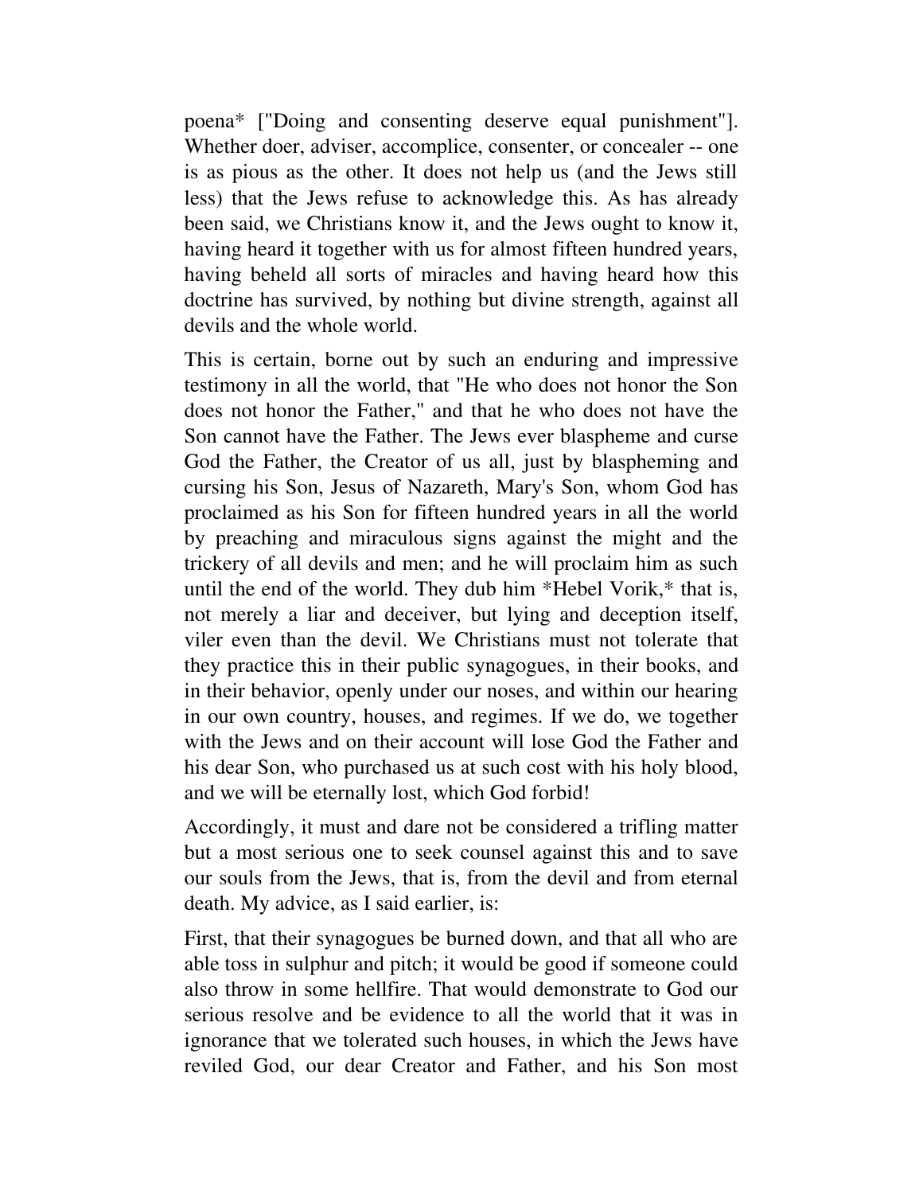poena* ["Doing and consenting deserve equal punishment"]. Whether doer, adviser, accomplice, consenter, or concealer -- one is as pious as the other. It does not help us (and the Jews still less) that the Jews refuse to acknowledge this. As has already been said, we Christians know it, and the Jews ought to know it, having heard it together with us for almost fifteen hundred years, having beheld all sorts of miracles and having heard how this doctrine has survived, by nothing but divine strength, against all devils and the whole world.

This is certain, borne out by such an enduring and impressive testimony in all the world, that "He who does not honor the Son does not honor the Father," and that he who does not have the Son cannot have the Father. The Jews ever blaspheme and curse God the Father, the Creator of us all, just by blaspheming and cursing his Son, Jesus of Nazareth, Mary's Son, whom God has proclaimed as his Son for fifteen hundred years in all the world by preaching and miraculous signs against the might and the trickery of all devils and men; and he will proclaim him as such until the end of the world. They dub him *Hebel Vorik,* that is, not merely a liar and deceiver, but lying and deception itself, viler even than the devil. We Christians must not tolerate that they practice this in their public synagogues, in their books, and in their behavior, openly under our noses, and within our hearing in our own country, houses, and regimes. If we do, we together with the Jews and on their account will lose God the Father and his dear Son, who purchased us at such cost with his holy blood, and we will be eternally lost, which God forbid!

Accordingly, it must and dare not be considered a trifling matter but a most serious one to seek counsel against this and to save our souls from the Jews, that is, from the devil and from eternal death. My advice, as I said earlier, is:

First, that their synagogues be burned down, and that all who are able toss in sulphur and pitch; it would be good if someone could also throw in some hellfire. That would demonstrate to God our serious resolve and be evidence to all the world that it was in ignorance that we tolerated such houses, in which the Jews have reviled God, our dear Creator and Father, and his Son most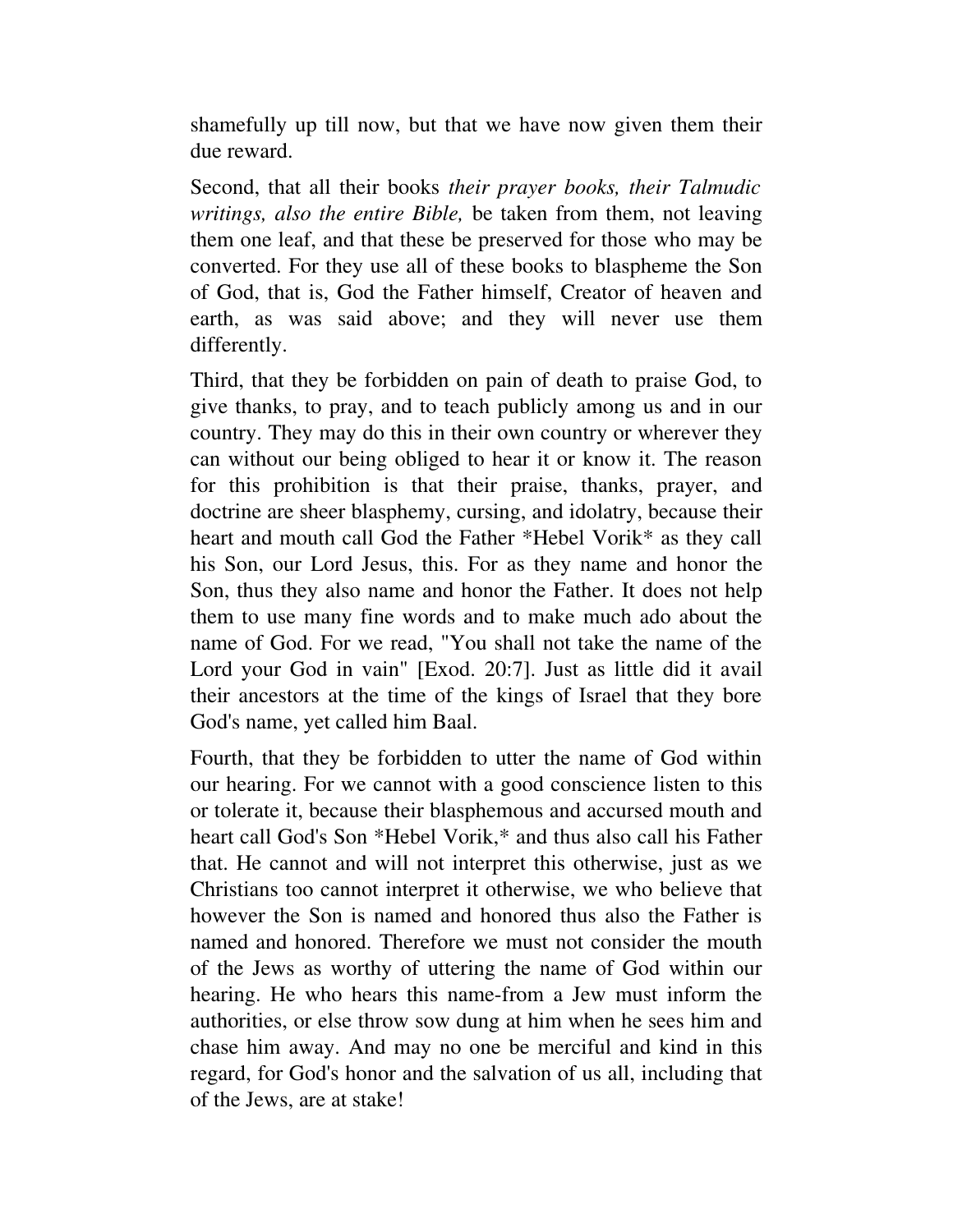shamefully up till now, but that we have now given them their due reward.

Second, that all their books *their prayer books, their Talmudic writings, also the entire Bible,* be taken from them, not leaving them one leaf, and that these be preserved for those who may be converted. For they use all of these books to blaspheme the Son of God, that is, God the Father himself, Creator of heaven and earth, as was said above; and they will never use them differently.

Third, that they be forbidden on pain of death to praise God, to give thanks, to pray, and to teach publicly among us and in our country. They may do this in their own country or wherever they can without our being obliged to hear it or know it. The reason for this prohibition is that their praise, thanks, prayer, and doctrine are sheer blasphemy, cursing, and idolatry, because their heart and mouth call God the Father *Hebel Vorik* as they call his Son, our Lord Jesus, this. For as they name and honor the Son, thus they also name and honor the Father. It does not help them to use many fine words and to make much ado about the name of God. For we read, "You shall not take the name of the Lord your God in vain" [Exod. 20:7]. Just as little did it avail their ancestors at the time of the kings of Israel that they bore God's name, yet called him Baal.

Fourth, that they be forbidden to utter the name of God within our hearing. For we cannot with a good conscience listen to this or tolerate it, because their blasphemous and accursed mouth and heart call God's Son *Hebel Vorik,* and thus also call his Father that. He cannot and will not interpret this otherwise, just as we Christians too cannot interpret it otherwise, we who believe that however the Son is named and honored thus also the Father is named and honored. Therefore we must not consider the mouth of the Jews as worthy of uttering the name of God within our hearing. He who hears this name-from a Jew must inform the authorities, or else throw sow dung at him when he sees him and chase him away. And may no one be merciful and kind in this regard, for God's honor and the salvation of us all, including that of the Jews, are at stake!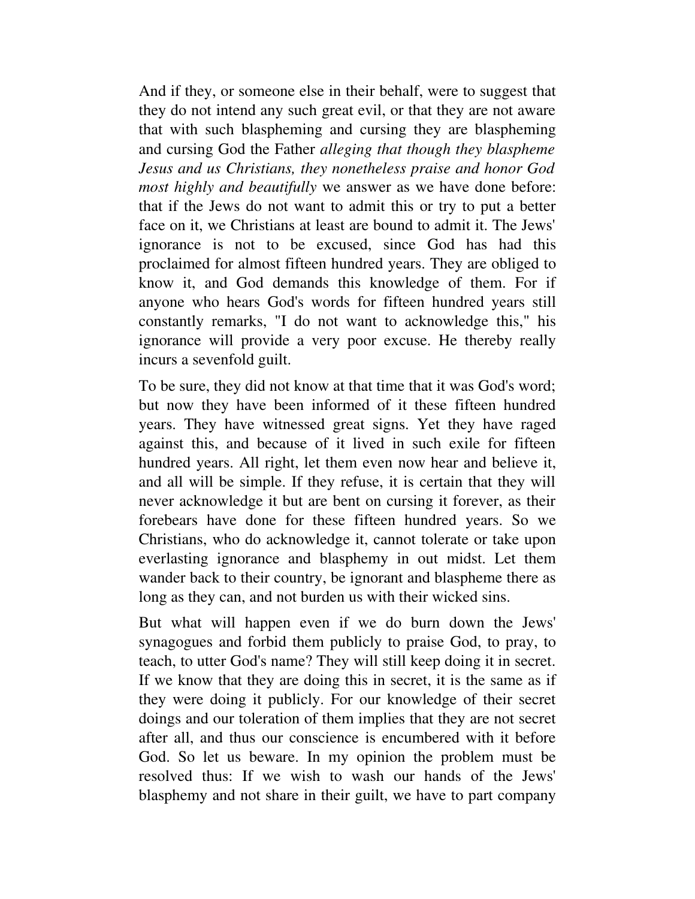And if they, or someone else in their behalf, were to suggest that they do not intend any such great evil, or that they are not aware that with such blaspheming and cursing they are blaspheming and cursing God the Father *alleging that though they blaspheme Jesus and us Christians, they nonetheless praise and honor God most highly and beautifully* we answer as we have done before: that if the Jews do not want to admit this or try to put a better face on it, we Christians at least are bound to admit it. The Jews' ignorance is not to be excused, since God has had this proclaimed for almost fifteen hundred years. They are obliged to know it, and God demands this knowledge of them. For if anyone who hears God's words for fifteen hundred years still constantly remarks, "I do not want to acknowledge this," his ignorance will provide a very poor excuse. He thereby really incurs a sevenfold guilt.

To be sure, they did not know at that time that it was God's word; but now they have been informed of it these fifteen hundred years. They have witnessed great signs. Yet they have raged against this, and because of it lived in such exile for fifteen hundred years. All right, let them even now hear and believe it, and all will be simple. If they refuse, it is certain that they will never acknowledge it but are bent on cursing it forever, as their forebears have done for these fifteen hundred years. So we Christians, who do acknowledge it, cannot tolerate or take upon everlasting ignorance and blasphemy in out midst. Let them wander back to their country, be ignorant and blaspheme there as long as they can, and not burden us with their wicked sins.

But what will happen even if we do burn down the Jews' synagogues and forbid them publicly to praise God, to pray, to teach, to utter God's name? They will still keep doing it in secret. If we know that they are doing this in secret, it is the same as if they were doing it publicly. For our knowledge of their secret doings and our toleration of them implies that they are not secret after all, and thus our conscience is encumbered with it before God. So let us beware. In my opinion the problem must be resolved thus: If we wish to wash our hands of the Jews' blasphemy and not share in their guilt, we have to part company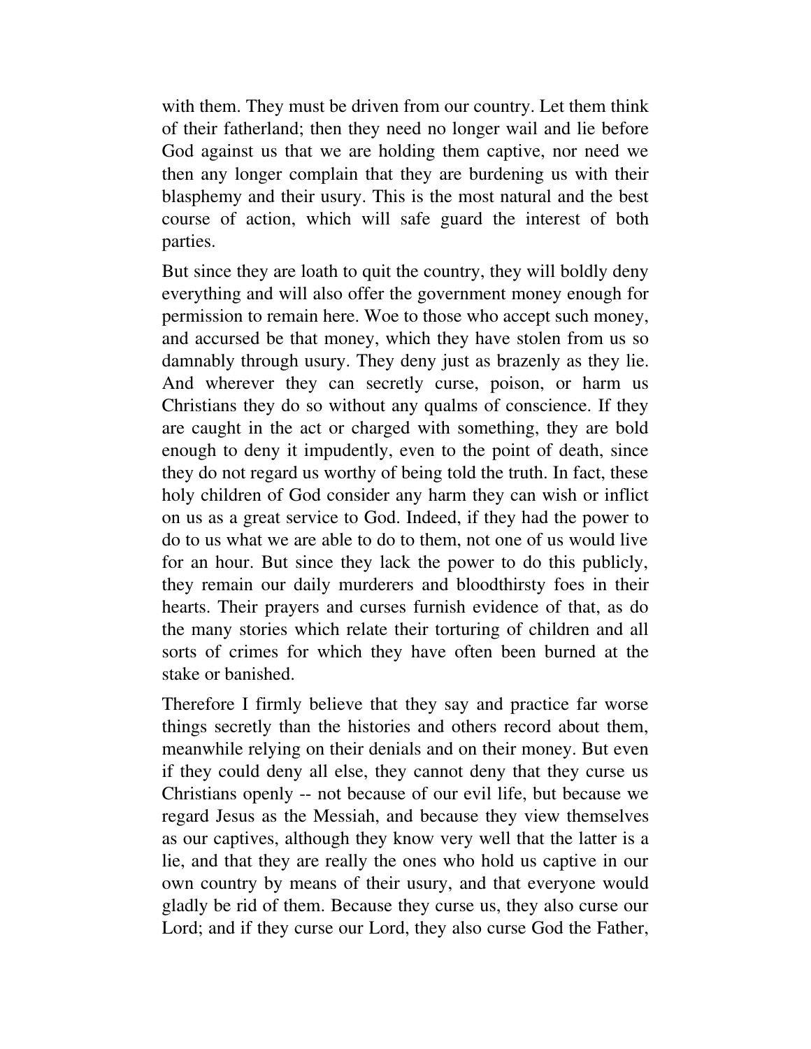with them. They must be driven from our country. Let them think of their fatherland; then they need no longer wail and lie before God against us that we are holding them captive, nor need we then any longer complain that they are burdening us with their blasphemy and their usury. This is the most natural and the best course of action, which will safe guard the interest of both parties.

But since they are loath to quit the country, they will boldly deny everything and will also offer the government money enough for permission to remain here. Woe to those who accept such money, and accursed be that money, which they have stolen from us so damnably through usury. They deny just as brazenly as they lie. And wherever they can secretly curse, poison, or harm us Christians they do so without any qualms of conscience. If they are caught in the act or charged with something, they are bold enough to deny it impudently, even to the point of death, since they do not regard us worthy of being told the truth. In fact, these holy children of God consider any harm they can wish or inflict on us as a great service to God. Indeed, if they had the power to do to us what we are able to do to them, not one of us would live for an hour. But since they lack the power to do this publicly, they remain our daily murderers and bloodthirsty foes in their hearts. Their prayers and curses furnish evidence of that, as do the many stories which relate their torturing of children and all sorts of crimes for which they have often been burned at the stake or banished.

Therefore I firmly believe that they say and practice far worse things secretly than the histories and others record about them, meanwhile relying on their denials and on their money. But even if they could deny all else, they cannot deny that they curse us Christians openly -- not because of our evil life, but because we regard Jesus as the Messiah, and because they view themselves as our captives, although they know very well that the latter is a lie, and that they are really the ones who hold us captive in our own country by means of their usury, and that everyone would gladly be rid of them. Because they curse us, they also curse our Lord; and if they curse our Lord, they also curse God the Father,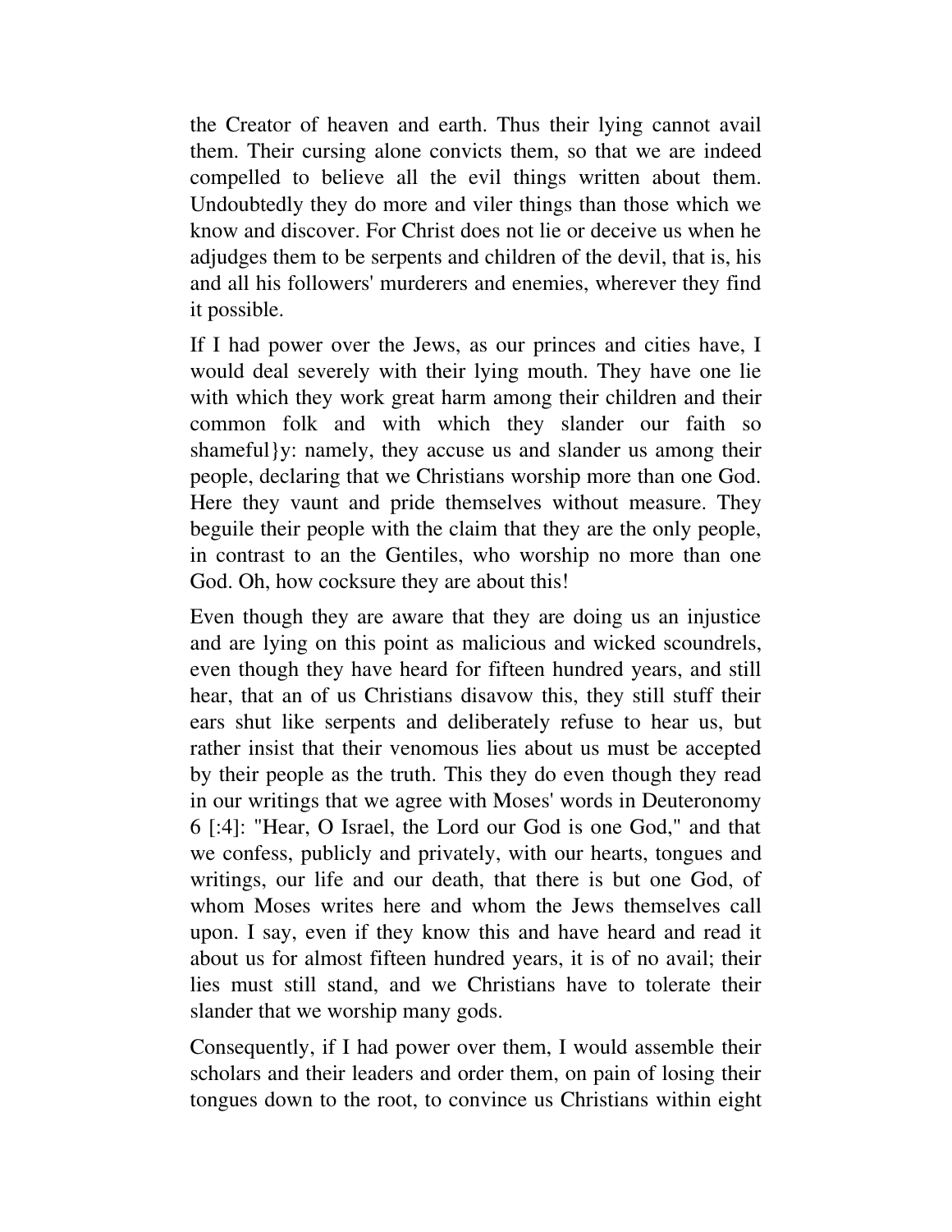the Creator of heaven and earth. Thus their lying cannot avail them. Their cursing alone convicts them, so that we are indeed compelled to believe all the evil things written about them. Undoubtedly they do more and viler things than those which we know and discover. For Christ does not lie or deceive us when he adjudges them to be serpents and children of the devil, that is, his and all his followers' murderers and enemies, wherever they find it possible.

If I had power over the Jews, as our princes and cities have, I would deal severely with their lying mouth. They have one lie with which they work great harm among their children and their common folk and with which they slander our faith so shameful}y: namely, they accuse us and slander us among their people, declaring that we Christians worship more than one God. Here they vaunt and pride themselves without measure. They beguile their people with the claim that they are the only people, in contrast to an the Gentiles, who worship no more than one God. Oh, how cocksure they are about this!

Even though they are aware that they are doing us an injustice and are lying on this point as malicious and wicked scoundrels, even though they have heard for fifteen hundred years, and still hear, that an of us Christians disavow this, they still stuff their ears shut like serpents and deliberately refuse to hear us, but rather insist that their venomous lies about us must be accepted by their people as the truth. This they do even though they read in our writings that we agree with Moses' words in Deuteronomy 6 [:4]: "Hear, O Israel, the Lord our God is one God," and that we confess, publicly and privately, with our hearts, tongues and writings, our life and our death, that there is but one God, of whom Moses writes here and whom the Jews themselves call upon. I say, even if they know this and have heard and read it about us for almost fifteen hundred years, it is of no avail; their lies must still stand, and we Christians have to tolerate their slander that we worship many gods.

Consequently, if I had power over them, I would assemble their scholars and their leaders and order them, on pain of losing their tongues down to the root, to convince us Christians within eight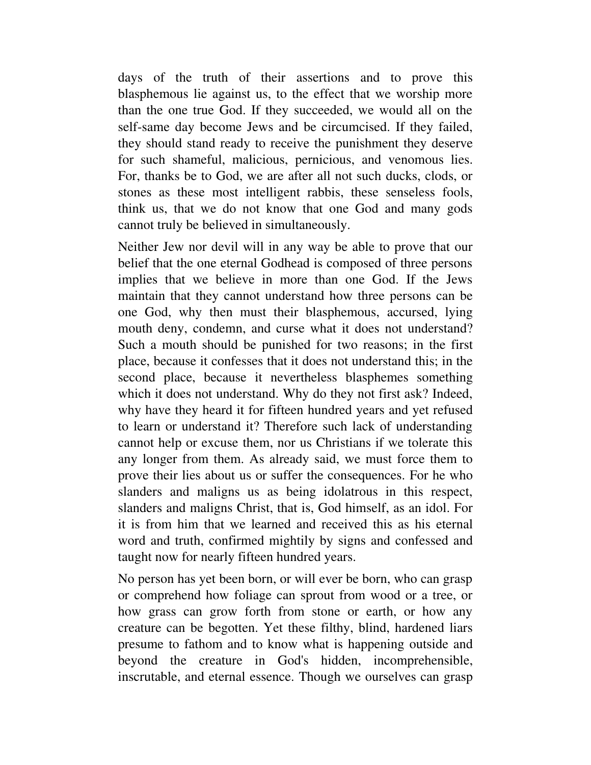days of the truth of their assertions and to prove this blasphemous lie against us, to the effect that we worship more than the one true God. If they succeeded, we would all on the self-same day become Jews and be circumcised. If they failed, they should stand ready to receive the punishment they deserve for such shameful, malicious, pernicious, and venomous lies. For, thanks be to God, we are after all not such ducks, clods, or stones as these most intelligent rabbis, these senseless fools, think us, that we do not know that one God and many gods cannot truly be believed in simultaneously.

Neither Jew nor devil will in any way be able to prove that our belief that the one eternal Godhead is composed of three persons implies that we believe in more than one God. If the Jews maintain that they cannot understand how three persons can be one God, why then must their blasphemous, accursed, lying mouth deny, condemn, and curse what it does not understand? Such a mouth should be punished for two reasons; in the first place, because it confesses that it does not understand this; in the second place, because it nevertheless blasphemes something which it does not understand. Why do they not first ask? Indeed, why have they heard it for fifteen hundred years and yet refused to learn or understand it? Therefore such lack of understanding cannot help or excuse them, nor us Christians if we tolerate this any longer from them. As already said, we must force them to prove their lies about us or suffer the consequences. For he who slanders and maligns us as being idolatrous in this respect, slanders and maligns Christ, that is, God himself, as an idol. For it is from him that we learned and received this as his eternal word and truth, confirmed mightily by signs and confessed and taught now for nearly fifteen hundred years.

No person has yet been born, or will ever be born, who can grasp or comprehend how foliage can sprout from wood or a tree, or how grass can grow forth from stone or earth, or how any creature can be begotten. Yet these filthy, blind, hardened liars presume to fathom and to know what is happening outside and beyond the creature in God's hidden, incomprehensible, inscrutable, and eternal essence. Though we ourselves can grasp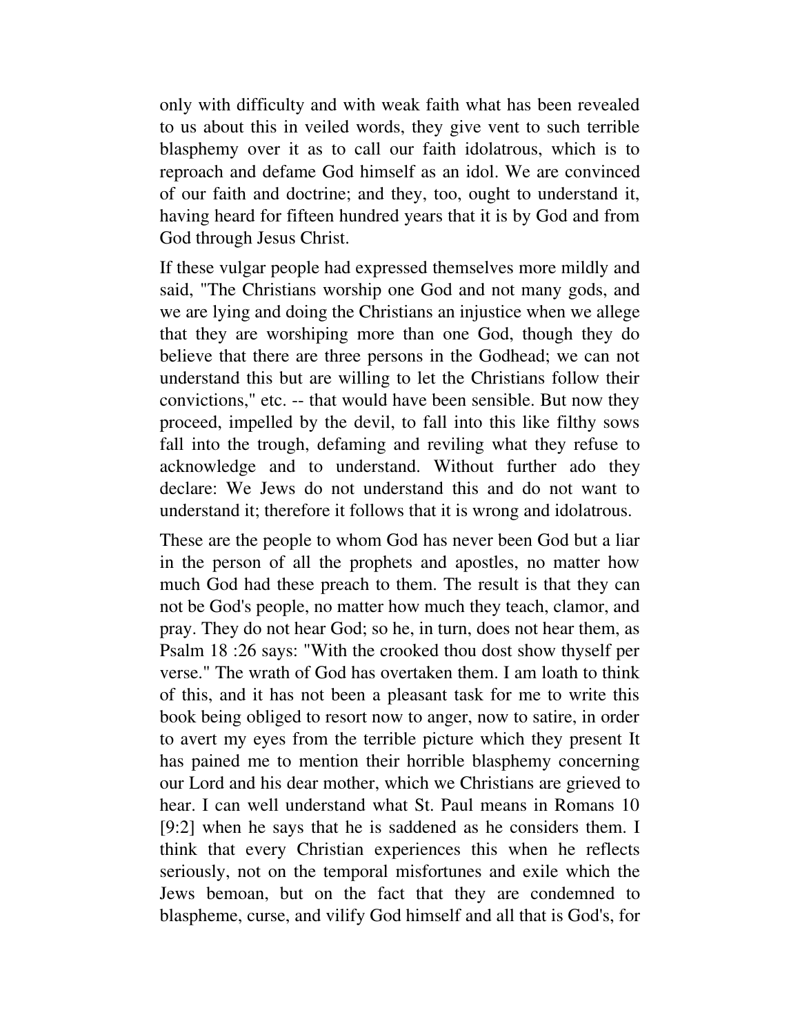only with difficulty and with weak faith what has been revealed to us about this in veiled words, they give vent to such terrible blasphemy over it as to call our faith idolatrous, which is to reproach and defame God himself as an idol. We are convinced of our faith and doctrine; and they, too, ought to understand it, having heard for fifteen hundred years that it is by God and from God through Jesus Christ.

If these vulgar people had expressed themselves more mildly and said, "The Christians worship one God and not many gods, and we are lying and doing the Christians an injustice when we allege that they are worshiping more than one God, though they do believe that there are three persons in the Godhead; we can not understand this but are willing to let the Christians follow their convictions," etc. -- that would have been sensible. But now they proceed, impelled by the devil, to fall into this like filthy sows fall into the trough, defaming and reviling what they refuse to acknowledge and to understand. Without further ado they declare: We Jews do not understand this and do not want to understand it; therefore it follows that it is wrong and idolatrous.

These are the people to whom God has never been God but a liar in the person of all the prophets and apostles, no matter how much God had these preach to them. The result is that they can not be God's people, no matter how much they teach, clamor, and pray. They do not hear God; so he, in turn, does not hear them, as Psalm 18 :26 says: "With the crooked thou dost show thyself per verse." The wrath of God has overtaken them. I am loath to think of this, and it has not been a pleasant task for me to write this book being obliged to resort now to anger, now to satire, in order to avert my eyes from the terrible picture which they present It has pained me to mention their horrible blasphemy concerning our Lord and his dear mother, which we Christians are grieved to hear. I can well understand what St. Paul means in Romans 10 [9:2] when he says that he is saddened as he considers them. I think that every Christian experiences this when he reflects seriously, not on the temporal misfortunes and exile which the Jews bemoan, but on the fact that they are condemned to blaspheme, curse, and vilify God himself and all that is God's, for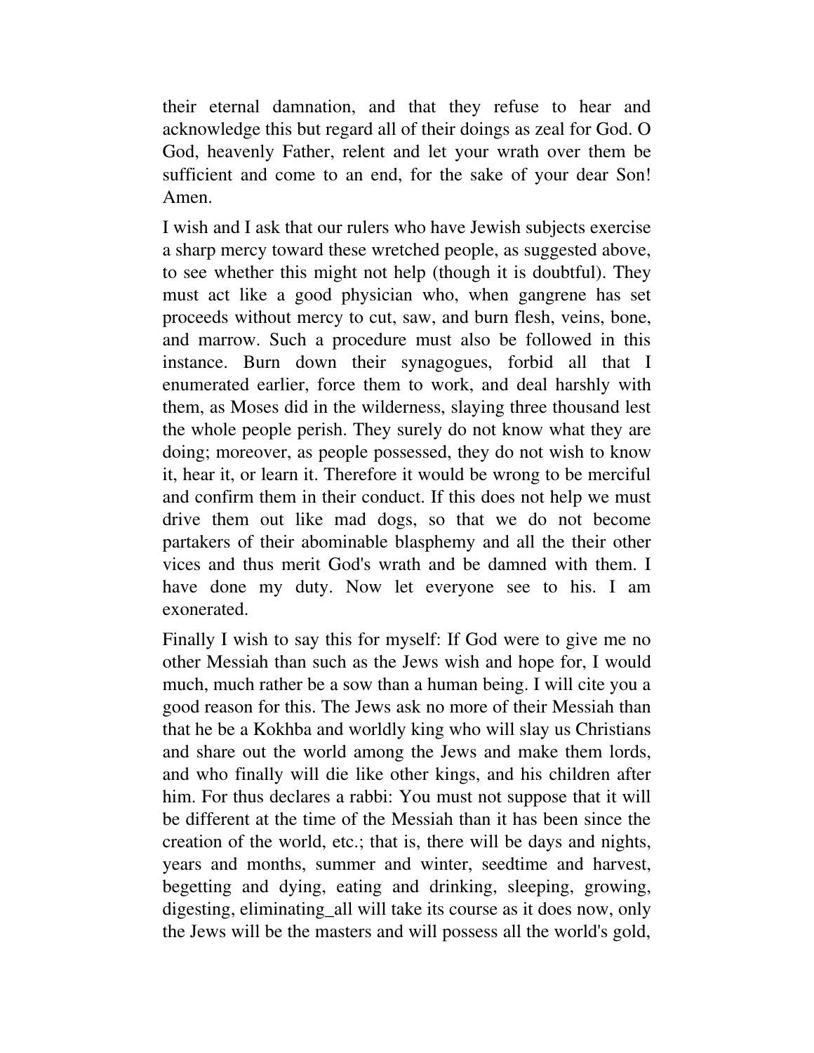their eternal damnation, and that they refuse to hear and acknowledge this but regard all of their doings as zeal for God. O God, heavenly Father, relent and let your wrath over them be sufficient and come to an end, for the sake of your dear Son! Amen.

I wish and I ask that our rulers who have Jewish subjects exercise a sharp mercy toward these wretched people, as suggested above, to see whether this might not help (though it is doubtful). They must act like a good physician who, when gangrene has set proceeds without mercy to cut, saw, and burn flesh, veins, bone, and marrow. Such a procedure must also be followed in this instance. Burn down their synagogues, forbid all that I enumerated earlier, force them to work, and deal harshly with them, as Moses did in the wilderness, slaying three thousand lest the whole people perish. They surely do not know what they are doing; moreover, as people possessed, they do not wish to know it, hear it, or learn it. Therefore it would be wrong to be merciful and confirm them in their conduct. If this does not help we must drive them out like mad dogs, so that we do not become partakers of their abominable blasphemy and all the their other vices and thus merit God's wrath and be damned with them. I have done my duty. Now let everyone see to his. I am exonerated.

Finally I wish to say this for myself: If God were to give me no other Messiah than such as the Jews wish and hope for, I would much, much rather be a sow than a human being. I will cite you a good reason for this. The Jews ask no more of their Messiah than that he be a Kokhba and worldly king who will slay us Christians and share out the world among the Jews and make them lords, and who finally will die like other kings, and his children after him. For thus declares a rabbi: You must not suppose that it will be different at the time of the Messiah than it has been since the creation of the world, etc.; that is, there will be days and nights, years and months, summer and winter, seedtime and harvest, begetting and dying, eating and drinking, sleeping, growing, digesting, eliminating_all will take its course as it does now, only the Jews will be the masters and will possess all the world's gold,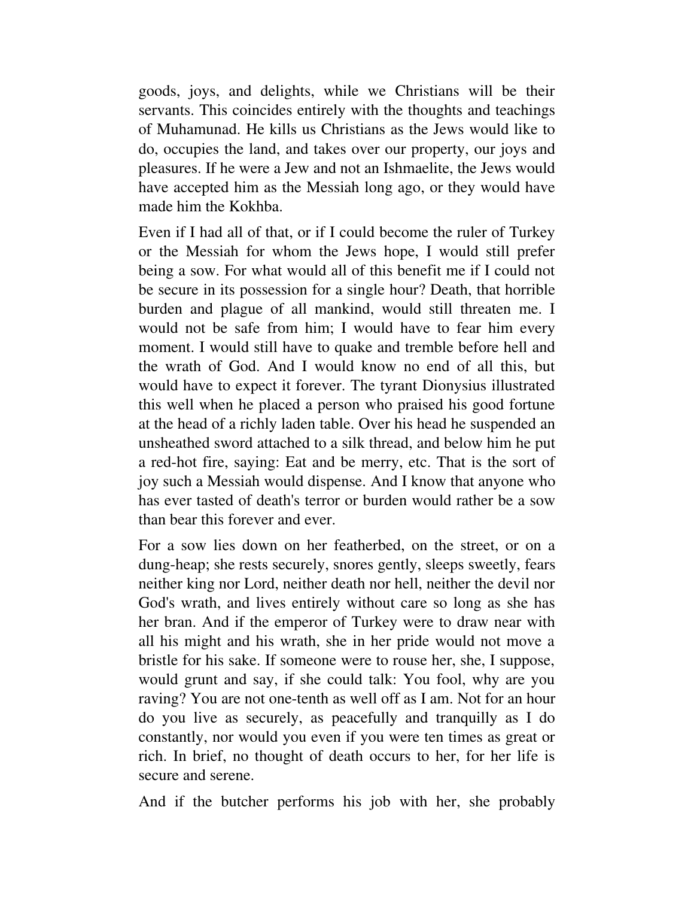goods, joys, and delights, while we Christians will be their servants. This coincides entirely with the thoughts and teachings of Muhamunad. He kills us Christians as the Jews would like to do, occupies the land, and takes over our property, our joys and pleasures. If he were a Jew and not an Ishmaelite, the Jews would have accepted him as the Messiah long ago, or they would have made him the Kokhba.

Even if I had all of that, or if I could become the ruler of Turkey or the Messiah for whom the Jews hope, I would still prefer being a sow. For what would all of this benefit me if I could not be secure in its possession for a single hour? Death, that horrible burden and plague of all mankind, would still threaten me. I would not be safe from him; I would have to fear him every moment. I would still have to quake and tremble before hell and the wrath of God. And I would know no end of all this, but would have to expect it forever. The tyrant Dionysius illustrated this well when he placed a person who praised his good fortune at the head of a richly laden table. Over his head he suspended an unsheathed sword attached to a silk thread, and below him he put a red-hot fire, saying: Eat and be merry, etc. That is the sort of joy such a Messiah would dispense. And I know that anyone who has ever tasted of death's terror or burden would rather be a sow than bear this forever and ever.

For a sow lies down on her featherbed, on the street, or on a dung-heap; she rests securely, snores gently, sleeps sweetly, fears neither king nor Lord, neither death nor hell, neither the devil nor God's wrath, and lives entirely without care so long as she has her bran. And if the emperor of Turkey were to draw near with all his might and his wrath, she in her pride would not move a bristle for his sake. If someone were to rouse her, she, I suppose, would grunt and say, if she could talk: You fool, why are you raving? You are not one-tenth as well off as I am. Not for an hour do you live as securely, as peacefully and tranquilly as I do constantly, nor would you even if you were ten times as great or rich. In brief, no thought of death occurs to her, for her life is secure and serene.

And if the butcher performs his job with her, she probably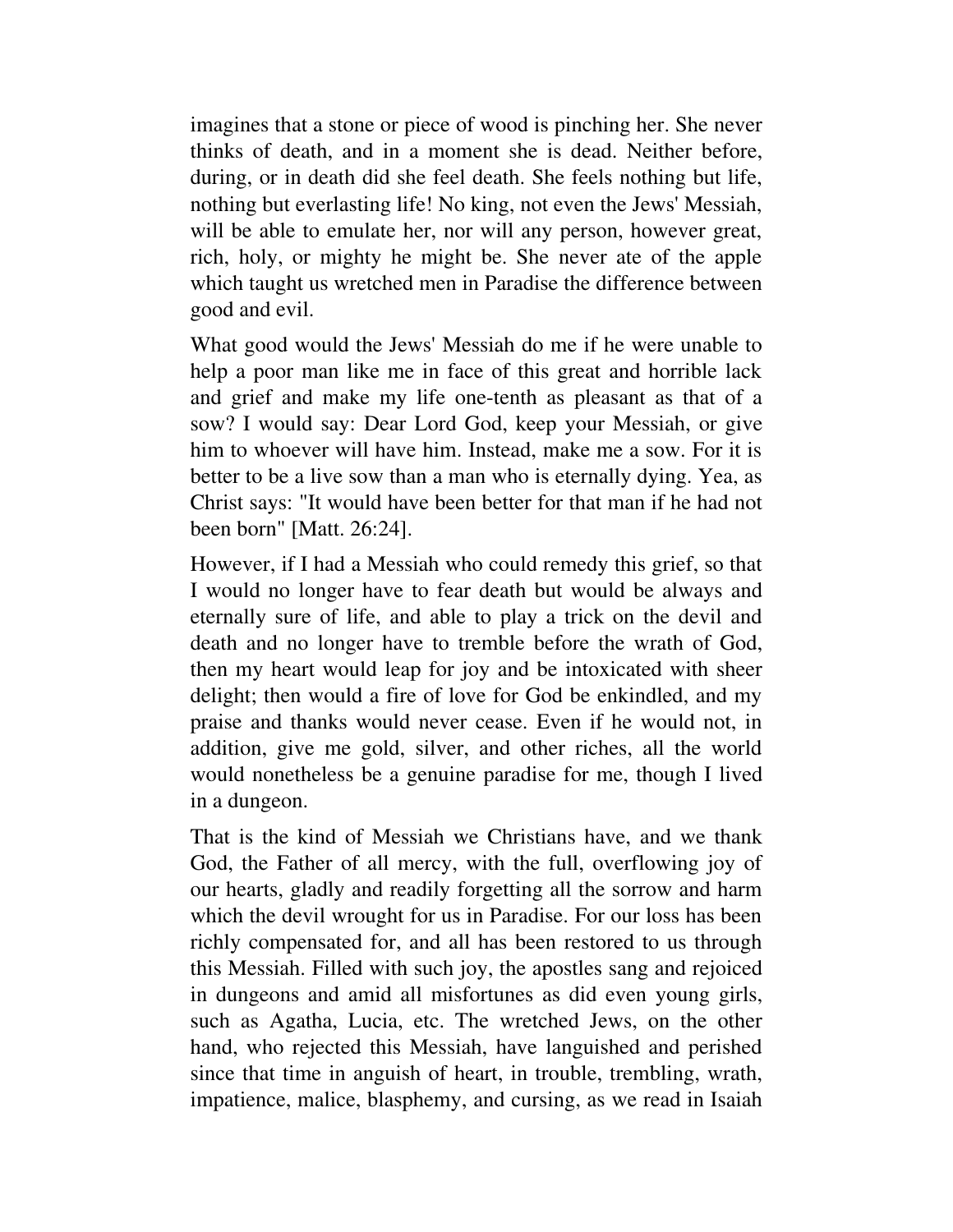imagines that a stone or piece of wood is pinching her. She never thinks of death, and in a moment she is dead. Neither before, during, or in death did she feel death. She feels nothing but life, nothing but everlasting life! No king, not even the Jews' Messiah, will be able to emulate her, nor will any person, however great, rich, holy, or mighty he might be. She never ate of the apple which taught us wretched men in Paradise the difference between good and evil.

What good would the Jews' Messiah do me if he were unable to help a poor man like me in face of this great and horrible lack and grief and make my life one-tenth as pleasant as that of a sow? I would say: Dear Lord God, keep your Messiah, or give him to whoever will have him. Instead, make me a sow. For it is better to be a live sow than a man who is eternally dying. Yea, as Christ says: "It would have been better for that man if he had not been born" [Matt. 26:24].

However, if I had a Messiah who could remedy this grief, so that I would no longer have to fear death but would be always and eternally sure of life, and able to play a trick on the devil and death and no longer have to tremble before the wrath of God, then my heart would leap for joy and be intoxicated with sheer delight; then would a fire of love for God be enkindled, and my praise and thanks would never cease. Even if he would not, in addition, give me gold, silver, and other riches, all the world would nonetheless be a genuine paradise for me, though I lived in a dungeon.

That is the kind of Messiah we Christians have, and we thank God, the Father of all mercy, with the full, overflowing joy of our hearts, gladly and readily forgetting all the sorrow and harm which the devil wrought for us in Paradise. For our loss has been richly compensated for, and all has been restored to us through this Messiah. Filled with such joy, the apostles sang and rejoiced in dungeons and amid all misfortunes as did even young girls, such as Agatha, Lucia, etc. The wretched Jews, on the other hand, who rejected this Messiah, have languished and perished since that time in anguish of heart, in trouble, trembling, wrath, impatience, malice, blasphemy, and cursing, as we read in Isaiah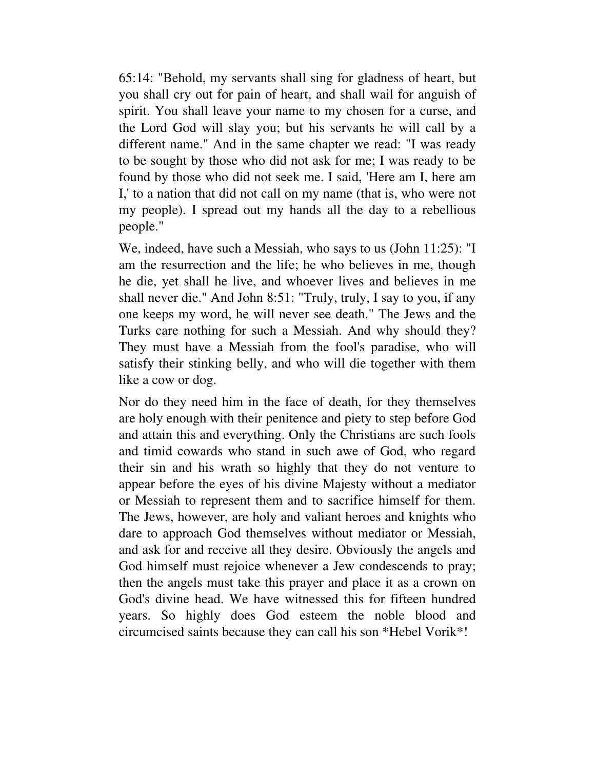65:14: "Behold, my servants shall sing for gladness of heart, but you shall cry out for pain of heart, and shall wail for anguish of spirit. You shall leave your name to my chosen for a curse, and the Lord God will slay you; but his servants he will call by a different name." And in the same chapter we read: "I was ready to be sought by those who did not ask for me; I was ready to be found by those who did not seek me. I said, 'Here am I, here am I,' to a nation that did not call on my name (that is, who were not my people). I spread out my hands all the day to a rebellious people."

We, indeed, have such a Messiah, who says to us (John 11:25): "I am the resurrection and the life; he who believes in me, though he die, yet shall he live, and whoever lives and believes in me shall never die." And John 8:51: "Truly, truly, I say to you, if any one keeps my word, he will never see death." The Jews and the Turks care nothing for such a Messiah. And why should they? They must have a Messiah from the fool's paradise, who will satisfy their stinking belly, and who will die together with them like a cow or dog.

Nor do they need him in the face of death, for they themselves are holy enough with their penitence and piety to step before God and attain this and everything. Only the Christians are such fools and timid cowards who stand in such awe of God, who regard their sin and his wrath so highly that they do not venture to appear before the eyes of his divine Majesty without a mediator or Messiah to represent them and to sacrifice himself for them. The Jews, however, are holy and valiant heroes and knights who dare to approach God themselves without mediator or Messiah, and ask for and receive all they desire. Obviously the angels and God himself must rejoice whenever a Jew condescends to pray; then the angels must take this prayer and place it as a crown on God's divine head. We have witnessed this for fifteen hundred years. So highly does God esteem the noble blood and circumcised saints because they can call his son *Hebel Vorik*!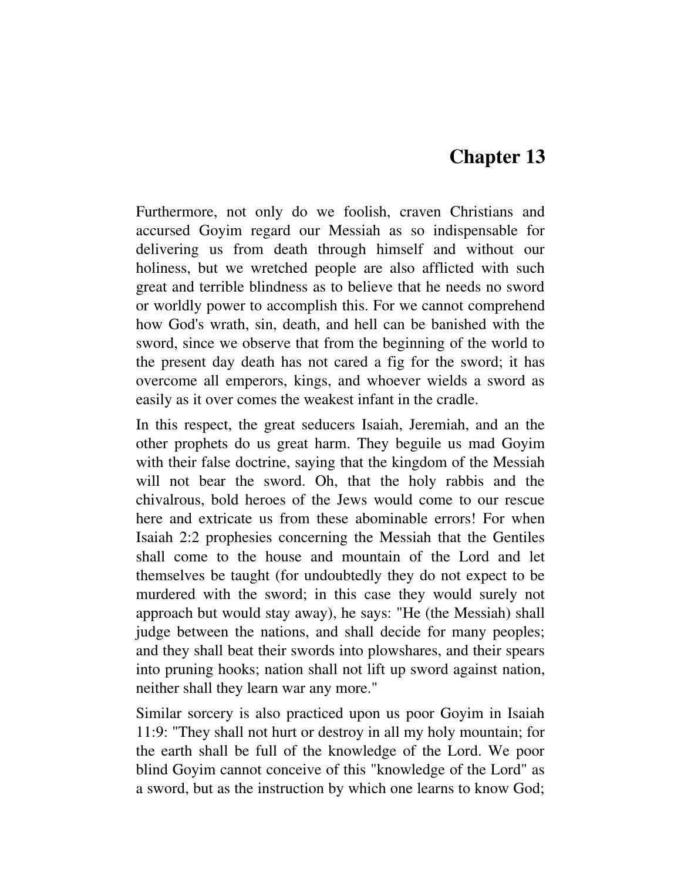# Chapter 13

Furthermore, not only do we foolish, craven Christians and accursed Goyim regard our Messiah as so indispensable for delivering us from death through himself and without our holiness, but we wretched people are also afflicted with such great and terrible blindness as to believe that he needs no sword or worldly power to accomplish this. For we cannot comprehend how God's wrath, sin, death, and hell can be banished with the sword, since we observe that from the beginning of the world to the present day death has not cared a fig for the sword; it has overcome all emperors, kings, and whoever wields a sword as easily as it over comes the weakest infant in the cradle.

In this respect, the great seducers Isaiah, Jeremiah, and an the other prophets do us great harm. They beguile us mad Goyim with their false doctrine, saying that the kingdom of the Messiah will not bear the sword. Oh, that the holy rabbis and the chivalrous, bold heroes of the Jews would come to our rescue here and extricate us from these abominable errors! For when Isaiah 2:2 prophesies concerning the Messiah that the Gentiles shall come to the house and mountain of the Lord and let themselves be taught (for undoubtedly they do not expect to be murdered with the sword; in this case they would surely not approach but would stay away), he says: "He (the Messiah) shall judge between the nations, and shall decide for many peoples; and they shall beat their swords into plowshares, and their spears into pruning hooks; nation shall not lift up sword against nation, neither shall they learn war any more."

Similar sorcery is also practiced upon us poor Goyim in Isaiah 11:9: "They shall not hurt or destroy in all my holy mountain; for the earth shall be full of the knowledge of the Lord. We poor blind Goyim cannot conceive of this "knowledge of the Lord" as a sword, but as the instruction by which one learns to know God;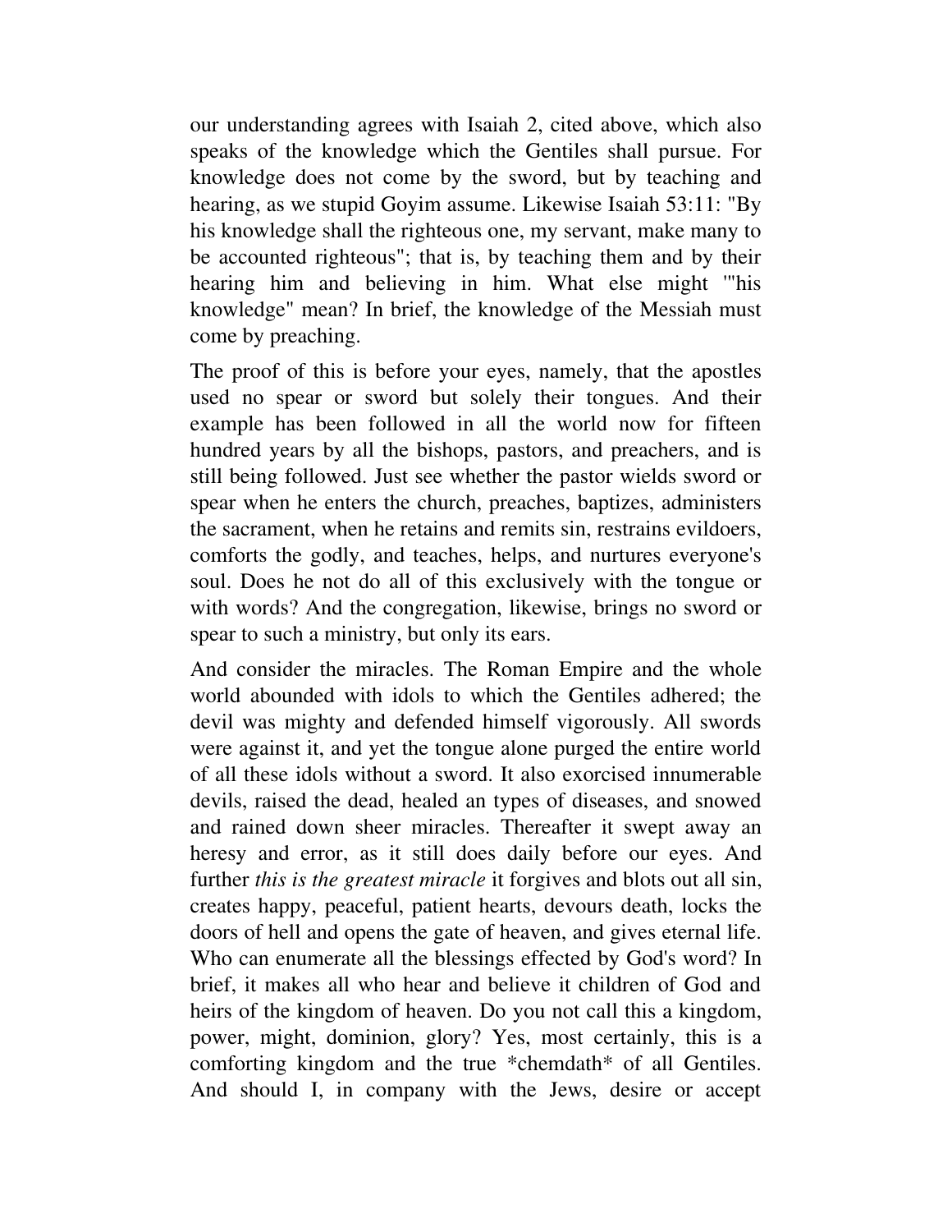our understanding agrees with Isaiah 2, cited above, which also speaks of the knowledge which the Gentiles shall pursue. For knowledge does not come by the sword, but by teaching and hearing, as we stupid Goyim assume. Likewise Isaiah 53:11: "By his knowledge shall the righteous one, my servant, make many to be accounted righteous"; that is, by teaching them and by their hearing him and believing in him. What else might '"his knowledge" mean? In brief, the knowledge of the Messiah must come by preaching.

The proof of this is before your eyes, namely, that the apostles used no spear or sword but solely their tongues. And their example has been followed in all the world now for fifteen hundred years by all the bishops, pastors, and preachers, and is still being followed. Just see whether the pastor wields sword or spear when he enters the church, preaches, baptizes, administers the sacrament, when he retains and remits sin, restrains evildoers, comforts the godly, and teaches, helps, and nurtures everyone's soul. Does he not do all of this exclusively with the tongue or with words? And the congregation, likewise, brings no sword or spear to such a ministry, but only its ears.

And consider the miracles. The Roman Empire and the whole world abounded with idols to which the Gentiles adhered; the devil was mighty and defended himself vigorously. All swords were against it, and yet the tongue alone purged the entire world of all these idols without a sword. It also exorcised innumerable devils, raised the dead, healed an types of diseases, and snowed and rained down sheer miracles. Thereafter it swept away an heresy and error, as it still does daily before our eyes. And further *this is the greatest miracle* it forgives and blots out all sin, creates happy, peaceful, patient hearts, devours death, locks the doors of hell and opens the gate of heaven, and gives eternal life. Who can enumerate all the blessings effected by God's word? In brief, it makes all who hear and believe it children of God and heirs of the kingdom of heaven. Do you not call this a kingdom, power, might, dominion, glory? Yes, most certainly, this is a comforting kingdom and the true *chemdath* of all Gentiles. And should I, in company with the Jews, desire or accept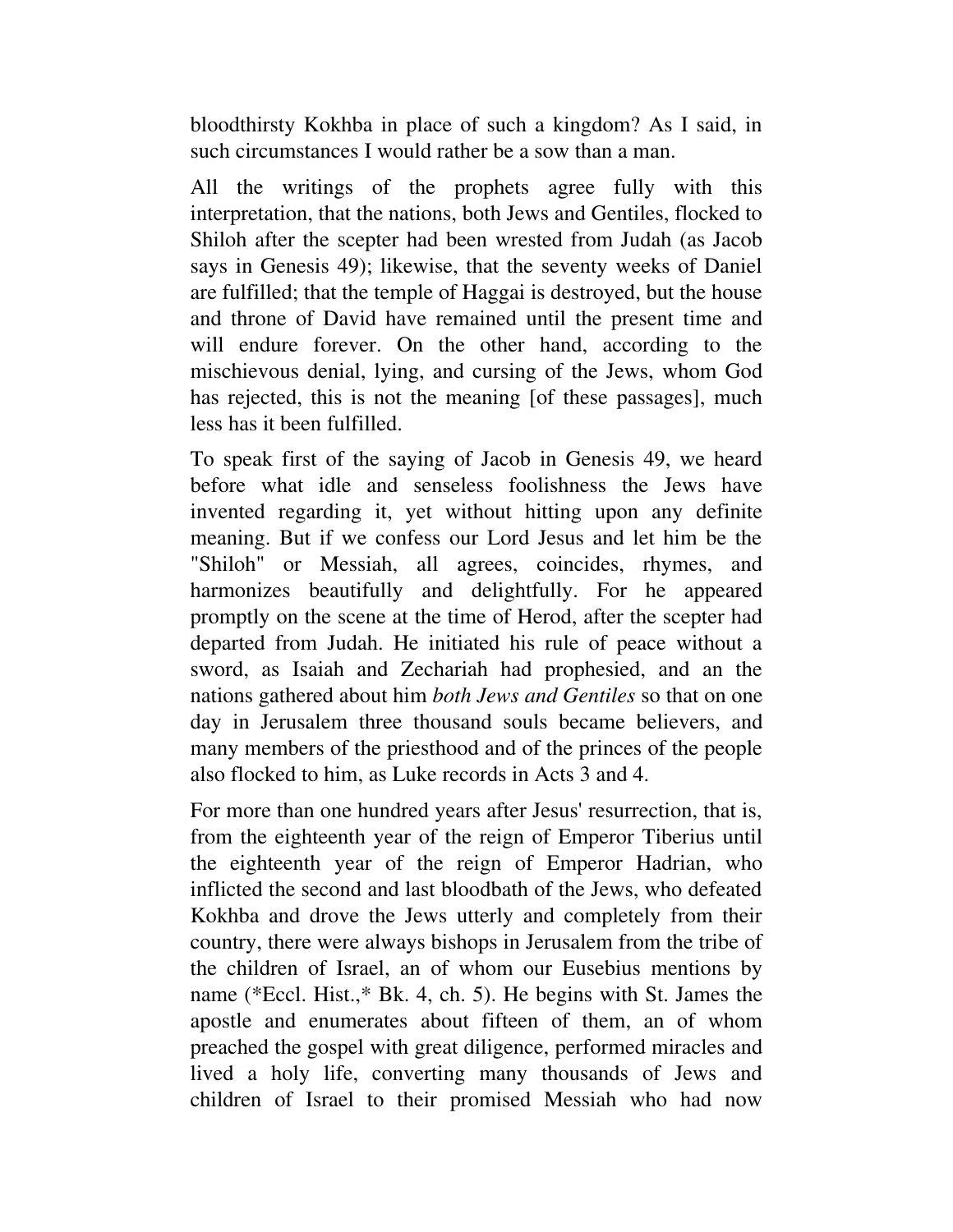bloodthirsty Kokhba in place of such a kingdom? As I said, in such circumstances I would rather be a sow than a man.

All the writings of the prophets agree fully with this interpretation, that the nations, both Jews and Gentiles, flocked to Shiloh after the scepter had been wrested from Judah (as Jacob says in Genesis 49); likewise, that the seventy weeks of Daniel are fulfilled; that the temple of Haggai is destroyed, but the house and throne of David have remained until the present time and will endure forever. On the other hand, according to the mischievous denial, lying, and cursing of the Jews, whom God has rejected, this is not the meaning [of these passages], much less has it been fulfilled.

To speak first of the saying of Jacob in Genesis 49, we heard before what idle and senseless foolishness the Jews have invented regarding it, yet without hitting upon any definite meaning. But if we confess our Lord Jesus and let him be the "Shiloh" or Messiah, all agrees, coincides, rhymes, and harmonizes beautifully and delightfully. For he appeared promptly on the scene at the time of Herod, after the scepter had departed from Judah. He initiated his rule of peace without a sword, as Isaiah and Zechariah had prophesied, and an the nations gathered about him *both Jews and Gentiles* so that on one day in Jerusalem three thousand souls became believers, and many members of the priesthood and of the princes of the people also flocked to him, as Luke records in Acts 3 and 4.

For more than one hundred years after Jesus' resurrection, that is, from the eighteenth year of the reign of Emperor Tiberius until the eighteenth year of the reign of Emperor Hadrian, who inflicted the second and last bloodbath of the Jews, who defeated Kokhba and drove the Jews utterly and completely from their country, there were always bishops in Jerusalem from the tribe of the children of Israel, an of whom our Eusebius mentions by name (*Eccl. Hist.,* Bk. 4, ch. 5). He begins with St. James the apostle and enumerates about fifteen of them, an of whom preached the gospel with great diligence, performed miracles and lived a holy life, converting many thousands of Jews and children of Israel to their promised Messiah who had now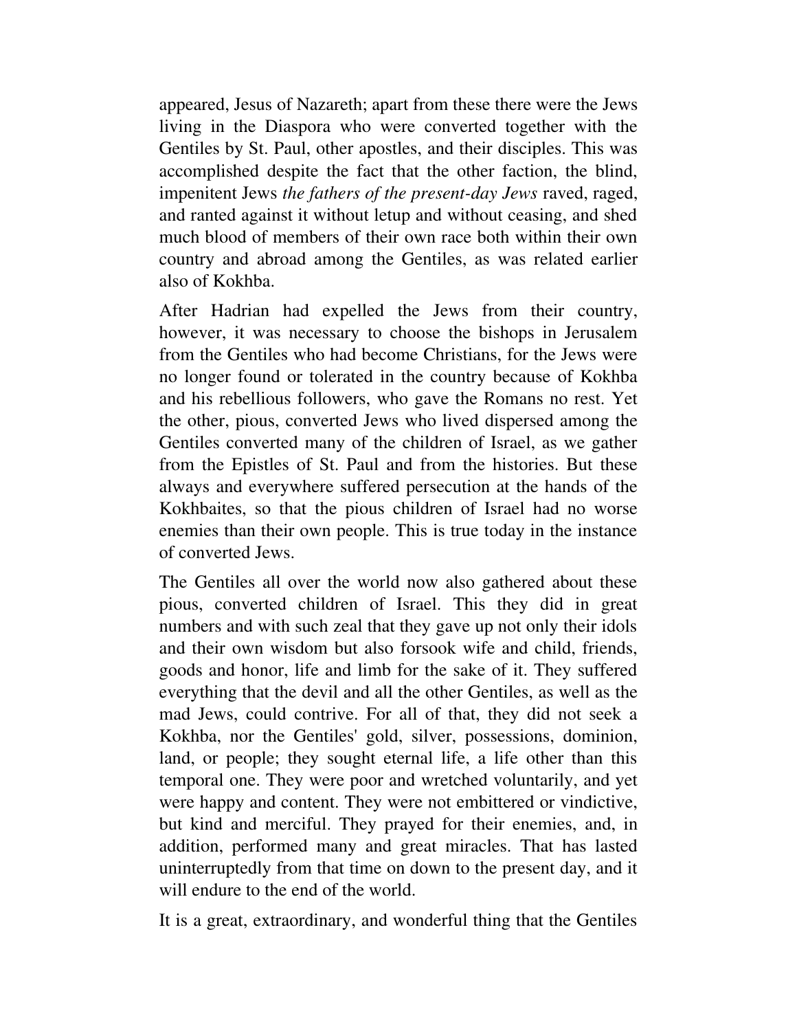appeared, Jesus of Nazareth; apart from these there were the Jews living in the Diaspora who were converted together with the Gentiles by St. Paul, other apostles, and their disciples. This was accomplished despite the fact that the other faction, the blind, impenitent Jews *the fathers of the present-day Jews* raved, raged, and ranted against it without letup and without ceasing, and shed much blood of members of their own race both within their own country and abroad among the Gentiles, as was related earlier also of Kokhba.

After Hadrian had expelled the Jews from their country, however, it was necessary to choose the bishops in Jerusalem from the Gentiles who had become Christians, for the Jews were no longer found or tolerated in the country because of Kokhba and his rebellious followers, who gave the Romans no rest. Yet the other, pious, converted Jews who lived dispersed among the Gentiles converted many of the children of Israel, as we gather from the Epistles of St. Paul and from the histories. But these always and everywhere suffered persecution at the hands of the Kokhbaites, so that the pious children of Israel had no worse enemies than their own people. This is true today in the instance of converted Jews.

The Gentiles all over the world now also gathered about these pious, converted children of Israel. This they did in great numbers and with such zeal that they gave up not only their idols and their own wisdom but also forsook wife and child, friends, goods and honor, life and limb for the sake of it. They suffered everything that the devil and all the other Gentiles, as well as the mad Jews, could contrive. For all of that, they did not seek a Kokhba, nor the Gentiles' gold, silver, possessions, dominion, land, or people; they sought eternal life, a life other than this temporal one. They were poor and wretched voluntarily, and yet were happy and content. They were not embittered or vindictive, but kind and merciful. They prayed for their enemies, and, in addition, performed many and great miracles. That has lasted uninterruptedly from that time on down to the present day, and it will endure to the end of the world.

It is a great, extraordinary, and wonderful thing that the Gentiles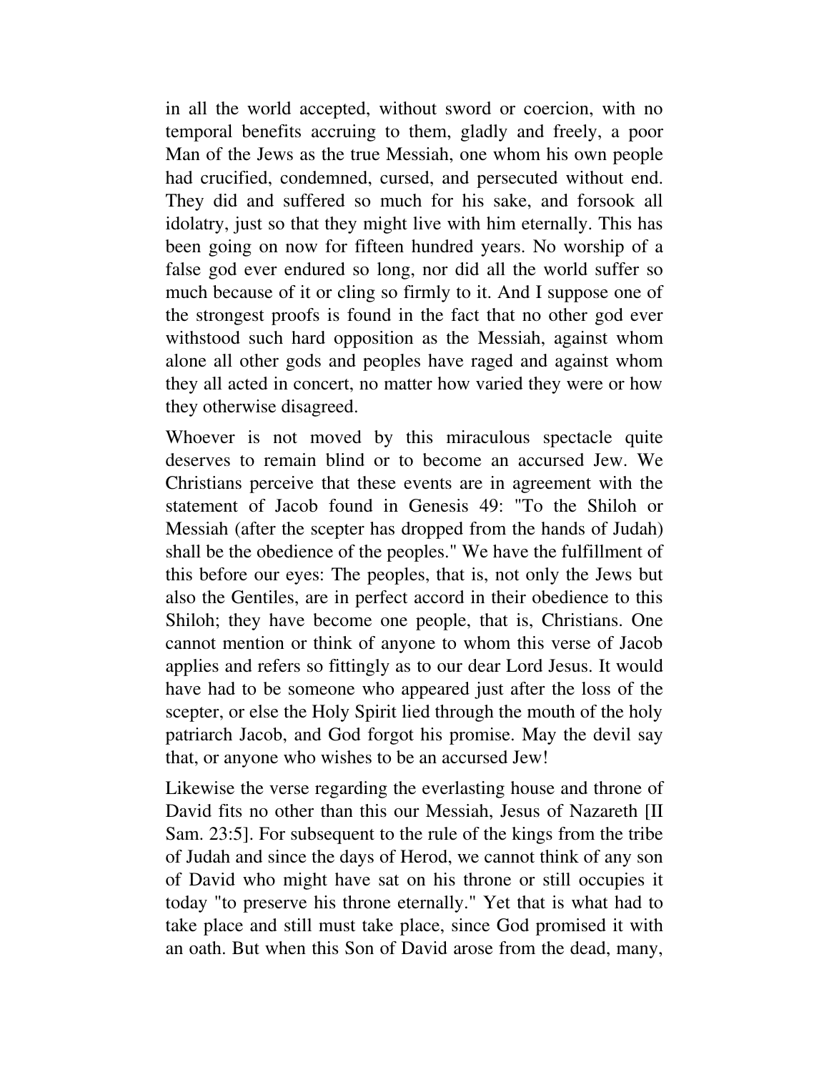in all the world accepted, without sword or coercion, with no temporal benefits accruing to them, gladly and freely, a poor Man of the Jews as the true Messiah, one whom his own people had crucified, condemned, cursed, and persecuted without end. They did and suffered so much for his sake, and forsook all idolatry, just so that they might live with him eternally. This has been going on now for fifteen hundred years. No worship of a false god ever endured so long, nor did all the world suffer so much because of it or cling so firmly to it. And I suppose one of the strongest proofs is found in the fact that no other god ever withstood such hard opposition as the Messiah, against whom alone all other gods and peoples have raged and against whom they all acted in concert, no matter how varied they were or how they otherwise disagreed.

Whoever is not moved by this miraculous spectacle quite deserves to remain blind or to become an accursed Jew. We Christians perceive that these events are in agreement with the statement of Jacob found in Genesis 49: "To the Shiloh or Messiah (after the scepter has dropped from the hands of Judah) shall be the obedience of the peoples." We have the fulfillment of this before our eyes: The peoples, that is, not only the Jews but also the Gentiles, are in perfect accord in their obedience to this Shiloh; they have become one people, that is, Christians. One cannot mention or think of anyone to whom this verse of Jacob applies and refers so fittingly as to our dear Lord Jesus. It would have had to be someone who appeared just after the loss of the scepter, or else the Holy Spirit lied through the mouth of the holy patriarch Jacob, and God forgot his promise. May the devil say that, or anyone who wishes to be an accursed Jew!

Likewise the verse regarding the everlasting house and throne of David fits no other than this our Messiah, Jesus of Nazareth [II Sam. 23:5]. For subsequent to the rule of the kings from the tribe of Judah and since the days of Herod, we cannot think of any son of David who might have sat on his throne or still occupies it today "to preserve his throne eternally." Yet that is what had to take place and still must take place, since God promised it with an oath. But when this Son of David arose from the dead, many,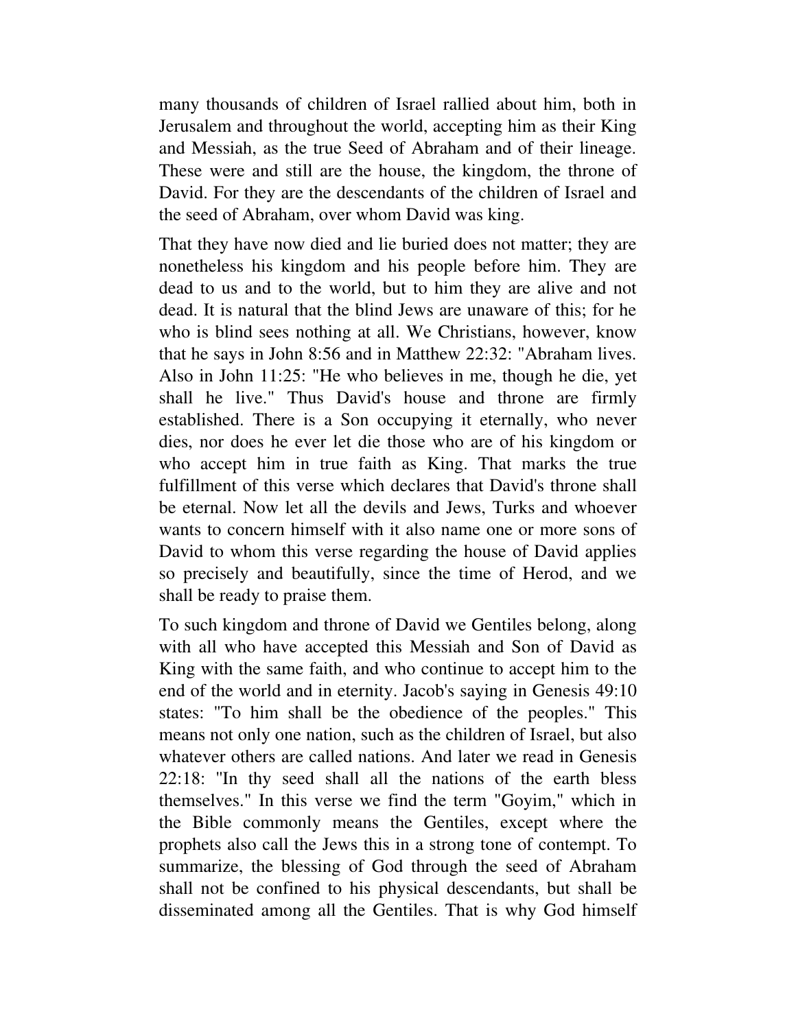many thousands of children of Israel rallied about him, both in Jerusalem and throughout the world, accepting him as their King and Messiah, as the true Seed of Abraham and of their lineage. These were and still are the house, the kingdom, the throne of David. For they are the descendants of the children of Israel and the seed of Abraham, over whom David was king.

That they have now died and lie buried does not matter; they are nonetheless his kingdom and his people before him. They are dead to us and to the world, but to him they are alive and not dead. It is natural that the blind Jews are unaware of this; for he who is blind sees nothing at all. We Christians, however, know that he says in John 8:56 and in Matthew 22:32: "Abraham lives. Also in John 11:25: "He who believes in me, though he die, yet shall he live." Thus David's house and throne are firmly established. There is a Son occupying it eternally, who never dies, nor does he ever let die those who are of his kingdom or who accept him in true faith as King. That marks the true fulfillment of this verse which declares that David's throne shall be eternal. Now let all the devils and Jews, Turks and whoever wants to concern himself with it also name one or more sons of David to whom this verse regarding the house of David applies so precisely and beautifully, since the time of Herod, and we shall be ready to praise them.

To such kingdom and throne of David we Gentiles belong, along with all who have accepted this Messiah and Son of David as King with the same faith, and who continue to accept him to the end of the world and in eternity. Jacob's saying in Genesis 49:10 states: "To him shall be the obedience of the peoples." This means not only one nation, such as the children of Israel, but also whatever others are called nations. And later we read in Genesis 22:18: "In thy seed shall all the nations of the earth bless themselves." In this verse we find the term "Goyim," which in the Bible commonly means the Gentiles, except where the prophets also call the Jews this in a strong tone of contempt. To summarize, the blessing of God through the seed of Abraham shall not be confined to his physical descendants, but shall be disseminated among all the Gentiles. That is why God himself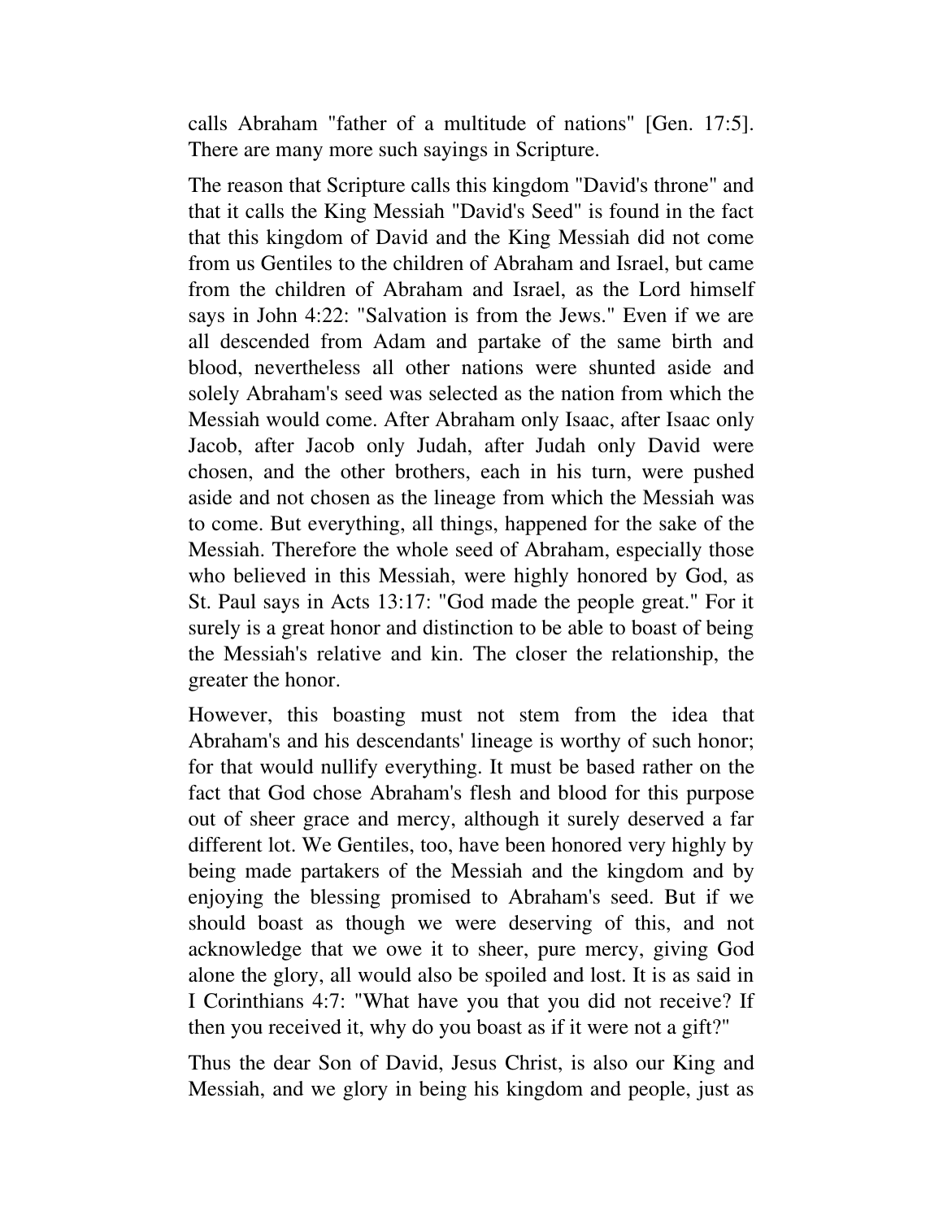calls Abraham "father of a multitude of nations" [Gen. 17:5]. There are many more such sayings in Scripture.

The reason that Scripture calls this kingdom "David's throne" and that it calls the King Messiah "David's Seed" is found in the fact that this kingdom of David and the King Messiah did not come from us Gentiles to the children of Abraham and Israel, but came from the children of Abraham and Israel, as the Lord himself says in John 4:22: "Salvation is from the Jews." Even if we are all descended from Adam and partake of the same birth and blood, nevertheless all other nations were shunted aside and solely Abraham's seed was selected as the nation from which the Messiah would come. After Abraham only Isaac, after Isaac only Jacob, after Jacob only Judah, after Judah only David were chosen, and the other brothers, each in his turn, were pushed aside and not chosen as the lineage from which the Messiah was to come. But everything, all things, happened for the sake of the Messiah. Therefore the whole seed of Abraham, especially those who believed in this Messiah, were highly honored by God, as St. Paul says in Acts 13:17: "God made the people great." For it surely is a great honor and distinction to be able to boast of being the Messiah's relative and kin. The closer the relationship, the greater the honor.

However, this boasting must not stem from the idea that Abraham's and his descendants' lineage is worthy of such honor; for that would nullify everything. It must be based rather on the fact that God chose Abraham's flesh and blood for this purpose out of sheer grace and mercy, although it surely deserved a far different lot. We Gentiles, too, have been honored very highly by being made partakers of the Messiah and the kingdom and by enjoying the blessing promised to Abraham's seed. But if we should boast as though we were deserving of this, and not acknowledge that we owe it to sheer, pure mercy, giving God alone the glory, all would also be spoiled and lost. It is as said in I Corinthians 4:7: "What have you that you did not receive? If then you received it, why do you boast as if it were not a gift?"

Thus the dear Son of David, Jesus Christ, is also our King and Messiah, and we glory in being his kingdom and people, just as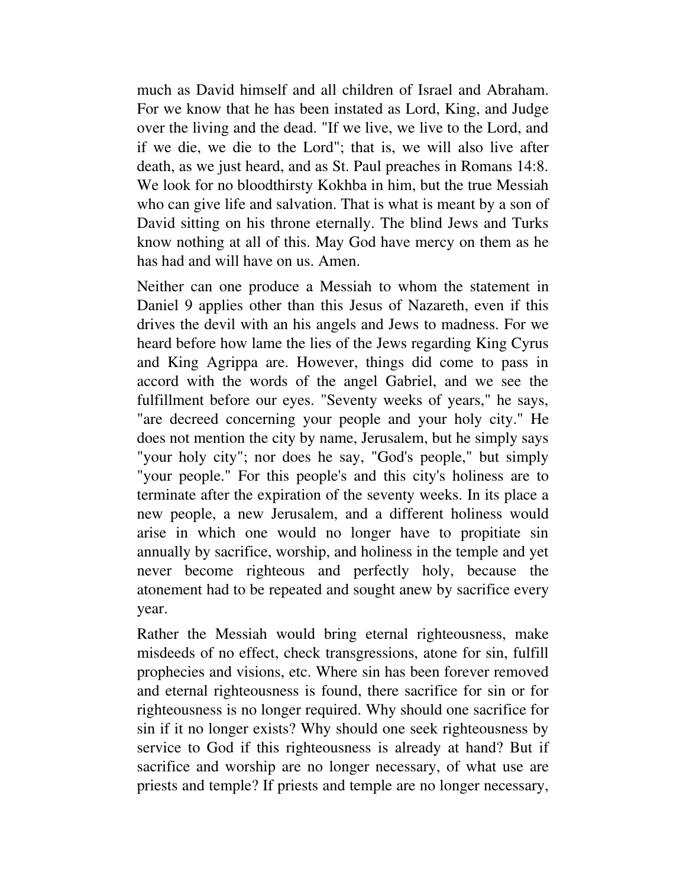much as David himself and all children of Israel and Abraham. For we know that he has been instated as Lord, King, and Judge over the living and the dead. "If we live, we live to the Lord, and if we die, we die to the Lord"; that is, we will also live after death, as we just heard, and as St. Paul preaches in Romans 14:8. We look for no bloodthirsty Kokhba in him, but the true Messiah who can give life and salvation. That is what is meant by a son of David sitting on his throne eternally. The blind Jews and Turks know nothing at all of this. May God have mercy on them as he has had and will have on us. Amen.

Neither can one produce a Messiah to whom the statement in Daniel 9 applies other than this Jesus of Nazareth, even if this drives the devil with an his angels and Jews to madness. For we heard before how lame the lies of the Jews regarding King Cyrus and King Agrippa are. However, things did come to pass in accord with the words of the angel Gabriel, and we see the fulfillment before our eyes. "Seventy weeks of years," he says, "are decreed concerning your people and your holy city." He does not mention the city by name, Jerusalem, but he simply says "your holy city"; nor does he say, "God's people," but simply "your people." For this people's and this city's holiness are to terminate after the expiration of the seventy weeks. In its place a new people, a new Jerusalem, and a different holiness would arise in which one would no longer have to propitiate sin annually by sacrifice, worship, and holiness in the temple and yet never become righteous and perfectly holy, because the atonement had to be repeated and sought anew by sacrifice every year.

Rather the Messiah would bring eternal righteousness, make misdeeds of no effect, check transgressions, atone for sin, fulfill prophecies and visions, etc. Where sin has been forever removed and eternal righteousness is found, there sacrifice for sin or for righteousness is no longer required. Why should one sacrifice for sin if it no longer exists? Why should one seek righteousness by service to God if this righteousness is already at hand? But if sacrifice and worship are no longer necessary, of what use are priests and temple? If priests and temple are no longer necessary,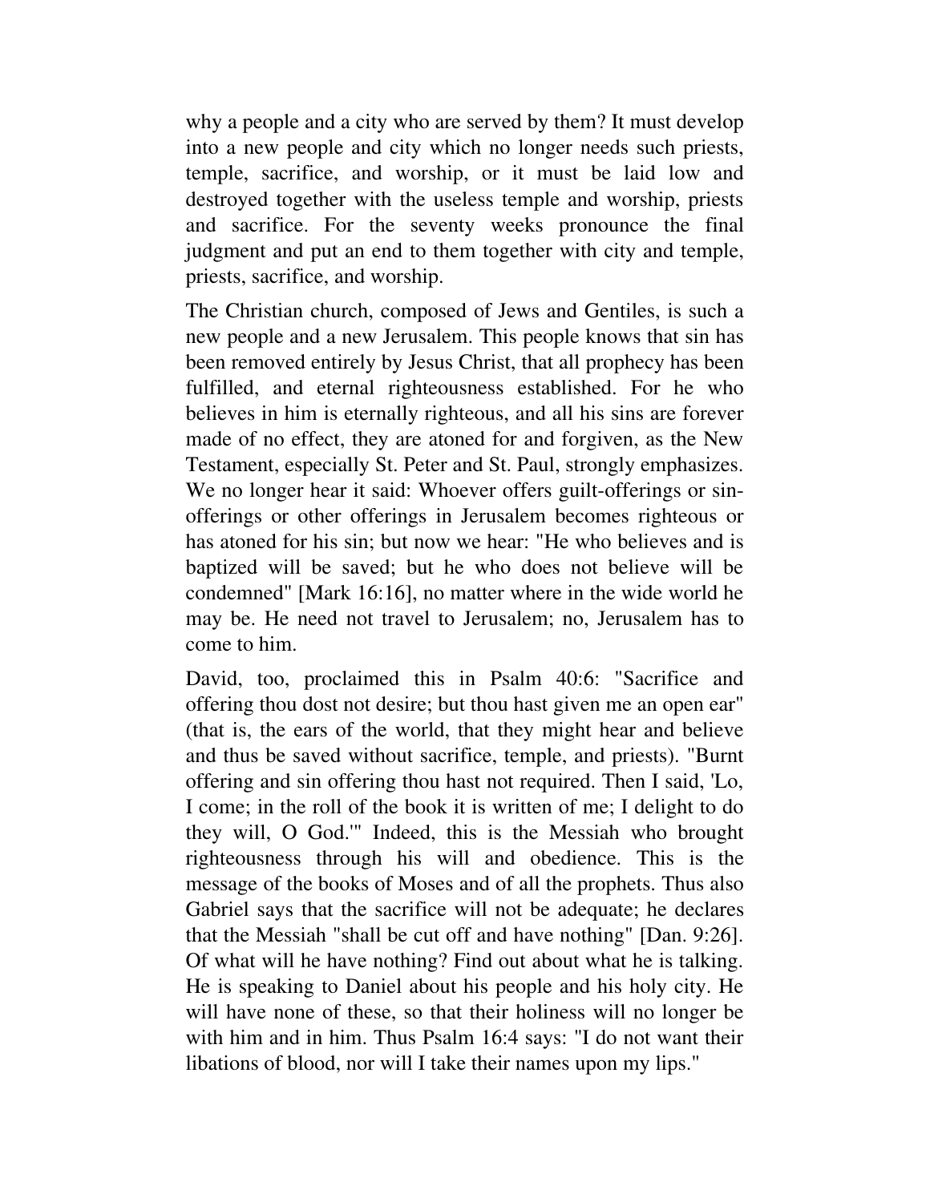why a people and a city who are served by them? It must develop into a new people and city which no longer needs such priests, temple, sacrifice, and worship, or it must be laid low and destroyed together with the useless temple and worship, priests and sacrifice. For the seventy weeks pronounce the final judgment and put an end to them together with city and temple, priests, sacrifice, and worship.

The Christian church, composed of Jews and Gentiles, is such a new people and a new Jerusalem. This people knows that sin has been removed entirely by Jesus Christ, that all prophecy has been fulfilled, and eternal righteousness established. For he who believes in him is eternally righteous, and all his sins are forever made of no effect, they are atoned for and forgiven, as the New Testament, especially St. Peter and St. Paul, strongly emphasizes. We no longer hear it said: Whoever offers guilt-offerings or sin-offerings or other offerings in Jerusalem becomes righteous or has atoned for his sin; but now we hear: "He who believes and is baptized will be saved; but he who does not believe will be condemned" [Mark 16:16], no matter where in the wide world he may be. He need not travel to Jerusalem; no, Jerusalem has to come to him.

David, too, proclaimed this in Psalm 40:6: "Sacrifice and offering thou dost not desire; but thou hast given me an open ear" (that is, the ears of the world, that they might hear and believe and thus be saved without sacrifice, temple, and priests). "Burnt offering and sin offering thou hast not required. Then I said, 'Lo, I come; in the roll of the book it is written of me; I delight to do they will, O God.'" Indeed, this is the Messiah who brought righteousness through his will and obedience. This is the message of the books of Moses and of all the prophets. Thus also Gabriel says that the sacrifice will not be adequate; he declares that the Messiah "shall be cut off and have nothing" [Dan. 9:26]. Of what will he have nothing? Find out about what he is talking. He is speaking to Daniel about his people and his holy city. He will have none of these, so that their holiness will no longer be with him and in him. Thus Psalm 16:4 says: "I do not want their libations of blood, nor will I take their names upon my lips."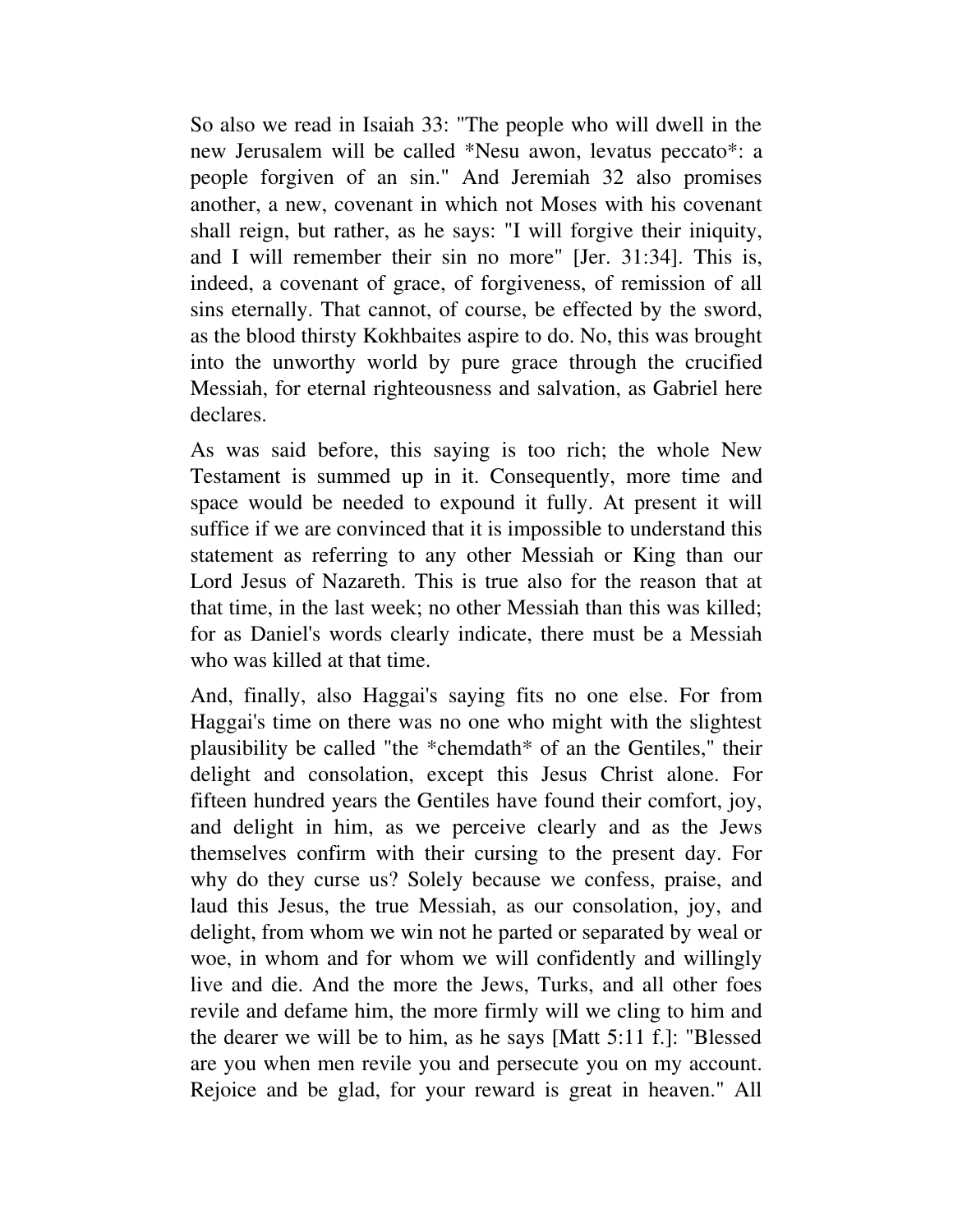So also we read in Isaiah 33: "The people who will dwell in the new Jerusalem will be called *Nesu awon, levatus peccato*: a people forgiven of an sin." And Jeremiah 32 also promises another, a new, covenant in which not Moses with his covenant shall reign, but rather, as he says: "I will forgive their iniquity, and I will remember their sin no more" [Jer. 31:34]. This is, indeed, a covenant of grace, of forgiveness, of remission of all sins eternally. That cannot, of course, be effected by the sword, as the blood thirsty Kokhbaites aspire to do. No, this was brought into the unworthy world by pure grace through the crucified Messiah, for eternal righteousness and salvation, as Gabriel here declares.

As was said before, this saying is too rich; the whole New Testament is summed up in it. Consequently, more time and space would be needed to expound it fully. At present it will suffice if we are convinced that it is impossible to understand this statement as referring to any other Messiah or King than our Lord Jesus of Nazareth. This is true also for the reason that at that time, in the last week; no other Messiah than this was killed; for as Daniel's words clearly indicate, there must be a Messiah who was killed at that time.

And, finally, also Haggai's saying fits no one else. For from Haggai's time on there was no one who might with the slightest plausibility be called "the *chemdath* of an the Gentiles," their delight and consolation, except this Jesus Christ alone. For fifteen hundred years the Gentiles have found their comfort, joy, and delight in him, as we perceive clearly and as the Jews themselves confirm with their cursing to the present day. For why do they curse us? Solely because we confess, praise, and laud this Jesus, the true Messiah, as our consolation, joy, and delight, from whom we win not he parted or separated by weal or woe, in whom and for whom we will confidently and willingly live and die. And the more the Jews, Turks, and all other foes revile and defame him, the more firmly will we cling to him and the dearer we will be to him, as he says [Matt 5:11 f.]: "Blessed are you when men revile you and persecute you on my account. Rejoice and be glad, for your reward is great in heaven." All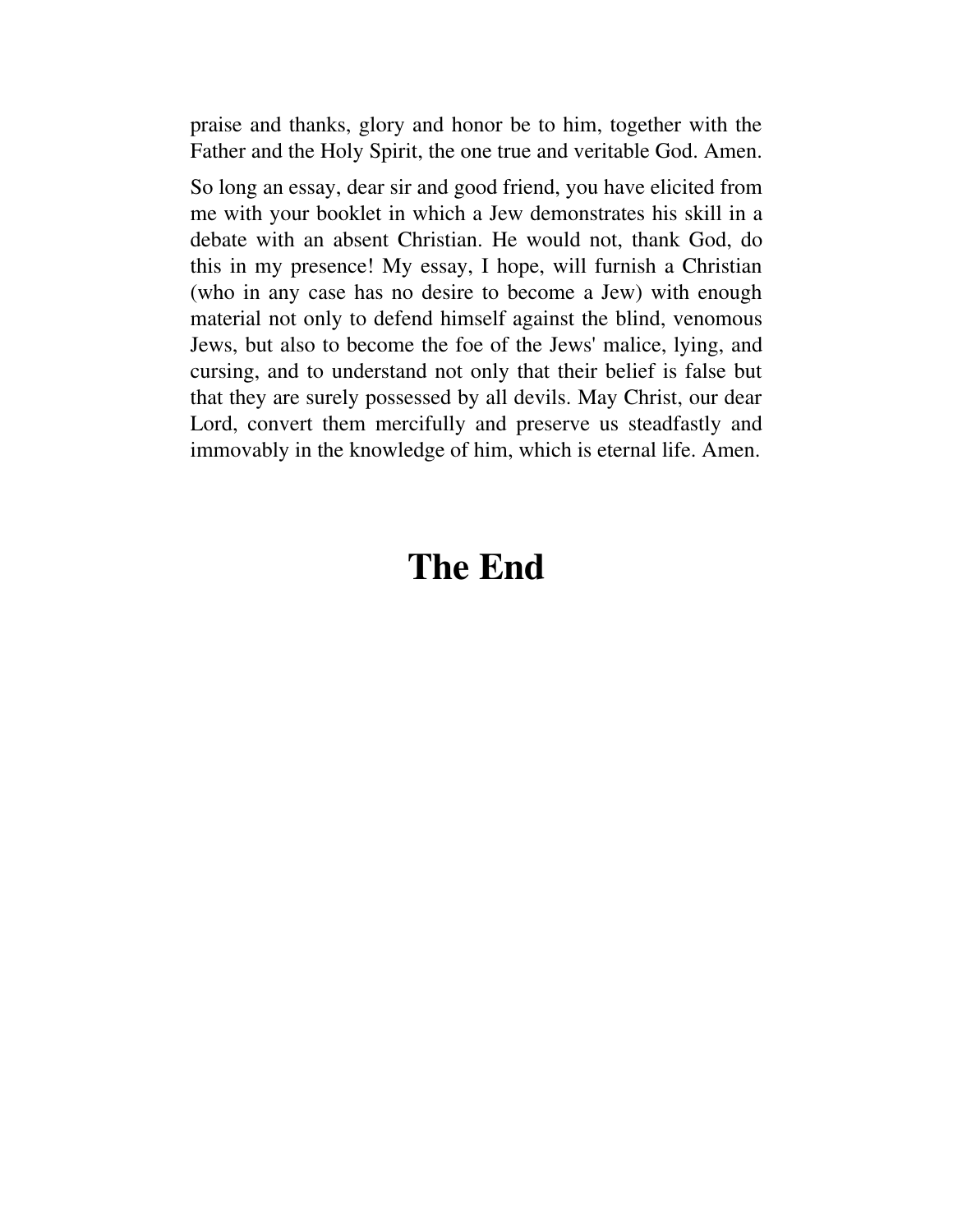praise and thanks, glory and honor be to him, together with the Father and the Holy Spirit, the one true and veritable God. Amen.

So long an essay, dear sir and good friend, you have elicited from me with your booklet in which a Jew demonstrates his skill in a debate with an absent Christian. He would not, thank God, do this in my presence! My essay, I hope, will furnish a Christian (who in any case has no desire to become a Jew) with enough material not only to defend himself against the blind, venomous Jews, but also to become the foe of the Jews' malice, lying, and cursing, and to understand not only that their belief is false but that they are surely possessed by all devils. May Christ, our dear Lord, convert them mercifully and preserve us steadfastly and immovably in the knowledge of him, which is eternal life. Amen.

# The End